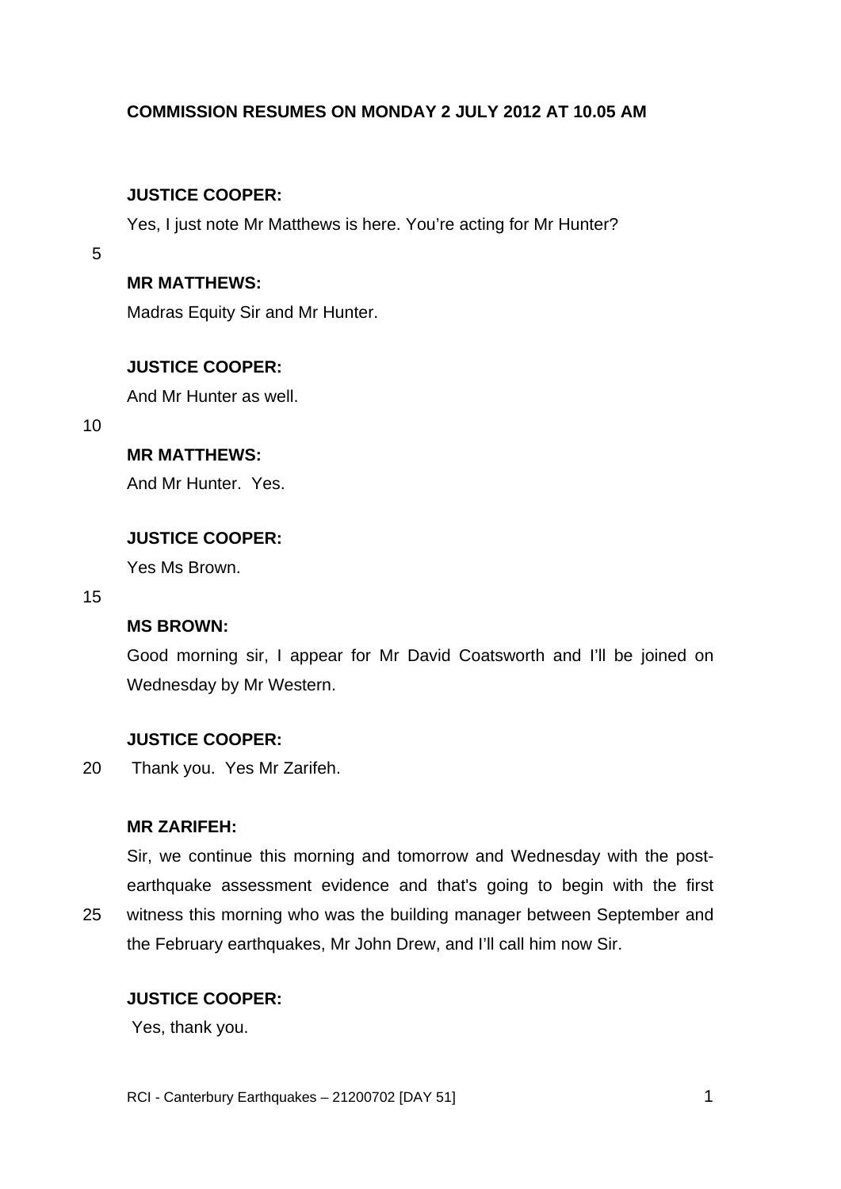**COMMISSION RESUMES ON MONDAY 2 JULY 2012 AT 10.05 AM**

**JUSTICE COOPER:**

Yes, I just note Mr Matthews is here. You're acting for Mr Hunter?

**MR MATTHEWS:**

Madras Equity Sir and Mr Hunter.

**JUSTICE COOPER:**

And Mr Hunter as well.

**MR MATTHEWS:**

And Mr Hunter. Yes.

**JUSTICE COOPER:**

Yes Ms Brown.

**MS BROWN:**

Good morning sir, I appear for Mr David Coatsworth and I'll be joined on Wednesday by Mr Western.

**JUSTICE COOPER:**

Thank you. Yes Mr Zarifeh.

**MR ZARIFEH:**

Sir, we continue this morning and tomorrow and Wednesday with the post-earthquake assessment evidence and that's going to begin with the first witness this morning who was the building manager between September and the February earthquakes, Mr John Drew, and I'll call him now Sir.

**JUSTICE COOPER:**

Yes, thank you.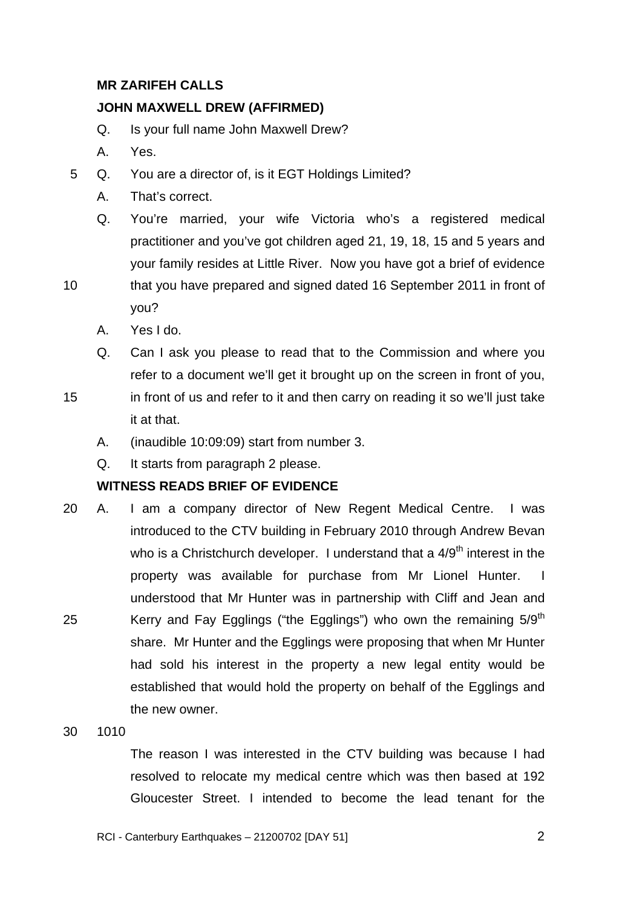**MR ZARIFEH CALLS**

**JOHN MAXWELL DREW (AFFIRMED)**

Q. Is your full name John Maxwell Drew?

A. Yes.

Q. You are a director of, is it EGT Holdings Limited?

A. That's correct.

Q. You're married, your wife Victoria who's a registered medical practitioner and you've got children aged 21, 19, 18, 15 and 5 years and your family resides at Little River. Now you have got a brief of evidence that you have prepared and signed dated 16 September 2011 in front of you?

A. Yes I do.

Q. Can I ask you please to read that to the Commission and where you refer to a document we'll get it brought up on the screen in front of you, in front of us and refer to it and then carry on reading it so we'll just take it at that.

A. (inaudible 10:09:09) start from number 3.

Q. It starts from paragraph 2 please.

**WITNESS READS BRIEF OF EVIDENCE**

A. I am a company director of New Regent Medical Centre. I was introduced to the CTV building in February 2010 through Andrew Bevan who is a Christchurch developer. I understand that a 4/9th interest in the property was available for purchase from Mr Lionel Hunter. I understood that Mr Hunter was in partnership with Cliff and Jean and Kerry and Fay Egglings ("the Egglings") who own the remaining 5/9th share. Mr Hunter and the Egglings were proposing that when Mr Hunter had sold his interest in the property a new legal entity would be established that would hold the property on behalf of the Egglings and the new owner.

1010

The reason I was interested in the CTV building was because I had resolved to relocate my medical centre which was then based at 192 Gloucester Street. I intended to become the lead tenant for the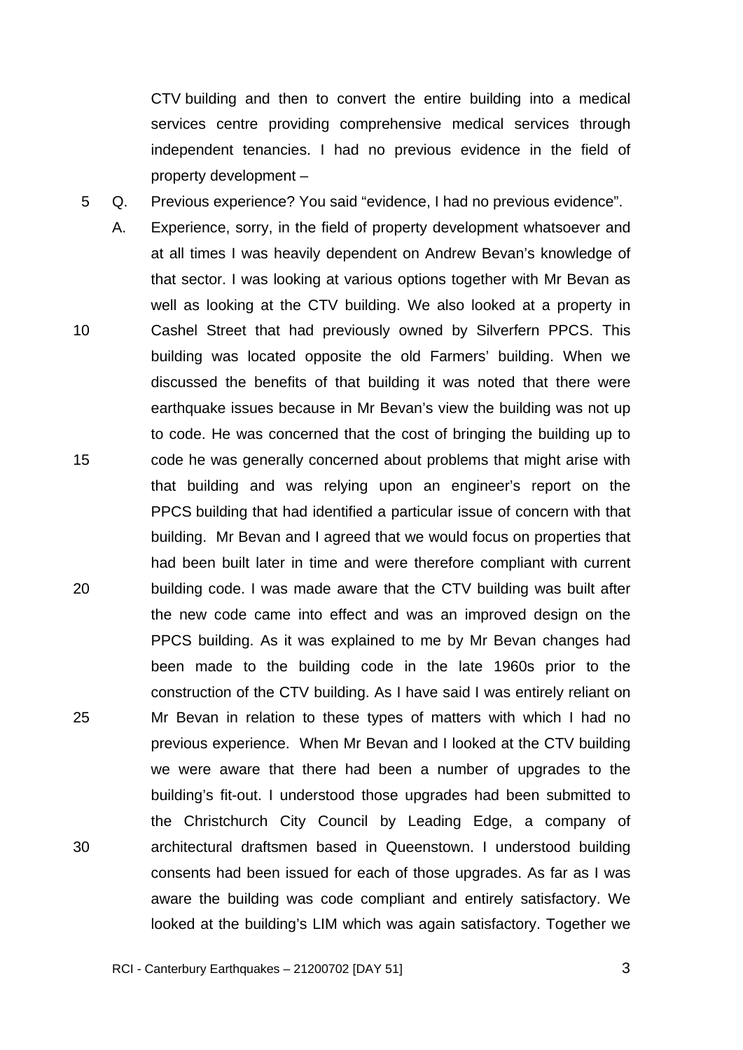CTV building and then to convert the entire building into a medical services centre providing comprehensive medical services through independent tenancies. I had no previous evidence in the field of property development –

Q. Previous experience? You said "evidence, I had no previous evidence".

A. Experience, sorry, in the field of property development whatsoever and at all times I was heavily dependent on Andrew Bevan's knowledge of that sector. I was looking at various options together with Mr Bevan as well as looking at the CTV building. We also looked at a property in Cashel Street that had previously owned by Silverfern PPCS. This building was located opposite the old Farmers' building. When we discussed the benefits of that building it was noted that there were earthquake issues because in Mr Bevan's view the building was not up to code. He was concerned that the cost of bringing the building up to code he was generally concerned about problems that might arise with that building and was relying upon an engineer's report on the PPCS building that had identified a particular issue of concern with that building. Mr Bevan and I agreed that we would focus on properties that had been built later in time and were therefore compliant with current building code. I was made aware that the CTV building was built after the new code came into effect and was an improved design on the PPCS building. As it was explained to me by Mr Bevan changes had been made to the building code in the late 1960s prior to the construction of the CTV building. As I have said I was entirely reliant on Mr Bevan in relation to these types of matters with which I had no previous experience. When Mr Bevan and I looked at the CTV building we were aware that there had been a number of upgrades to the building's fit-out. I understood those upgrades had been submitted to the Christchurch City Council by Leading Edge, a company of architectural draftsmen based in Queenstown. I understood building consents had been issued for each of those upgrades. As far as I was aware the building was code compliant and entirely satisfactory. We looked at the building's LIM which was again satisfactory. Together we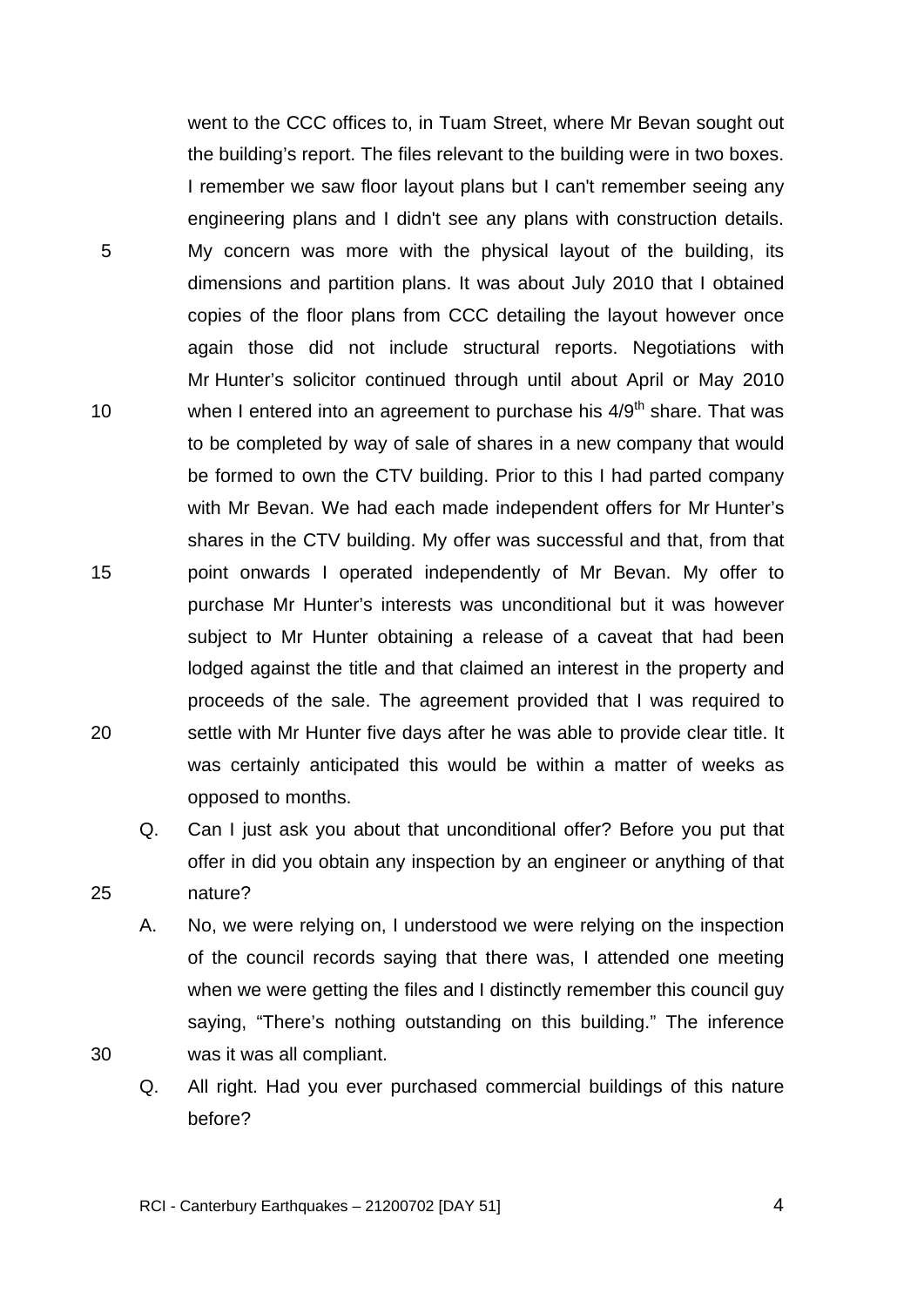went to the CCC offices to, in Tuam Street, where Mr Bevan sought out the building's report. The files relevant to the building were in two boxes. I remember we saw floor layout plans but I can't remember seeing any engineering plans and I didn't see any plans with construction details. My concern was more with the physical layout of the building, its dimensions and partition plans. It was about July 2010 that I obtained copies of the floor plans from CCC detailing the layout however once again those did not include structural reports. Negotiations with Mr Hunter's solicitor continued through until about April or May 2010 when I entered into an agreement to purchase his 4/9th share. That was to be completed by way of sale of shares in a new company that would be formed to own the CTV building. Prior to this I had parted company with Mr Bevan. We had each made independent offers for Mr Hunter's shares in the CTV building. My offer was successful and that, from that point onwards I operated independently of Mr Bevan. My offer to purchase Mr Hunter's interests was unconditional but it was however subject to Mr Hunter obtaining a release of a caveat that had been lodged against the title and that claimed an interest in the property and proceeds of the sale. The agreement provided that I was required to settle with Mr Hunter five days after he was able to provide clear title. It was certainly anticipated this would be within a matter of weeks as opposed to months.

Q. Can I just ask you about that unconditional offer? Before you put that offer in did you obtain any inspection by an engineer or anything of that nature?

A. No, we were relying on, I understood we were relying on the inspection of the council records saying that there was, I attended one meeting when we were getting the files and I distinctly remember this council guy saying, "There's nothing outstanding on this building." The inference was it was all compliant.

Q. All right. Had you ever purchased commercial buildings of this nature before?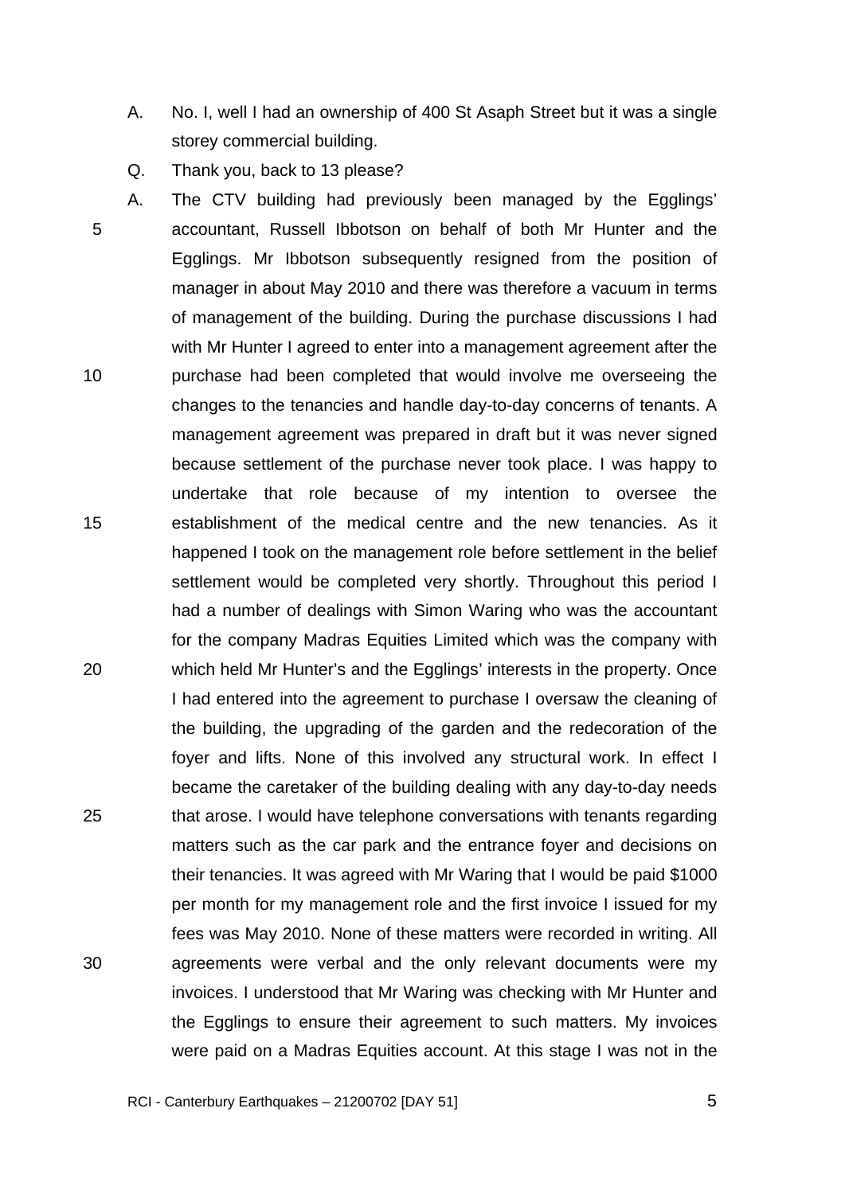A. No. I, well I had an ownership of 400 St Asaph Street but it was a single storey commercial building.

Q. Thank you, back to 13 please?

A. The CTV building had previously been managed by the Egglings' accountant, Russell Ibbotson on behalf of both Mr Hunter and the Egglings. Mr Ibbotson subsequently resigned from the position of manager in about May 2010 and there was therefore a vacuum in terms of management of the building. During the purchase discussions I had with Mr Hunter I agreed to enter into a management agreement after the purchase had been completed that would involve me overseeing the changes to the tenancies and handle day-to-day concerns of tenants. A management agreement was prepared in draft but it was never signed because settlement of the purchase never took place. I was happy to undertake that role because of my intention to oversee the establishment of the medical centre and the new tenancies. As it happened I took on the management role before settlement in the belief settlement would be completed very shortly. Throughout this period I had a number of dealings with Simon Waring who was the accountant for the company Madras Equities Limited which was the company with which held Mr Hunter's and the Egglings' interests in the property. Once I had entered into the agreement to purchase I oversaw the cleaning of the building, the upgrading of the garden and the redecoration of the foyer and lifts. None of this involved any structural work. In effect I became the caretaker of the building dealing with any day-to-day needs that arose. I would have telephone conversations with tenants regarding matters such as the car park and the entrance foyer and decisions on their tenancies. It was agreed with Mr Waring that I would be paid $1000 per month for my management role and the first invoice I issued for my fees was May 2010. None of these matters were recorded in writing. All agreements were verbal and the only relevant documents were my invoices. I understood that Mr Waring was checking with Mr Hunter and the Egglings to ensure their agreement to such matters. My invoices were paid on a Madras Equities account. At this stage I was not in the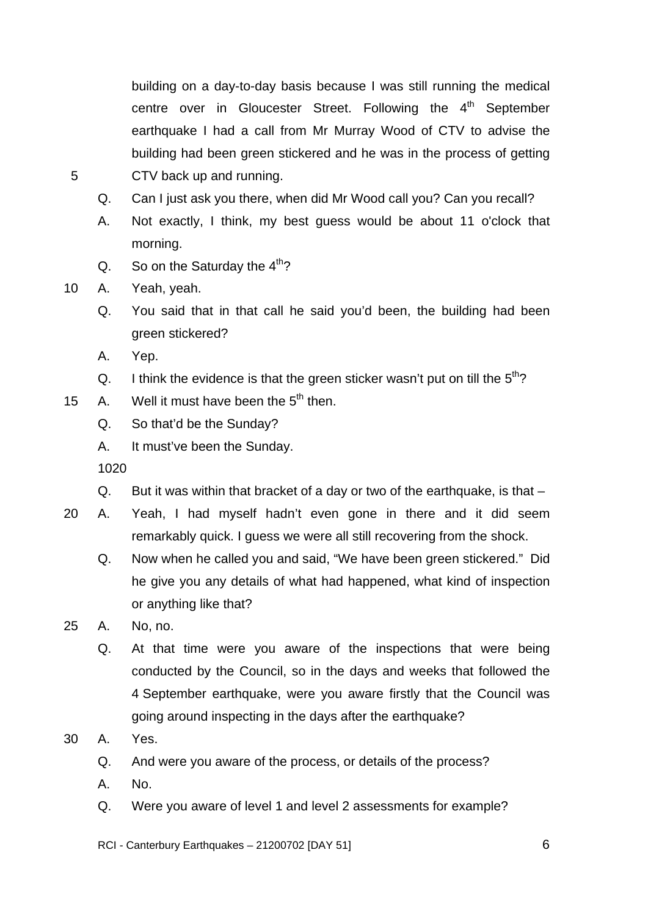building on a day-to-day basis because I was still running the medical centre over in Gloucester Street. Following the 4th September earthquake I had a call from Mr Murray Wood of CTV to advise the building had been green stickered and he was in the process of getting CTV back up and running.

Q. Can I just ask you there, when did Mr Wood call you? Can you recall?

A. Not exactly, I think, my best guess would be about 11 o'clock that morning.

Q. So on the Saturday the 4th?

A. Yeah, yeah.

Q. You said that in that call he said you'd been, the building had been green stickered?

A. Yep.

Q. I think the evidence is that the green sticker wasn't put on till the 5th?

A. Well it must have been the 5th then.

Q. So that'd be the Sunday?

A. It must've been the Sunday.

1020

Q. But it was within that bracket of a day or two of the earthquake, is that –

A. Yeah, I had myself hadn't even gone in there and it did seem remarkably quick. I guess we were all still recovering from the shock.

Q. Now when he called you and said, "We have been green stickered." Did he give you any details of what had happened, what kind of inspection or anything like that?

A. No, no.

Q. At that time were you aware of the inspections that were being conducted by the Council, so in the days and weeks that followed the 4 September earthquake, were you aware firstly that the Council was going around inspecting in the days after the earthquake?

A. Yes.

Q. And were you aware of the process, or details of the process?

A. No.

Q. Were you aware of level 1 and level 2 assessments for example?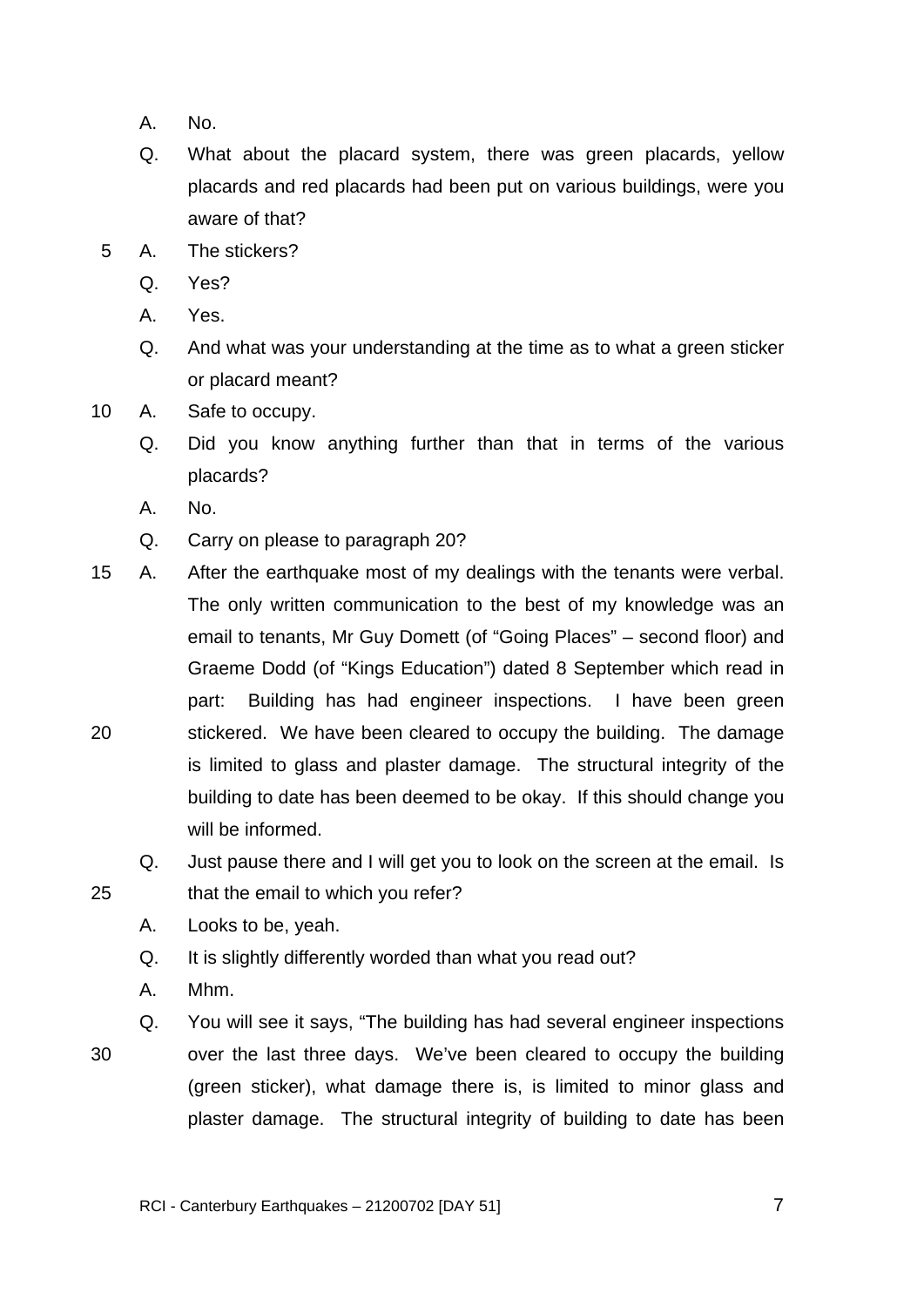A. No.

Q. What about the placard system, there was green placards, yellow placards and red placards had been put on various buildings, were you aware of that?

A. The stickers?

Q. Yes?

A. Yes.

Q. And what was your understanding at the time as to what a green sticker or placard meant?

A. Safe to occupy.

Q. Did you know anything further than that in terms of the various placards?

A. No.

Q. Carry on please to paragraph 20?

A. After the earthquake most of my dealings with the tenants were verbal. The only written communication to the best of my knowledge was an email to tenants, Mr Guy Domett (of "Going Places" – second floor) and Graeme Dodd (of "Kings Education") dated 8 September which read in part: Building has had engineer inspections. I have been green stickered. We have been cleared to occupy the building. The damage is limited to glass and plaster damage. The structural integrity of the building to date has been deemed to be okay. If this should change you will be informed.

Q. Just pause there and I will get you to look on the screen at the email. Is that the email to which you refer?

A. Looks to be, yeah.

Q. It is slightly differently worded than what you read out?

A. Mhm.

Q. You will see it says, "The building has had several engineer inspections over the last three days. We've been cleared to occupy the building (green sticker), what damage there is, is limited to minor glass and plaster damage. The structural integrity of building to date has been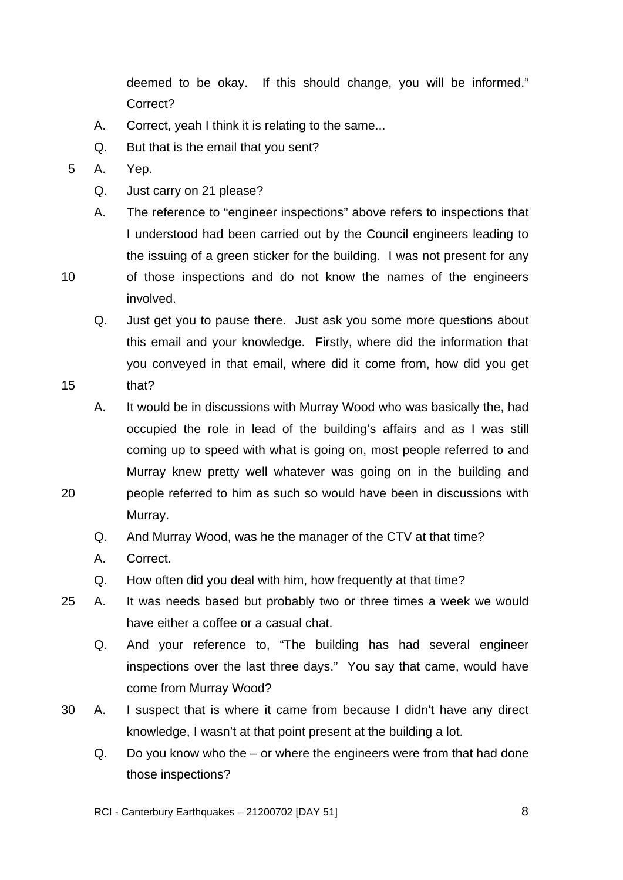deemed to be okay. If this should change, you will be informed." Correct?

A. Correct, yeah I think it is relating to the same...

Q. But that is the email that you sent?

A. Yep.

Q. Just carry on 21 please?

A. The reference to "engineer inspections" above refers to inspections that I understood had been carried out by the Council engineers leading to the issuing of a green sticker for the building. I was not present for any of those inspections and do not know the names of the engineers involved.

Q. Just get you to pause there. Just ask you some more questions about this email and your knowledge. Firstly, where did the information that you conveyed in that email, where did it come from, how did you get that?

A. It would be in discussions with Murray Wood who was basically the, had occupied the role in lead of the building's affairs and as I was still coming up to speed with what is going on, most people referred to and Murray knew pretty well whatever was going on in the building and people referred to him as such so would have been in discussions with Murray.

Q. And Murray Wood, was he the manager of the CTV at that time?

A. Correct.

Q. How often did you deal with him, how frequently at that time?

A. It was needs based but probably two or three times a week we would have either a coffee or a casual chat.

Q. And your reference to, "The building has had several engineer inspections over the last three days." You say that came, would have come from Murray Wood?

A. I suspect that is where it came from because I didn't have any direct knowledge, I wasn't at that point present at the building a lot.

Q. Do you know who the – or where the engineers were from that had done those inspections?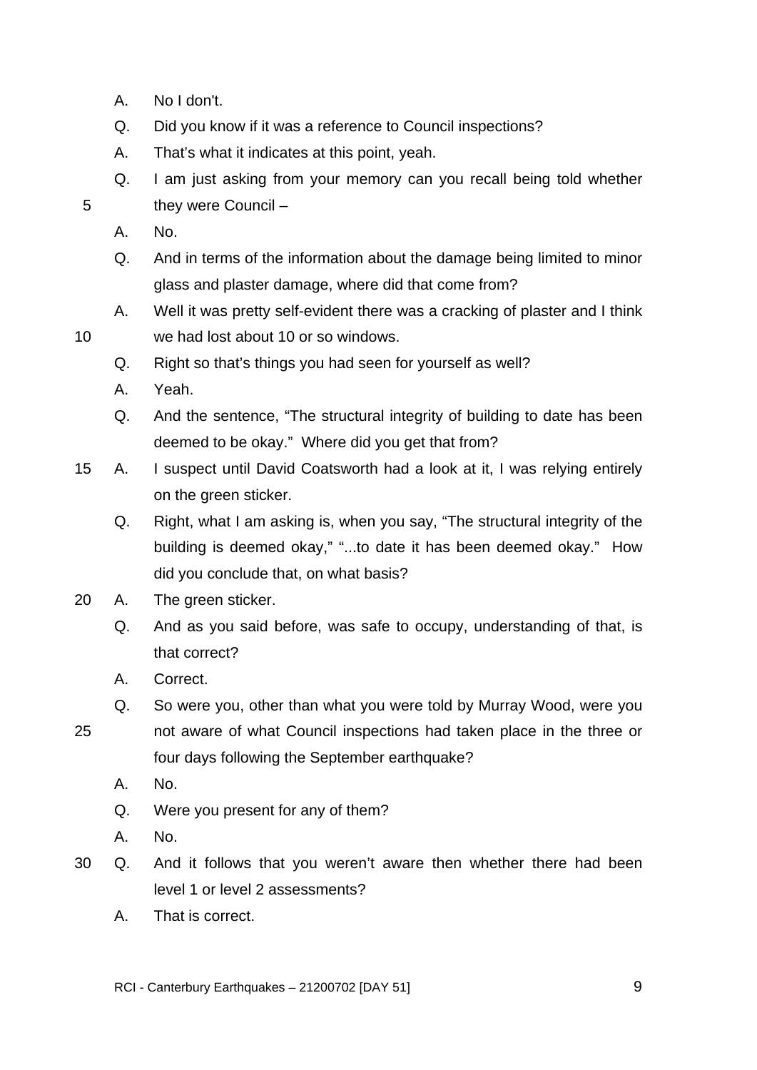A. No I don't.

Q. Did you know if it was a reference to Council inspections?

A. That's what it indicates at this point, yeah.

Q. I am just asking from your memory can you recall being told whether they were Council –

A. No.

Q. And in terms of the information about the damage being limited to minor glass and plaster damage, where did that come from?

A. Well it was pretty self-evident there was a cracking of plaster and I think we had lost about 10 or so windows.

Q. Right so that's things you had seen for yourself as well?

A. Yeah.

Q. And the sentence, "The structural integrity of building to date has been deemed to be okay." Where did you get that from?

A. I suspect until David Coatsworth had a look at it, I was relying entirely on the green sticker.

Q. Right, what I am asking is, when you say, "The structural integrity of the building is deemed okay," "...to date it has been deemed okay." How did you conclude that, on what basis?

A. The green sticker.

Q. And as you said before, was safe to occupy, understanding of that, is that correct?

A. Correct.

Q. So were you, other than what you were told by Murray Wood, were you not aware of what Council inspections had taken place in the three or four days following the September earthquake?

A. No.

Q. Were you present for any of them?

A. No.

Q. And it follows that you weren't aware then whether there had been level 1 or level 2 assessments?

A. That is correct.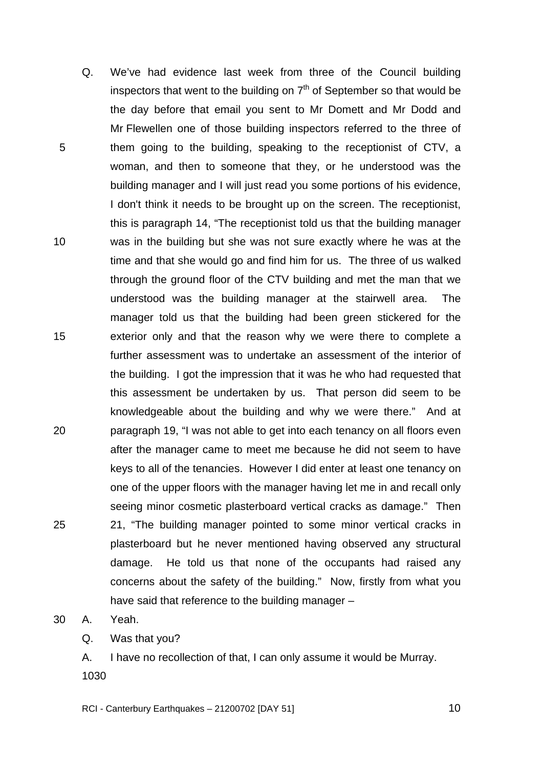Q. We've had evidence last week from three of the Council building inspectors that went to the building on 7th of September so that would be the day before that email you sent to Mr Domett and Mr Dodd and Mr Flewellen one of those building inspectors referred to the three of them going to the building, speaking to the receptionist of CTV, a woman, and then to someone that they, or he understood was the building manager and I will just read you some portions of his evidence, I don't think it needs to be brought up on the screen. The receptionist, this is paragraph 14, "The receptionist told us that the building manager was in the building but she was not sure exactly where he was at the time and that she would go and find him for us. The three of us walked through the ground floor of the CTV building and met the man that we understood was the building manager at the stairwell area. The manager told us that the building had been green stickered for the exterior only and that the reason why we were there to complete a further assessment was to undertake an assessment of the interior of the building. I got the impression that it was he who had requested that this assessment be undertaken by us. That person did seem to be knowledgeable about the building and why we were there." And at paragraph 19, "I was not able to get into each tenancy on all floors even after the manager came to meet me because he did not seem to have keys to all of the tenancies. However I did enter at least one tenancy on one of the upper floors with the manager having let me in and recall only seeing minor cosmetic plasterboard vertical cracks as damage." Then 21, "The building manager pointed to some minor vertical cracks in plasterboard but he never mentioned having observed any structural damage. He told us that none of the occupants had raised any concerns about the safety of the building." Now, firstly from what you have said that reference to the building manager –

A. Yeah.

Q. Was that you?

A. I have no recollection of that, I can only assume it would be Murray.

1030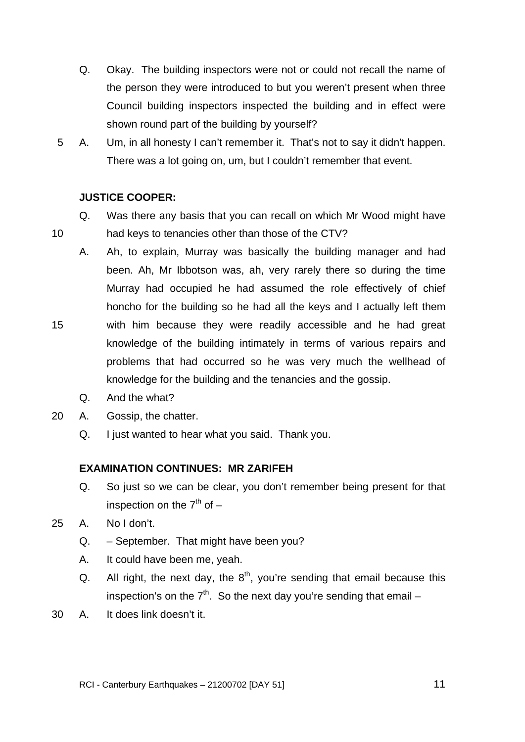Q. Okay. The building inspectors were not or could not recall the name of the person they were introduced to but you weren't present when three Council building inspectors inspected the building and in effect were shown round part of the building by yourself?

A. Um, in all honesty I can't remember it. That's not to say it didn't happen. There was a lot going on, um, but I couldn't remember that event.

**JUSTICE COOPER:**

Q. Was there any basis that you can recall on which Mr Wood might have had keys to tenancies other than those of the CTV?

A. Ah, to explain, Murray was basically the building manager and had been. Ah, Mr Ibbotson was, ah, very rarely there so during the time Murray had occupied he had assumed the role effectively of chief honcho for the building so he had all the keys and I actually left them with him because they were readily accessible and he had great knowledge of the building intimately in terms of various repairs and problems that had occurred so he was very much the wellhead of knowledge for the building and the tenancies and the gossip.

Q. And the what?

A. Gossip, the chatter.

Q. I just wanted to hear what you said. Thank you.

**EXAMINATION CONTINUES: MR ZARIFEH**

Q. So just so we can be clear, you don't remember being present for that inspection on the 7th of –

A. No I don't.

Q. – September. That might have been you?

A. It could have been me, yeah.

Q. All right, the next day, the 8th, you're sending that email because this inspection's on the 7th. So the next day you're sending that email –

A. It does link doesn't it.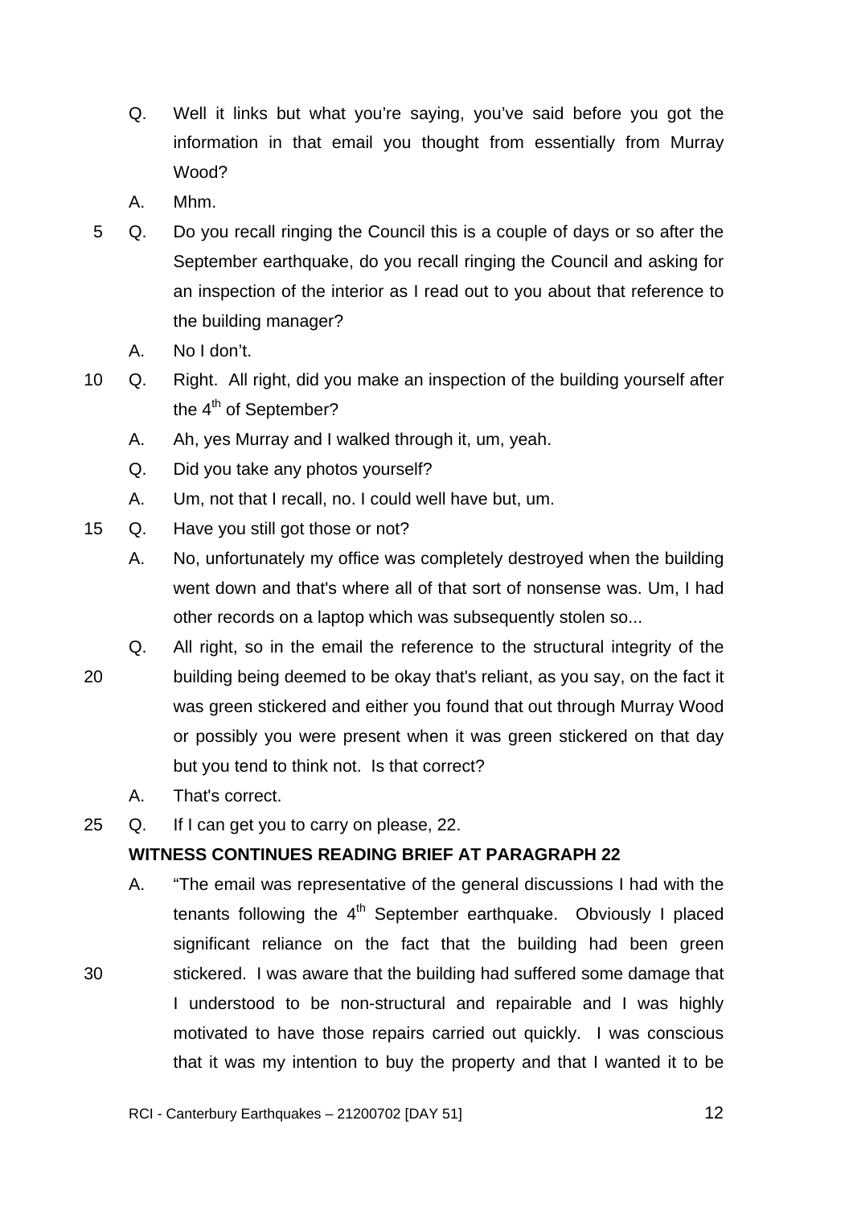Q. Well it links but what you're saying, you've said before you got the information in that email you thought from essentially from Murray Wood?

A. Mhm.

Q. Do you recall ringing the Council this is a couple of days or so after the September earthquake, do you recall ringing the Council and asking for an inspection of the interior as I read out to you about that reference to the building manager?

A. No I don't.

Q. Right. All right, did you make an inspection of the building yourself after the 4th of September?

A. Ah, yes Murray and I walked through it, um, yeah.

Q. Did you take any photos yourself?

A. Um, not that I recall, no. I could well have but, um.

Q. Have you still got those or not?

A. No, unfortunately my office was completely destroyed when the building went down and that's where all of that sort of nonsense was. Um, I had other records on a laptop which was subsequently stolen so...

Q. All right, so in the email the reference to the structural integrity of the building being deemed to be okay that's reliant, as you say, on the fact it was green stickered and either you found that out through Murray Wood or possibly you were present when it was green stickered on that day but you tend to think not. Is that correct?

A. That's correct.

Q. If I can get you to carry on please, 22.

**WITNESS CONTINUES READING BRIEF AT PARAGRAPH 22**

A. "The email was representative of the general discussions I had with the tenants following the 4th September earthquake. Obviously I placed significant reliance on the fact that the building had been green stickered. I was aware that the building had suffered some damage that I understood to be non-structural and repairable and I was highly motivated to have those repairs carried out quickly. I was conscious that it was my intention to buy the property and that I wanted it to be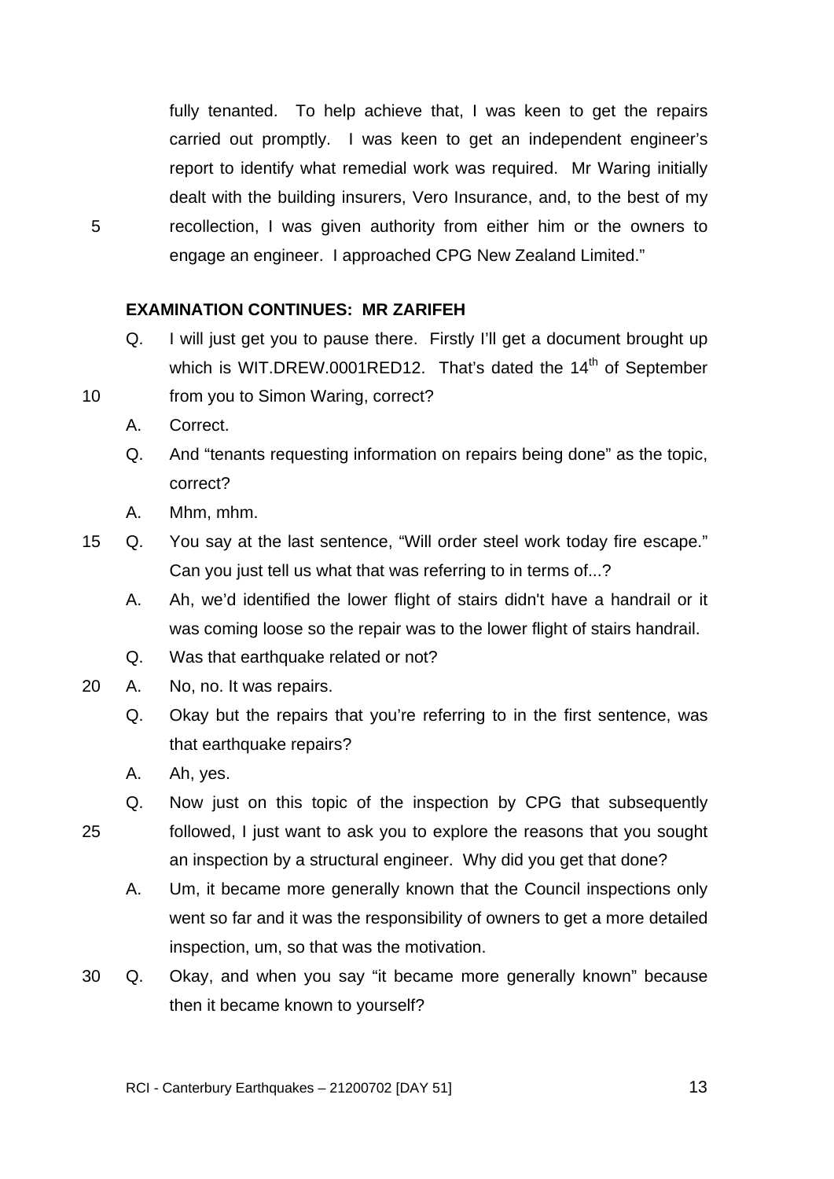fully tenanted. To help achieve that, I was keen to get the repairs carried out promptly. I was keen to get an independent engineer's report to identify what remedial work was required. Mr Waring initially dealt with the building insurers, Vero Insurance, and, to the best of my recollection, I was given authority from either him or the owners to engage an engineer. I approached CPG New Zealand Limited."

**EXAMINATION CONTINUES: MR ZARIFEH**

Q. I will just get you to pause there. Firstly I'll get a document brought up which is WIT.DREW.0001RED12. That's dated the 14th of September from you to Simon Waring, correct?

A. Correct.

Q. And "tenants requesting information on repairs being done" as the topic, correct?

A. Mhm, mhm.

Q. You say at the last sentence, "Will order steel work today fire escape." Can you just tell us what that was referring to in terms of...?

A. Ah, we'd identified the lower flight of stairs didn't have a handrail or it was coming loose so the repair was to the lower flight of stairs handrail.

Q. Was that earthquake related or not?

A. No, no. It was repairs.

Q. Okay but the repairs that you're referring to in the first sentence, was that earthquake repairs?

A. Ah, yes.

Q. Now just on this topic of the inspection by CPG that subsequently followed, I just want to ask you to explore the reasons that you sought an inspection by a structural engineer. Why did you get that done?

A. Um, it became more generally known that the Council inspections only went so far and it was the responsibility of owners to get a more detailed inspection, um, so that was the motivation.

Q. Okay, and when you say "it became more generally known" because then it became known to yourself?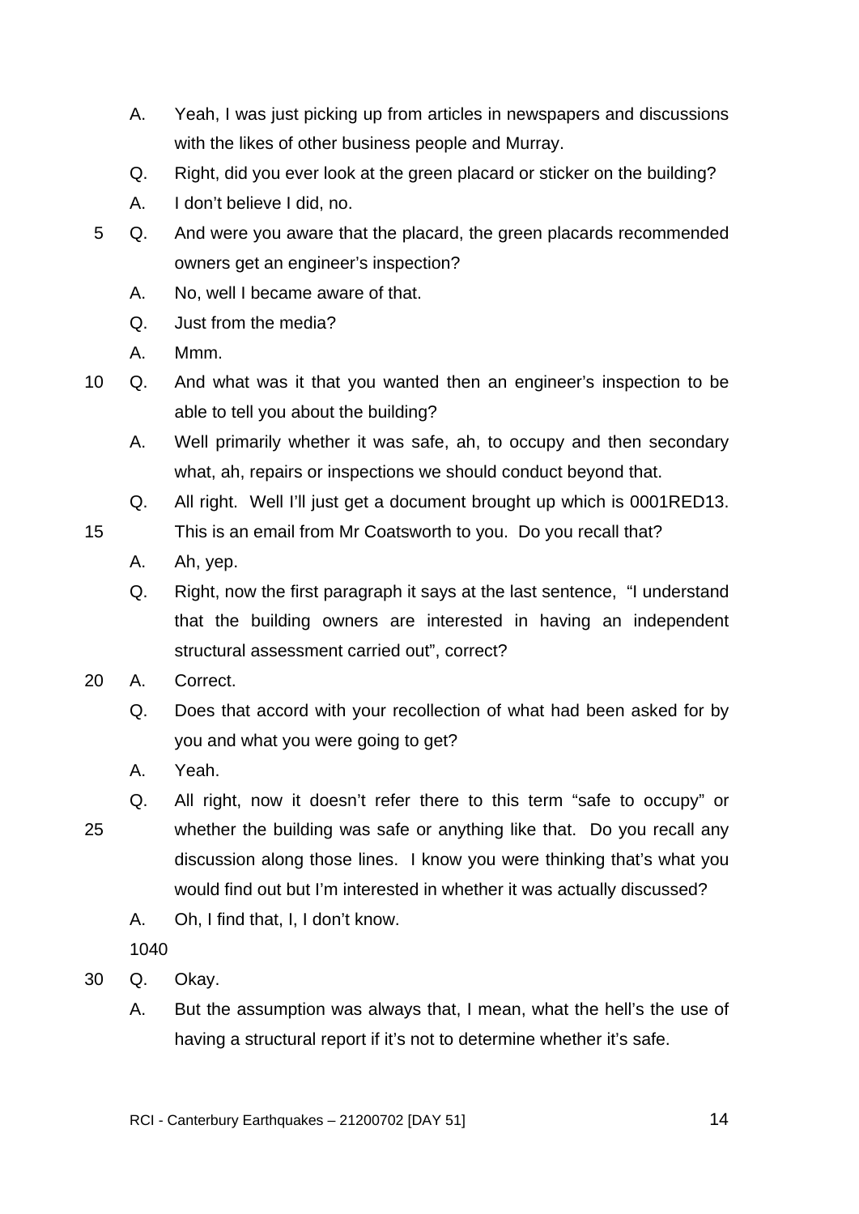A. Yeah, I was just picking up from articles in newspapers and discussions with the likes of other business people and Murray.

Q. Right, did you ever look at the green placard or sticker on the building?

A. I don't believe I did, no.

Q. And were you aware that the placard, the green placards recommended owners get an engineer's inspection?

A. No, well I became aware of that.

Q. Just from the media?

A. Mmm.

Q. And what was it that you wanted then an engineer's inspection to be able to tell you about the building?

A. Well primarily whether it was safe, ah, to occupy and then secondary what, ah, repairs or inspections we should conduct beyond that.

Q. All right. Well I'll just get a document brought up which is 0001RED13. This is an email from Mr Coatsworth to you. Do you recall that?

A. Ah, yep.

Q. Right, now the first paragraph it says at the last sentence, "I understand that the building owners are interested in having an independent structural assessment carried out", correct?

A. Correct.

Q. Does that accord with your recollection of what had been asked for by you and what you were going to get?

A. Yeah.

Q. All right, now it doesn't refer there to this term "safe to occupy" or whether the building was safe or anything like that. Do you recall any discussion along those lines. I know you were thinking that's what you would find out but I'm interested in whether it was actually discussed?

A. Oh, I find that, I, I don't know.

1040

Q. Okay.

A. But the assumption was always that, I mean, what the hell's the use of having a structural report if it's not to determine whether it's safe.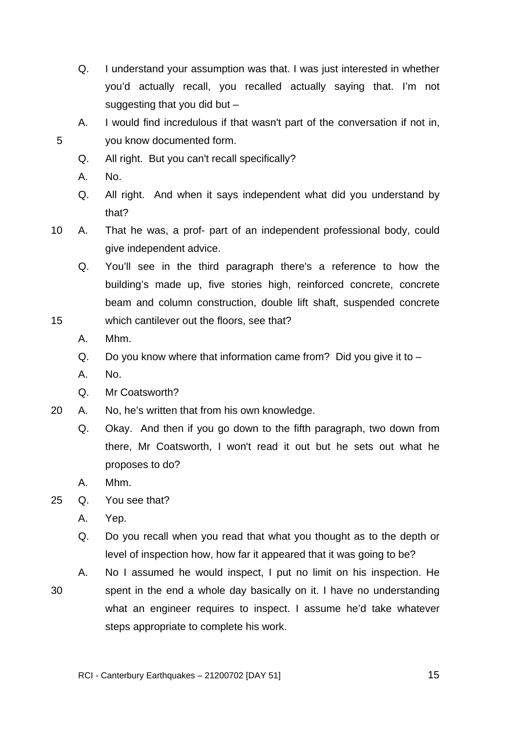Q. I understand your assumption was that. I was just interested in whether you'd actually recall, you recalled actually saying that. I'm not suggesting that you did but –

A. I would find incredulous if that wasn't part of the conversation if not in, you know documented form.

Q. All right. But you can't recall specifically?

A. No.

Q. All right. And when it says independent what did you understand by that?

A. That he was, a prof- part of an independent professional body, could give independent advice.

Q. You'll see in the third paragraph there's a reference to how the building's made up, five stories high, reinforced concrete, concrete beam and column construction, double lift shaft, suspended concrete which cantilever out the floors, see that?

A. Mhm.

Q. Do you know where that information came from? Did you give it to –

A. No.

Q. Mr Coatsworth?

A. No, he's written that from his own knowledge.

Q. Okay. And then if you go down to the fifth paragraph, two down from there, Mr Coatsworth, I won't read it out but he sets out what he proposes to do?

A. Mhm.

Q. You see that?

A. Yep.

Q. Do you recall when you read that what you thought as to the depth or level of inspection how, how far it appeared that it was going to be?

A. No I assumed he would inspect, I put no limit on his inspection. He spent in the end a whole day basically on it. I have no understanding what an engineer requires to inspect. I assume he'd take whatever steps appropriate to complete his work.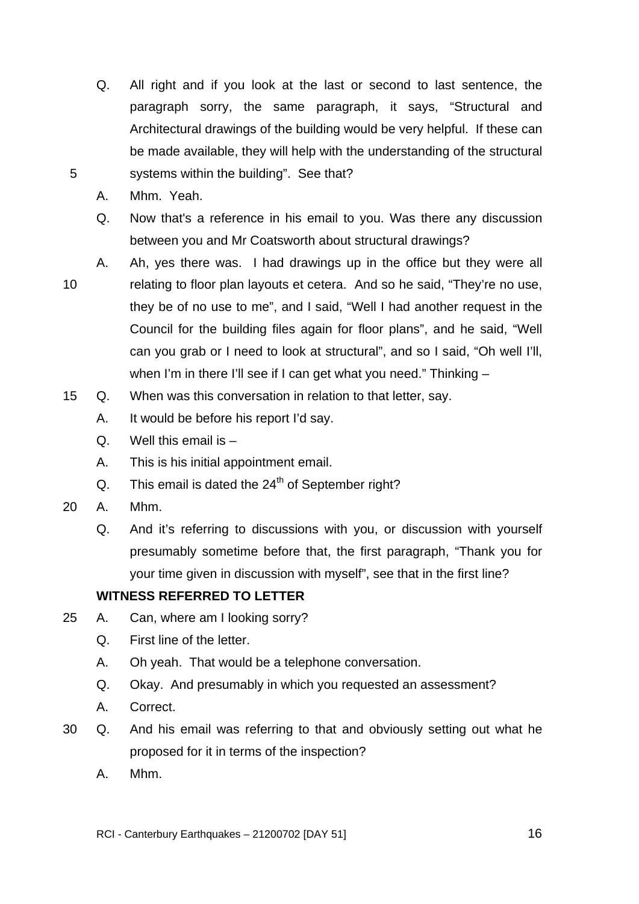Q. All right and if you look at the last or second to last sentence, the paragraph sorry, the same paragraph, it says, "Structural and Architectural drawings of the building would be very helpful. If these can be made available, they will help with the understanding of the structural systems within the building". See that?

A. Mhm. Yeah.

Q. Now that's a reference in his email to you. Was there any discussion between you and Mr Coatsworth about structural drawings?

A. Ah, yes there was. I had drawings up in the office but they were all relating to floor plan layouts et cetera. And so he said, "They're no use, they be of no use to me", and I said, "Well I had another request in the Council for the building files again for floor plans", and he said, "Well can you grab or I need to look at structural", and so I said, "Oh well I'll, when I'm in there I'll see if I can get what you need." Thinking –

Q. When was this conversation in relation to that letter, say.

A. It would be before his report I'd say.

Q. Well this email is –

A. This is his initial appointment email.

Q. This email is dated the 24th of September right?

A. Mhm.

Q. And it's referring to discussions with you, or discussion with yourself presumably sometime before that, the first paragraph, "Thank you for your time given in discussion with myself", see that in the first line?

**WITNESS REFERRED TO LETTER**

A. Can, where am I looking sorry?

Q. First line of the letter.

A. Oh yeah. That would be a telephone conversation.

Q. Okay. And presumably in which you requested an assessment?

A. Correct.

Q. And his email was referring to that and obviously setting out what he proposed for it in terms of the inspection?

A. Mhm.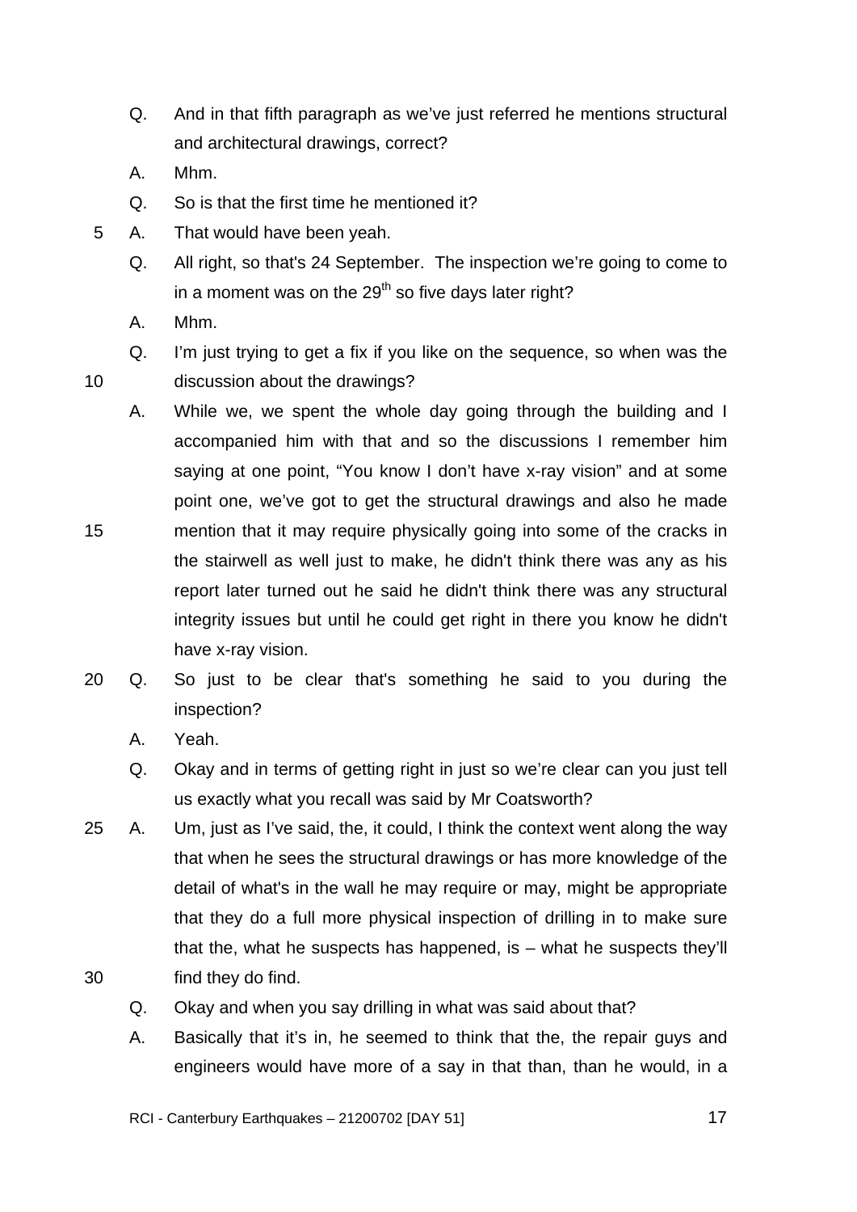Q. And in that fifth paragraph as we've just referred he mentions structural and architectural drawings, correct?

A. Mhm.

Q. So is that the first time he mentioned it?

A. That would have been yeah.

Q. All right, so that's 24 September. The inspection we're going to come to in a moment was on the 29th so five days later right?

A. Mhm.

Q. I'm just trying to get a fix if you like on the sequence, so when was the discussion about the drawings?

A. While we, we spent the whole day going through the building and I accompanied him with that and so the discussions I remember him saying at one point, "You know I don't have x-ray vision" and at some point one, we've got to get the structural drawings and also he made mention that it may require physically going into some of the cracks in the stairwell as well just to make, he didn't think there was any as his report later turned out he said he didn't think there was any structural integrity issues but until he could get right in there you know he didn't have x-ray vision.

Q. So just to be clear that's something he said to you during the inspection?

A. Yeah.

Q. Okay and in terms of getting right in just so we're clear can you just tell us exactly what you recall was said by Mr Coatsworth?

A. Um, just as I've said, the, it could, I think the context went along the way that when he sees the structural drawings or has more knowledge of the detail of what's in the wall he may require or may, might be appropriate that they do a full more physical inspection of drilling in to make sure that the, what he suspects has happened, is – what he suspects they'll find they do find.

Q. Okay and when you say drilling in what was said about that?

A. Basically that it's in, he seemed to think that the, the repair guys and engineers would have more of a say in that than, than he would, in a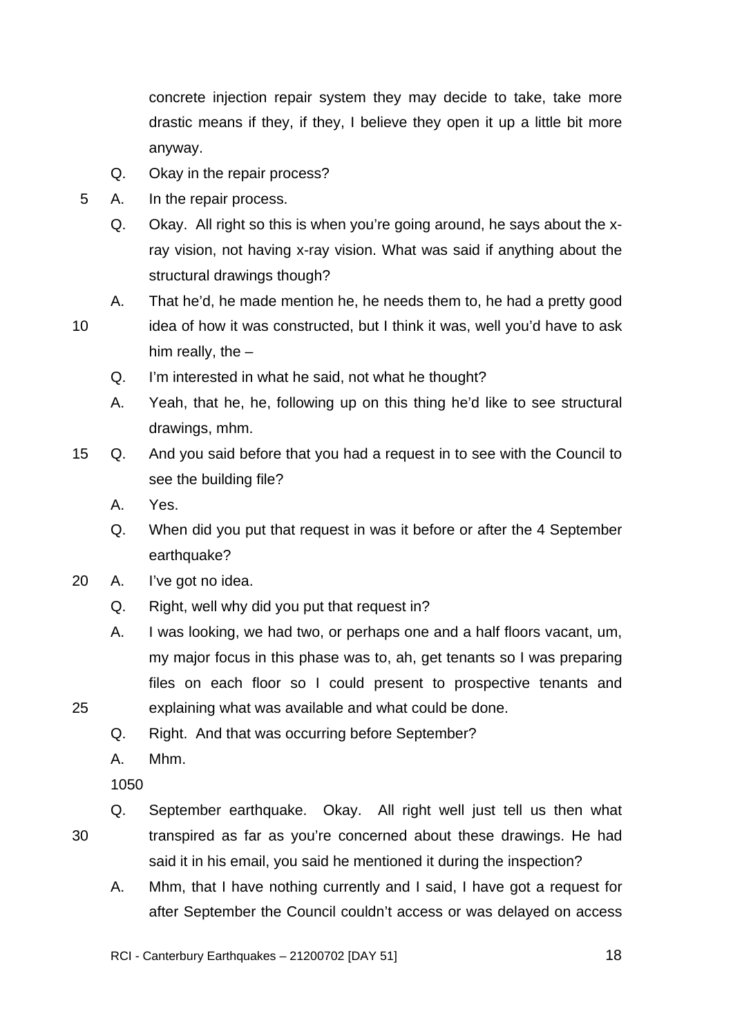concrete injection repair system they may decide to take, take more drastic means if they, if they, I believe they open it up a little bit more anyway.

Q. Okay in the repair process?

A. In the repair process.

Q. Okay. All right so this is when you're going around, he says about the x-ray vision, not having x-ray vision. What was said if anything about the structural drawings though?

A. That he'd, he made mention he, he needs them to, he had a pretty good idea of how it was constructed, but I think it was, well you'd have to ask him really, the –

Q. I'm interested in what he said, not what he thought?

A. Yeah, that he, he, following up on this thing he'd like to see structural drawings, mhm.

Q. And you said before that you had a request in to see with the Council to see the building file?

A. Yes.

Q. When did you put that request in was it before or after the 4 September earthquake?

A. I've got no idea.

Q. Right, well why did you put that request in?

A. I was looking, we had two, or perhaps one and a half floors vacant, um, my major focus in this phase was to, ah, get tenants so I was preparing files on each floor so I could present to prospective tenants and explaining what was available and what could be done.

Q. Right. And that was occurring before September?

A. Mhm.

1050

Q. September earthquake. Okay. All right well just tell us then what transpired as far as you're concerned about these drawings. He had said it in his email, you said he mentioned it during the inspection?

A. Mhm, that I have nothing currently and I said, I have got a request for after September the Council couldn't access or was delayed on access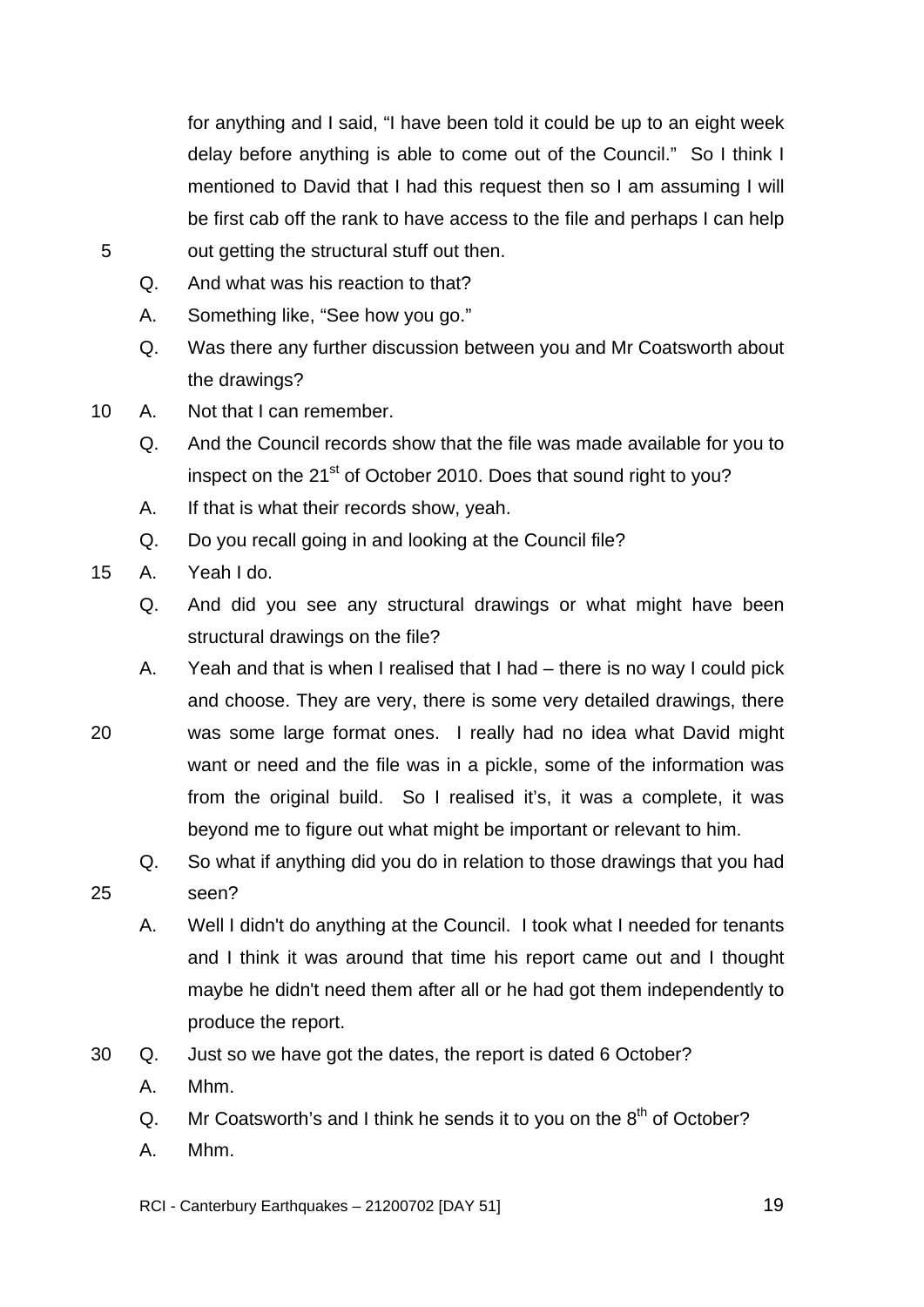for anything and I said, "I have been told it could be up to an eight week delay before anything is able to come out of the Council." So I think I mentioned to David that I had this request then so I am assuming I will be first cab off the rank to have access to the file and perhaps I can help out getting the structural stuff out then.

Q. And what was his reaction to that?

A. Something like, "See how you go."

Q. Was there any further discussion between you and Mr Coatsworth about the drawings?

A. Not that I can remember.

Q. And the Council records show that the file was made available for you to inspect on the 21st of October 2010. Does that sound right to you?

A. If that is what their records show, yeah.

Q. Do you recall going in and looking at the Council file?

A. Yeah I do.

Q. And did you see any structural drawings or what might have been structural drawings on the file?

A. Yeah and that is when I realised that I had – there is no way I could pick and choose. They are very, there is some very detailed drawings, there was some large format ones. I really had no idea what David might want or need and the file was in a pickle, some of the information was from the original build. So I realised it's, it was a complete, it was beyond me to figure out what might be important or relevant to him.

Q. So what if anything did you do in relation to those drawings that you had seen?

A. Well I didn't do anything at the Council. I took what I needed for tenants and I think it was around that time his report came out and I thought maybe he didn't need them after all or he had got them independently to produce the report.

Q. Just so we have got the dates, the report is dated 6 October?

A. Mhm.

Q. Mr Coatsworth's and I think he sends it to you on the 8th of October?

A. Mhm.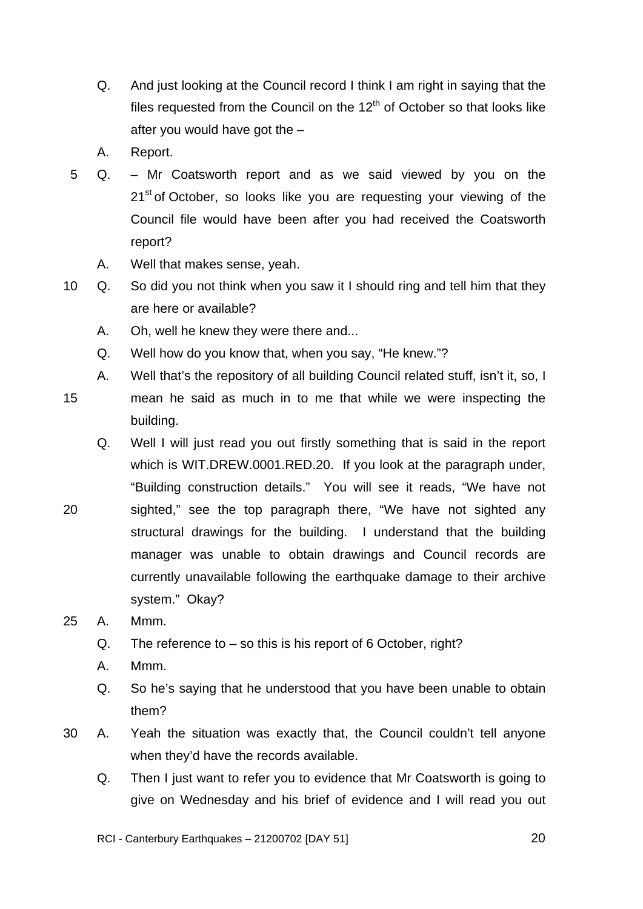Q. And just looking at the Council record I think I am right in saying that the files requested from the Council on the 12th of October so that looks like after you would have got the –

A. Report.

Q. – Mr Coatsworth report and as we said viewed by you on the 21st of October, so looks like you are requesting your viewing of the Council file would have been after you had received the Coatsworth report?

A. Well that makes sense, yeah.

Q. So did you not think when you saw it I should ring and tell him that they are here or available?

A. Oh, well he knew they were there and...

Q. Well how do you know that, when you say, "He knew."?

A. Well that's the repository of all building Council related stuff, isn't it, so, I mean he said as much in to me that while we were inspecting the building.

Q. Well I will just read you out firstly something that is said in the report which is WIT.DREW.0001.RED.20. If you look at the paragraph under, "Building construction details." You will see it reads, "We have not sighted," see the top paragraph there, "We have not sighted any structural drawings for the building. I understand that the building manager was unable to obtain drawings and Council records are currently unavailable following the earthquake damage to their archive system." Okay?

A. Mmm.

Q. The reference to – so this is his report of 6 October, right?

A. Mmm.

Q. So he's saying that he understood that you have been unable to obtain them?

A. Yeah the situation was exactly that, the Council couldn't tell anyone when they'd have the records available.

Q. Then I just want to refer you to evidence that Mr Coatsworth is going to give on Wednesday and his brief of evidence and I will read you out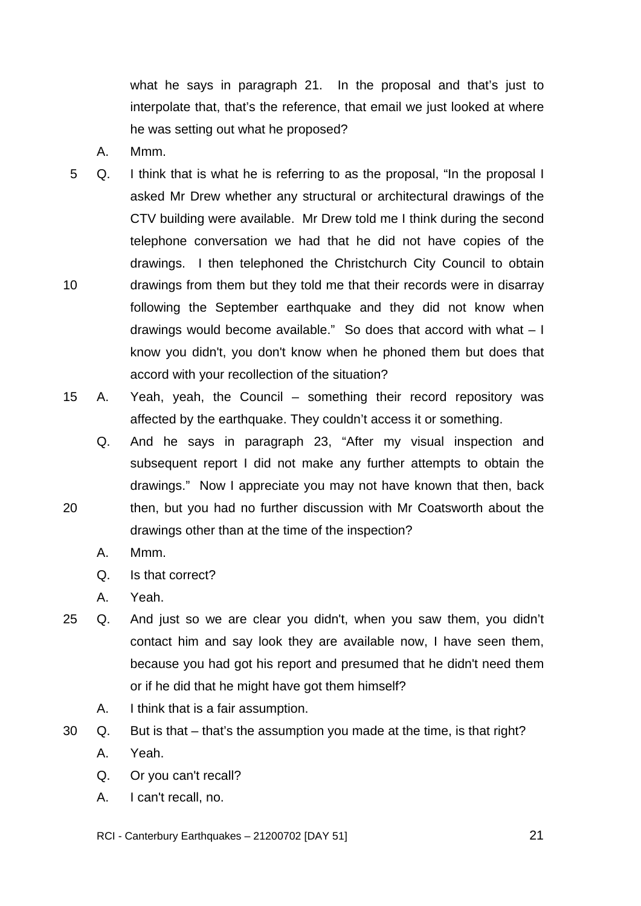what he says in paragraph 21. In the proposal and that's just to interpolate that, that's the reference, that email we just looked at where he was setting out what he proposed?

A. Mmm.

Q. I think that is what he is referring to as the proposal, "In the proposal I asked Mr Drew whether any structural or architectural drawings of the CTV building were available. Mr Drew told me I think during the second telephone conversation we had that he did not have copies of the drawings. I then telephoned the Christchurch City Council to obtain drawings from them but they told me that their records were in disarray following the September earthquake and they did not know when drawings would become available." So does that accord with what – I know you didn't, you don't know when he phoned them but does that accord with your recollection of the situation?

A. Yeah, yeah, the Council – something their record repository was affected by the earthquake. They couldn't access it or something.

Q. And he says in paragraph 23, "After my visual inspection and subsequent report I did not make any further attempts to obtain the drawings." Now I appreciate you may not have known that then, back then, but you had no further discussion with Mr Coatsworth about the drawings other than at the time of the inspection?

A. Mmm.

Q. Is that correct?

A. Yeah.

Q. And just so we are clear you didn't, when you saw them, you didn't contact him and say look they are available now, I have seen them, because you had got his report and presumed that he didn't need them or if he did that he might have got them himself?

A. I think that is a fair assumption.

Q. But is that – that's the assumption you made at the time, is that right?

A. Yeah.

Q. Or you can't recall?

A. I can't recall, no.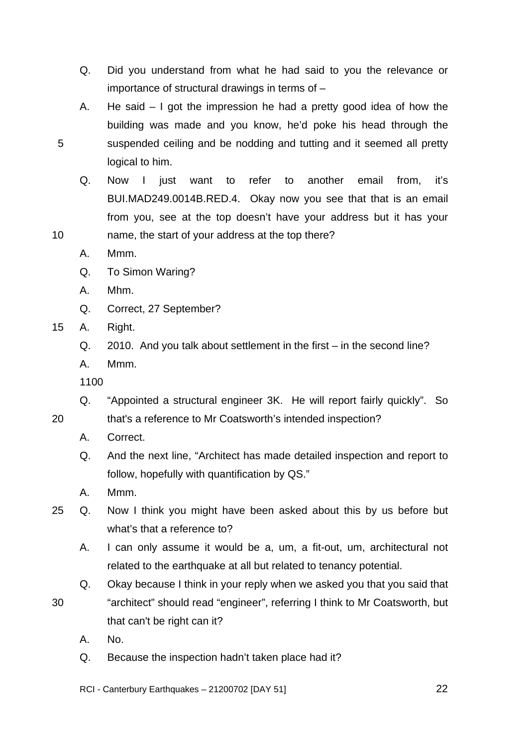Q. Did you understand from what he had said to you the relevance or importance of structural drawings in terms of –

A. He said – I got the impression he had a pretty good idea of how the building was made and you know, he'd poke his head through the suspended ceiling and be nodding and tutting and it seemed all pretty logical to him.

Q. Now I just want to refer to another email from, it's BUI.MAD249.0014B.RED.4. Okay now you see that that is an email from you, see at the top doesn't have your address but it has your name, the start of your address at the top there?

A. Mmm.

Q. To Simon Waring?

A. Mhm.

Q. Correct, 27 September?

A. Right.

Q. 2010. And you talk about settlement in the first – in the second line?

A. Mmm.

1100

Q. "Appointed a structural engineer 3K. He will report fairly quickly". So that's a reference to Mr Coatsworth's intended inspection?

A. Correct.

Q. And the next line, "Architect has made detailed inspection and report to follow, hopefully with quantification by QS."

A. Mmm.

Q. Now I think you might have been asked about this by us before but what's that a reference to?

A. I can only assume it would be a, um, a fit-out, um, architectural not related to the earthquake at all but related to tenancy potential.

Q. Okay because I think in your reply when we asked you that you said that "architect" should read "engineer", referring I think to Mr Coatsworth, but that can't be right can it?

A. No.

Q. Because the inspection hadn't taken place had it?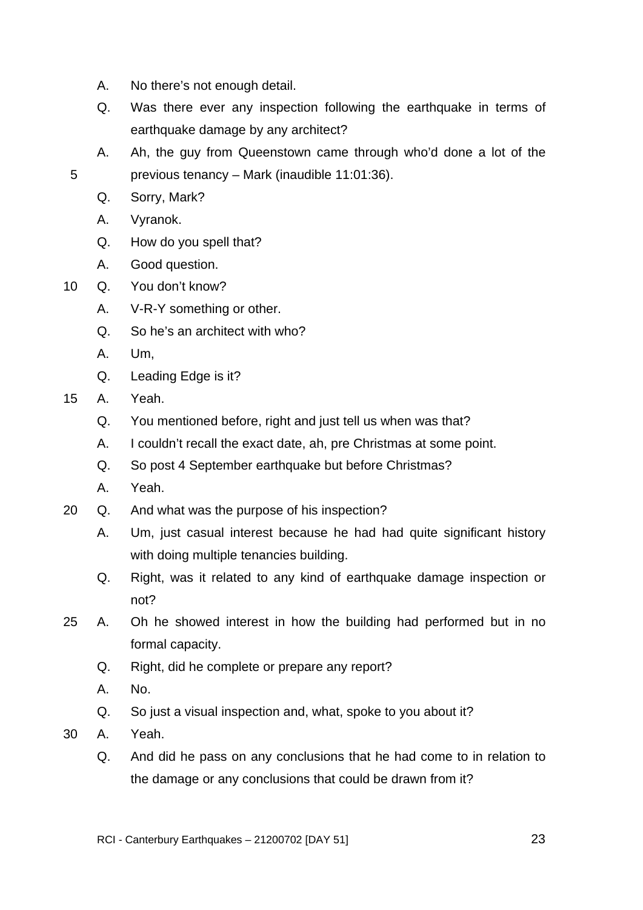A. No there's not enough detail.

Q. Was there ever any inspection following the earthquake in terms of earthquake damage by any architect?

A. Ah, the guy from Queenstown came through who'd done a lot of the previous tenancy – Mark (inaudible 11:01:36).

Q. Sorry, Mark?

A. Vyranok.

Q. How do you spell that?

A. Good question.

Q. You don't know?

A. V-R-Y something or other.

Q. So he's an architect with who?

A. Um,

Q. Leading Edge is it?

A. Yeah.

Q. You mentioned before, right and just tell us when was that?

A. I couldn't recall the exact date, ah, pre Christmas at some point.

Q. So post 4 September earthquake but before Christmas?

A. Yeah.

Q. And what was the purpose of his inspection?

A. Um, just casual interest because he had had quite significant history with doing multiple tenancies building.

Q. Right, was it related to any kind of earthquake damage inspection or not?

A. Oh he showed interest in how the building had performed but in no formal capacity.

Q. Right, did he complete or prepare any report?

A. No.

Q. So just a visual inspection and, what, spoke to you about it?

A. Yeah.

Q. And did he pass on any conclusions that he had come to in relation to the damage or any conclusions that could be drawn from it?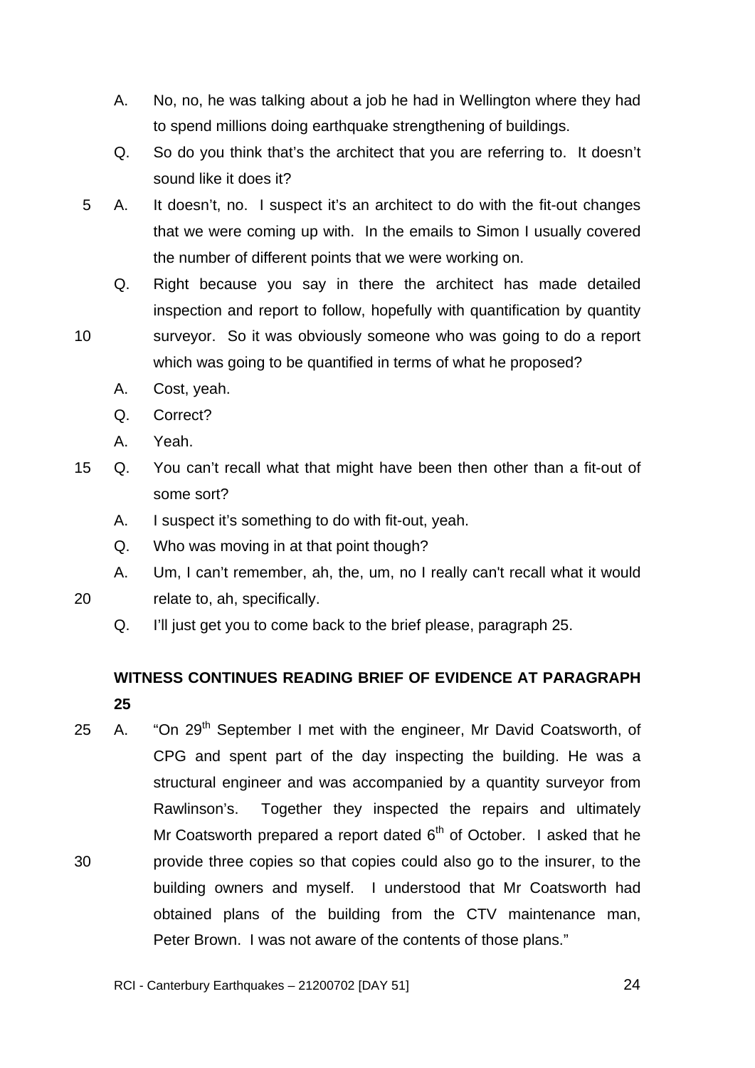A. No, no, he was talking about a job he had in Wellington where they had to spend millions doing earthquake strengthening of buildings.

Q. So do you think that's the architect that you are referring to. It doesn't sound like it does it?

A. It doesn't, no. I suspect it's an architect to do with the fit-out changes that we were coming up with. In the emails to Simon I usually covered the number of different points that we were working on.

Q. Right because you say in there the architect has made detailed inspection and report to follow, hopefully with quantification by quantity surveyor. So it was obviously someone who was going to do a report which was going to be quantified in terms of what he proposed?

A. Cost, yeah.

Q. Correct?

A. Yeah.

Q. You can't recall what that might have been then other than a fit-out of some sort?

A. I suspect it's something to do with fit-out, yeah.

Q. Who was moving in at that point though?

A. Um, I can't remember, ah, the, um, no I really can't recall what it would relate to, ah, specifically.

Q. I'll just get you to come back to the brief please, paragraph 25.

**WITNESS CONTINUES READING BRIEF OF EVIDENCE AT PARAGRAPH 25**

A. "On 29th September I met with the engineer, Mr David Coatsworth, of CPG and spent part of the day inspecting the building. He was a structural engineer and was accompanied by a quantity surveyor from Rawlinson's. Together they inspected the repairs and ultimately Mr Coatsworth prepared a report dated 6th of October. I asked that he provide three copies so that copies could also go to the insurer, to the building owners and myself. I understood that Mr Coatsworth had obtained plans of the building from the CTV maintenance man, Peter Brown. I was not aware of the contents of those plans."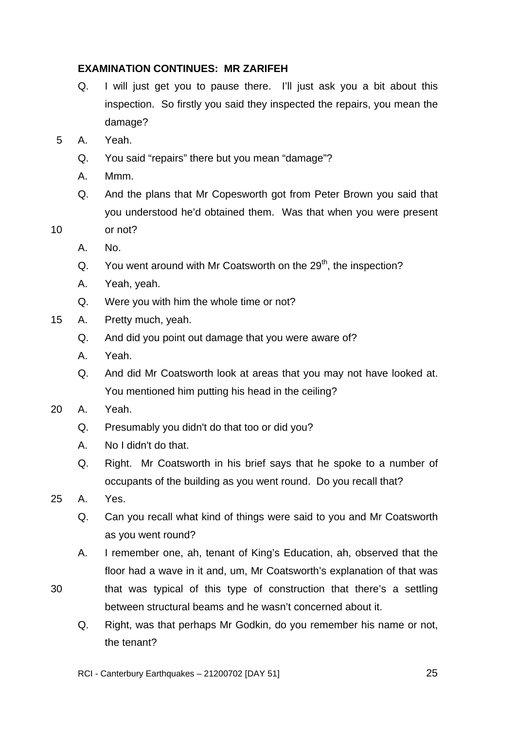**EXAMINATION CONTINUES: MR ZARIFEH**

Q. I will just get you to pause there. I'll just ask you a bit about this inspection. So firstly you said they inspected the repairs, you mean the damage?

A. Yeah.

Q. You said "repairs" there but you mean "damage"?

A. Mmm.

Q. And the plans that Mr Copesworth got from Peter Brown you said that you understood he'd obtained them. Was that when you were present or not?

A. No.

Q. You went around with Mr Coatsworth on the 29th, the inspection?

A. Yeah, yeah.

Q. Were you with him the whole time or not?

A. Pretty much, yeah.

Q. And did you point out damage that you were aware of?

A. Yeah.

Q. And did Mr Coatsworth look at areas that you may not have looked at. You mentioned him putting his head in the ceiling?

A. Yeah.

Q. Presumably you didn't do that too or did you?

A. No I didn't do that.

Q. Right. Mr Coatsworth in his brief says that he spoke to a number of occupants of the building as you went round. Do you recall that?

A. Yes.

Q. Can you recall what kind of things were said to you and Mr Coatsworth as you went round?

A. I remember one, ah, tenant of King's Education, ah, observed that the floor had a wave in it and, um, Mr Coatsworth's explanation of that was that was typical of this type of construction that there's a settling between structural beams and he wasn't concerned about it.

Q. Right, was that perhaps Mr Godkin, do you remember his name or not, the tenant?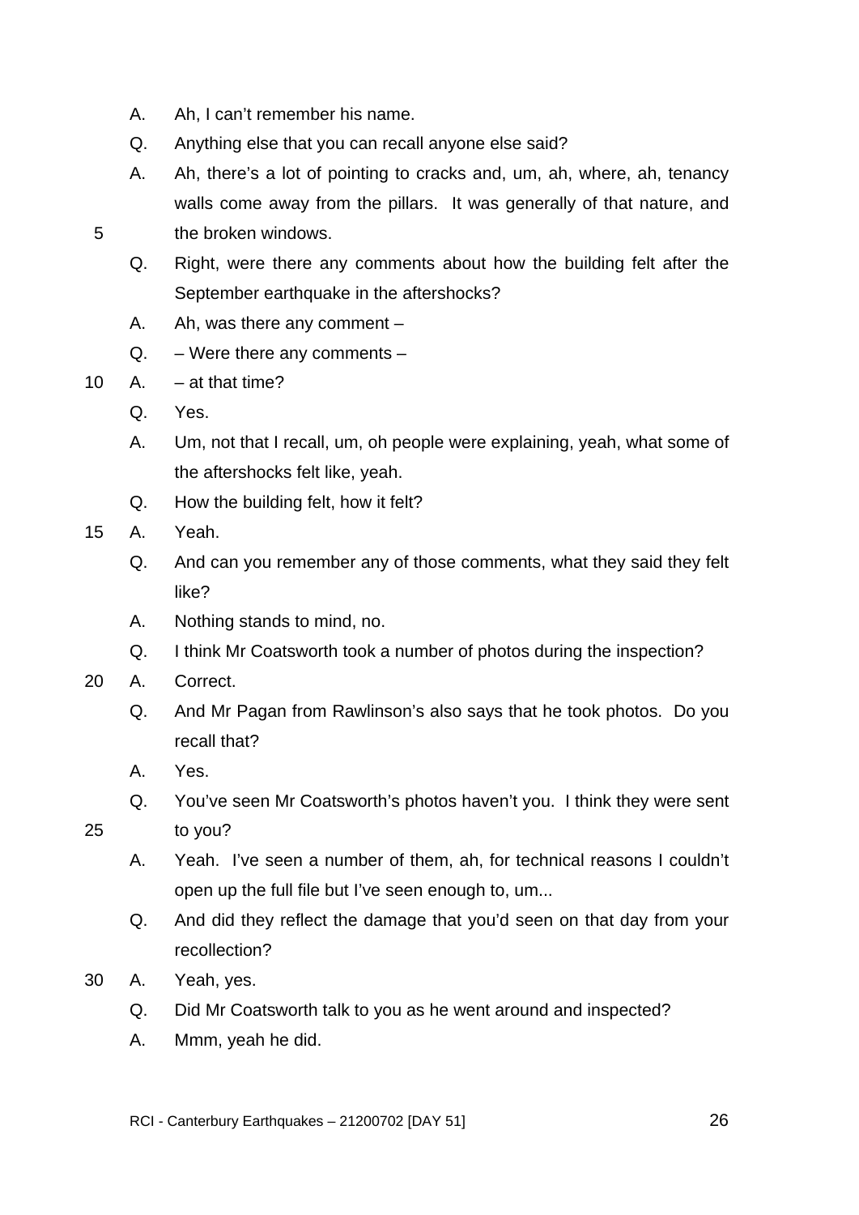A. Ah, I can't remember his name.

Q. Anything else that you can recall anyone else said?

A. Ah, there's a lot of pointing to cracks and, um, ah, where, ah, tenancy walls come away from the pillars. It was generally of that nature, and the broken windows.

Q. Right, were there any comments about how the building felt after the September earthquake in the aftershocks?

A. Ah, was there any comment –

Q. – Were there any comments –

A. – at that time?

Q. Yes.

A. Um, not that I recall, um, oh people were explaining, yeah, what some of the aftershocks felt like, yeah.

Q. How the building felt, how it felt?

A. Yeah.

Q. And can you remember any of those comments, what they said they felt like?

A. Nothing stands to mind, no.

Q. I think Mr Coatsworth took a number of photos during the inspection?

A. Correct.

Q. And Mr Pagan from Rawlinson's also says that he took photos. Do you recall that?

A. Yes.

Q. You've seen Mr Coatsworth's photos haven't you. I think they were sent to you?

A. Yeah. I've seen a number of them, ah, for technical reasons I couldn't open up the full file but I've seen enough to, um...

Q. And did they reflect the damage that you'd seen on that day from your recollection?

A. Yeah, yes.

Q. Did Mr Coatsworth talk to you as he went around and inspected?

A. Mmm, yeah he did.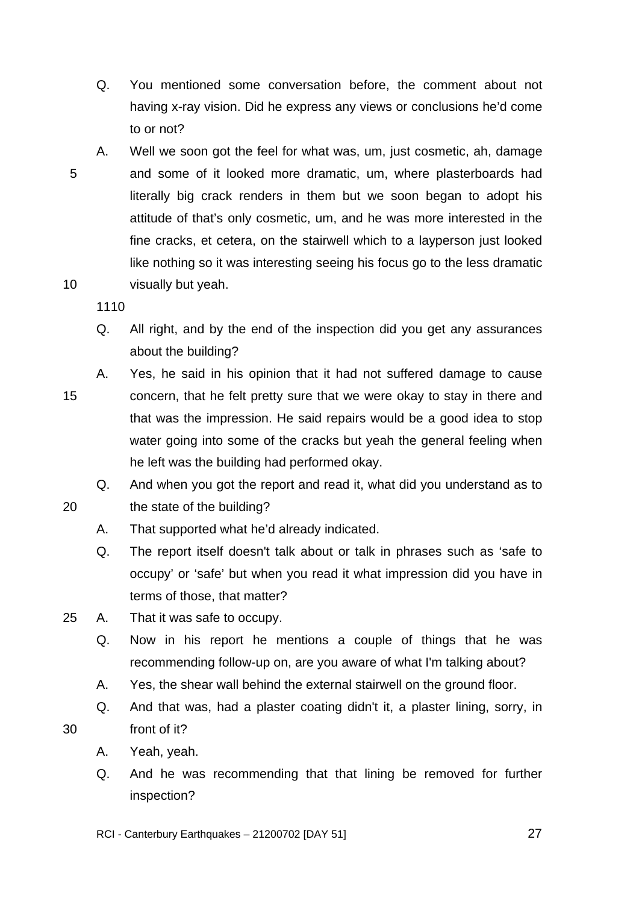Q. You mentioned some conversation before, the comment about not having x-ray vision. Did he express any views or conclusions he'd come to or not?

A. Well we soon got the feel for what was, um, just cosmetic, ah, damage and some of it looked more dramatic, um, where plasterboards had literally big crack renders in them but we soon began to adopt his attitude of that's only cosmetic, um, and he was more interested in the fine cracks, et cetera, on the stairwell which to a layperson just looked like nothing so it was interesting seeing his focus go to the less dramatic visually but yeah.

1110

Q. All right, and by the end of the inspection did you get any assurances about the building?

A. Yes, he said in his opinion that it had not suffered damage to cause concern, that he felt pretty sure that we were okay to stay in there and that was the impression. He said repairs would be a good idea to stop water going into some of the cracks but yeah the general feeling when he left was the building had performed okay.

Q. And when you got the report and read it, what did you understand as to the state of the building?

A. That supported what he'd already indicated.

Q. The report itself doesn't talk about or talk in phrases such as 'safe to occupy' or 'safe' but when you read it what impression did you have in terms of those, that matter?

A. That it was safe to occupy.

Q. Now in his report he mentions a couple of things that he was recommending follow-up on, are you aware of what I'm talking about?

A. Yes, the shear wall behind the external stairwell on the ground floor.

Q. And that was, had a plaster coating didn't it, a plaster lining, sorry, in front of it?

A. Yeah, yeah.

Q. And he was recommending that that lining be removed for further inspection?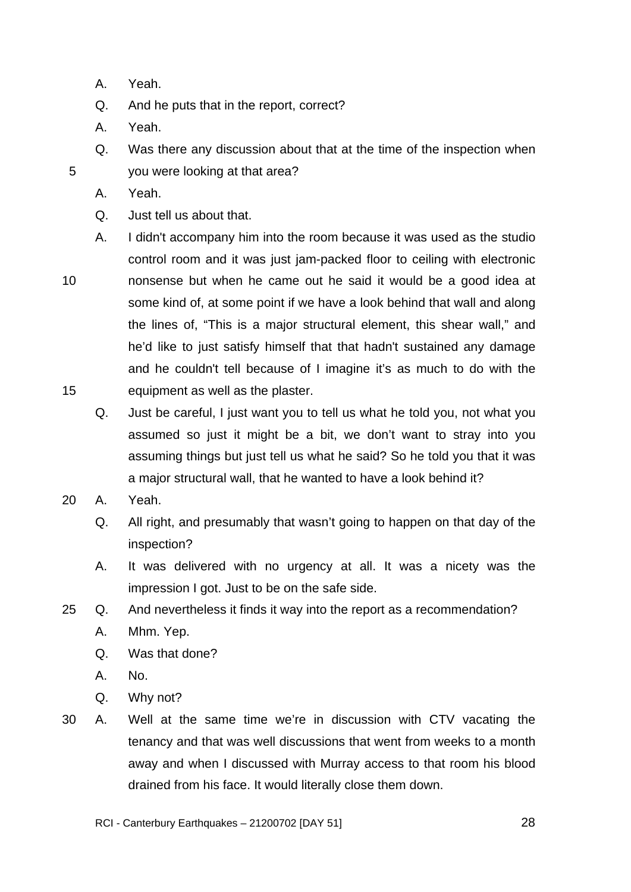A. Yeah.

Q. And he puts that in the report, correct?

A. Yeah.

Q. Was there any discussion about that at the time of the inspection when you were looking at that area?

A. Yeah.

Q. Just tell us about that.

A. I didn't accompany him into the room because it was used as the studio control room and it was just jam-packed floor to ceiling with electronic nonsense but when he came out he said it would be a good idea at some kind of, at some point if we have a look behind that wall and along the lines of, "This is a major structural element, this shear wall," and he'd like to just satisfy himself that that hadn't sustained any damage and he couldn't tell because of I imagine it's as much to do with the equipment as well as the plaster.

Q. Just be careful, I just want you to tell us what he told you, not what you assumed so just it might be a bit, we don't want to stray into you assuming things but just tell us what he said? So he told you that it was a major structural wall, that he wanted to have a look behind it?

A. Yeah.

Q. All right, and presumably that wasn't going to happen on that day of the inspection?

A. It was delivered with no urgency at all. It was a nicety was the impression I got. Just to be on the safe side.

Q. And nevertheless it finds it way into the report as a recommendation?

A. Mhm. Yep.

Q. Was that done?

A. No.

Q. Why not?

A. Well at the same time we're in discussion with CTV vacating the tenancy and that was well discussions that went from weeks to a month away and when I discussed with Murray access to that room his blood drained from his face. It would literally close them down.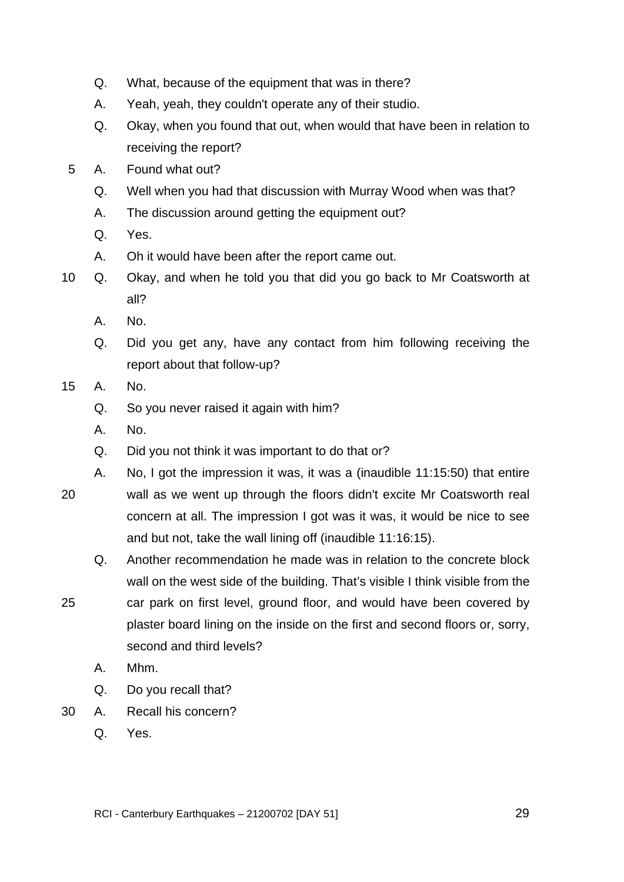Q. What, because of the equipment that was in there?

A. Yeah, yeah, they couldn't operate any of their studio.

Q. Okay, when you found that out, when would that have been in relation to receiving the report?

A. Found what out?

Q. Well when you had that discussion with Murray Wood when was that?

A. The discussion around getting the equipment out?

Q. Yes.

A. Oh it would have been after the report came out.

Q. Okay, and when he told you that did you go back to Mr Coatsworth at all?

A. No.

Q. Did you get any, have any contact from him following receiving the report about that follow-up?

A. No.

Q. So you never raised it again with him?

A. No.

Q. Did you not think it was important to do that or?

A. No, I got the impression it was, it was a (inaudible 11:15:50) that entire wall as we went up through the floors didn't excite Mr Coatsworth real concern at all. The impression I got was it was, it would be nice to see and but not, take the wall lining off (inaudible 11:16:15).

Q. Another recommendation he made was in relation to the concrete block wall on the west side of the building. That's visible I think visible from the car park on first level, ground floor, and would have been covered by plaster board lining on the inside on the first and second floors or, sorry, second and third levels?

A. Mhm.

Q. Do you recall that?

A. Recall his concern?

Q. Yes.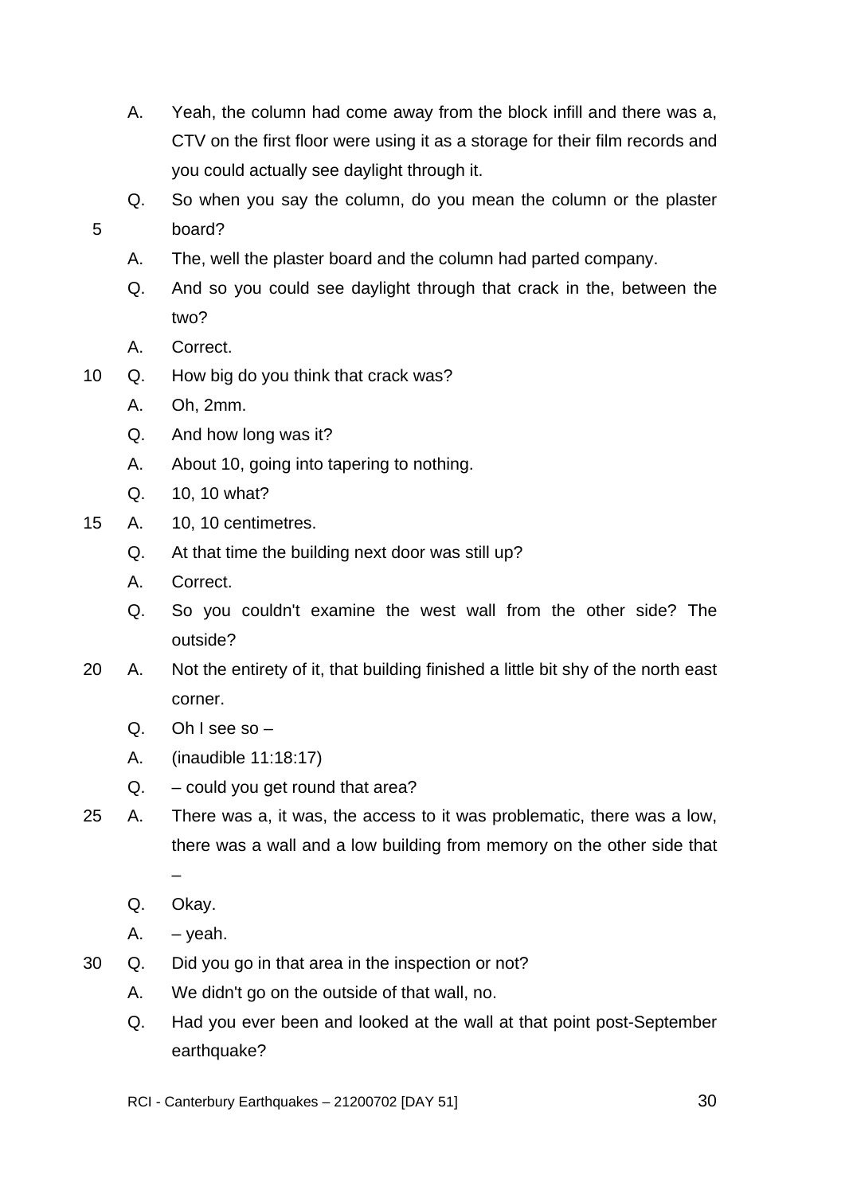A. Yeah, the column had come away from the block infill and there was a, CTV on the first floor were using it as a storage for their film records and you could actually see daylight through it.

Q. So when you say the column, do you mean the column or the plaster board?

A. The, well the plaster board and the column had parted company.

Q. And so you could see daylight through that crack in the, between the two?

A. Correct.

Q. How big do you think that crack was?

A. Oh, 2mm.

Q. And how long was it?

A. About 10, going into tapering to nothing.

Q. 10, 10 what?

A. 10, 10 centimetres.

Q. At that time the building next door was still up?

A. Correct.

Q. So you couldn't examine the west wall from the other side? The outside?

A. Not the entirety of it, that building finished a little bit shy of the north east corner.

Q. Oh I see so –

A. (inaudible 11:18:17)

Q. – could you get round that area?

A. There was a, it was, the access to it was problematic, there was a low, there was a wall and a low building from memory on the other side that –

Q. Okay.

A. – yeah.

Q. Did you go in that area in the inspection or not?

A. We didn't go on the outside of that wall, no.

Q. Had you ever been and looked at the wall at that point post-September earthquake?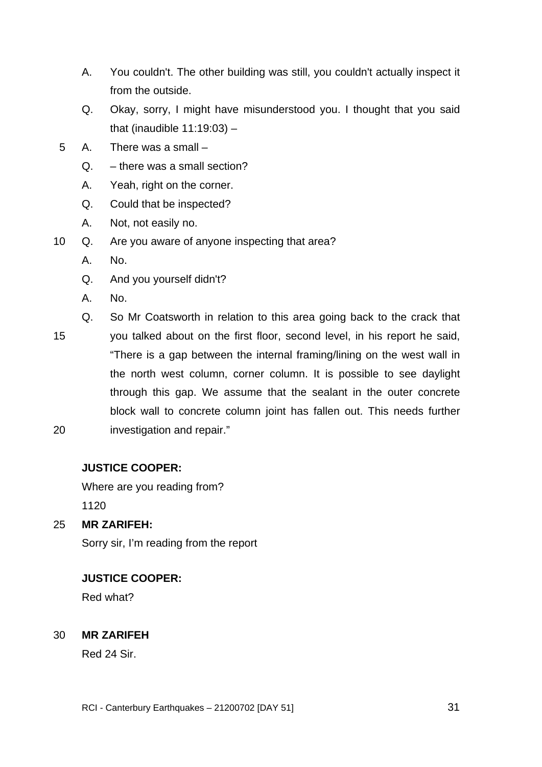A. You couldn't. The other building was still, you couldn't actually inspect it from the outside.

Q. Okay, sorry, I might have misunderstood you. I thought that you said that (inaudible 11:19:03) –

A. There was a small –

Q. – there was a small section?

A. Yeah, right on the corner.

Q. Could that be inspected?

A. Not, not easily no.

Q. Are you aware of anyone inspecting that area?

A. No.

Q. And you yourself didn't?

A. No.

Q. So Mr Coatsworth in relation to this area going back to the crack that you talked about on the first floor, second level, in his report he said, "There is a gap between the internal framing/lining on the west wall in the north west column, corner column. It is possible to see daylight through this gap. We assume that the sealant in the outer concrete block wall to concrete column joint has fallen out. This needs further investigation and repair."

**JUSTICE COOPER:**

Where are you reading from?

1120

**MR ZARIFEH:**

Sorry sir, I'm reading from the report

**JUSTICE COOPER:**

Red what?

**MR ZARIFEH**

Red 24 Sir.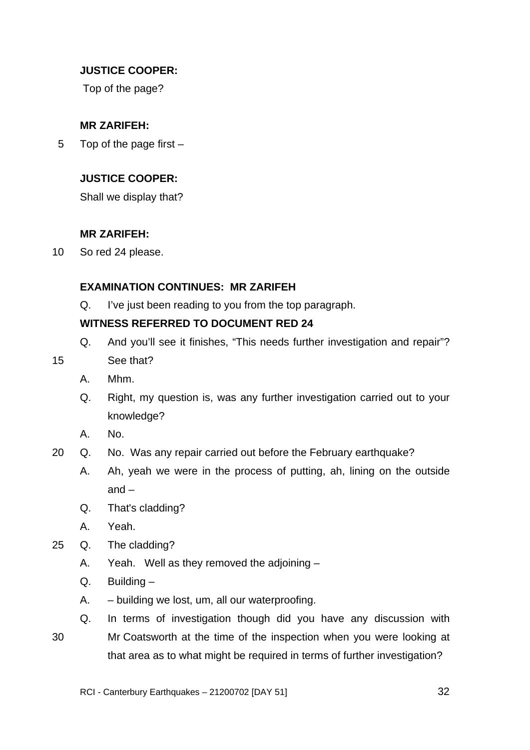**JUSTICE COOPER:**

Top of the page?

**MR ZARIFEH:**

Top of the page first –

**JUSTICE COOPER:**

Shall we display that?

**MR ZARIFEH:**

So red 24 please.

**EXAMINATION CONTINUES: MR ZARIFEH**

Q. I've just been reading to you from the top paragraph.

**WITNESS REFERRED TO DOCUMENT RED 24**

Q. And you'll see it finishes, "This needs further investigation and repair"? See that?

A. Mhm.

Q. Right, my question is, was any further investigation carried out to your knowledge?

A. No.

Q. No. Was any repair carried out before the February earthquake?

A. Ah, yeah we were in the process of putting, ah, lining on the outside and –

Q. That's cladding?

A. Yeah.

Q. The cladding?

A. Yeah. Well as they removed the adjoining –

Q. Building –

A. – building we lost, um, all our waterproofing.

Q. In terms of investigation though did you have any discussion with Mr Coatsworth at the time of the inspection when you were looking at that area as to what might be required in terms of further investigation?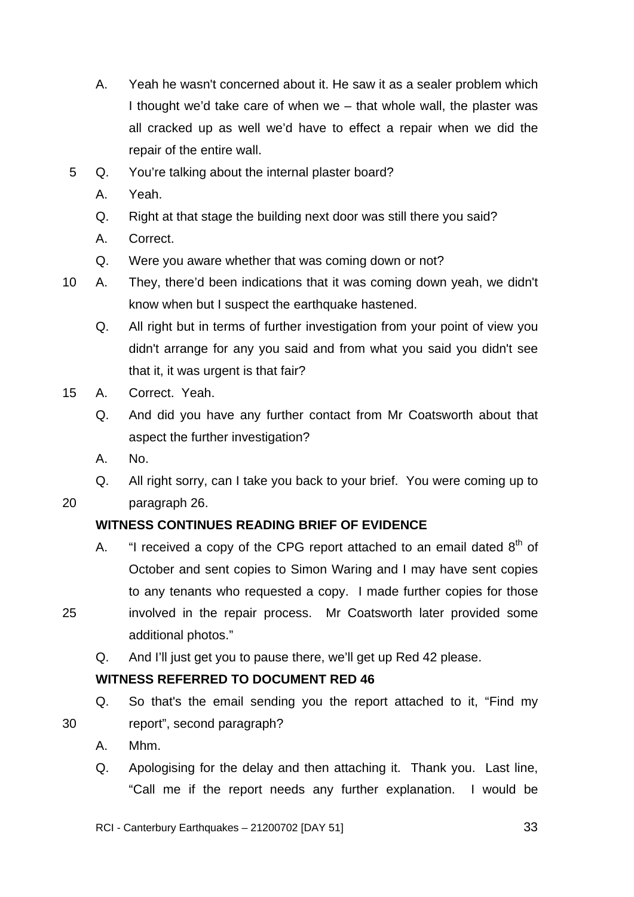A. Yeah he wasn't concerned about it. He saw it as a sealer problem which I thought we'd take care of when we – that whole wall, the plaster was all cracked up as well we'd have to effect a repair when we did the repair of the entire wall.

Q. You're talking about the internal plaster board?

A. Yeah.

Q. Right at that stage the building next door was still there you said?

A. Correct.

Q. Were you aware whether that was coming down or not?

A. They, there'd been indications that it was coming down yeah, we didn't know when but I suspect the earthquake hastened.

Q. All right but in terms of further investigation from your point of view you didn't arrange for any you said and from what you said you didn't see that it, it was urgent is that fair?

A. Correct. Yeah.

Q. And did you have any further contact from Mr Coatsworth about that aspect the further investigation?

A. No.

Q. All right sorry, can I take you back to your brief. You were coming up to paragraph 26.

**WITNESS CONTINUES READING BRIEF OF EVIDENCE**

A. "I received a copy of the CPG report attached to an email dated 8th of October and sent copies to Simon Waring and I may have sent copies to any tenants who requested a copy. I made further copies for those involved in the repair process. Mr Coatsworth later provided some additional photos."

Q. And I'll just get you to pause there, we'll get up Red 42 please.

**WITNESS REFERRED TO DOCUMENT RED 46**

Q. So that's the email sending you the report attached to it, "Find my report", second paragraph?

A. Mhm.

Q. Apologising for the delay and then attaching it. Thank you. Last line, "Call me if the report needs any further explanation. I would be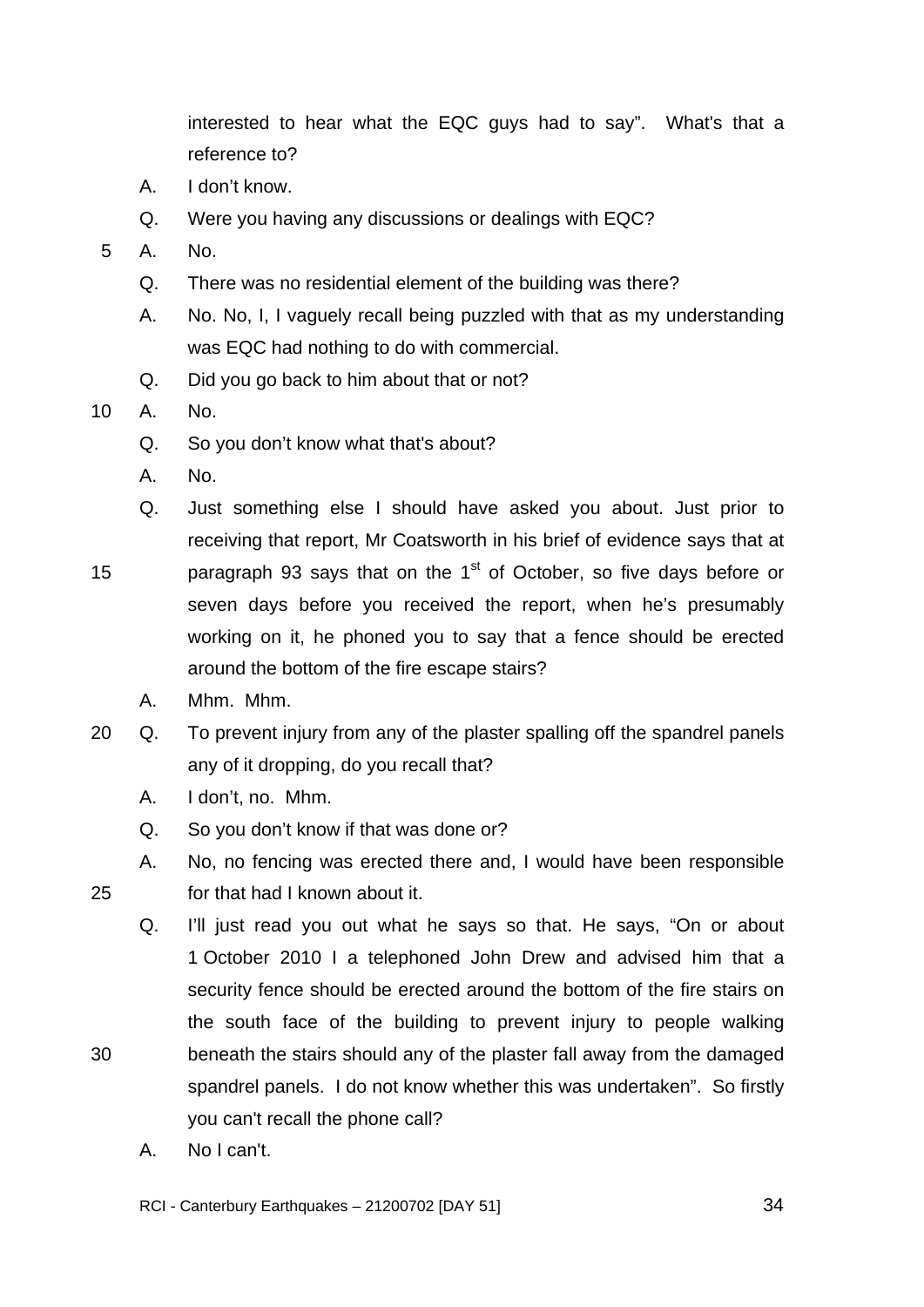interested to hear what the EQC guys had to say". What's that a reference to?

A. I don't know.

Q. Were you having any discussions or dealings with EQC?

A. No.

Q. There was no residential element of the building was there?

A. No. No, I, I vaguely recall being puzzled with that as my understanding was EQC had nothing to do with commercial.

Q. Did you go back to him about that or not?

A. No.

Q. So you don't know what that's about?

A. No.

Q. Just something else I should have asked you about. Just prior to receiving that report, Mr Coatsworth in his brief of evidence says that at paragraph 93 says that on the 1st of October, so five days before or seven days before you received the report, when he's presumably working on it, he phoned you to say that a fence should be erected around the bottom of the fire escape stairs?

A. Mhm. Mhm.

Q. To prevent injury from any of the plaster spalling off the spandrel panels any of it dropping, do you recall that?

A. I don't, no. Mhm.

Q. So you don't know if that was done or?

A. No, no fencing was erected there and, I would have been responsible for that had I known about it.

Q. I'll just read you out what he says so that. He says, "On or about 1 October 2010 I a telephoned John Drew and advised him that a security fence should be erected around the bottom of the fire stairs on the south face of the building to prevent injury to people walking beneath the stairs should any of the plaster fall away from the damaged spandrel panels. I do not know whether this was undertaken". So firstly you can't recall the phone call?

A. No I can't.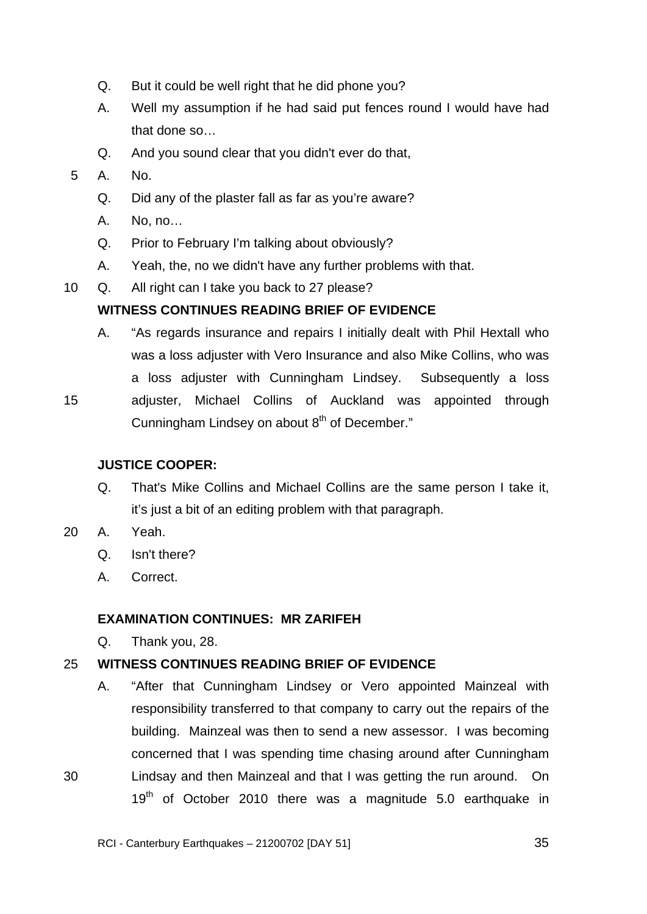Q. But it could be well right that he did phone you?

A. Well my assumption if he had said put fences round I would have had that done so…

Q. And you sound clear that you didn't ever do that,

A. No.

Q. Did any of the plaster fall as far as you're aware?

A. No, no…

Q. Prior to February I'm talking about obviously?

A. Yeah, the, no we didn't have any further problems with that.

Q. All right can I take you back to 27 please?

**WITNESS CONTINUES READING BRIEF OF EVIDENCE**

A. "As regards insurance and repairs I initially dealt with Phil Hextall who was a loss adjuster with Vero Insurance and also Mike Collins, who was a loss adjuster with Cunningham Lindsey. Subsequently a loss adjuster, Michael Collins of Auckland was appointed through Cunningham Lindsey on about 8th of December."

**JUSTICE COOPER:**

Q. That's Mike Collins and Michael Collins are the same person I take it, it's just a bit of an editing problem with that paragraph.

A. Yeah.

Q. Isn't there?

A. Correct.

**EXAMINATION CONTINUES: MR ZARIFEH**

Q. Thank you, 28.

**WITNESS CONTINUES READING BRIEF OF EVIDENCE**

A. "After that Cunningham Lindsey or Vero appointed Mainzeal with responsibility transferred to that company to carry out the repairs of the building. Mainzeal was then to send a new assessor. I was becoming concerned that I was spending time chasing around after Cunningham Lindsay and then Mainzeal and that I was getting the run around. On 19th of October 2010 there was a magnitude 5.0 earthquake in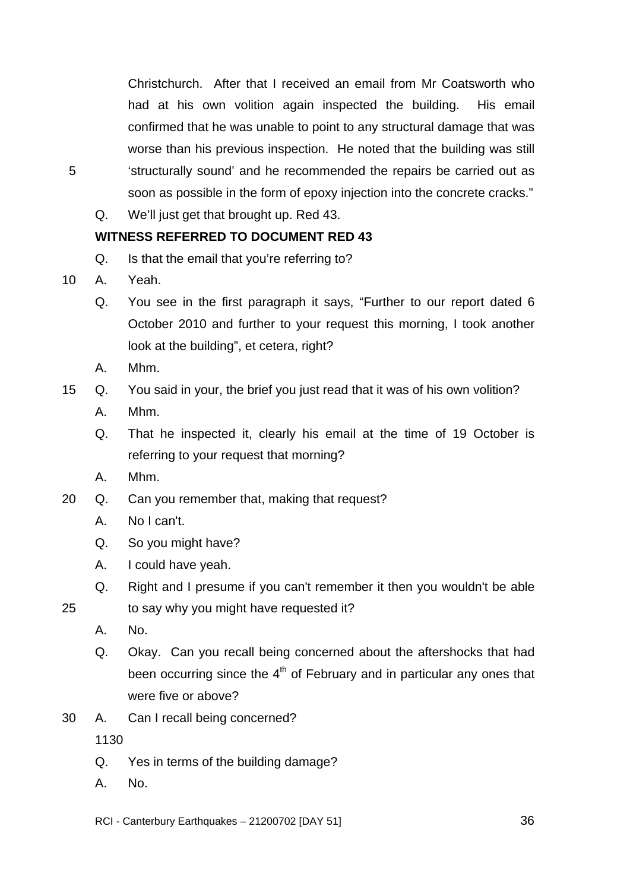Christchurch. After that I received an email from Mr Coatsworth who had at his own volition again inspected the building. His email confirmed that he was unable to point to any structural damage that was worse than his previous inspection. He noted that the building was still 'structurally sound' and he recommended the repairs be carried out as soon as possible in the form of epoxy injection into the concrete cracks."

Q. We'll just get that brought up. Red 43.

**WITNESS REFERRED TO DOCUMENT RED 43**

Q. Is that the email that you're referring to?

A. Yeah.

Q. You see in the first paragraph it says, "Further to our report dated 6 October 2010 and further to your request this morning, I took another look at the building", et cetera, right?

A. Mhm.

Q. You said in your, the brief you just read that it was of his own volition?

A. Mhm.

Q. That he inspected it, clearly his email at the time of 19 October is referring to your request that morning?

A. Mhm.

Q. Can you remember that, making that request?

A. No I can't.

Q. So you might have?

A. I could have yeah.

Q. Right and I presume if you can't remember it then you wouldn't be able to say why you might have requested it?

A. No.

Q. Okay. Can you recall being concerned about the aftershocks that had been occurring since the 4th of February and in particular any ones that were five or above?

A. Can I recall being concerned?

1130

Q. Yes in terms of the building damage?

A. No.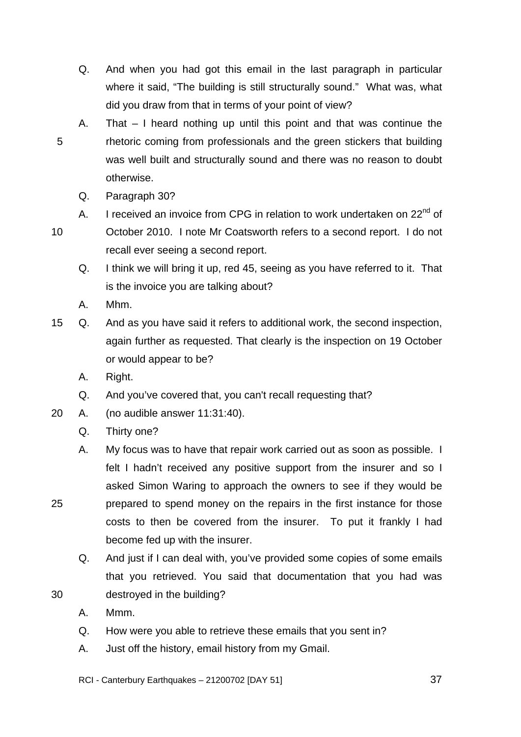Q. And when you had got this email in the last paragraph in particular where it said, "The building is still structurally sound." What was, what did you draw from that in terms of your point of view?

A. That – I heard nothing up until this point and that was continue the rhetoric coming from professionals and the green stickers that building was well built and structurally sound and there was no reason to doubt otherwise.

Q. Paragraph 30?

A. I received an invoice from CPG in relation to work undertaken on 22nd of October 2010. I note Mr Coatsworth refers to a second report. I do not recall ever seeing a second report.

Q. I think we will bring it up, red 45, seeing as you have referred to it. That is the invoice you are talking about?

A. Mhm.

Q. And as you have said it refers to additional work, the second inspection, again further as requested. That clearly is the inspection on 19 October or would appear to be?

A. Right.

Q. And you've covered that, you can't recall requesting that?

A. (no audible answer 11:31:40).

Q. Thirty one?

A. My focus was to have that repair work carried out as soon as possible. I felt I hadn't received any positive support from the insurer and so I asked Simon Waring to approach the owners to see if they would be prepared to spend money on the repairs in the first instance for those costs to then be covered from the insurer. To put it frankly I had become fed up with the insurer.

Q. And just if I can deal with, you've provided some copies of some emails that you retrieved. You said that documentation that you had was destroyed in the building?

A. Mmm.

Q. How were you able to retrieve these emails that you sent in?

A. Just off the history, email history from my Gmail.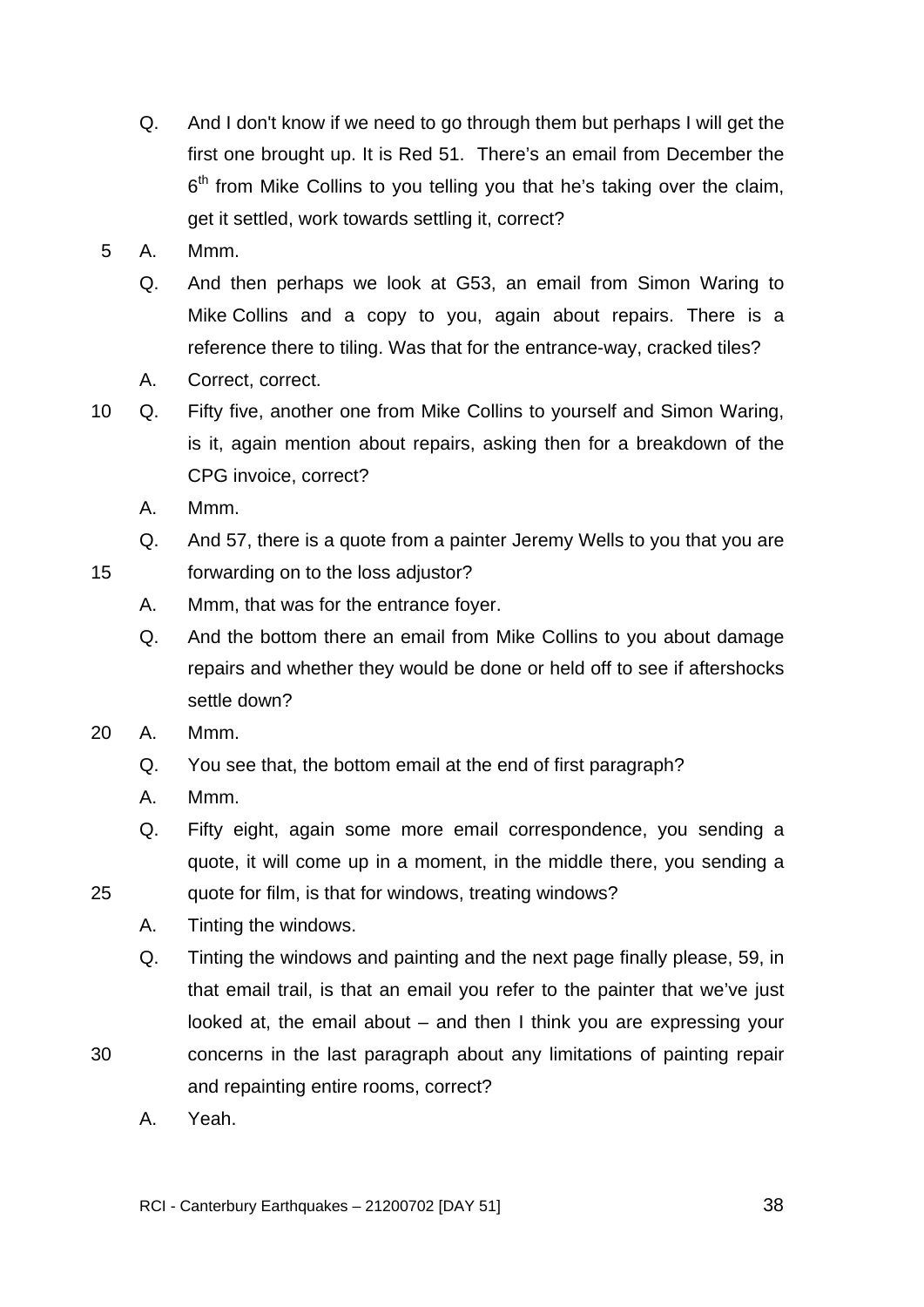Q. And I don't know if we need to go through them but perhaps I will get the first one brought up. It is Red 51. There's an email from December the 6th from Mike Collins to you telling you that he's taking over the claim, get it settled, work towards settling it, correct?

A. Mmm.

Q. And then perhaps we look at G53, an email from Simon Waring to Mike Collins and a copy to you, again about repairs. There is a reference there to tiling. Was that for the entrance-way, cracked tiles?

A. Correct, correct.

Q. Fifty five, another one from Mike Collins to yourself and Simon Waring, is it, again mention about repairs, asking then for a breakdown of the CPG invoice, correct?

A. Mmm.

Q. And 57, there is a quote from a painter Jeremy Wells to you that you are forwarding on to the loss adjustor?

A. Mmm, that was for the entrance foyer.

Q. And the bottom there an email from Mike Collins to you about damage repairs and whether they would be done or held off to see if aftershocks settle down?

A. Mmm.

Q. You see that, the bottom email at the end of first paragraph?

A. Mmm.

Q. Fifty eight, again some more email correspondence, you sending a quote, it will come up in a moment, in the middle there, you sending a quote for film, is that for windows, treating windows?

A. Tinting the windows.

Q. Tinting the windows and painting and the next page finally please, 59, in that email trail, is that an email you refer to the painter that we've just looked at, the email about – and then I think you are expressing your concerns in the last paragraph about any limitations of painting repair and repainting entire rooms, correct?

A. Yeah.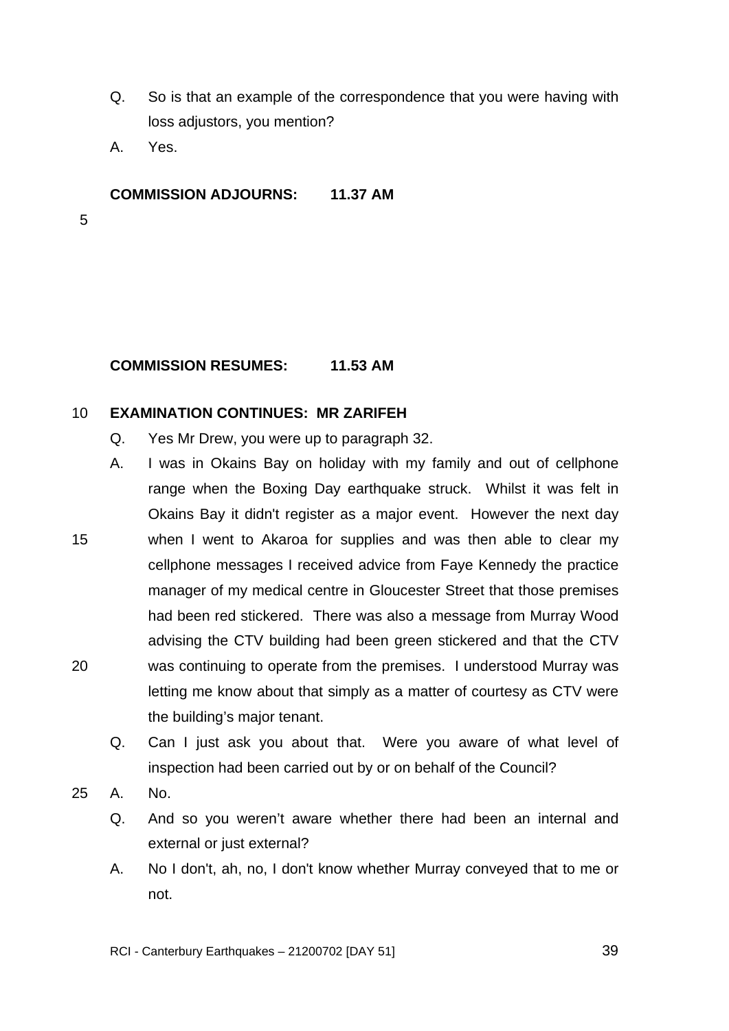Q. So is that an example of the correspondence that you were having with loss adjustors, you mention?

A. Yes.

**COMMISSION ADJOURNS: 11.37 AM**

**COMMISSION RESUMES: 11.53 AM**

**EXAMINATION CONTINUES: MR ZARIFEH**

Q. Yes Mr Drew, you were up to paragraph 32.

A. I was in Okains Bay on holiday with my family and out of cellphone range when the Boxing Day earthquake struck. Whilst it was felt in Okains Bay it didn't register as a major event. However the next day when I went to Akaroa for supplies and was then able to clear my cellphone messages I received advice from Faye Kennedy the practice manager of my medical centre in Gloucester Street that those premises had been red stickered. There was also a message from Murray Wood advising the CTV building had been green stickered and that the CTV was continuing to operate from the premises. I understood Murray was letting me know about that simply as a matter of courtesy as CTV were the building's major tenant.

Q. Can I just ask you about that. Were you aware of what level of inspection had been carried out by or on behalf of the Council?

A. No.

Q. And so you weren't aware whether there had been an internal and external or just external?

A. No I don't, ah, no, I don't know whether Murray conveyed that to me or not.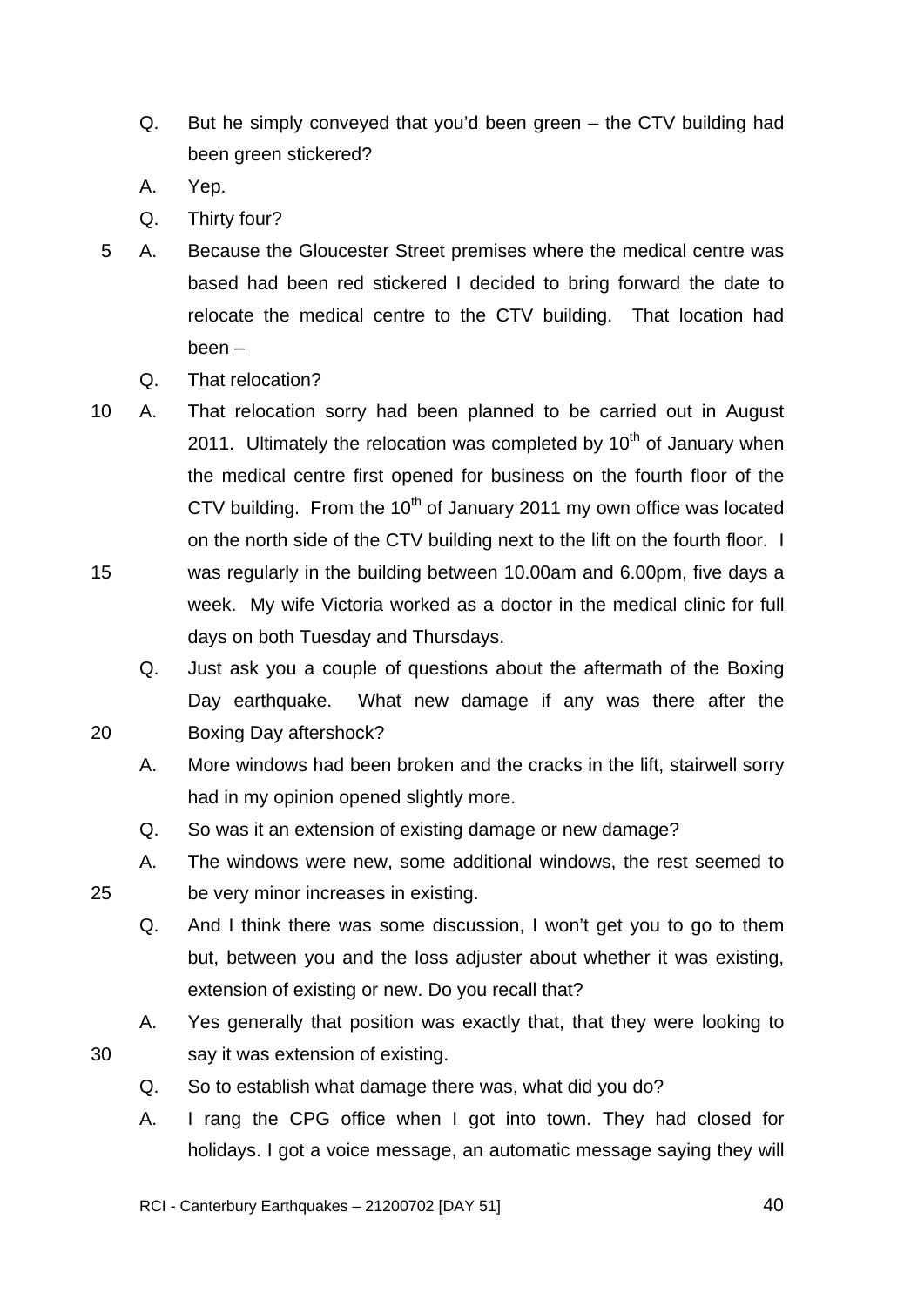Q. But he simply conveyed that you'd been green – the CTV building had been green stickered?

A. Yep.

Q. Thirty four?

A. Because the Gloucester Street premises where the medical centre was based had been red stickered I decided to bring forward the date to relocate the medical centre to the CTV building. That location had been –

Q. That relocation?

A. That relocation sorry had been planned to be carried out in August 2011. Ultimately the relocation was completed by 10th of January when the medical centre first opened for business on the fourth floor of the CTV building. From the 10th of January 2011 my own office was located on the north side of the CTV building next to the lift on the fourth floor. I was regularly in the building between 10.00am and 6.00pm, five days a week. My wife Victoria worked as a doctor in the medical clinic for full days on both Tuesday and Thursdays.

Q. Just ask you a couple of questions about the aftermath of the Boxing Day earthquake. What new damage if any was there after the Boxing Day aftershock?

A. More windows had been broken and the cracks in the lift, stairwell sorry had in my opinion opened slightly more.

Q. So was it an extension of existing damage or new damage?

A. The windows were new, some additional windows, the rest seemed to be very minor increases in existing.

Q. And I think there was some discussion, I won't get you to go to them but, between you and the loss adjuster about whether it was existing, extension of existing or new. Do you recall that?

A. Yes generally that position was exactly that, that they were looking to say it was extension of existing.

Q. So to establish what damage there was, what did you do?

A. I rang the CPG office when I got into town. They had closed for holidays. I got a voice message, an automatic message saying they will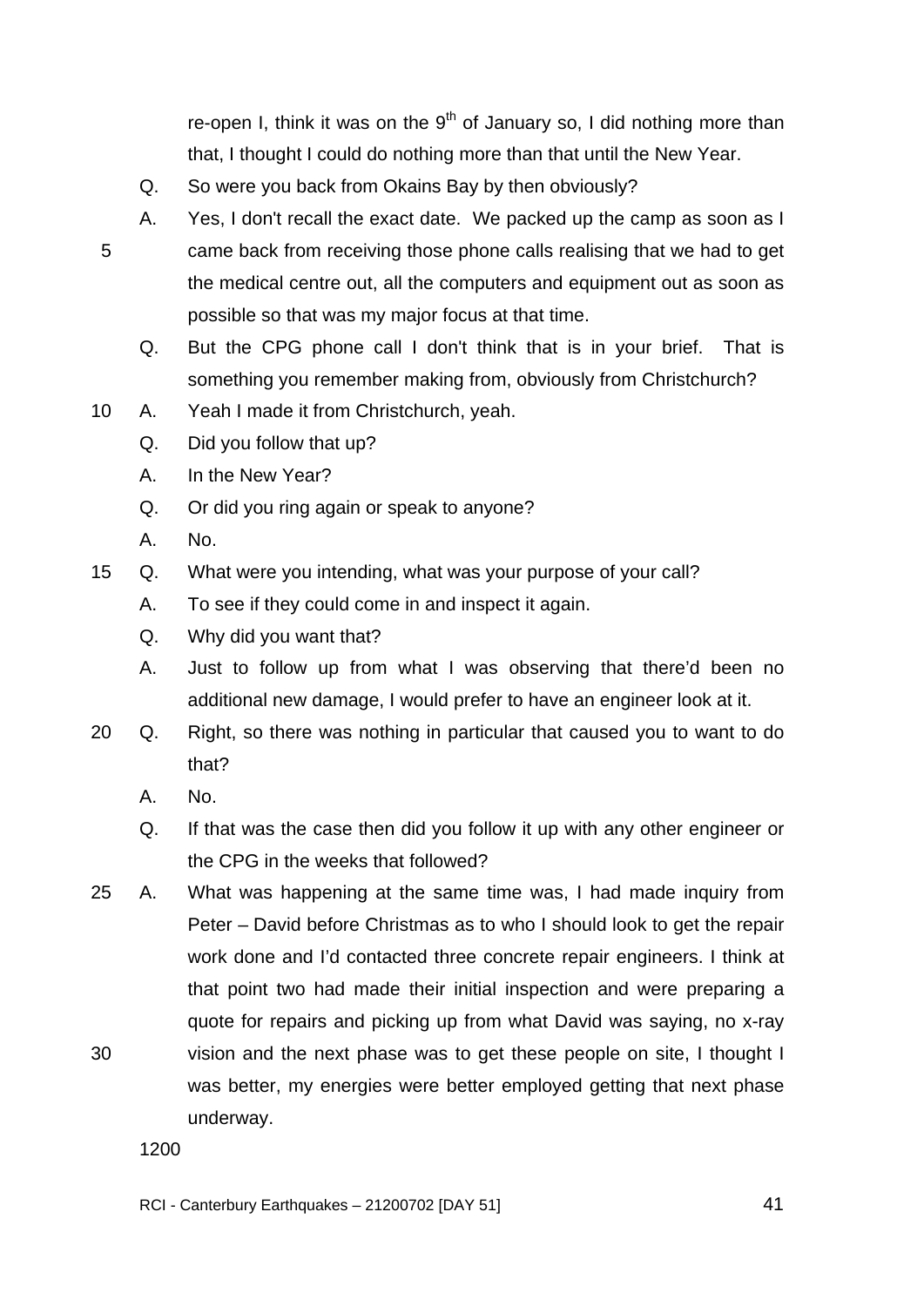re-open I, think it was on the 9th of January so, I did nothing more than that, I thought I could do nothing more than that until the New Year.

Q. So were you back from Okains Bay by then obviously?

A. Yes, I don't recall the exact date. We packed up the camp as soon as I came back from receiving those phone calls realising that we had to get the medical centre out, all the computers and equipment out as soon as possible so that was my major focus at that time.

Q. But the CPG phone call I don't think that is in your brief. That is something you remember making from, obviously from Christchurch?

A. Yeah I made it from Christchurch, yeah.

Q. Did you follow that up?

A. In the New Year?

Q. Or did you ring again or speak to anyone?

A. No.

Q. What were you intending, what was your purpose of your call?

A. To see if they could come in and inspect it again.

Q. Why did you want that?

A. Just to follow up from what I was observing that there'd been no additional new damage, I would prefer to have an engineer look at it.

Q. Right, so there was nothing in particular that caused you to want to do that?

A. No.

Q. If that was the case then did you follow it up with any other engineer or the CPG in the weeks that followed?

A. What was happening at the same time was, I had made inquiry from Peter – David before Christmas as to who I should look to get the repair work done and I'd contacted three concrete repair engineers. I think at that point two had made their initial inspection and were preparing a quote for repairs and picking up from what David was saying, no x-ray vision and the next phase was to get these people on site, I thought I was better, my energies were better employed getting that next phase underway.

1200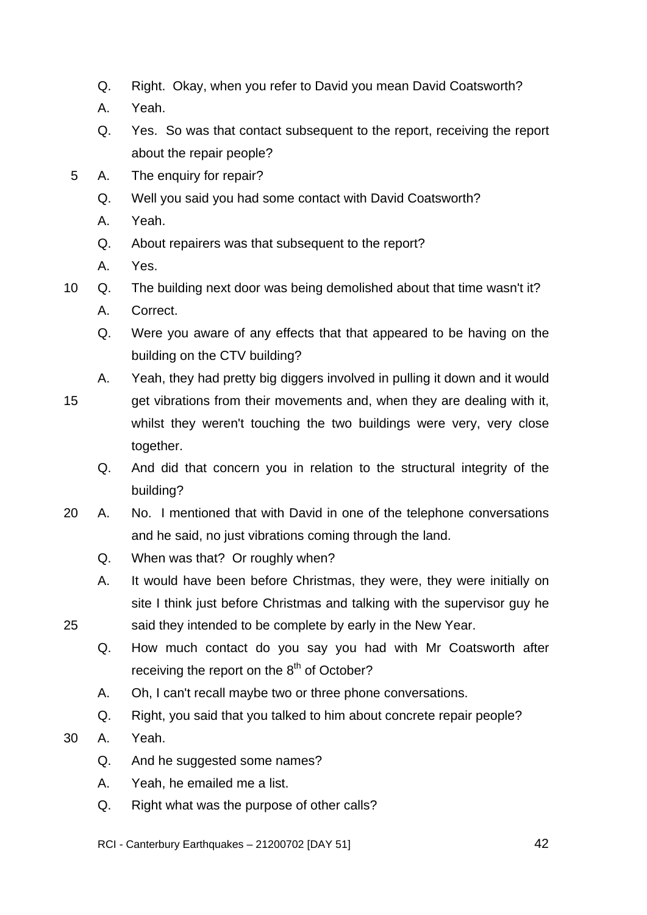Q. Right. Okay, when you refer to David you mean David Coatsworth?

A. Yeah.

Q. Yes. So was that contact subsequent to the report, receiving the report about the repair people?

A. The enquiry for repair?

Q. Well you said you had some contact with David Coatsworth?

A. Yeah.

Q. About repairers was that subsequent to the report?

A. Yes.

Q. The building next door was being demolished about that time wasn't it?

A. Correct.

Q. Were you aware of any effects that that appeared to be having on the building on the CTV building?

A. Yeah, they had pretty big diggers involved in pulling it down and it would get vibrations from their movements and, when they are dealing with it, whilst they weren't touching the two buildings were very, very close together.

Q. And did that concern you in relation to the structural integrity of the building?

A. No. I mentioned that with David in one of the telephone conversations and he said, no just vibrations coming through the land.

Q. When was that? Or roughly when?

A. It would have been before Christmas, they were, they were initially on site I think just before Christmas and talking with the supervisor guy he said they intended to be complete by early in the New Year.

Q. How much contact do you say you had with Mr Coatsworth after receiving the report on the 8th of October?

A. Oh, I can't recall maybe two or three phone conversations.

Q. Right, you said that you talked to him about concrete repair people?

A. Yeah.

Q. And he suggested some names?

A. Yeah, he emailed me a list.

Q. Right what was the purpose of other calls?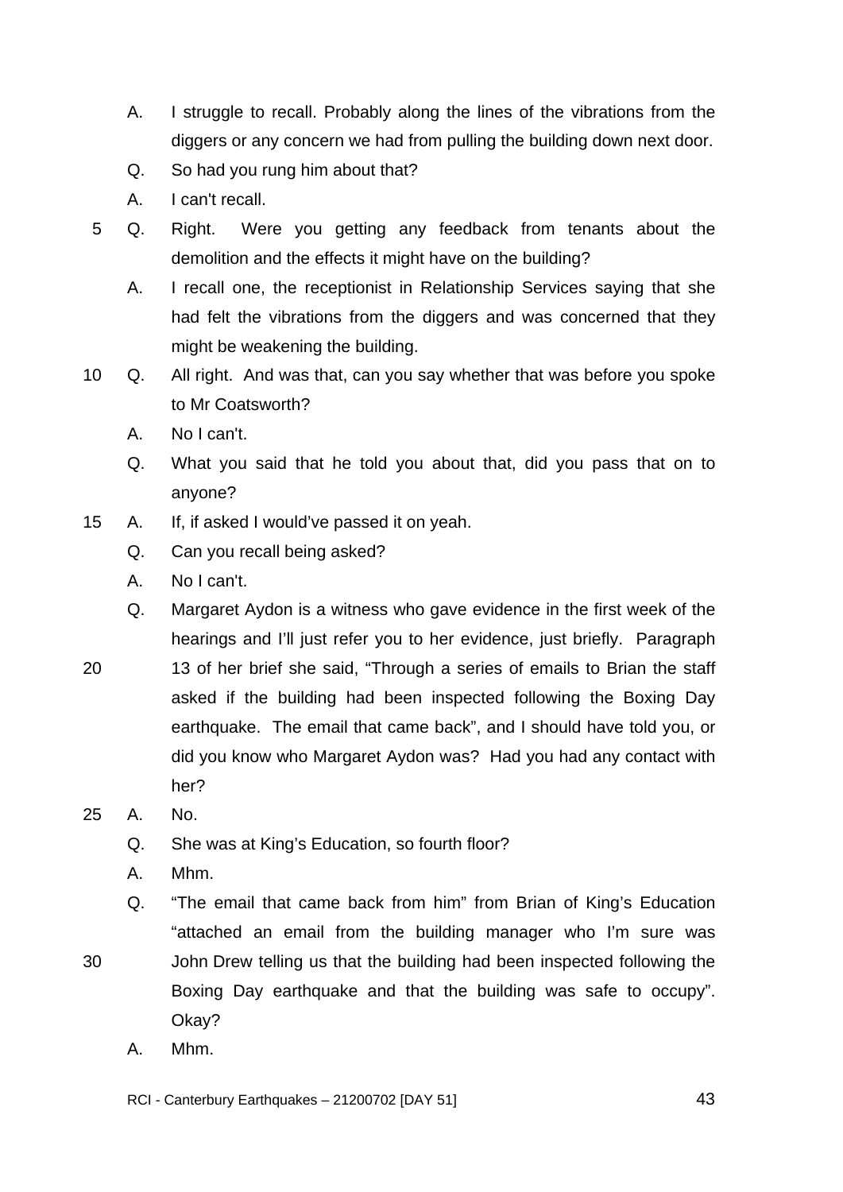A. I struggle to recall. Probably along the lines of the vibrations from the diggers or any concern we had from pulling the building down next door.

Q. So had you rung him about that?

A. I can't recall.

Q. Right. Were you getting any feedback from tenants about the demolition and the effects it might have on the building?

A. I recall one, the receptionist in Relationship Services saying that she had felt the vibrations from the diggers and was concerned that they might be weakening the building.

Q. All right. And was that, can you say whether that was before you spoke to Mr Coatsworth?

A. No I can't.

Q. What you said that he told you about that, did you pass that on to anyone?

A. If, if asked I would've passed it on yeah.

Q. Can you recall being asked?

A. No I can't.

Q. Margaret Aydon is a witness who gave evidence in the first week of the hearings and I'll just refer you to her evidence, just briefly. Paragraph 13 of her brief she said, "Through a series of emails to Brian the staff asked if the building had been inspected following the Boxing Day earthquake. The email that came back", and I should have told you, or did you know who Margaret Aydon was? Had you had any contact with her?

A. No.

Q. She was at King's Education, so fourth floor?

A. Mhm.

Q. "The email that came back from him" from Brian of King's Education "attached an email from the building manager who I'm sure was John Drew telling us that the building had been inspected following the Boxing Day earthquake and that the building was safe to occupy". Okay?

A. Mhm.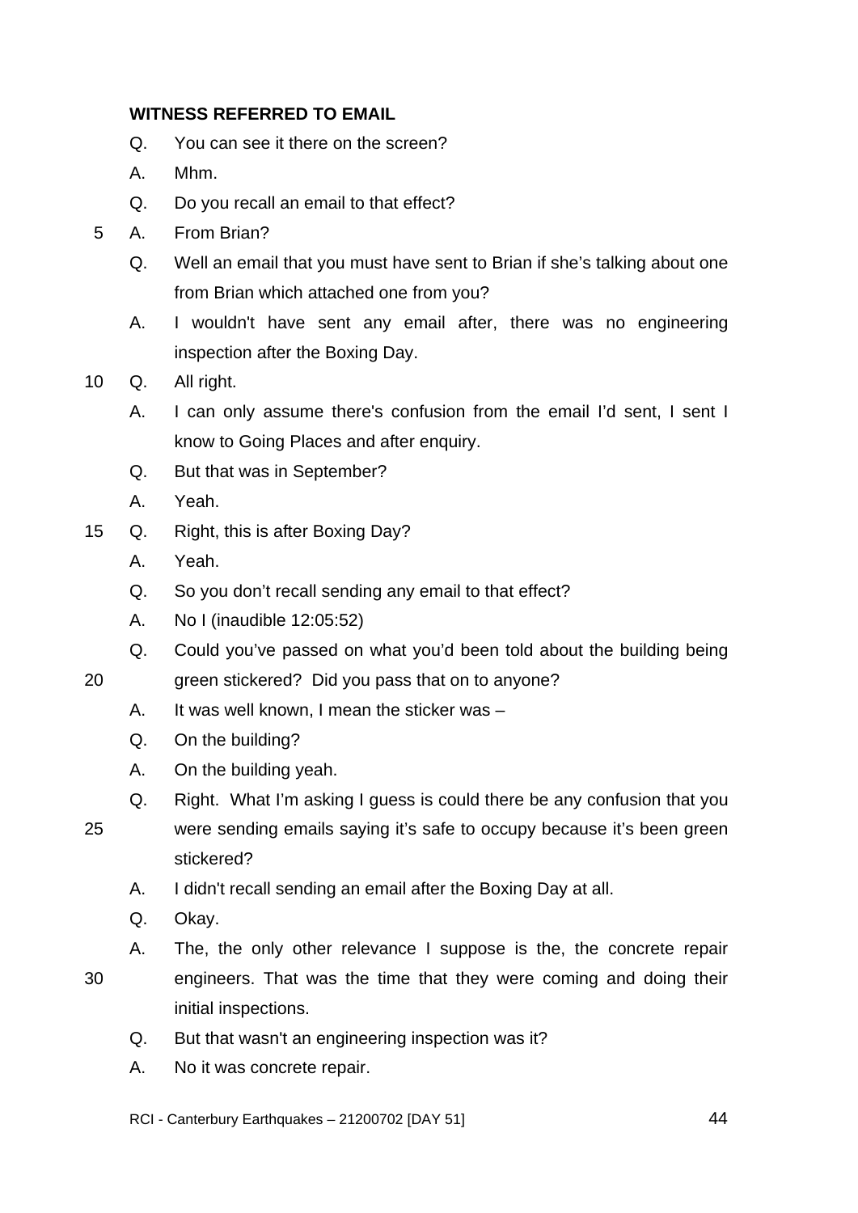**WITNESS REFERRED TO EMAIL**

Q. You can see it there on the screen?

A. Mhm.

Q. Do you recall an email to that effect?

A. From Brian?

Q. Well an email that you must have sent to Brian if she's talking about one from Brian which attached one from you?

A. I wouldn't have sent any email after, there was no engineering inspection after the Boxing Day.

Q. All right.

A. I can only assume there's confusion from the email I'd sent, I sent I know to Going Places and after enquiry.

Q. But that was in September?

A. Yeah.

Q. Right, this is after Boxing Day?

A. Yeah.

Q. So you don't recall sending any email to that effect?

A. No I (inaudible 12:05:52)

Q. Could you've passed on what you'd been told about the building being green stickered? Did you pass that on to anyone?

A. It was well known, I mean the sticker was –

Q. On the building?

A. On the building yeah.

Q. Right. What I'm asking I guess is could there be any confusion that you were sending emails saying it's safe to occupy because it's been green stickered?

A. I didn't recall sending an email after the Boxing Day at all.

Q. Okay.

A. The, the only other relevance I suppose is the, the concrete repair engineers. That was the time that they were coming and doing their initial inspections.

Q. But that wasn't an engineering inspection was it?

A. No it was concrete repair.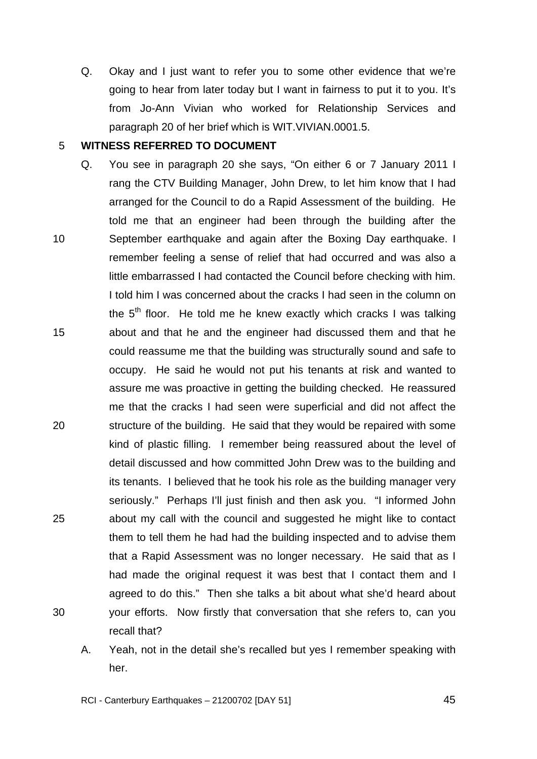Q. Okay and I just want to refer you to some other evidence that we're going to hear from later today but I want in fairness to put it to you. It's from Jo-Ann Vivian who worked for Relationship Services and paragraph 20 of her brief which is WIT.VIVIAN.0001.5.

**WITNESS REFERRED TO DOCUMENT**

Q. You see in paragraph 20 she says, "On either 6 or 7 January 2011 I rang the CTV Building Manager, John Drew, to let him know that I had arranged for the Council to do a Rapid Assessment of the building. He told me that an engineer had been through the building after the September earthquake and again after the Boxing Day earthquake. I remember feeling a sense of relief that had occurred and was also a little embarrassed I had contacted the Council before checking with him. I told him I was concerned about the cracks I had seen in the column on the 5th floor. He told me he knew exactly which cracks I was talking about and that he and the engineer had discussed them and that he could reassume me that the building was structurally sound and safe to occupy. He said he would not put his tenants at risk and wanted to assure me was proactive in getting the building checked. He reassured me that the cracks I had seen were superficial and did not affect the structure of the building. He said that they would be repaired with some kind of plastic filling. I remember being reassured about the level of detail discussed and how committed John Drew was to the building and its tenants. I believed that he took his role as the building manager very seriously." Perhaps I'll just finish and then ask you. "I informed John about my call with the council and suggested he might like to contact them to tell them he had had the building inspected and to advise them that a Rapid Assessment was no longer necessary. He said that as I had made the original request it was best that I contact them and I agreed to do this." Then she talks a bit about what she'd heard about your efforts. Now firstly that conversation that she refers to, can you recall that?

A. Yeah, not in the detail she's recalled but yes I remember speaking with her.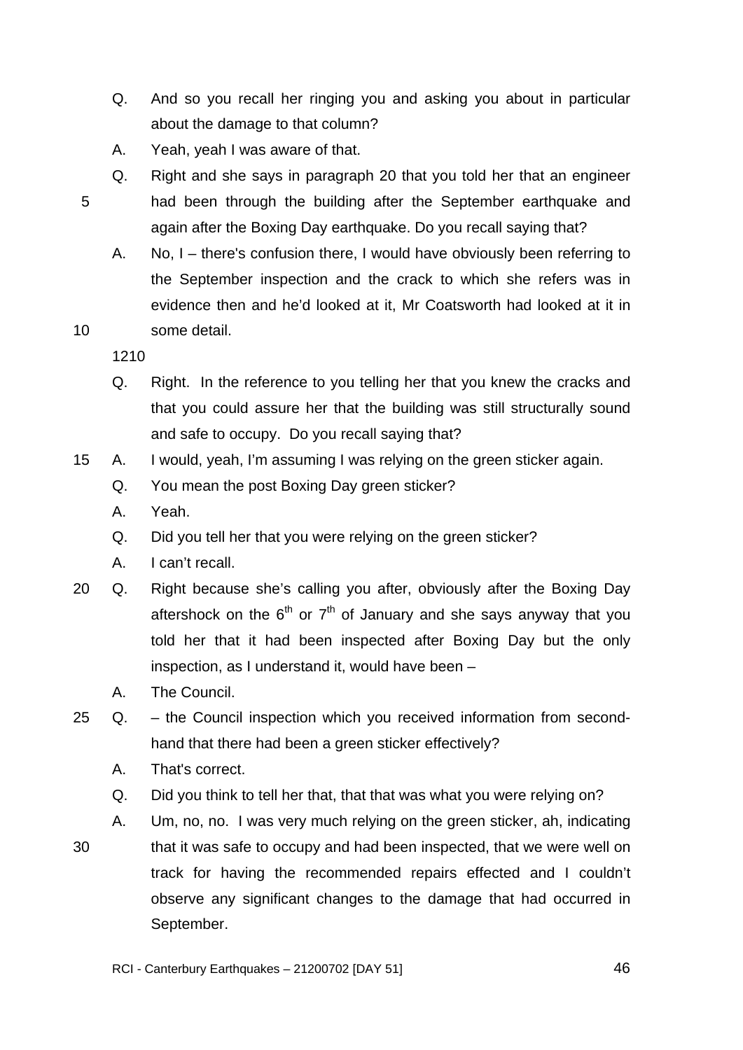Q. And so you recall her ringing you and asking you about in particular about the damage to that column?

A. Yeah, yeah I was aware of that.

Q. Right and she says in paragraph 20 that you told her that an engineer had been through the building after the September earthquake and again after the Boxing Day earthquake. Do you recall saying that?

A. No, I – there's confusion there, I would have obviously been referring to the September inspection and the crack to which she refers was in evidence then and he'd looked at it, Mr Coatsworth had looked at it in some detail.

1210

Q. Right. In the reference to you telling her that you knew the cracks and that you could assure her that the building was still structurally sound and safe to occupy. Do you recall saying that?

A. I would, yeah, I'm assuming I was relying on the green sticker again.

Q. You mean the post Boxing Day green sticker?

A. Yeah.

Q. Did you tell her that you were relying on the green sticker?

A. I can't recall.

Q. Right because she's calling you after, obviously after the Boxing Day aftershock on the 6th or 7th of January and she says anyway that you told her that it had been inspected after Boxing Day but the only inspection, as I understand it, would have been –

A. The Council.

Q. – the Council inspection which you received information from second-hand that there had been a green sticker effectively?

A. That's correct.

Q. Did you think to tell her that, that that was what you were relying on?

A. Um, no, no. I was very much relying on the green sticker, ah, indicating that it was safe to occupy and had been inspected, that we were well on track for having the recommended repairs effected and I couldn't observe any significant changes to the damage that had occurred in September.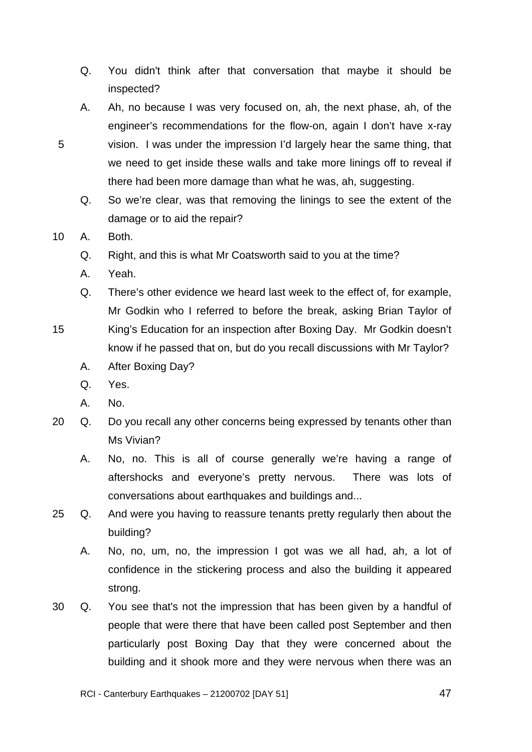Q. You didn't think after that conversation that maybe it should be inspected?

A. Ah, no because I was very focused on, ah, the next phase, ah, of the engineer's recommendations for the flow-on, again I don't have x-ray vision. I was under the impression I'd largely hear the same thing, that we need to get inside these walls and take more linings off to reveal if there had been more damage than what he was, ah, suggesting.

Q. So we're clear, was that removing the linings to see the extent of the damage or to aid the repair?

A. Both.

Q. Right, and this is what Mr Coatsworth said to you at the time?

A. Yeah.

Q. There's other evidence we heard last week to the effect of, for example, Mr Godkin who I referred to before the break, asking Brian Taylor of King's Education for an inspection after Boxing Day. Mr Godkin doesn't know if he passed that on, but do you recall discussions with Mr Taylor?

A. After Boxing Day?

Q. Yes.

A. No.

Q. Do you recall any other concerns being expressed by tenants other than Ms Vivian?

A. No, no. This is all of course generally we're having a range of aftershocks and everyone's pretty nervous. There was lots of conversations about earthquakes and buildings and...

Q. And were you having to reassure tenants pretty regularly then about the building?

A. No, no, um, no, the impression I got was we all had, ah, a lot of confidence in the stickering process and also the building it appeared strong.

Q. You see that's not the impression that has been given by a handful of people that were there that have been called post September and then particularly post Boxing Day that they were concerned about the building and it shook more and they were nervous when there was an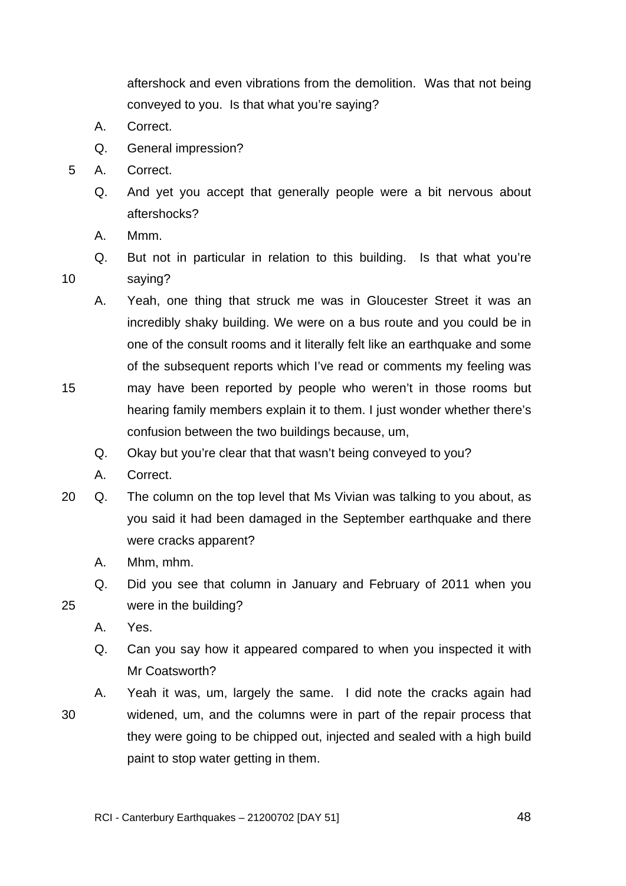aftershock and even vibrations from the demolition. Was that not being conveyed to you. Is that what you're saying?

A. Correct.

Q. General impression?

A. Correct.

Q. And yet you accept that generally people were a bit nervous about aftershocks?

A. Mmm.

Q. But not in particular in relation to this building. Is that what you're saying?

A. Yeah, one thing that struck me was in Gloucester Street it was an incredibly shaky building. We were on a bus route and you could be in one of the consult rooms and it literally felt like an earthquake and some of the subsequent reports which I've read or comments my feeling was may have been reported by people who weren't in those rooms but hearing family members explain it to them. I just wonder whether there's confusion between the two buildings because, um,

Q. Okay but you're clear that that wasn't being conveyed to you?

A. Correct.

Q. The column on the top level that Ms Vivian was talking to you about, as you said it had been damaged in the September earthquake and there were cracks apparent?

A. Mhm, mhm.

Q. Did you see that column in January and February of 2011 when you were in the building?

A. Yes.

Q. Can you say how it appeared compared to when you inspected it with Mr Coatsworth?

A. Yeah it was, um, largely the same. I did note the cracks again had widened, um, and the columns were in part of the repair process that they were going to be chipped out, injected and sealed with a high build paint to stop water getting in them.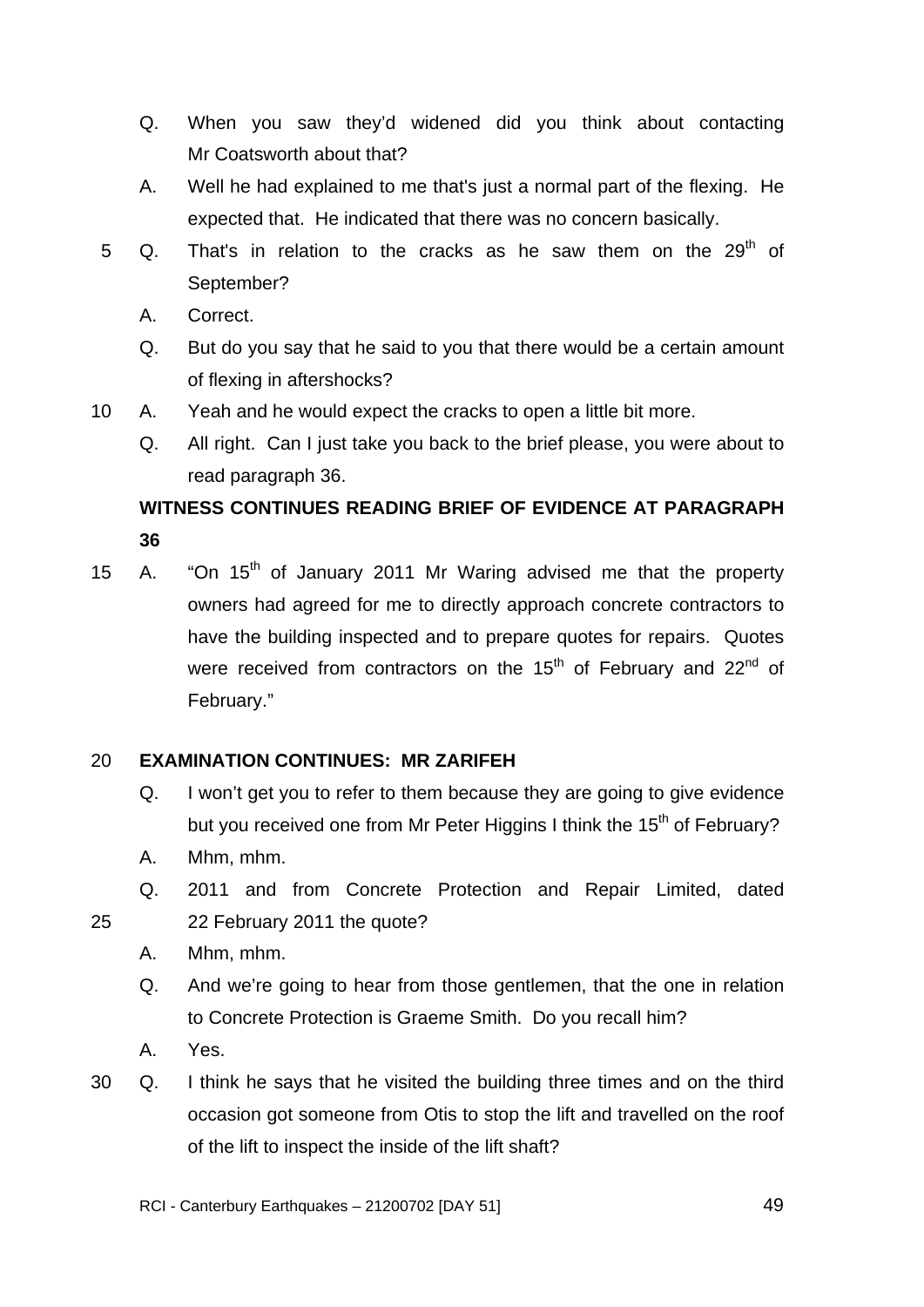Q. When you saw they'd widened did you think about contacting Mr Coatsworth about that?

A. Well he had explained to me that's just a normal part of the flexing. He expected that. He indicated that there was no concern basically.

5 Q. That's in relation to the cracks as he saw them on the 29th of September?

A. Correct.

Q. But do you say that he said to you that there would be a certain amount of flexing in aftershocks?

10 A. Yeah and he would expect the cracks to open a little bit more.

Q. All right. Can I just take you back to the brief please, you were about to read paragraph 36.

**WITNESS CONTINUES READING BRIEF OF EVIDENCE AT PARAGRAPH 36**

15 A. "On 15th of January 2011 Mr Waring advised me that the property owners had agreed for me to directly approach concrete contractors to have the building inspected and to prepare quotes for repairs. Quotes were received from contractors on the 15th of February and 22nd of February."

20 **EXAMINATION CONTINUES: MR ZARIFEH**

Q. I won't get you to refer to them because they are going to give evidence but you received one from Mr Peter Higgins I think the 15th of February?

A. Mhm, mhm.

Q. 2011 and from Concrete Protection and Repair Limited, dated

25 22 February 2011 the quote?

A. Mhm, mhm.

Q. And we're going to hear from those gentlemen, that the one in relation to Concrete Protection is Graeme Smith. Do you recall him?

A. Yes.

30 Q. I think he says that he visited the building three times and on the third occasion got someone from Otis to stop the lift and travelled on the roof of the lift to inspect the inside of the lift shaft?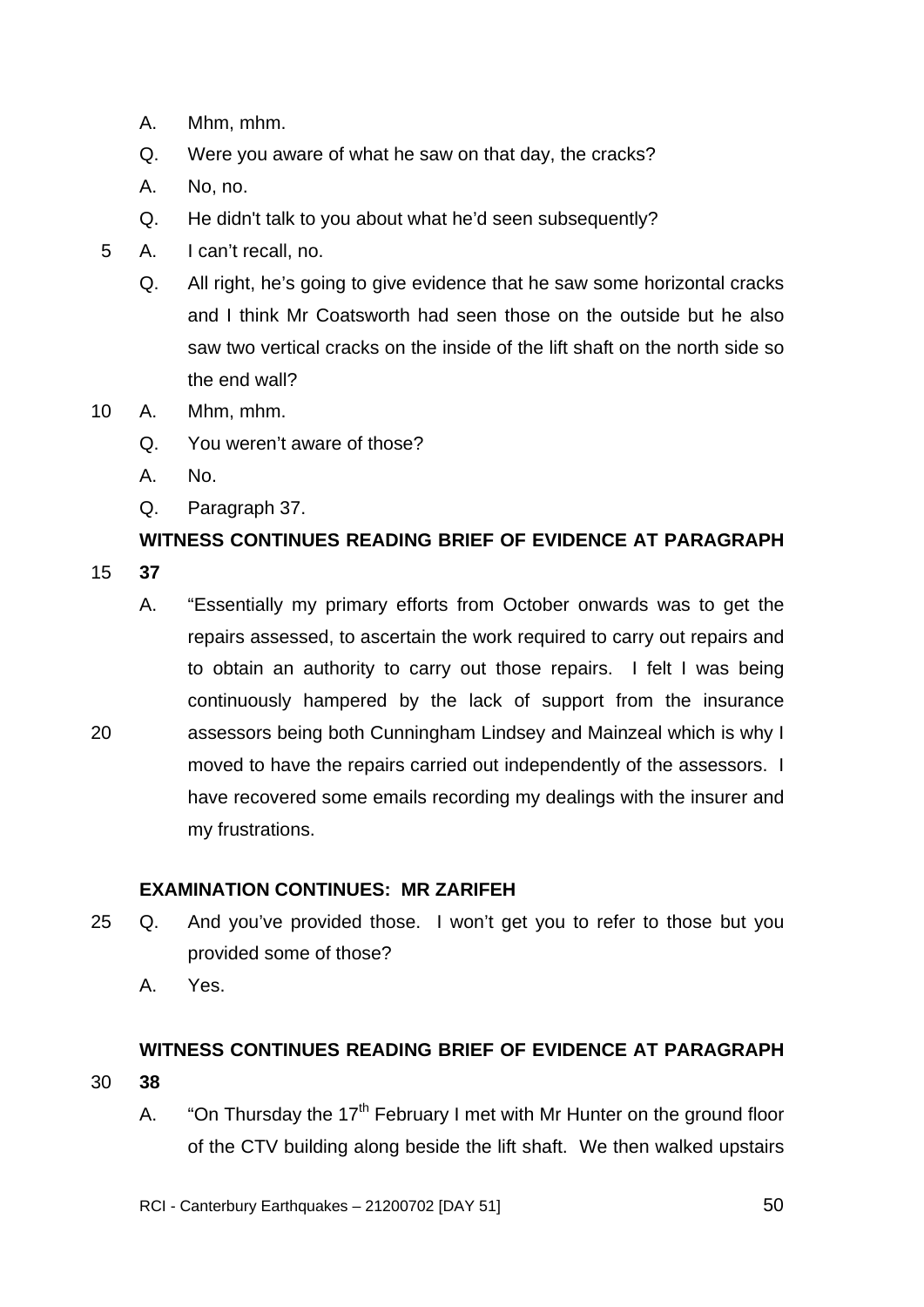A. Mhm, mhm.

Q. Were you aware of what he saw on that day, the cracks?

A. No, no.

Q. He didn't talk to you about what he'd seen subsequently?

A. I can't recall, no.

Q. All right, he's going to give evidence that he saw some horizontal cracks and I think Mr Coatsworth had seen those on the outside but he also saw two vertical cracks on the inside of the lift shaft on the north side so the end wall?

A. Mhm, mhm.

Q. You weren't aware of those?

A. No.

Q. Paragraph 37.

**WITNESS CONTINUES READING BRIEF OF EVIDENCE AT PARAGRAPH 37**

A. "Essentially my primary efforts from October onwards was to get the repairs assessed, to ascertain the work required to carry out repairs and to obtain an authority to carry out those repairs. I felt I was being continuously hampered by the lack of support from the insurance assessors being both Cunningham Lindsey and Mainzeal which is why I moved to have the repairs carried out independently of the assessors. I have recovered some emails recording my dealings with the insurer and my frustrations.

**EXAMINATION CONTINUES: MR ZARIFEH**

Q. And you've provided those. I won't get you to refer to those but you provided some of those?

A. Yes.

**WITNESS CONTINUES READING BRIEF OF EVIDENCE AT PARAGRAPH 38**

A. "On Thursday the 17th February I met with Mr Hunter on the ground floor of the CTV building along beside the lift shaft. We then walked upstairs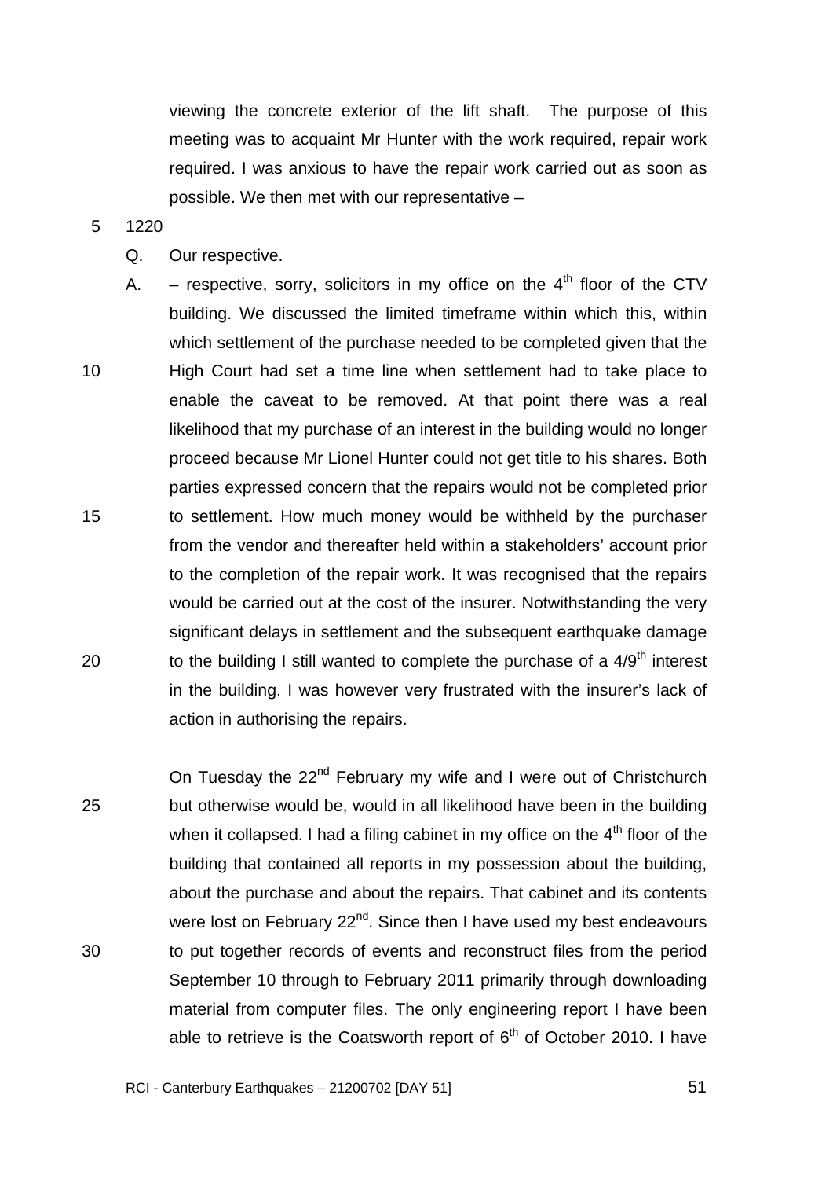viewing the concrete exterior of the lift shaft. The purpose of this meeting was to acquaint Mr Hunter with the work required, repair work required. I was anxious to have the repair work carried out as soon as possible. We then met with our representative –

1220

Q. Our respective.

A. – respective, sorry, solicitors in my office on the 4th floor of the CTV building. We discussed the limited timeframe within which this, within which settlement of the purchase needed to be completed given that the High Court had set a time line when settlement had to take place to enable the caveat to be removed. At that point there was a real likelihood that my purchase of an interest in the building would no longer proceed because Mr Lionel Hunter could not get title to his shares. Both parties expressed concern that the repairs would not be completed prior to settlement. How much money would be withheld by the purchaser from the vendor and thereafter held within a stakeholders' account prior to the completion of the repair work. It was recognised that the repairs would be carried out at the cost of the insurer. Notwithstanding the very significant delays in settlement and the subsequent earthquake damage to the building I still wanted to complete the purchase of a 4/9th interest in the building. I was however very frustrated with the insurer's lack of action in authorising the repairs.

On Tuesday the 22nd February my wife and I were out of Christchurch but otherwise would be, would in all likelihood have been in the building when it collapsed. I had a filing cabinet in my office on the 4th floor of the building that contained all reports in my possession about the building, about the purchase and about the repairs. That cabinet and its contents were lost on February 22nd. Since then I have used my best endeavours to put together records of events and reconstruct files from the period September 10 through to February 2011 primarily through downloading material from computer files. The only engineering report I have been able to retrieve is the Coatsworth report of 6th of October 2010. I have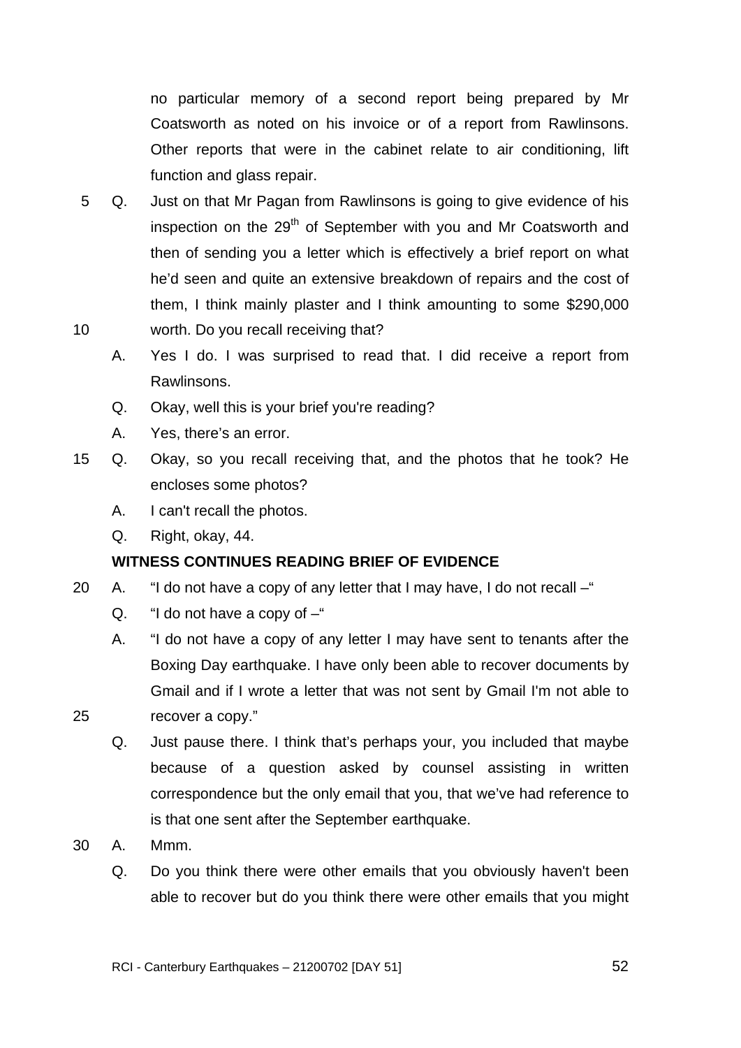no particular memory of a second report being prepared by Mr Coatsworth as noted on his invoice or of a report from Rawlinsons. Other reports that were in the cabinet relate to air conditioning, lift function and glass repair.

Q. Just on that Mr Pagan from Rawlinsons is going to give evidence of his inspection on the 29th of September with you and Mr Coatsworth and then of sending you a letter which is effectively a brief report on what he'd seen and quite an extensive breakdown of repairs and the cost of them, I think mainly plaster and I think amounting to some $290,000 worth. Do you recall receiving that?

A. Yes I do. I was surprised to read that. I did receive a report from Rawlinsons.

Q. Okay, well this is your brief you're reading?

A. Yes, there's an error.

Q. Okay, so you recall receiving that, and the photos that he took? He encloses some photos?

A. I can't recall the photos.

Q. Right, okay, 44.

**WITNESS CONTINUES READING BRIEF OF EVIDENCE**

A. "I do not have a copy of any letter that I may have, I do not recall –"

Q. "I do not have a copy of –"

A. "I do not have a copy of any letter I may have sent to tenants after the Boxing Day earthquake. I have only been able to recover documents by Gmail and if I wrote a letter that was not sent by Gmail I'm not able to recover a copy."

Q. Just pause there. I think that's perhaps your, you included that maybe because of a question asked by counsel assisting in written correspondence but the only email that you, that we've had reference to is that one sent after the September earthquake.

A. Mmm.

Q. Do you think there were other emails that you obviously haven't been able to recover but do you think there were other emails that you might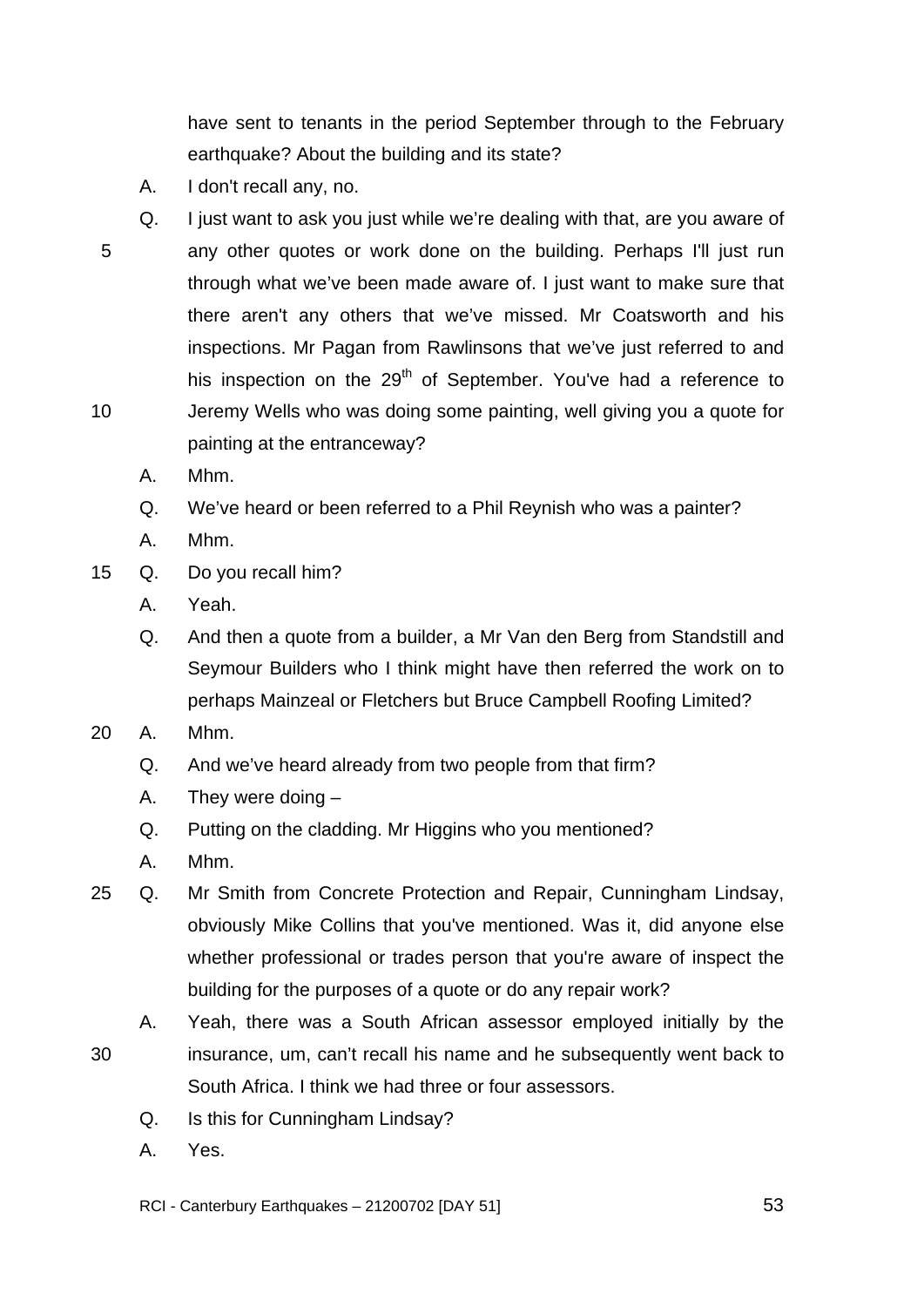have sent to tenants in the period September through to the February earthquake? About the building and its state?

A. I don't recall any, no.

Q. I just want to ask you just while we're dealing with that, are you aware of any other quotes or work done on the building. Perhaps I'll just run through what we've been made aware of. I just want to make sure that there aren't any others that we've missed. Mr Coatsworth and his inspections. Mr Pagan from Rawlinsons that we've just referred to and his inspection on the 29th of September. You've had a reference to Jeremy Wells who was doing some painting, well giving you a quote for painting at the entranceway?

A. Mhm.

Q. We've heard or been referred to a Phil Reynish who was a painter?

A. Mhm.

Q. Do you recall him?

A. Yeah.

Q. And then a quote from a builder, a Mr Van den Berg from Standstill and Seymour Builders who I think might have then referred the work on to perhaps Mainzeal or Fletchers but Bruce Campbell Roofing Limited?

A. Mhm.

Q. And we've heard already from two people from that firm?

A. They were doing –

Q. Putting on the cladding. Mr Higgins who you mentioned?

A. Mhm.

Q. Mr Smith from Concrete Protection and Repair, Cunningham Lindsay, obviously Mike Collins that you've mentioned. Was it, did anyone else whether professional or trades person that you're aware of inspect the building for the purposes of a quote or do any repair work?

A. Yeah, there was a South African assessor employed initially by the insurance, um, can't recall his name and he subsequently went back to South Africa. I think we had three or four assessors.

Q. Is this for Cunningham Lindsay?

A. Yes.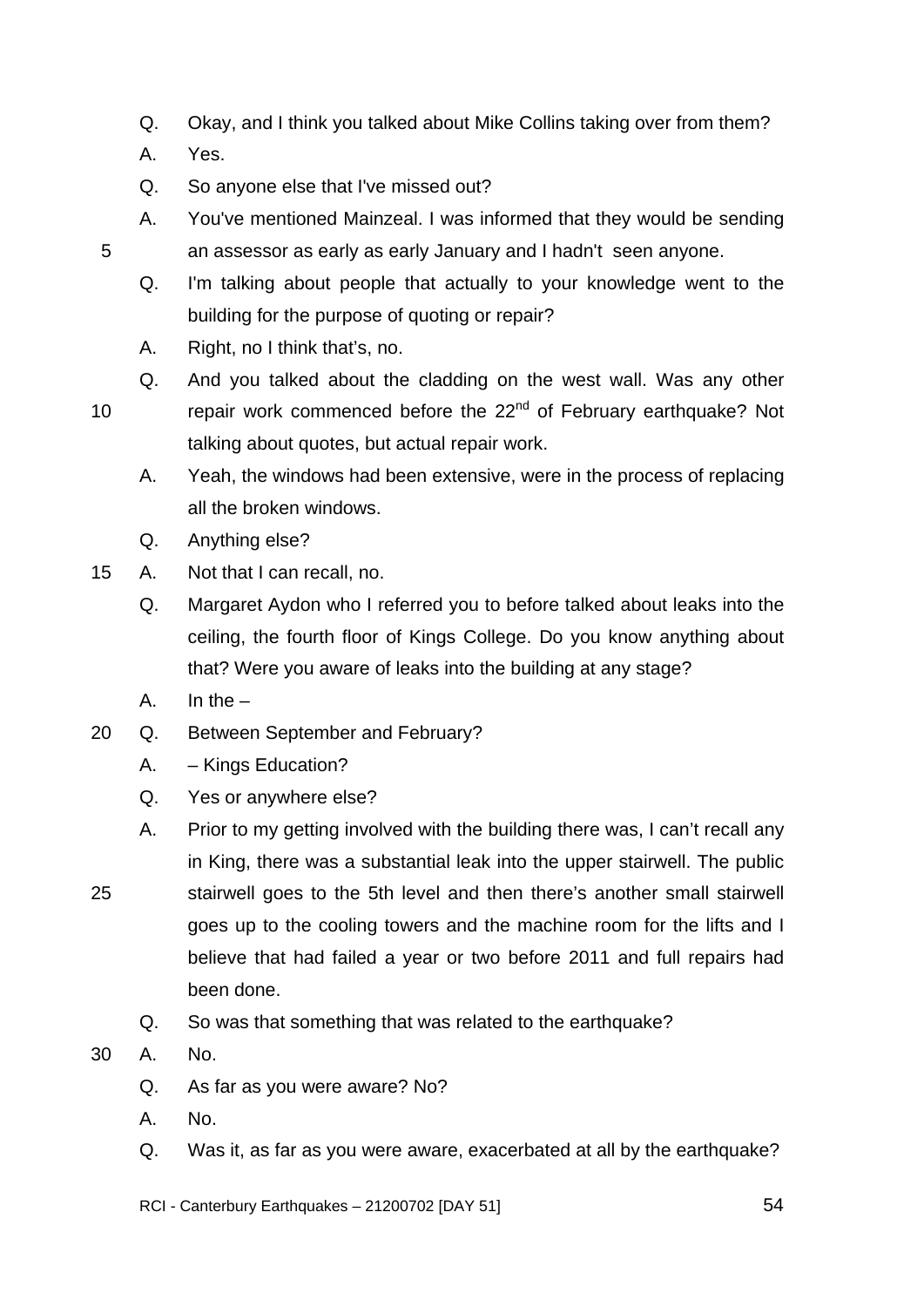Q. Okay, and I think you talked about Mike Collins taking over from them?

A. Yes.

Q. So anyone else that I've missed out?

A. You've mentioned Mainzeal. I was informed that they would be sending an assessor as early as early January and I hadn't seen anyone.

Q. I'm talking about people that actually to your knowledge went to the building for the purpose of quoting or repair?

A. Right, no I think that's, no.

Q. And you talked about the cladding on the west wall. Was any other repair work commenced before the 22nd of February earthquake? Not talking about quotes, but actual repair work.

A. Yeah, the windows had been extensive, were in the process of replacing all the broken windows.

Q. Anything else?

A. Not that I can recall, no.

Q. Margaret Aydon who I referred you to before talked about leaks into the ceiling, the fourth floor of Kings College. Do you know anything about that? Were you aware of leaks into the building at any stage?

A. In the –

Q. Between September and February?

A. – Kings Education?

Q. Yes or anywhere else?

A. Prior to my getting involved with the building there was, I can't recall any in King, there was a substantial leak into the upper stairwell. The public stairwell goes to the 5th level and then there's another small stairwell goes up to the cooling towers and the machine room for the lifts and I believe that had failed a year or two before 2011 and full repairs had been done.

Q. So was that something that was related to the earthquake?

A. No.

Q. As far as you were aware? No?

A. No.

Q. Was it, as far as you were aware, exacerbated at all by the earthquake?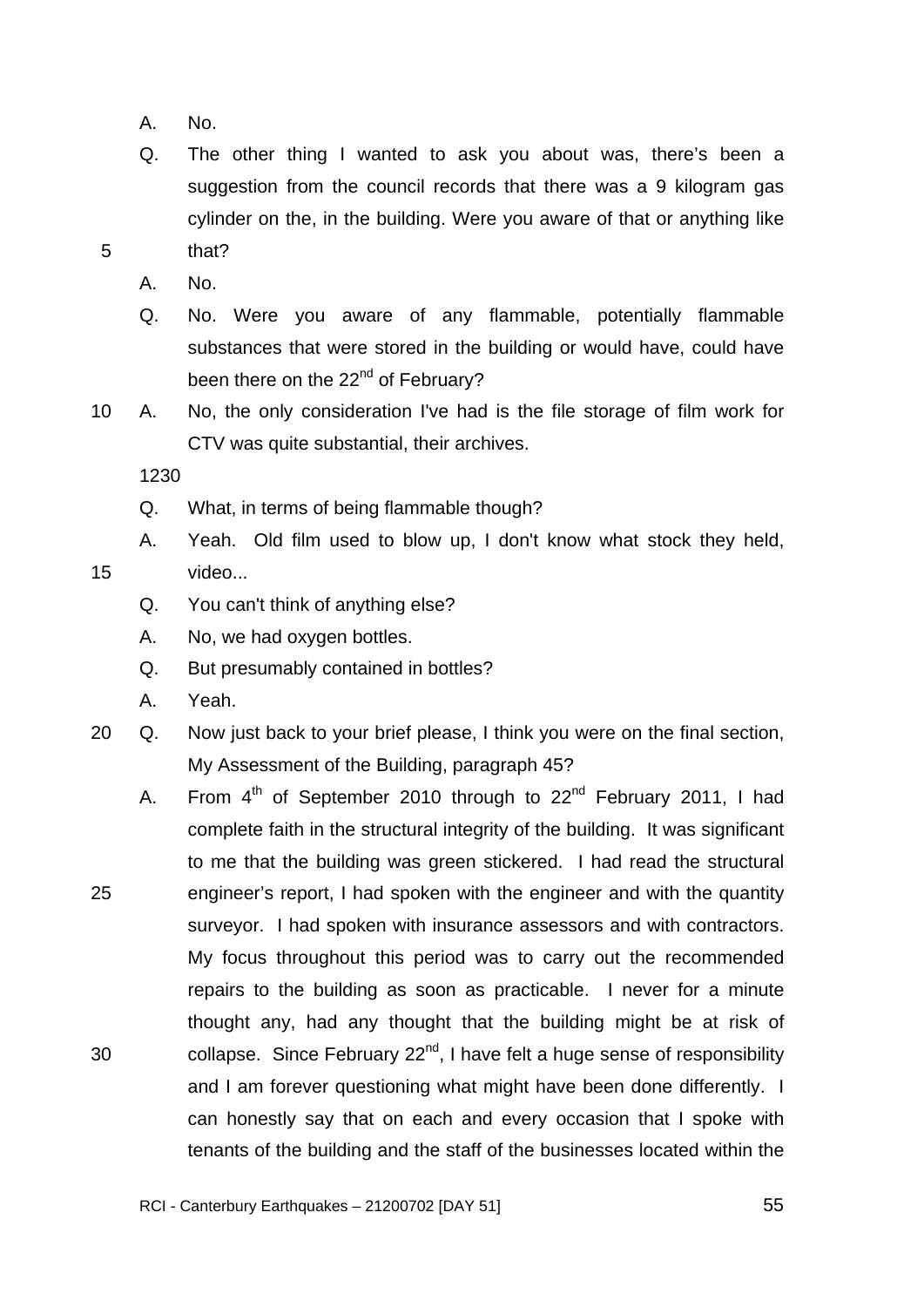A. No.

Q. The other thing I wanted to ask you about was, there's been a suggestion from the council records that there was a 9 kilogram gas cylinder on the, in the building. Were you aware of that or anything like that?

A. No.

Q. No. Were you aware of any flammable, potentially flammable substances that were stored in the building or would have, could have been there on the 22nd of February?

A. No, the only consideration I've had is the file storage of film work for CTV was quite substantial, their archives.

1230

Q. What, in terms of being flammable though?

A. Yeah. Old film used to blow up, I don't know what stock they held, video...

Q. You can't think of anything else?

A. No, we had oxygen bottles.

Q. But presumably contained in bottles?

A. Yeah.

Q. Now just back to your brief please, I think you were on the final section, My Assessment of the Building, paragraph 45?

A. From 4th of September 2010 through to 22nd February 2011, I had complete faith in the structural integrity of the building. It was significant to me that the building was green stickered. I had read the structural engineer's report, I had spoken with the engineer and with the quantity surveyor. I had spoken with insurance assessors and with contractors. My focus throughout this period was to carry out the recommended repairs to the building as soon as practicable. I never for a minute thought any, had any thought that the building might be at risk of collapse. Since February 22nd, I have felt a huge sense of responsibility and I am forever questioning what might have been done differently. I can honestly say that on each and every occasion that I spoke with tenants of the building and the staff of the businesses located within the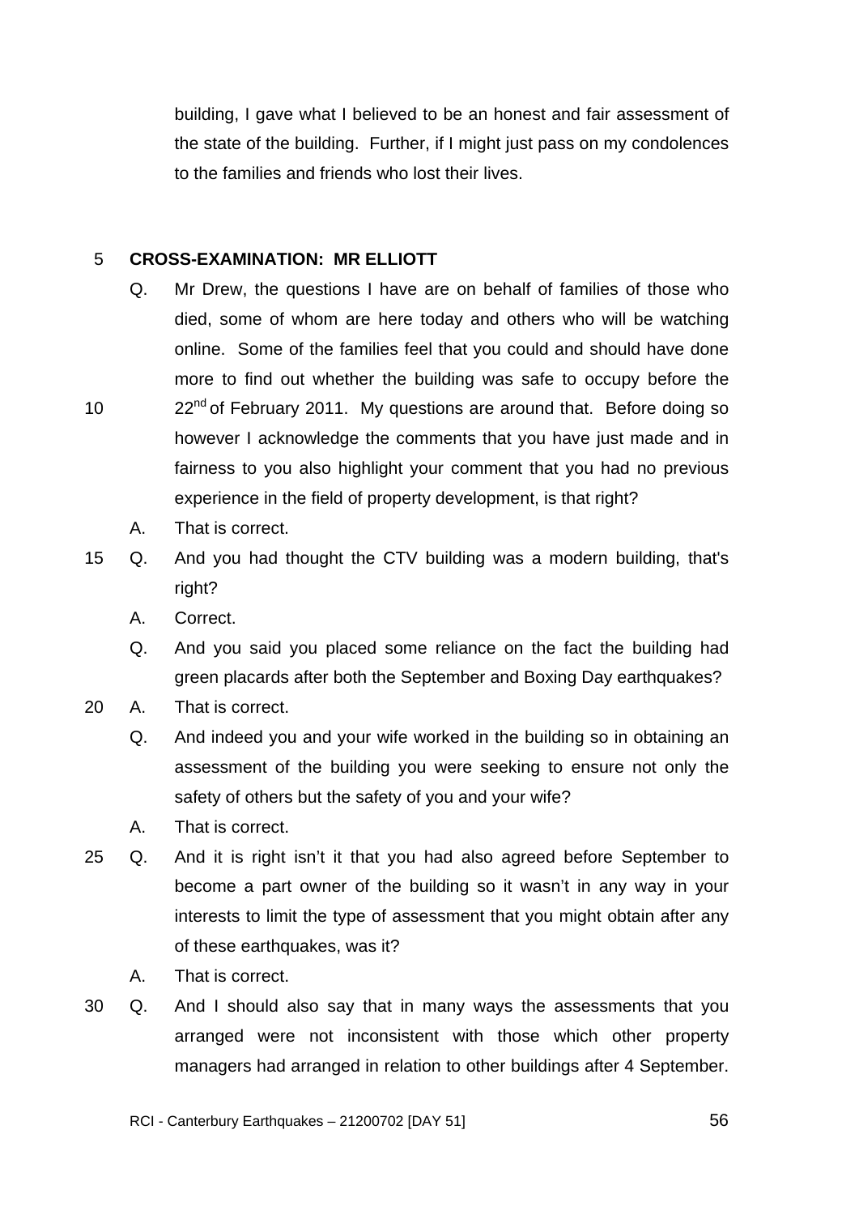building, I gave what I believed to be an honest and fair assessment of the state of the building. Further, if I might just pass on my condolences to the families and friends who lost their lives.

**CROSS-EXAMINATION: MR ELLIOTT**

Q. Mr Drew, the questions I have are on behalf of families of those who died, some of whom are here today and others who will be watching online. Some of the families feel that you could and should have done more to find out whether the building was safe to occupy before the 22nd of February 2011. My questions are around that. Before doing so however I acknowledge the comments that you have just made and in fairness to you also highlight your comment that you had no previous experience in the field of property development, is that right?

A. That is correct.

Q. And you had thought the CTV building was a modern building, that's right?

A. Correct.

Q. And you said you placed some reliance on the fact the building had green placards after both the September and Boxing Day earthquakes?

A. That is correct.

Q. And indeed you and your wife worked in the building so in obtaining an assessment of the building you were seeking to ensure not only the safety of others but the safety of you and your wife?

A. That is correct.

Q. And it is right isn't it that you had also agreed before September to become a part owner of the building so it wasn't in any way in your interests to limit the type of assessment that you might obtain after any of these earthquakes, was it?

A. That is correct.

Q. And I should also say that in many ways the assessments that you arranged were not inconsistent with those which other property managers had arranged in relation to other buildings after 4 September.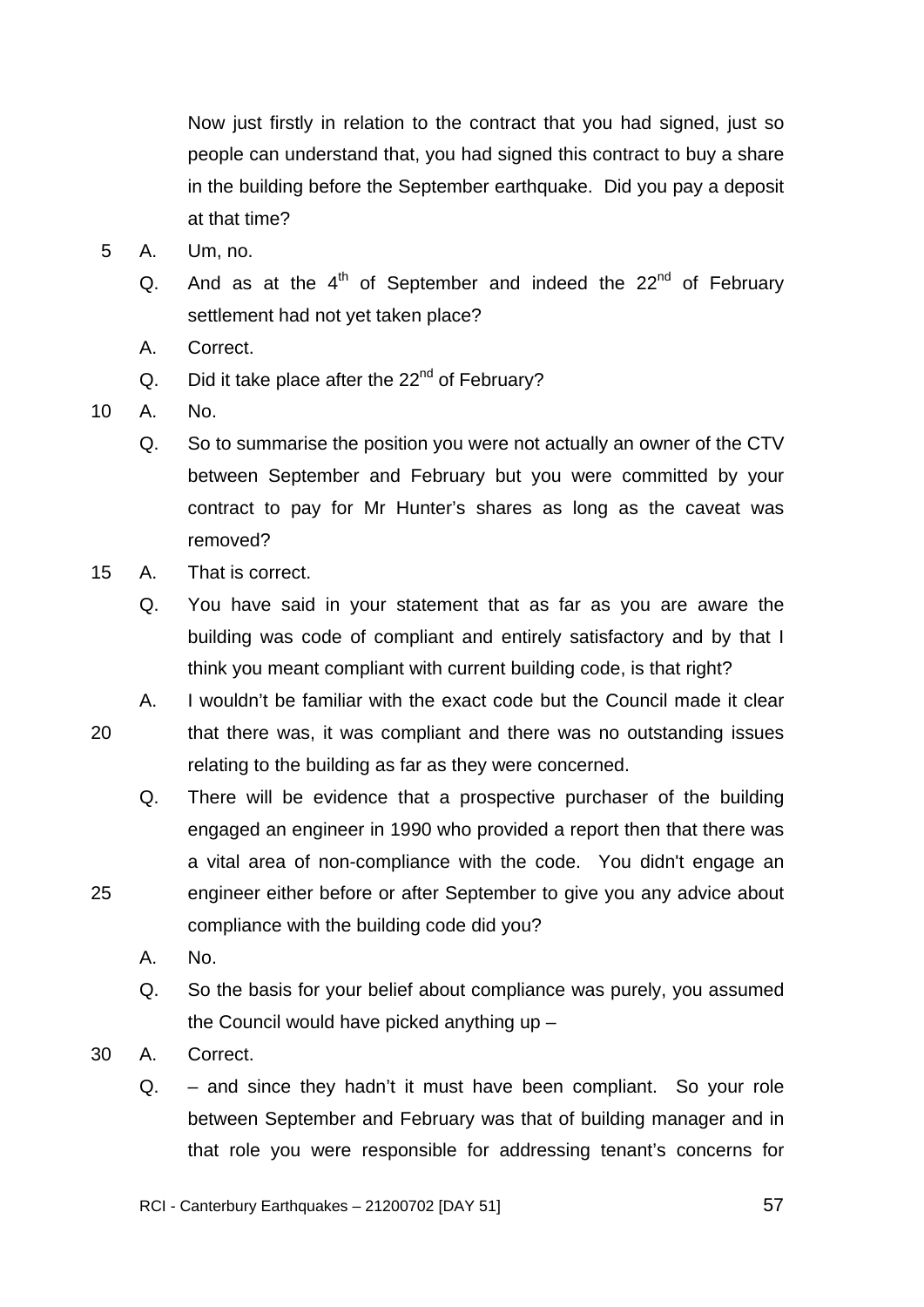Now just firstly in relation to the contract that you had signed, just so people can understand that, you had signed this contract to buy a share in the building before the September earthquake. Did you pay a deposit at that time?

A. Um, no.

Q. And as at the 4th of September and indeed the 22nd of February settlement had not yet taken place?

A. Correct.

Q. Did it take place after the 22nd of February?

A. No.

Q. So to summarise the position you were not actually an owner of the CTV between September and February but you were committed by your contract to pay for Mr Hunter's shares as long as the caveat was removed?

A. That is correct.

Q. You have said in your statement that as far as you are aware the building was code of compliant and entirely satisfactory and by that I think you meant compliant with current building code, is that right?

A. I wouldn't be familiar with the exact code but the Council made it clear that there was, it was compliant and there was no outstanding issues relating to the building as far as they were concerned.

Q. There will be evidence that a prospective purchaser of the building engaged an engineer in 1990 who provided a report then that there was a vital area of non-compliance with the code. You didn't engage an engineer either before or after September to give you any advice about compliance with the building code did you?

A. No.

Q. So the basis for your belief about compliance was purely, you assumed the Council would have picked anything up –

A. Correct.

Q. – and since they hadn't it must have been compliant. So your role between September and February was that of building manager and in that role you were responsible for addressing tenant's concerns for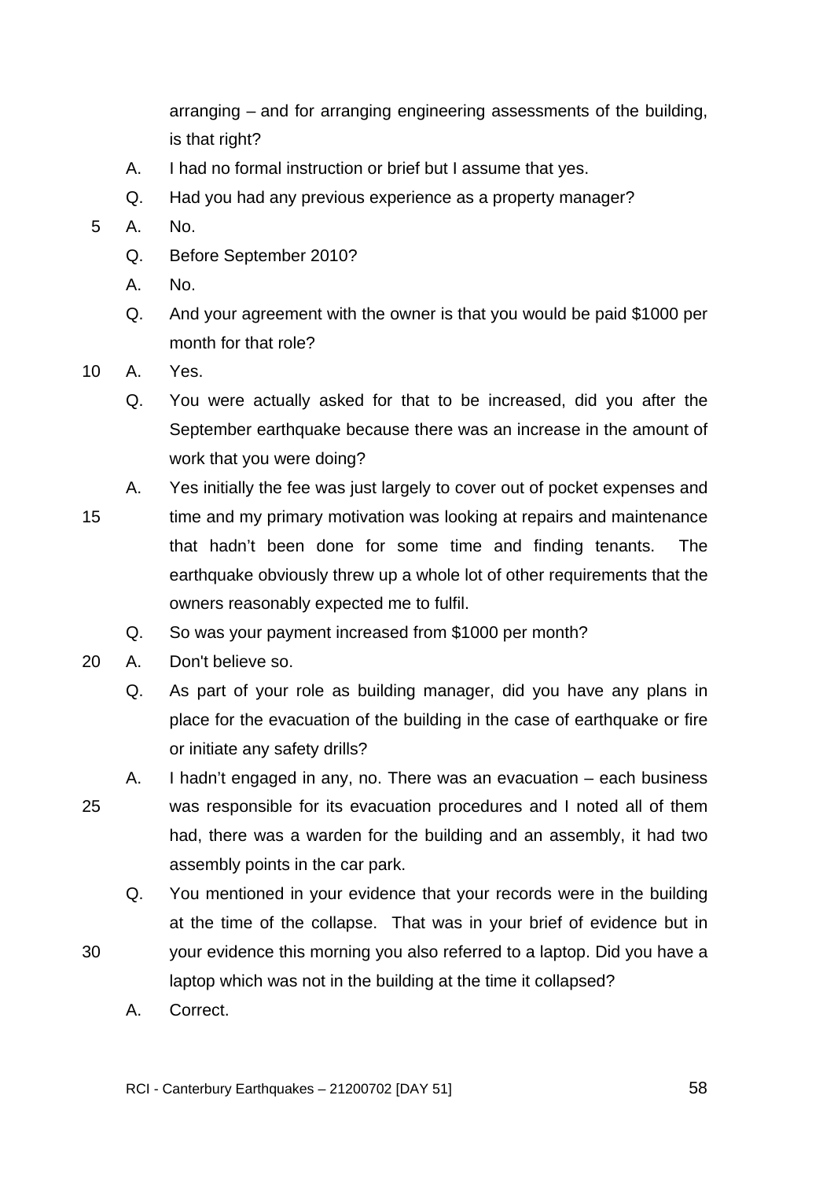arranging – and for arranging engineering assessments of the building, is that right?

A. I had no formal instruction or brief but I assume that yes.

Q. Had you had any previous experience as a property manager?

A. No.

Q. Before September 2010?

A. No.

Q. And your agreement with the owner is that you would be paid $1000 per month for that role?

A. Yes.

Q. You were actually asked for that to be increased, did you after the September earthquake because there was an increase in the amount of work that you were doing?

A. Yes initially the fee was just largely to cover out of pocket expenses and time and my primary motivation was looking at repairs and maintenance that hadn't been done for some time and finding tenants. The earthquake obviously threw up a whole lot of other requirements that the owners reasonably expected me to fulfil.

Q. So was your payment increased from $1000 per month?

A. Don't believe so.

Q. As part of your role as building manager, did you have any plans in place for the evacuation of the building in the case of earthquake or fire or initiate any safety drills?

A. I hadn't engaged in any, no. There was an evacuation – each business was responsible for its evacuation procedures and I noted all of them had, there was a warden for the building and an assembly, it had two assembly points in the car park.

Q. You mentioned in your evidence that your records were in the building at the time of the collapse. That was in your brief of evidence but in your evidence this morning you also referred to a laptop. Did you have a laptop which was not in the building at the time it collapsed?

A. Correct.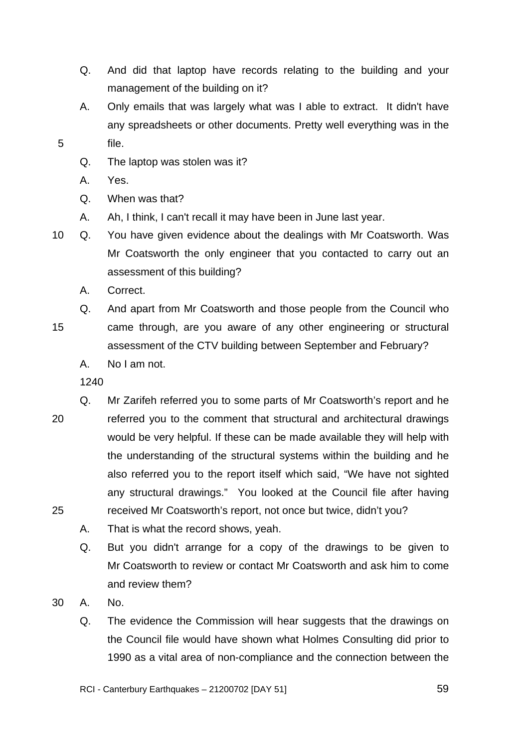Q. And did that laptop have records relating to the building and your management of the building on it?

A. Only emails that was largely what was I able to extract. It didn't have any spreadsheets or other documents. Pretty well everything was in the file.

Q. The laptop was stolen was it?

A. Yes.

Q. When was that?

A. Ah, I think, I can't recall it may have been in June last year.

Q. You have given evidence about the dealings with Mr Coatsworth. Was Mr Coatsworth the only engineer that you contacted to carry out an assessment of this building?

A. Correct.

Q. And apart from Mr Coatsworth and those people from the Council who came through, are you aware of any other engineering or structural assessment of the CTV building between September and February?

A. No I am not.

1240

Q. Mr Zarifeh referred you to some parts of Mr Coatsworth's report and he referred you to the comment that structural and architectural drawings would be very helpful. If these can be made available they will help with the understanding of the structural systems within the building and he also referred you to the report itself which said, "We have not sighted any structural drawings." You looked at the Council file after having received Mr Coatsworth's report, not once but twice, didn't you?

A. That is what the record shows, yeah.

Q. But you didn't arrange for a copy of the drawings to be given to Mr Coatsworth to review or contact Mr Coatsworth and ask him to come and review them?

A. No.

Q. The evidence the Commission will hear suggests that the drawings on the Council file would have shown what Holmes Consulting did prior to 1990 as a vital area of non-compliance and the connection between the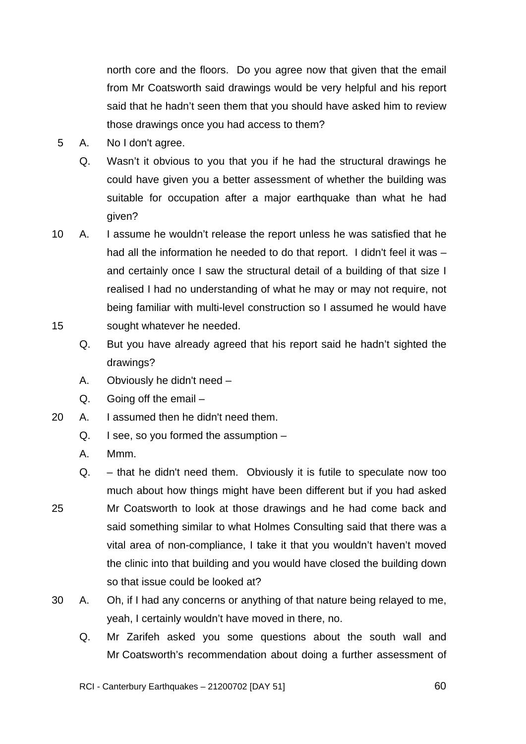north core and the floors. Do you agree now that given that the email from Mr Coatsworth said drawings would be very helpful and his report said that he hadn't seen them that you should have asked him to review those drawings once you had access to them?

A. No I don't agree.

Q. Wasn't it obvious to you that you if he had the structural drawings he could have given you a better assessment of whether the building was suitable for occupation after a major earthquake than what he had given?

A. I assume he wouldn't release the report unless he was satisfied that he had all the information he needed to do that report. I didn't feel it was – and certainly once I saw the structural detail of a building of that size I realised I had no understanding of what he may or may not require, not being familiar with multi-level construction so I assumed he would have sought whatever he needed.

Q. But you have already agreed that his report said he hadn't sighted the drawings?

A. Obviously he didn't need –

Q. Going off the email –

A. I assumed then he didn't need them.

Q. I see, so you formed the assumption –

A. Mmm.

Q. – that he didn't need them. Obviously it is futile to speculate now too much about how things might have been different but if you had asked Mr Coatsworth to look at those drawings and he had come back and said something similar to what Holmes Consulting said that there was a vital area of non-compliance, I take it that you wouldn't haven't moved the clinic into that building and you would have closed the building down so that issue could be looked at?

A. Oh, if I had any concerns or anything of that nature being relayed to me, yeah, I certainly wouldn't have moved in there, no.

Q. Mr Zarifeh asked you some questions about the south wall and Mr Coatsworth's recommendation about doing a further assessment of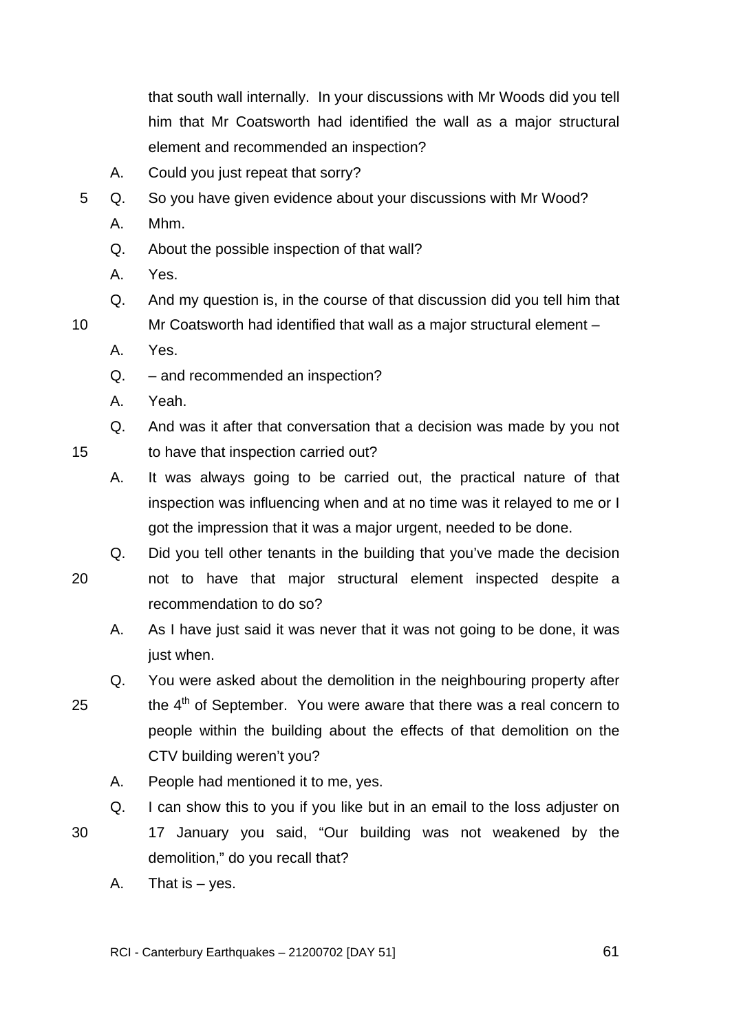that south wall internally. In your discussions with Mr Woods did you tell him that Mr Coatsworth had identified the wall as a major structural element and recommended an inspection?

A. Could you just repeat that sorry?

Q. So you have given evidence about your discussions with Mr Wood?

A. Mhm.

Q. About the possible inspection of that wall?

A. Yes.

Q. And my question is, in the course of that discussion did you tell him that Mr Coatsworth had identified that wall as a major structural element –

A. Yes.

Q. – and recommended an inspection?

A. Yeah.

Q. And was it after that conversation that a decision was made by you not to have that inspection carried out?

A. It was always going to be carried out, the practical nature of that inspection was influencing when and at no time was it relayed to me or I got the impression that it was a major urgent, needed to be done.

Q. Did you tell other tenants in the building that you've made the decision not to have that major structural element inspected despite a recommendation to do so?

A. As I have just said it was never that it was not going to be done, it was just when.

Q. You were asked about the demolition in the neighbouring property after the 4th of September. You were aware that there was a real concern to people within the building about the effects of that demolition on the CTV building weren't you?

A. People had mentioned it to me, yes.

Q. I can show this to you if you like but in an email to the loss adjuster on 17 January you said, "Our building was not weakened by the demolition," do you recall that?

A. That is – yes.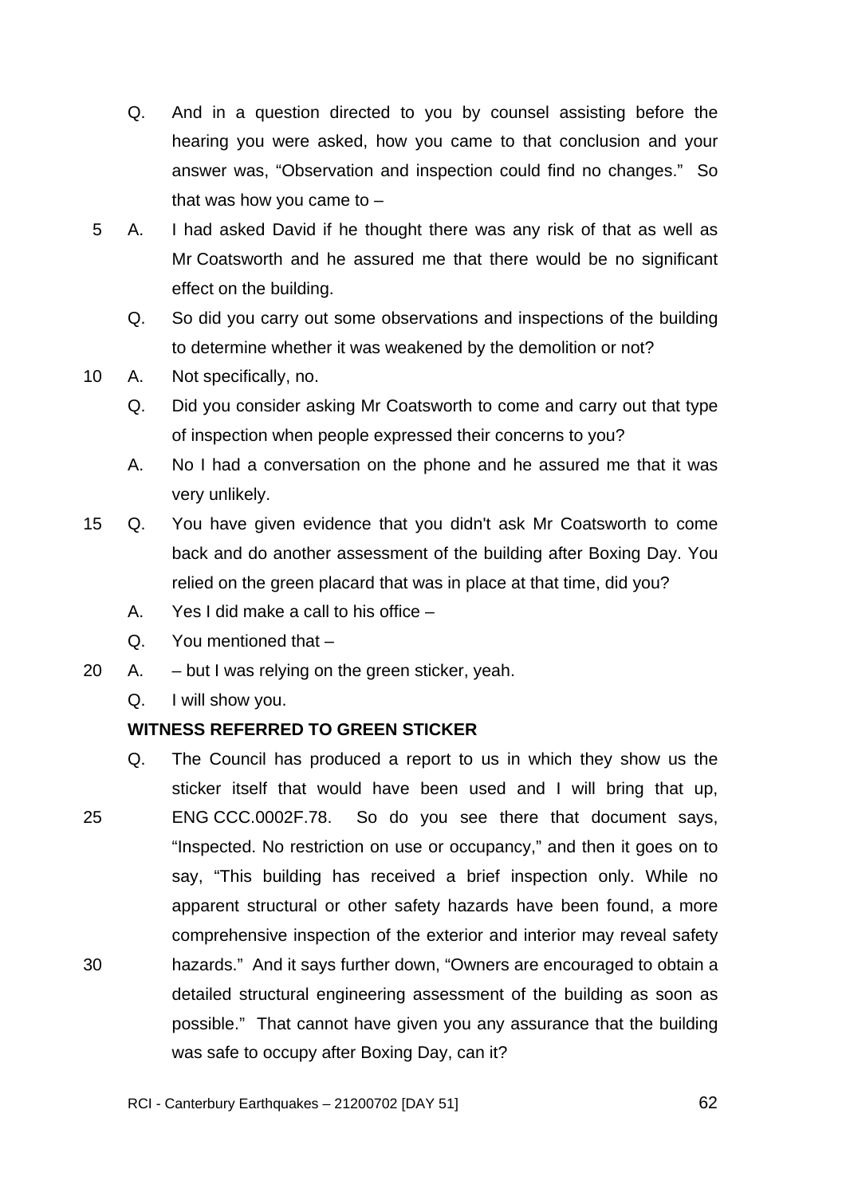Q. And in a question directed to you by counsel assisting before the hearing you were asked, how you came to that conclusion and your answer was, "Observation and inspection could find no changes." So that was how you came to –

A. I had asked David if he thought there was any risk of that as well as Mr Coatsworth and he assured me that there would be no significant effect on the building.

Q. So did you carry out some observations and inspections of the building to determine whether it was weakened by the demolition or not?

A. Not specifically, no.

Q. Did you consider asking Mr Coatsworth to come and carry out that type of inspection when people expressed their concerns to you?

A. No I had a conversation on the phone and he assured me that it was very unlikely.

Q. You have given evidence that you didn't ask Mr Coatsworth to come back and do another assessment of the building after Boxing Day. You relied on the green placard that was in place at that time, did you?

A. Yes I did make a call to his office –

Q. You mentioned that –

A. – but I was relying on the green sticker, yeah.

Q. I will show you.

**WITNESS REFERRED TO GREEN STICKER**

Q. The Council has produced a report to us in which they show us the sticker itself that would have been used and I will bring that up, ENG CCC.0002F.78. So do you see there that document says, "Inspected. No restriction on use or occupancy," and then it goes on to say, "This building has received a brief inspection only. While no apparent structural or other safety hazards have been found, a more comprehensive inspection of the exterior and interior may reveal safety hazards." And it says further down, "Owners are encouraged to obtain a detailed structural engineering assessment of the building as soon as possible." That cannot have given you any assurance that the building was safe to occupy after Boxing Day, can it?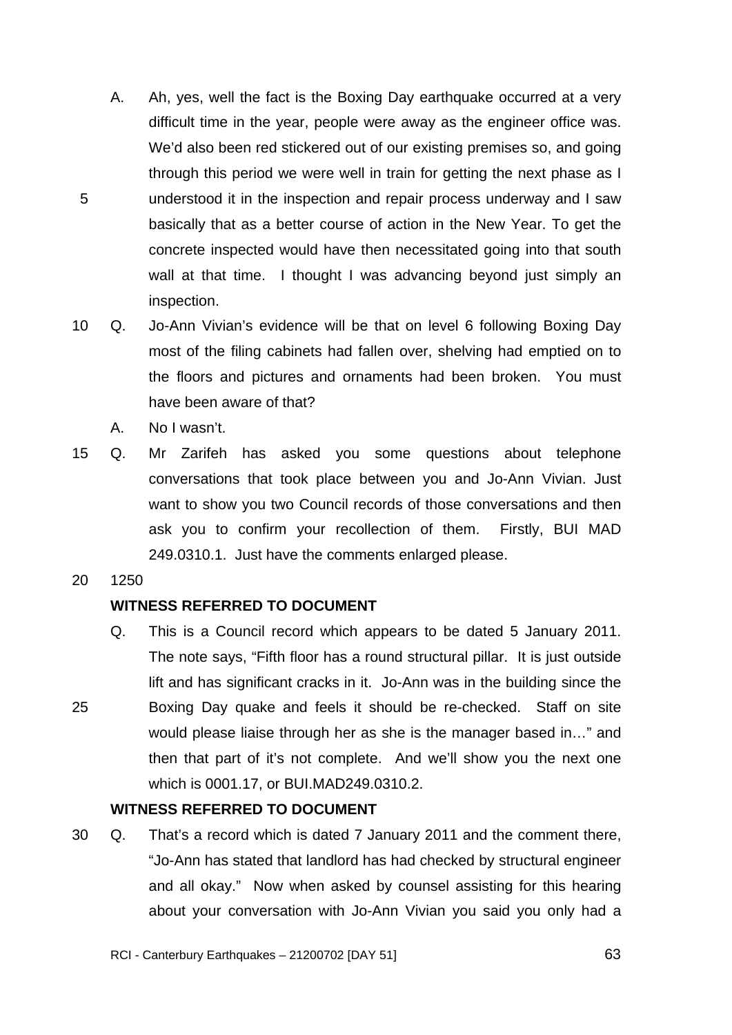A. Ah, yes, well the fact is the Boxing Day earthquake occurred at a very difficult time in the year, people were away as the engineer office was. We'd also been red stickered out of our existing premises so, and going through this period we were well in train for getting the next phase as I understood it in the inspection and repair process underway and I saw basically that as a better course of action in the New Year. To get the concrete inspected would have then necessitated going into that south wall at that time. I thought I was advancing beyond just simply an inspection.

Q. Jo-Ann Vivian's evidence will be that on level 6 following Boxing Day most of the filing cabinets had fallen over, shelving had emptied on to the floors and pictures and ornaments had been broken. You must have been aware of that?

A. No I wasn't.

Q. Mr Zarifeh has asked you some questions about telephone conversations that took place between you and Jo-Ann Vivian. Just want to show you two Council records of those conversations and then ask you to confirm your recollection of them. Firstly, BUI MAD 249.0310.1. Just have the comments enlarged please.

1250

**WITNESS REFERRED TO DOCUMENT**

Q. This is a Council record which appears to be dated 5 January 2011. The note says, "Fifth floor has a round structural pillar. It is just outside lift and has significant cracks in it. Jo-Ann was in the building since the Boxing Day quake and feels it should be re-checked. Staff on site would please liaise through her as she is the manager based in…" and then that part of it's not complete. And we'll show you the next one which is 0001.17, or BUI.MAD249.0310.2.

**WITNESS REFERRED TO DOCUMENT**

Q. That's a record which is dated 7 January 2011 and the comment there, "Jo-Ann has stated that landlord has had checked by structural engineer and all okay." Now when asked by counsel assisting for this hearing about your conversation with Jo-Ann Vivian you said you only had a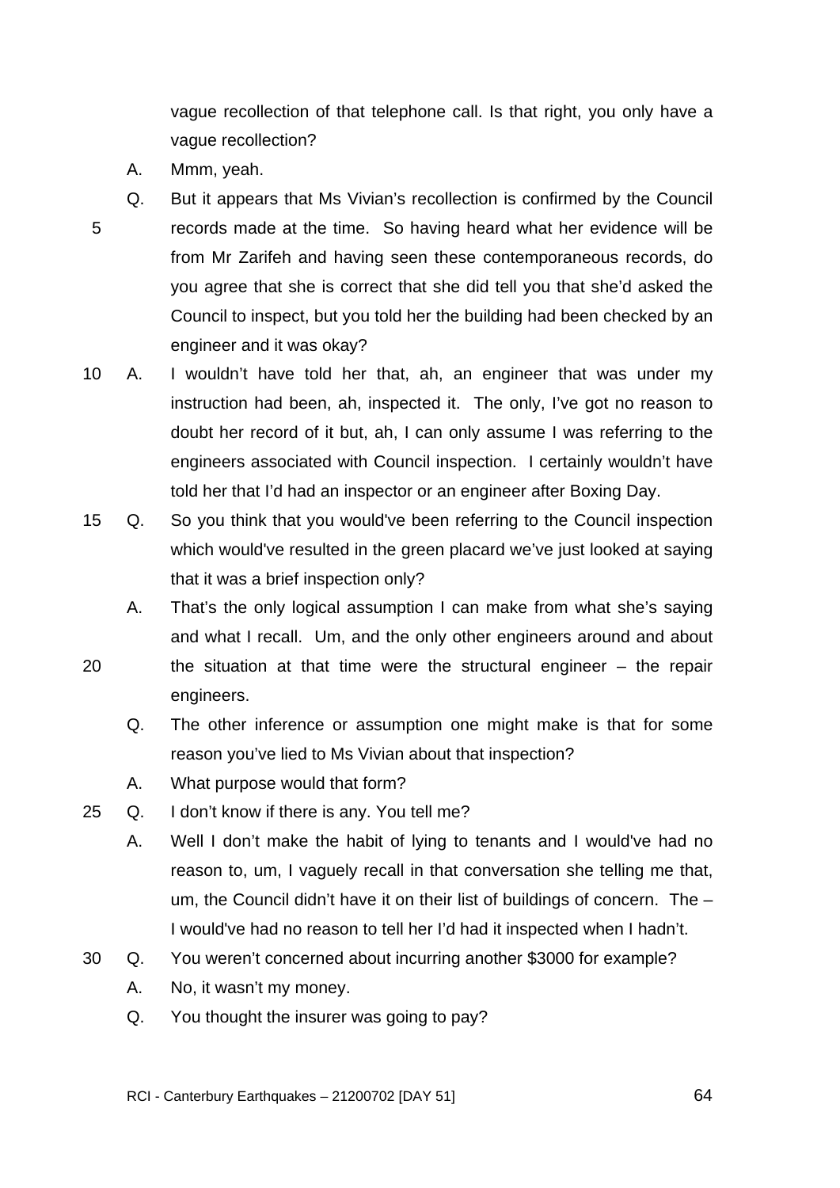vague recollection of that telephone call. Is that right, you only have a vague recollection?

A. Mmm, yeah.

Q. But it appears that Ms Vivian's recollection is confirmed by the Council records made at the time. So having heard what her evidence will be from Mr Zarifeh and having seen these contemporaneous records, do you agree that she is correct that she did tell you that she'd asked the Council to inspect, but you told her the building had been checked by an engineer and it was okay?

A. I wouldn't have told her that, ah, an engineer that was under my instruction had been, ah, inspected it. The only, I've got no reason to doubt her record of it but, ah, I can only assume I was referring to the engineers associated with Council inspection. I certainly wouldn't have told her that I'd had an inspector or an engineer after Boxing Day.

Q. So you think that you would've been referring to the Council inspection which would've resulted in the green placard we've just looked at saying that it was a brief inspection only?

A. That's the only logical assumption I can make from what she's saying and what I recall. Um, and the only other engineers around and about the situation at that time were the structural engineer – the repair engineers.

Q. The other inference or assumption one might make is that for some reason you've lied to Ms Vivian about that inspection?

A. What purpose would that form?

Q. I don't know if there is any. You tell me?

A. Well I don't make the habit of lying to tenants and I would've had no reason to, um, I vaguely recall in that conversation she telling me that, um, the Council didn't have it on their list of buildings of concern. The – I would've had no reason to tell her I'd had it inspected when I hadn't.

Q. You weren't concerned about incurring another $3000 for example?

A. No, it wasn't my money.

Q. You thought the insurer was going to pay?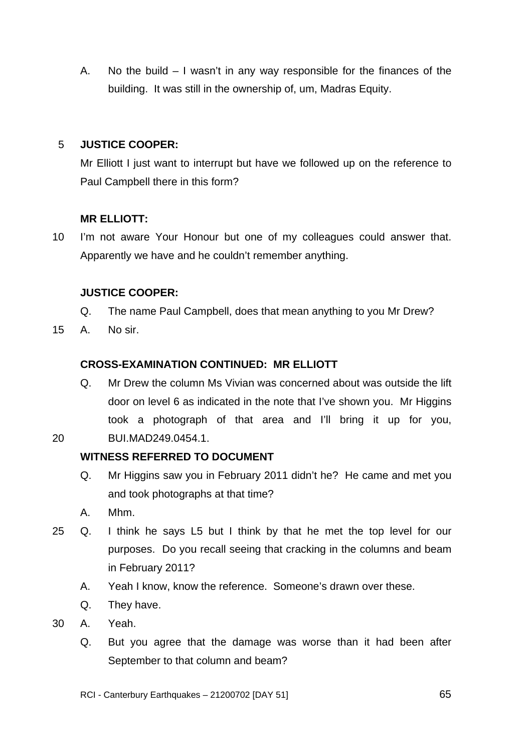A. No the build – I wasn't in any way responsible for the finances of the building. It was still in the ownership of, um, Madras Equity.

**JUSTICE COOPER:**

Mr Elliott I just want to interrupt but have we followed up on the reference to Paul Campbell there in this form?

**MR ELLIOTT:**

I'm not aware Your Honour but one of my colleagues could answer that. Apparently we have and he couldn't remember anything.

**JUSTICE COOPER:**

Q. The name Paul Campbell, does that mean anything to you Mr Drew?

A. No sir.

**CROSS-EXAMINATION CONTINUED: MR ELLIOTT**

Q. Mr Drew the column Ms Vivian was concerned about was outside the lift door on level 6 as indicated in the note that I've shown you. Mr Higgins took a photograph of that area and I'll bring it up for you, BUI.MAD249.0454.1.

**WITNESS REFERRED TO DOCUMENT**

Q. Mr Higgins saw you in February 2011 didn't he? He came and met you and took photographs at that time?

A. Mhm.

Q. I think he says L5 but I think by that he met the top level for our purposes. Do you recall seeing that cracking in the columns and beam in February 2011?

A. Yeah I know, know the reference. Someone's drawn over these.

Q. They have.

A. Yeah.

Q. But you agree that the damage was worse than it had been after September to that column and beam?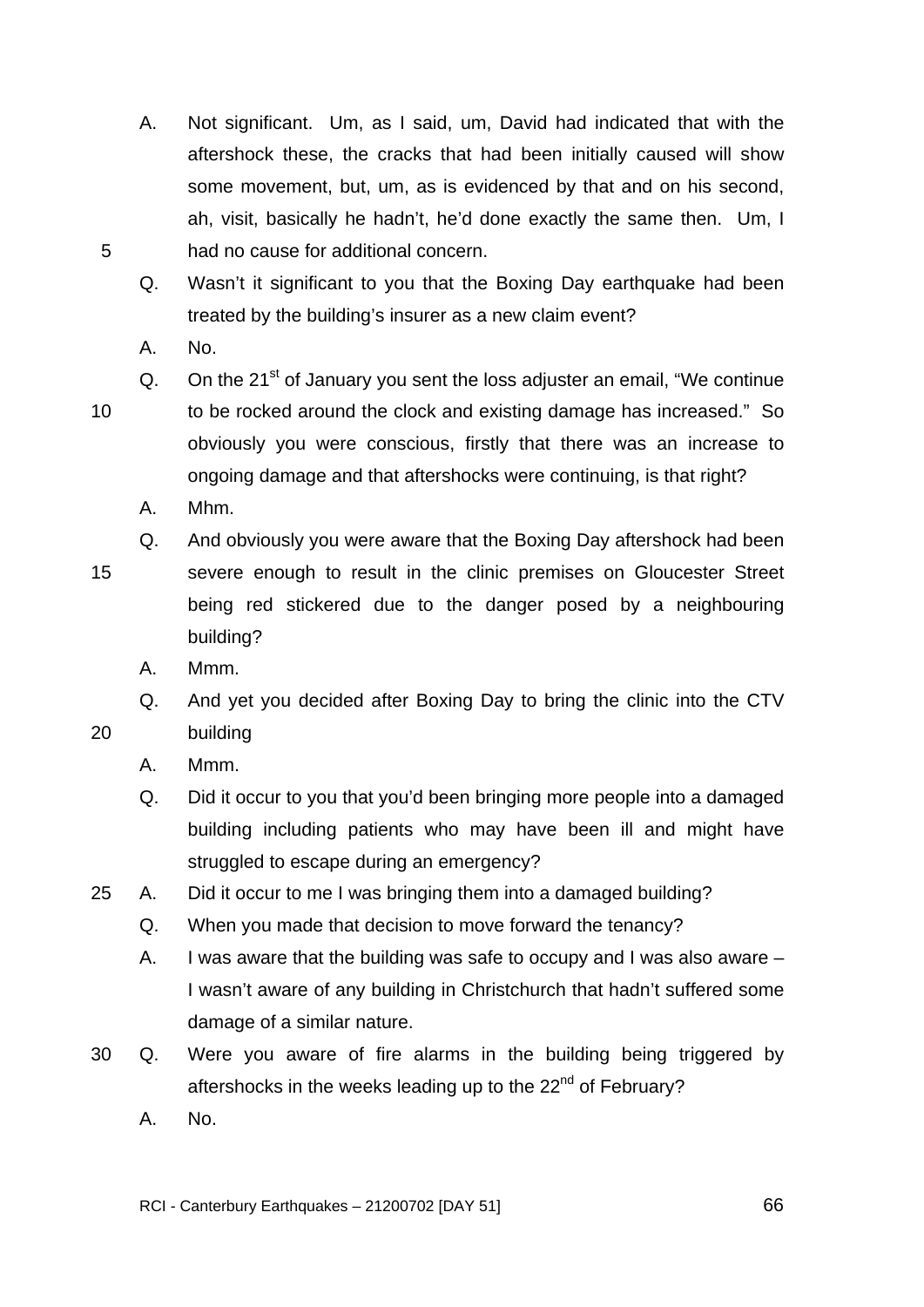A. Not significant. Um, as I said, um, David had indicated that with the aftershock these, the cracks that had been initially caused will show some movement, but, um, as is evidenced by that and on his second, ah, visit, basically he hadn't, he'd done exactly the same then. Um, I had no cause for additional concern.

Q. Wasn't it significant to you that the Boxing Day earthquake had been treated by the building's insurer as a new claim event?

A. No.

Q. On the 21st of January you sent the loss adjuster an email, "We continue to be rocked around the clock and existing damage has increased." So obviously you were conscious, firstly that there was an increase to ongoing damage and that aftershocks were continuing, is that right?

A. Mhm.

Q. And obviously you were aware that the Boxing Day aftershock had been severe enough to result in the clinic premises on Gloucester Street being red stickered due to the danger posed by a neighbouring building?

A. Mmm.

Q. And yet you decided after Boxing Day to bring the clinic into the CTV building

A. Mmm.

Q. Did it occur to you that you'd been bringing more people into a damaged building including patients who may have been ill and might have struggled to escape during an emergency?

A. Did it occur to me I was bringing them into a damaged building?

Q. When you made that decision to move forward the tenancy?

A. I was aware that the building was safe to occupy and I was also aware – I wasn't aware of any building in Christchurch that hadn't suffered some damage of a similar nature.

Q. Were you aware of fire alarms in the building being triggered by aftershocks in the weeks leading up to the 22nd of February?

A. No.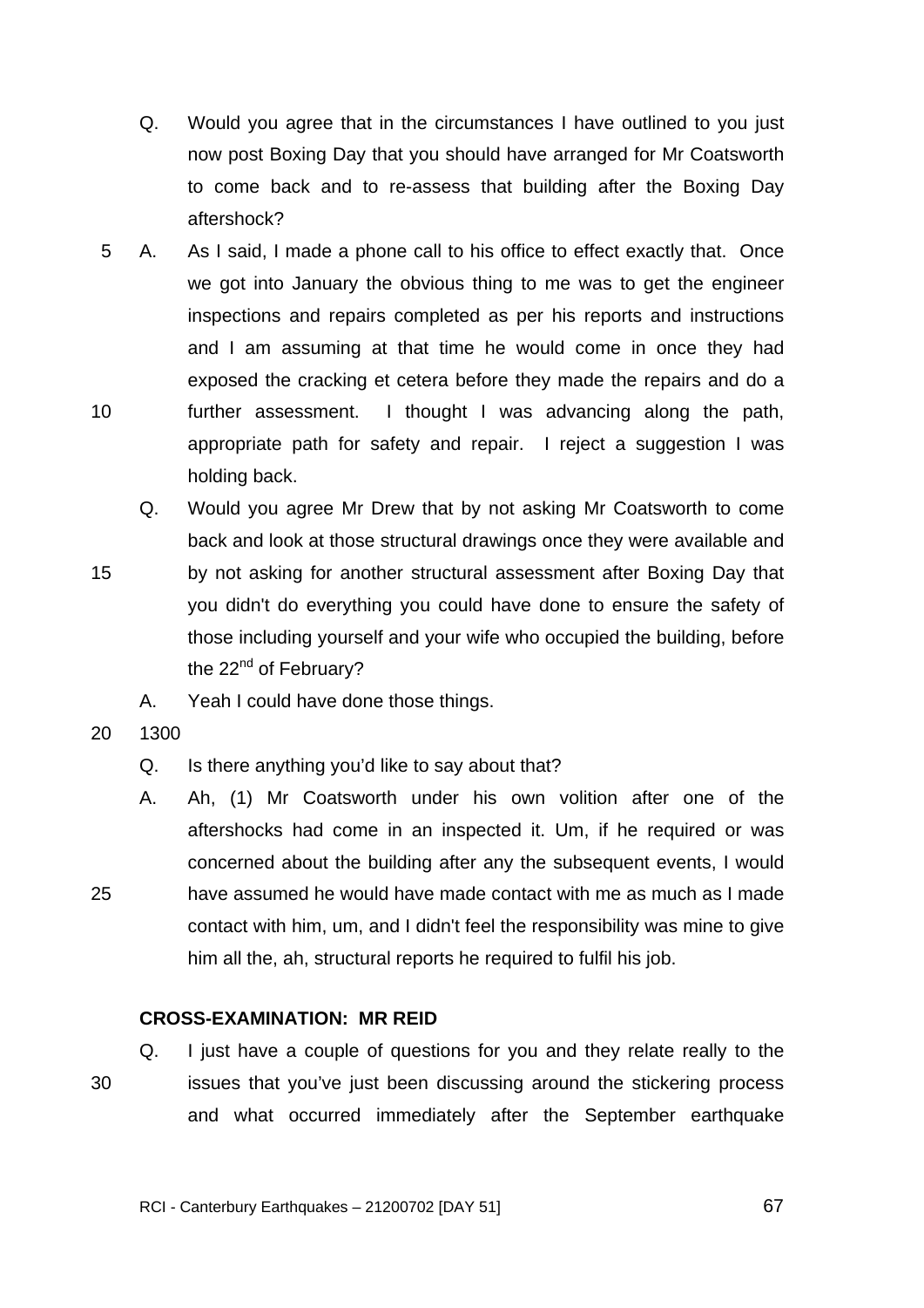Q. Would you agree that in the circumstances I have outlined to you just now post Boxing Day that you should have arranged for Mr Coatsworth to come back and to re-assess that building after the Boxing Day aftershock?

A. As I said, I made a phone call to his office to effect exactly that. Once we got into January the obvious thing to me was to get the engineer inspections and repairs completed as per his reports and instructions and I am assuming at that time he would come in once they had exposed the cracking et cetera before they made the repairs and do a further assessment. I thought I was advancing along the path, appropriate path for safety and repair. I reject a suggestion I was holding back.

Q. Would you agree Mr Drew that by not asking Mr Coatsworth to come back and look at those structural drawings once they were available and by not asking for another structural assessment after Boxing Day that you didn't do everything you could have done to ensure the safety of those including yourself and your wife who occupied the building, before the 22nd of February?

A. Yeah I could have done those things.

1300

Q. Is there anything you'd like to say about that?

A. Ah, (1) Mr Coatsworth under his own volition after one of the aftershocks had come in an inspected it. Um, if he required or was concerned about the building after any the subsequent events, I would have assumed he would have made contact with me as much as I made contact with him, um, and I didn't feel the responsibility was mine to give him all the, ah, structural reports he required to fulfil his job.

**CROSS-EXAMINATION: MR REID**

Q. I just have a couple of questions for you and they relate really to the issues that you've just been discussing around the stickering process and what occurred immediately after the September earthquake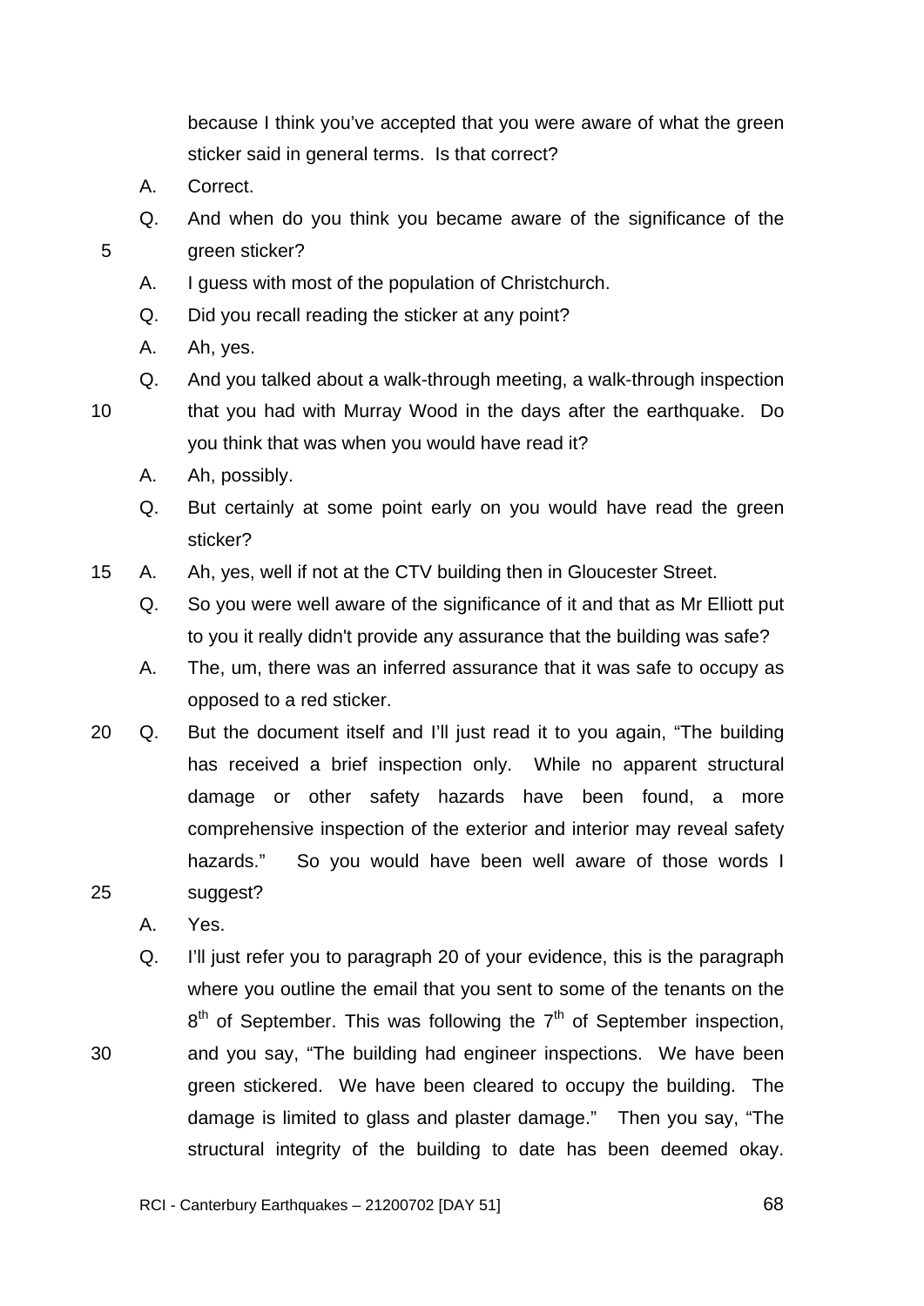because I think you've accepted that you were aware of what the green sticker said in general terms. Is that correct?

A. Correct.

Q. And when do you think you became aware of the significance of the green sticker?

A. I guess with most of the population of Christchurch.

Q. Did you recall reading the sticker at any point?

A. Ah, yes.

Q. And you talked about a walk-through meeting, a walk-through inspection that you had with Murray Wood in the days after the earthquake. Do you think that was when you would have read it?

A. Ah, possibly.

Q. But certainly at some point early on you would have read the green sticker?

A. Ah, yes, well if not at the CTV building then in Gloucester Street.

Q. So you were well aware of the significance of it and that as Mr Elliott put to you it really didn't provide any assurance that the building was safe?

A. The, um, there was an inferred assurance that it was safe to occupy as opposed to a red sticker.

Q. But the document itself and I'll just read it to you again, "The building has received a brief inspection only. While no apparent structural damage or other safety hazards have been found, a more comprehensive inspection of the exterior and interior may reveal safety hazards." So you would have been well aware of those words I suggest?

A. Yes.

Q. I'll just refer you to paragraph 20 of your evidence, this is the paragraph where you outline the email that you sent to some of the tenants on the 8th of September. This was following the 7th of September inspection, and you say, "The building had engineer inspections. We have been green stickered. We have been cleared to occupy the building. The damage is limited to glass and plaster damage." Then you say, "The structural integrity of the building to date has been deemed okay.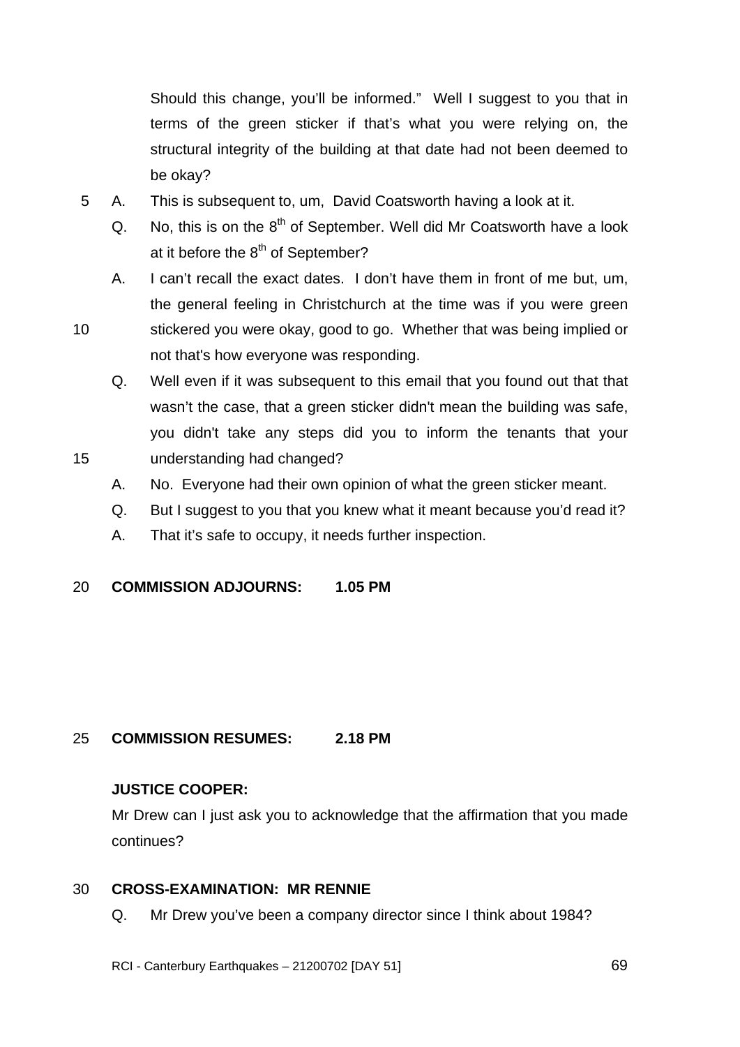Should this change, you'll be informed." Well I suggest to you that in terms of the green sticker if that's what you were relying on, the structural integrity of the building at that date had not been deemed to be okay?

A. This is subsequent to, um, David Coatsworth having a look at it.

Q. No, this is on the 8th of September. Well did Mr Coatsworth have a look at it before the 8th of September?

A. I can't recall the exact dates. I don't have them in front of me but, um, the general feeling in Christchurch at the time was if you were green stickered you were okay, good to go. Whether that was being implied or not that's how everyone was responding.

Q. Well even if it was subsequent to this email that you found out that that wasn't the case, that a green sticker didn't mean the building was safe, you didn't take any steps did you to inform the tenants that your understanding had changed?

A. No. Everyone had their own opinion of what the green sticker meant.

Q. But I suggest to you that you knew what it meant because you'd read it?

A. That it's safe to occupy, it needs further inspection.

**COMMISSION ADJOURNS: 1.05 PM**

**COMMISSION RESUMES: 2.18 PM**

**JUSTICE COOPER:**

Mr Drew can I just ask you to acknowledge that the affirmation that you made continues?

**CROSS-EXAMINATION: MR RENNIE**

Q. Mr Drew you've been a company director since I think about 1984?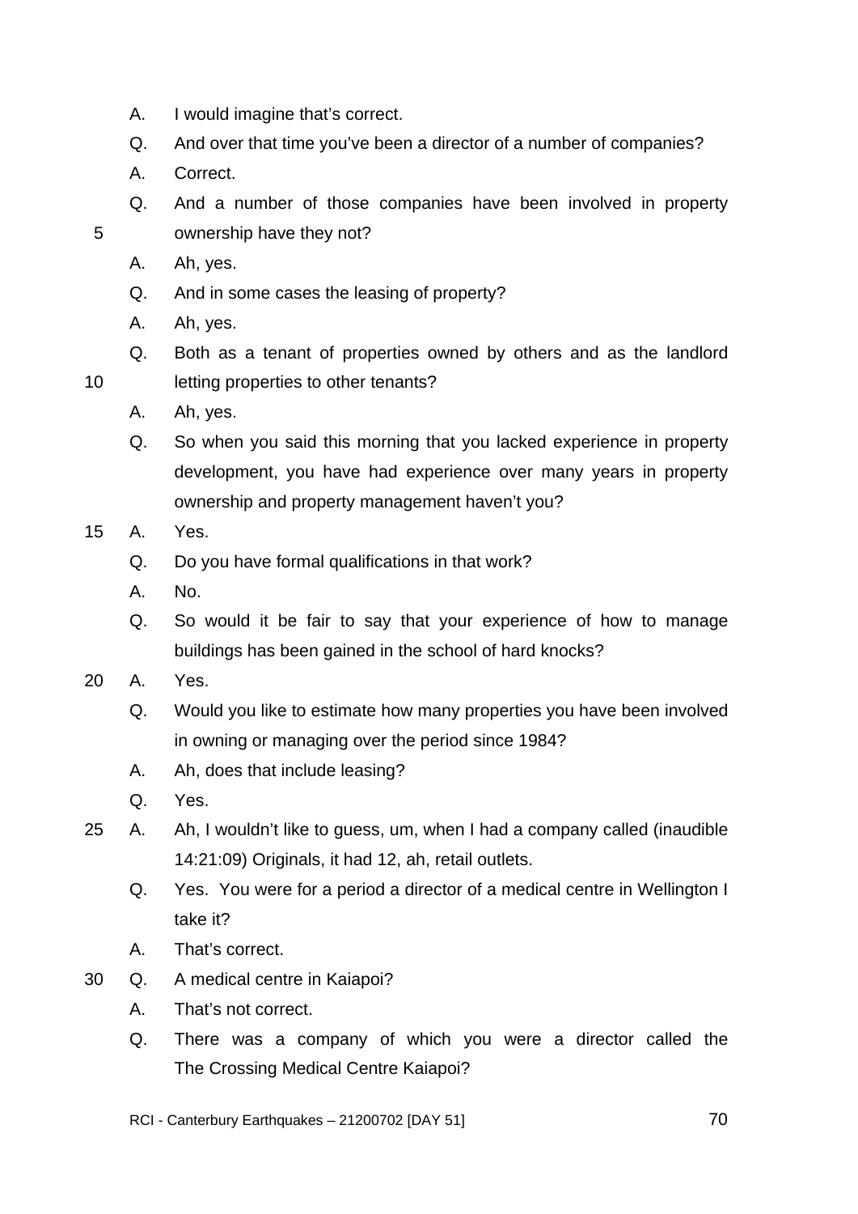A. I would imagine that's correct.

Q. And over that time you've been a director of a number of companies?

A. Correct.

Q. And a number of those companies have been involved in property ownership have they not?

A. Ah, yes.

Q. And in some cases the leasing of property?

A. Ah, yes.

Q. Both as a tenant of properties owned by others and as the landlord letting properties to other tenants?

A. Ah, yes.

Q. So when you said this morning that you lacked experience in property development, you have had experience over many years in property ownership and property management haven't you?

A. Yes.

Q. Do you have formal qualifications in that work?

A. No.

Q. So would it be fair to say that your experience of how to manage buildings has been gained in the school of hard knocks?

A. Yes.

Q. Would you like to estimate how many properties you have been involved in owning or managing over the period since 1984?

A. Ah, does that include leasing?

Q. Yes.

A. Ah, I wouldn't like to guess, um, when I had a company called (inaudible 14:21:09) Originals, it had 12, ah, retail outlets.

Q. Yes. You were for a period a director of a medical centre in Wellington I take it?

A. That's correct.

Q. A medical centre in Kaiapoi?

A. That's not correct.

Q. There was a company of which you were a director called the The Crossing Medical Centre Kaiapoi?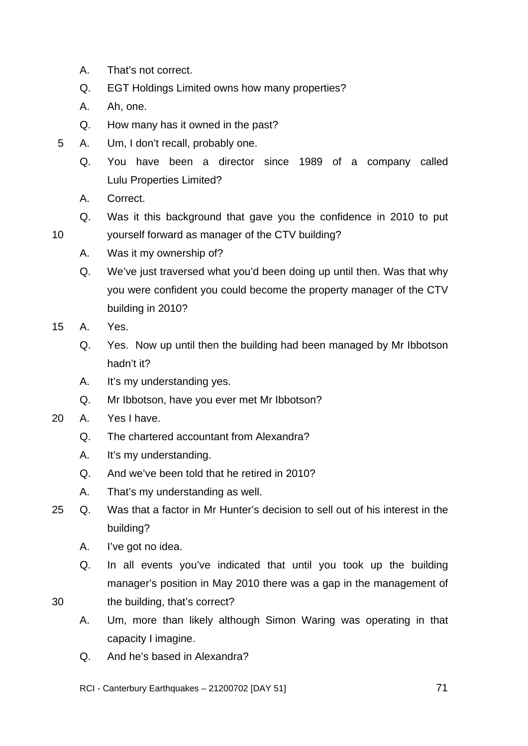A. That's not correct.

Q. EGT Holdings Limited owns how many properties?

A. Ah, one.

Q. How many has it owned in the past?

A. Um, I don't recall, probably one.

Q. You have been a director since 1989 of a company called Lulu Properties Limited?

A. Correct.

Q. Was it this background that gave you the confidence in 2010 to put yourself forward as manager of the CTV building?

A. Was it my ownership of?

Q. We've just traversed what you'd been doing up until then. Was that why you were confident you could become the property manager of the CTV building in 2010?

A. Yes.

Q. Yes. Now up until then the building had been managed by Mr Ibbotson hadn't it?

A. It's my understanding yes.

Q. Mr Ibbotson, have you ever met Mr Ibbotson?

A. Yes I have.

Q. The chartered accountant from Alexandra?

A. It's my understanding.

Q. And we've been told that he retired in 2010?

A. That's my understanding as well.

Q. Was that a factor in Mr Hunter's decision to sell out of his interest in the building?

A. I've got no idea.

Q. In all events you've indicated that until you took up the building manager's position in May 2010 there was a gap in the management of the building, that's correct?

A. Um, more than likely although Simon Waring was operating in that capacity I imagine.

Q. And he's based in Alexandra?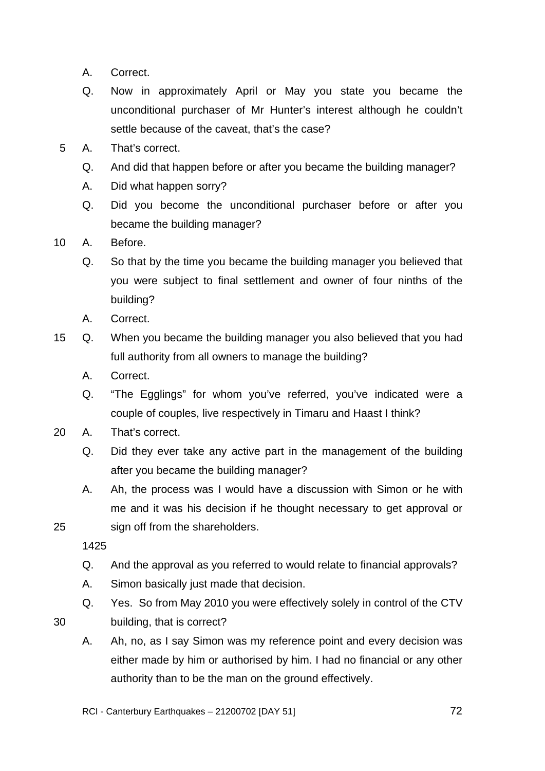A. Correct.

Q. Now in approximately April or May you state you became the unconditional purchaser of Mr Hunter's interest although he couldn't settle because of the caveat, that's the case?

A. That's correct.

Q. And did that happen before or after you became the building manager?

A. Did what happen sorry?

Q. Did you become the unconditional purchaser before or after you became the building manager?

A. Before.

Q. So that by the time you became the building manager you believed that you were subject to final settlement and owner of four ninths of the building?

A. Correct.

Q. When you became the building manager you also believed that you had full authority from all owners to manage the building?

A. Correct.

Q. "The Egglings" for whom you've referred, you've indicated were a couple of couples, live respectively in Timaru and Haast I think?

A. That's correct.

Q. Did they ever take any active part in the management of the building after you became the building manager?

A. Ah, the process was I would have a discussion with Simon or he with me and it was his decision if he thought necessary to get approval or sign off from the shareholders.

1425

Q. And the approval as you referred to would relate to financial approvals?

A. Simon basically just made that decision.

Q. Yes. So from May 2010 you were effectively solely in control of the CTV building, that is correct?

A. Ah, no, as I say Simon was my reference point and every decision was either made by him or authorised by him. I had no financial or any other authority than to be the man on the ground effectively.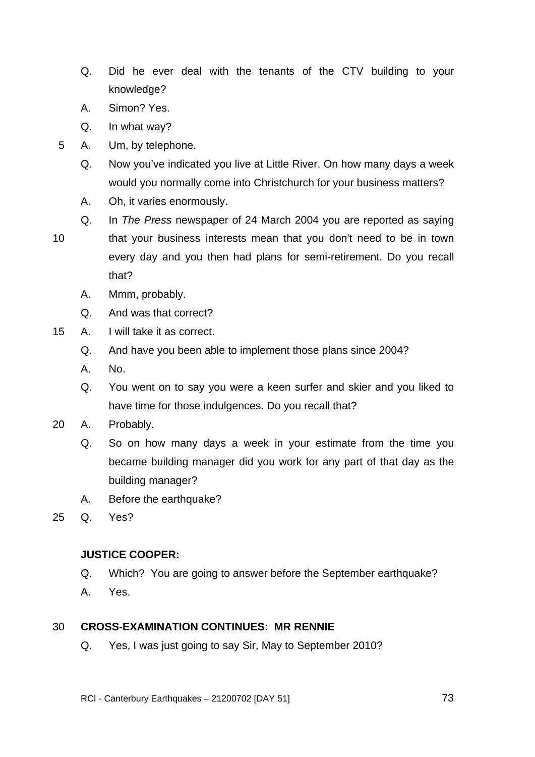Q. Did he ever deal with the tenants of the CTV building to your knowledge?

A. Simon? Yes.

Q. In what way?

A. Um, by telephone.

Q. Now you've indicated you live at Little River. On how many days a week would you normally come into Christchurch for your business matters?

A. Oh, it varies enormously.

Q. In *The Press* newspaper of 24 March 2004 you are reported as saying that your business interests mean that you don't need to be in town every day and you then had plans for semi-retirement. Do you recall that?

A. Mmm, probably.

Q. And was that correct?

A. I will take it as correct.

Q. And have you been able to implement those plans since 2004?

A. No.

Q. You went on to say you were a keen surfer and skier and you liked to have time for those indulgences. Do you recall that?

A. Probably.

Q. So on how many days a week in your estimate from the time you became building manager did you work for any part of that day as the building manager?

A. Before the earthquake?

Q. Yes?

**JUSTICE COOPER:**

Q. Which? You are going to answer before the September earthquake?

A. Yes.

**CROSS-EXAMINATION CONTINUES: MR RENNIE**

Q. Yes, I was just going to say Sir, May to September 2010?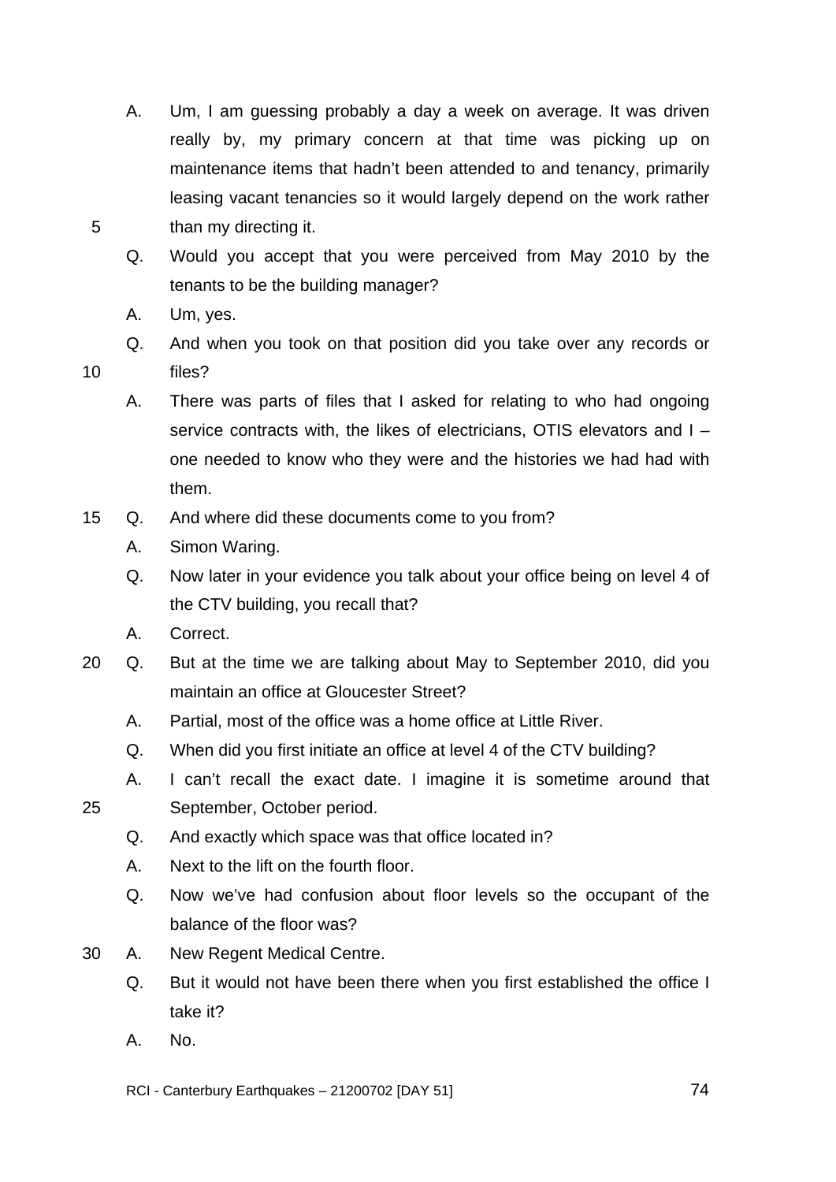A. Um, I am guessing probably a day a week on average. It was driven really by, my primary concern at that time was picking up on maintenance items that hadn't been attended to and tenancy, primarily leasing vacant tenancies so it would largely depend on the work rather than my directing it.

Q. Would you accept that you were perceived from May 2010 by the tenants to be the building manager?

A. Um, yes.

Q. And when you took on that position did you take over any records or files?

A. There was parts of files that I asked for relating to who had ongoing service contracts with, the likes of electricians, OTIS elevators and I – one needed to know who they were and the histories we had had with them.

Q. And where did these documents come to you from?

A. Simon Waring.

Q. Now later in your evidence you talk about your office being on level 4 of the CTV building, you recall that?

A. Correct.

Q. But at the time we are talking about May to September 2010, did you maintain an office at Gloucester Street?

A. Partial, most of the office was a home office at Little River.

Q. When did you first initiate an office at level 4 of the CTV building?

A. I can't recall the exact date. I imagine it is sometime around that September, October period.

Q. And exactly which space was that office located in?

A. Next to the lift on the fourth floor.

Q. Now we've had confusion about floor levels so the occupant of the balance of the floor was?

A. New Regent Medical Centre.

Q. But it would not have been there when you first established the office I take it?

A. No.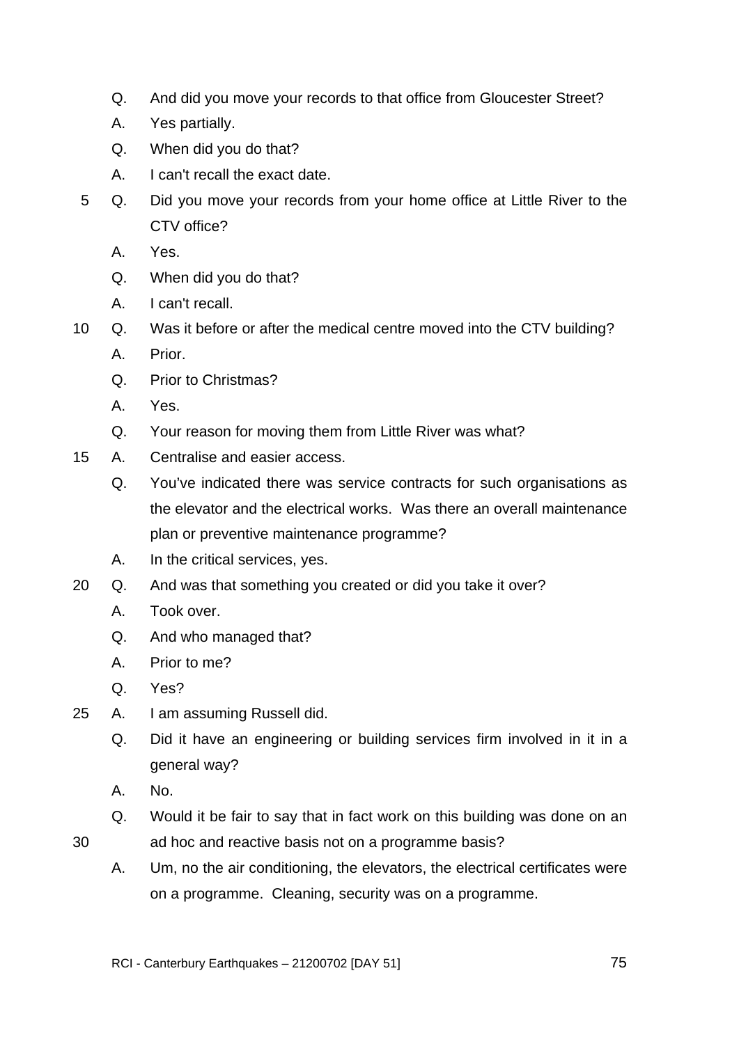Q. And did you move your records to that office from Gloucester Street?

A. Yes partially.

Q. When did you do that?

A. I can't recall the exact date.

Q. Did you move your records from your home office at Little River to the CTV office?

A. Yes.

Q. When did you do that?

A. I can't recall.

Q. Was it before or after the medical centre moved into the CTV building?

A. Prior.

Q. Prior to Christmas?

A. Yes.

Q. Your reason for moving them from Little River was what?

A. Centralise and easier access.

Q. You've indicated there was service contracts for such organisations as the elevator and the electrical works. Was there an overall maintenance plan or preventive maintenance programme?

A. In the critical services, yes.

Q. And was that something you created or did you take it over?

A. Took over.

Q. And who managed that?

A. Prior to me?

Q. Yes?

A. I am assuming Russell did.

Q. Did it have an engineering or building services firm involved in it in a general way?

A. No.

Q. Would it be fair to say that in fact work on this building was done on an ad hoc and reactive basis not on a programme basis?

A. Um, no the air conditioning, the elevators, the electrical certificates were on a programme. Cleaning, security was on a programme.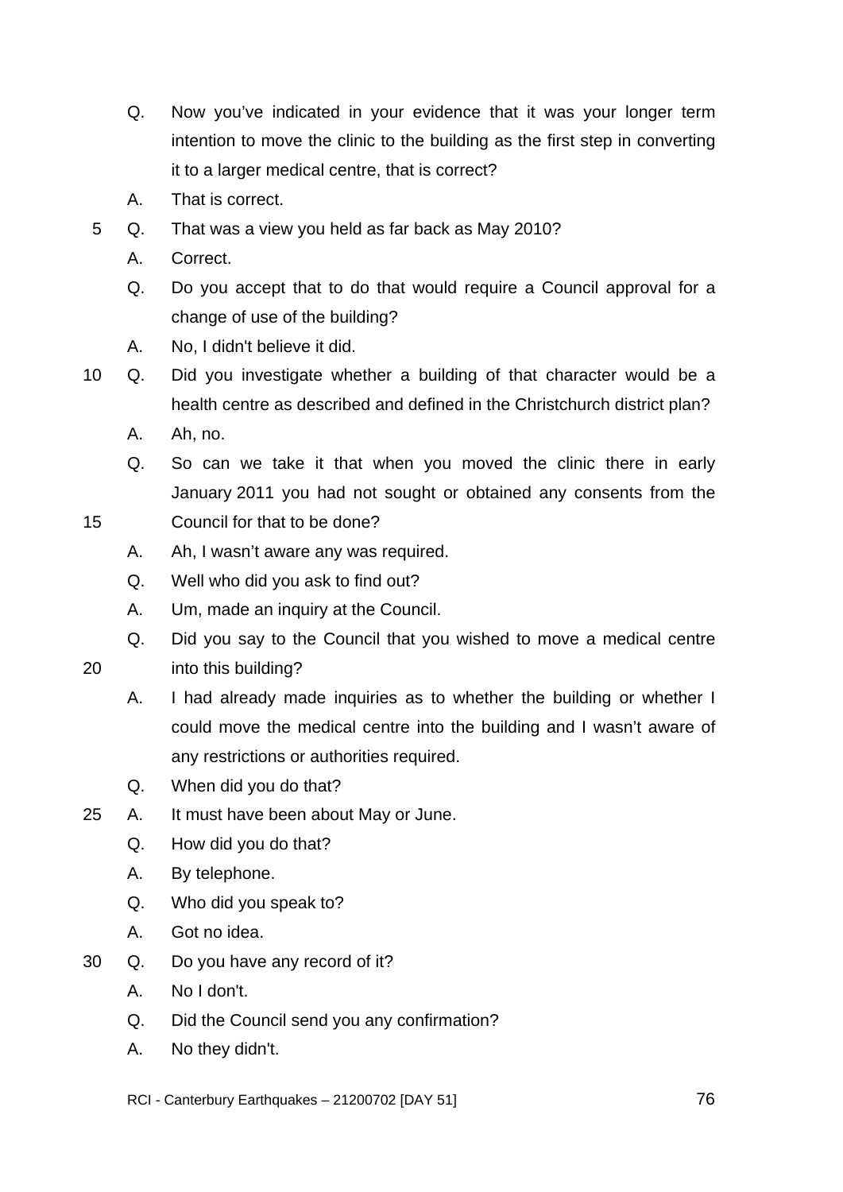Q. Now you've indicated in your evidence that it was your longer term intention to move the clinic to the building as the first step in converting it to a larger medical centre, that is correct?

A. That is correct.

Q. That was a view you held as far back as May 2010?

A. Correct.

Q. Do you accept that to do that would require a Council approval for a change of use of the building?

A. No, I didn't believe it did.

Q. Did you investigate whether a building of that character would be a health centre as described and defined in the Christchurch district plan?

A. Ah, no.

Q. So can we take it that when you moved the clinic there in early January 2011 you had not sought or obtained any consents from the Council for that to be done?

A. Ah, I wasn't aware any was required.

Q. Well who did you ask to find out?

A. Um, made an inquiry at the Council.

Q. Did you say to the Council that you wished to move a medical centre into this building?

A. I had already made inquiries as to whether the building or whether I could move the medical centre into the building and I wasn't aware of any restrictions or authorities required.

Q. When did you do that?

A. It must have been about May or June.

Q. How did you do that?

A. By telephone.

Q. Who did you speak to?

A. Got no idea.

Q. Do you have any record of it?

A. No I don't.

Q. Did the Council send you any confirmation?

A. No they didn't.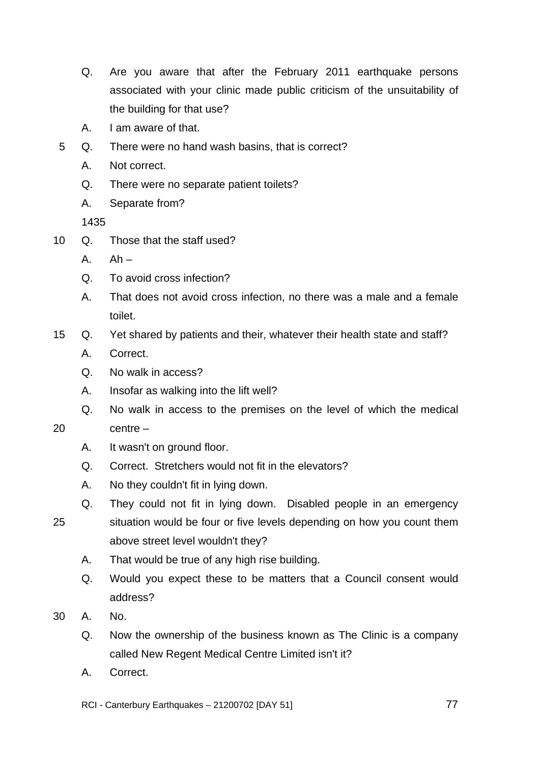Q. Are you aware that after the February 2011 earthquake persons associated with your clinic made public criticism of the unsuitability of the building for that use?

A. I am aware of that.

Q. There were no hand wash basins, that is correct?

A. Not correct.

Q. There were no separate patient toilets?

A. Separate from?

1435

Q. Those that the staff used?

A. Ah –

Q. To avoid cross infection?

A. That does not avoid cross infection, no there was a male and a female toilet.

Q. Yet shared by patients and their, whatever their health state and staff?

A. Correct.

Q. No walk in access?

A. Insofar as walking into the lift well?

Q. No walk in access to the premises on the level of which the medical centre –

A. It wasn't on ground floor.

Q. Correct. Stretchers would not fit in the elevators?

A. No they couldn't fit in lying down.

Q. They could not fit in lying down. Disabled people in an emergency situation would be four or five levels depending on how you count them above street level wouldn't they?

A. That would be true of any high rise building.

Q. Would you expect these to be matters that a Council consent would address?

A. No.

Q. Now the ownership of the business known as The Clinic is a company called New Regent Medical Centre Limited isn't it?

A. Correct.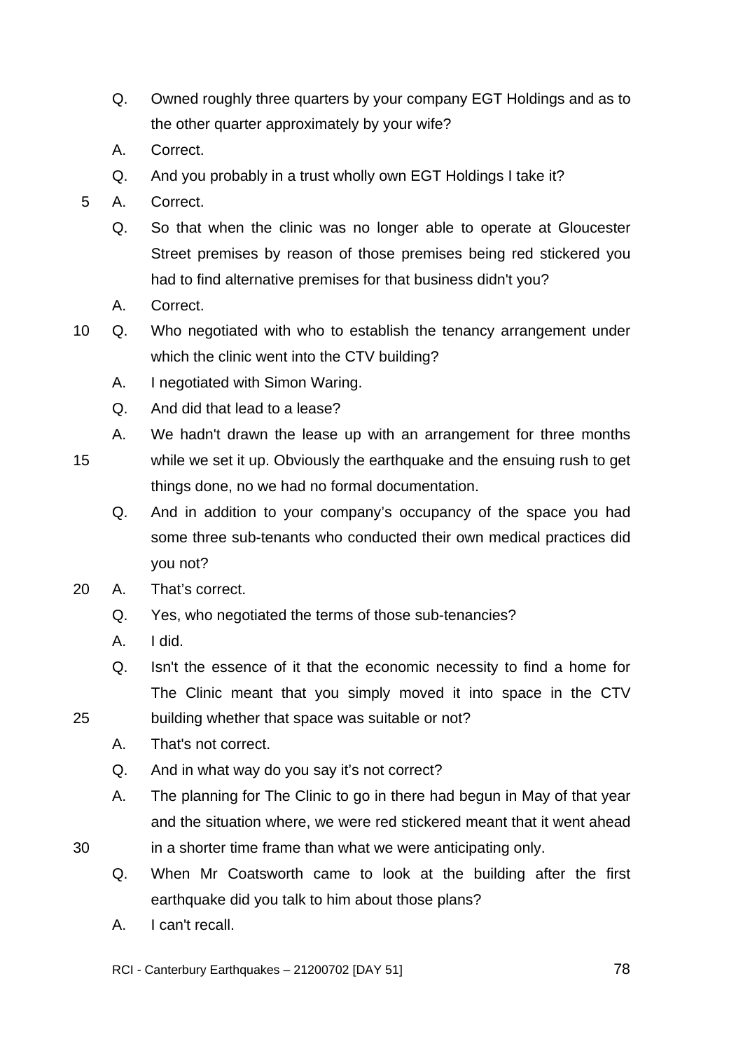Q. Owned roughly three quarters by your company EGT Holdings and as to the other quarter approximately by your wife?

A. Correct.

Q. And you probably in a trust wholly own EGT Holdings I take it?

A. Correct.

Q. So that when the clinic was no longer able to operate at Gloucester Street premises by reason of those premises being red stickered you had to find alternative premises for that business didn't you?

A. Correct.

Q. Who negotiated with who to establish the tenancy arrangement under which the clinic went into the CTV building?

A. I negotiated with Simon Waring.

Q. And did that lead to a lease?

A. We hadn't drawn the lease up with an arrangement for three months while we set it up. Obviously the earthquake and the ensuing rush to get things done, no we had no formal documentation.

Q. And in addition to your company's occupancy of the space you had some three sub-tenants who conducted their own medical practices did you not?

A. That's correct.

Q. Yes, who negotiated the terms of those sub-tenancies?

A. I did.

Q. Isn't the essence of it that the economic necessity to find a home for The Clinic meant that you simply moved it into space in the CTV building whether that space was suitable or not?

A. That's not correct.

Q. And in what way do you say it's not correct?

A. The planning for The Clinic to go in there had begun in May of that year and the situation where, we were red stickered meant that it went ahead in a shorter time frame than what we were anticipating only.

Q. When Mr Coatsworth came to look at the building after the first earthquake did you talk to him about those plans?

A. I can't recall.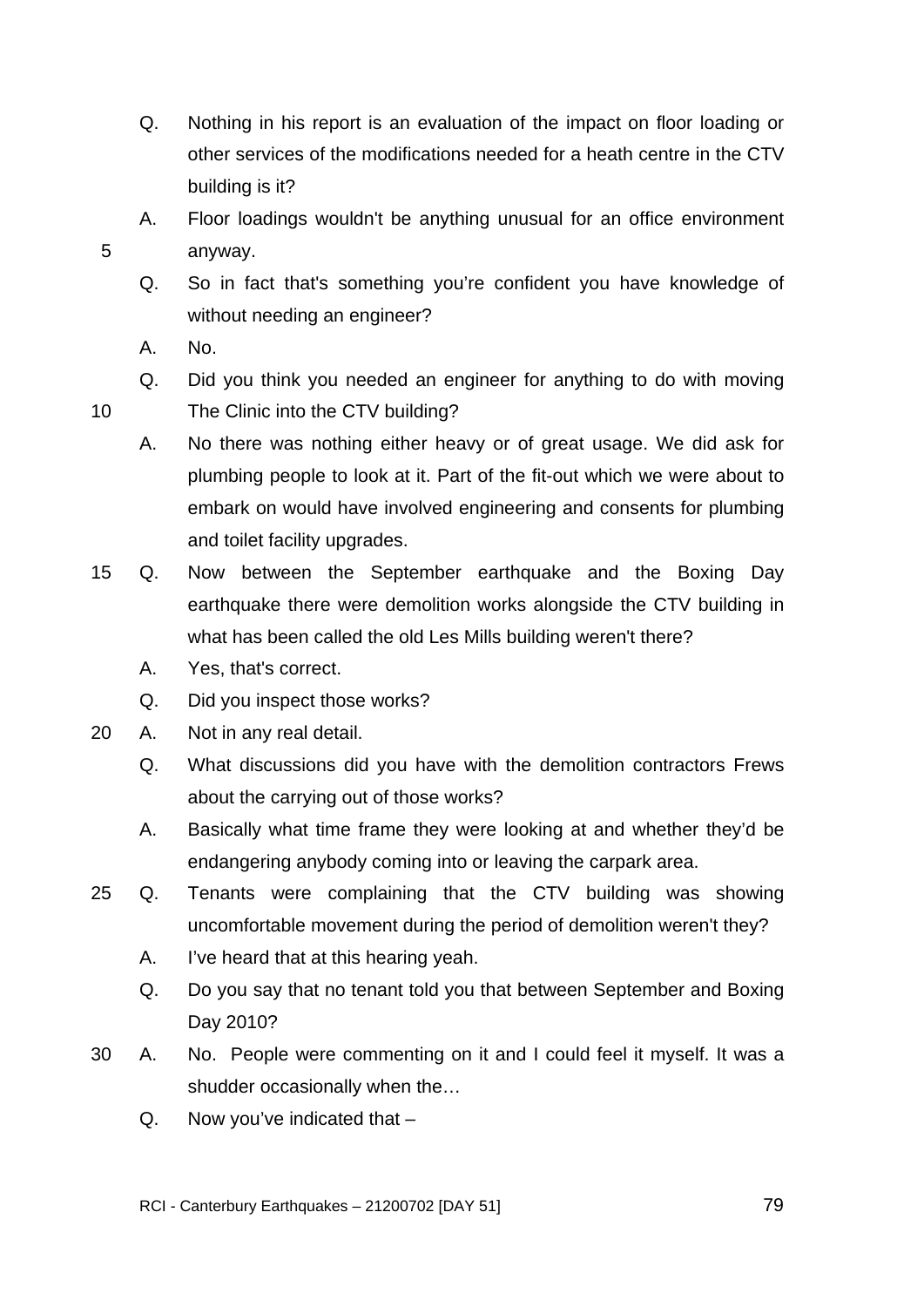Q. Nothing in his report is an evaluation of the impact on floor loading or other services of the modifications needed for a heath centre in the CTV building is it?

A. Floor loadings wouldn't be anything unusual for an office environment anyway.

Q. So in fact that's something you're confident you have knowledge of without needing an engineer?

A. No.

Q. Did you think you needed an engineer for anything to do with moving The Clinic into the CTV building?

A. No there was nothing either heavy or of great usage. We did ask for plumbing people to look at it. Part of the fit-out which we were about to embark on would have involved engineering and consents for plumbing and toilet facility upgrades.

Q. Now between the September earthquake and the Boxing Day earthquake there were demolition works alongside the CTV building in what has been called the old Les Mills building weren't there?

A. Yes, that's correct.

Q. Did you inspect those works?

A. Not in any real detail.

Q. What discussions did you have with the demolition contractors Frews about the carrying out of those works?

A. Basically what time frame they were looking at and whether they'd be endangering anybody coming into or leaving the carpark area.

Q. Tenants were complaining that the CTV building was showing uncomfortable movement during the period of demolition weren't they?

A. I've heard that at this hearing yeah.

Q. Do you say that no tenant told you that between September and Boxing Day 2010?

A. No. People were commenting on it and I could feel it myself. It was a shudder occasionally when the…

Q. Now you've indicated that –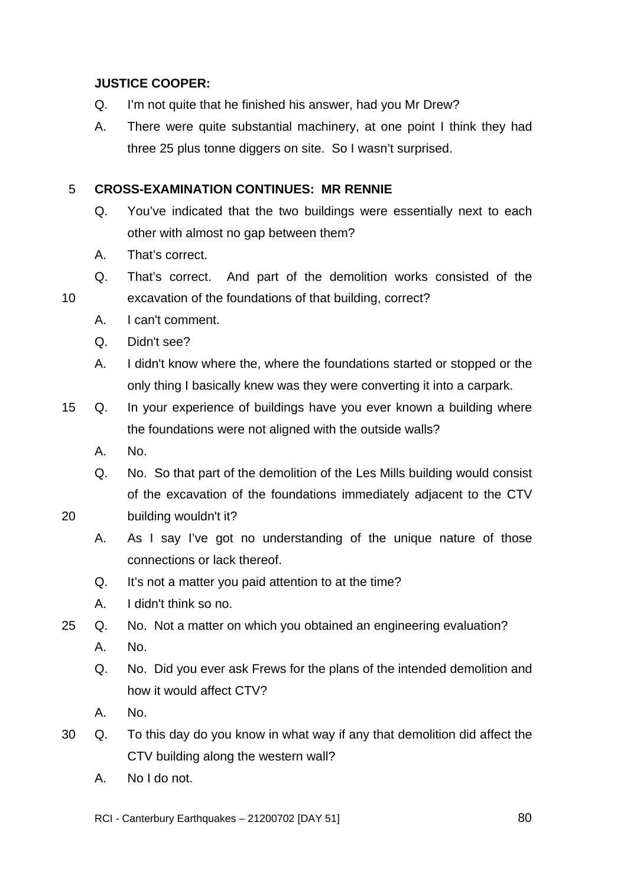**JUSTICE COOPER:**

Q. I'm not quite that he finished his answer, had you Mr Drew?

A. There were quite substantial machinery, at one point I think they had three 25 plus tonne diggers on site. So I wasn't surprised.

**CROSS-EXAMINATION CONTINUES: MR RENNIE**

Q. You've indicated that the two buildings were essentially next to each other with almost no gap between them?

A. That's correct.

Q. That's correct. And part of the demolition works consisted of the excavation of the foundations of that building, correct?

A. I can't comment.

Q. Didn't see?

A. I didn't know where the, where the foundations started or stopped or the only thing I basically knew was they were converting it into a carpark.

Q. In your experience of buildings have you ever known a building where the foundations were not aligned with the outside walls?

A. No.

Q. No. So that part of the demolition of the Les Mills building would consist of the excavation of the foundations immediately adjacent to the CTV building wouldn't it?

A. As I say I've got no understanding of the unique nature of those connections or lack thereof.

Q. It's not a matter you paid attention to at the time?

A. I didn't think so no.

Q. No. Not a matter on which you obtained an engineering evaluation?

A. No.

Q. No. Did you ever ask Frews for the plans of the intended demolition and how it would affect CTV?

A. No.

Q. To this day do you know in what way if any that demolition did affect the CTV building along the western wall?

A. No I do not.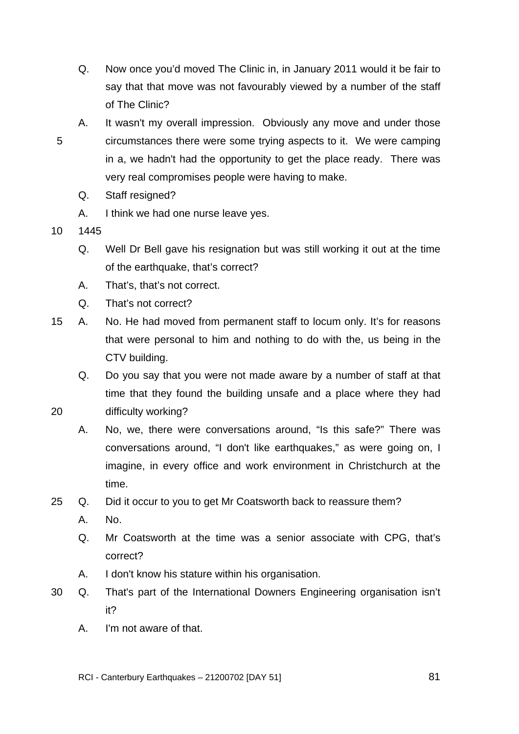Q. Now once you'd moved The Clinic in, in January 2011 would it be fair to say that that move was not favourably viewed by a number of the staff of The Clinic?

A. It wasn't my overall impression. Obviously any move and under those circumstances there were some trying aspects to it. We were camping in a, we hadn't had the opportunity to get the place ready. There was very real compromises people were having to make.

Q. Staff resigned?

A. I think we had one nurse leave yes.

1445

Q. Well Dr Bell gave his resignation but was still working it out at the time of the earthquake, that's correct?

A. That's, that's not correct.

Q. That's not correct?

A. No. He had moved from permanent staff to locum only. It's for reasons that were personal to him and nothing to do with the, us being in the CTV building.

Q. Do you say that you were not made aware by a number of staff at that time that they found the building unsafe and a place where they had difficulty working?

A. No, we, there were conversations around, "Is this safe?" There was conversations around, "I don't like earthquakes," as were going on, I imagine, in every office and work environment in Christchurch at the time.

Q. Did it occur to you to get Mr Coatsworth back to reassure them?

A. No.

Q. Mr Coatsworth at the time was a senior associate with CPG, that's correct?

A. I don't know his stature within his organisation.

Q. That's part of the International Downers Engineering organisation isn't it?

A. I'm not aware of that.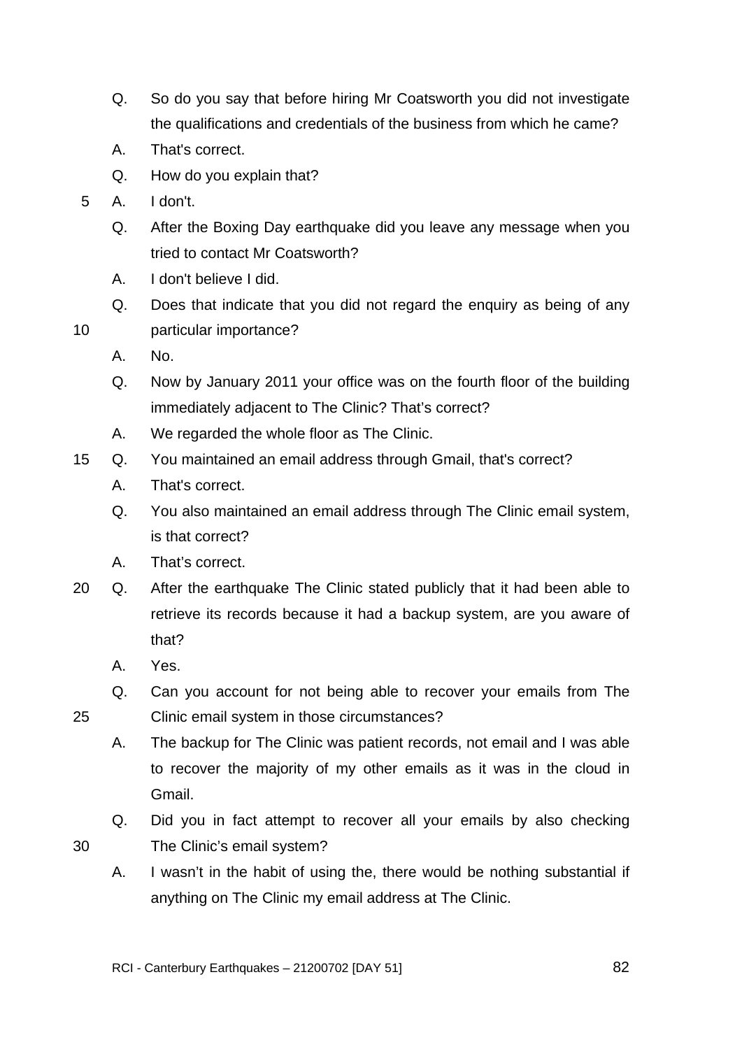Q. So do you say that before hiring Mr Coatsworth you did not investigate the qualifications and credentials of the business from which he came?

A. That's correct.

Q. How do you explain that?

A. I don't.

Q. After the Boxing Day earthquake did you leave any message when you tried to contact Mr Coatsworth?

A. I don't believe I did.

Q. Does that indicate that you did not regard the enquiry as being of any particular importance?

A. No.

Q. Now by January 2011 your office was on the fourth floor of the building immediately adjacent to The Clinic? That's correct?

A. We regarded the whole floor as The Clinic.

Q. You maintained an email address through Gmail, that's correct?

A. That's correct.

Q. You also maintained an email address through The Clinic email system, is that correct?

A. That's correct.

Q. After the earthquake The Clinic stated publicly that it had been able to retrieve its records because it had a backup system, are you aware of that?

A. Yes.

Q. Can you account for not being able to recover your emails from The Clinic email system in those circumstances?

A. The backup for The Clinic was patient records, not email and I was able to recover the majority of my other emails as it was in the cloud in Gmail.

Q. Did you in fact attempt to recover all your emails by also checking The Clinic's email system?

A. I wasn't in the habit of using the, there would be nothing substantial if anything on The Clinic my email address at The Clinic.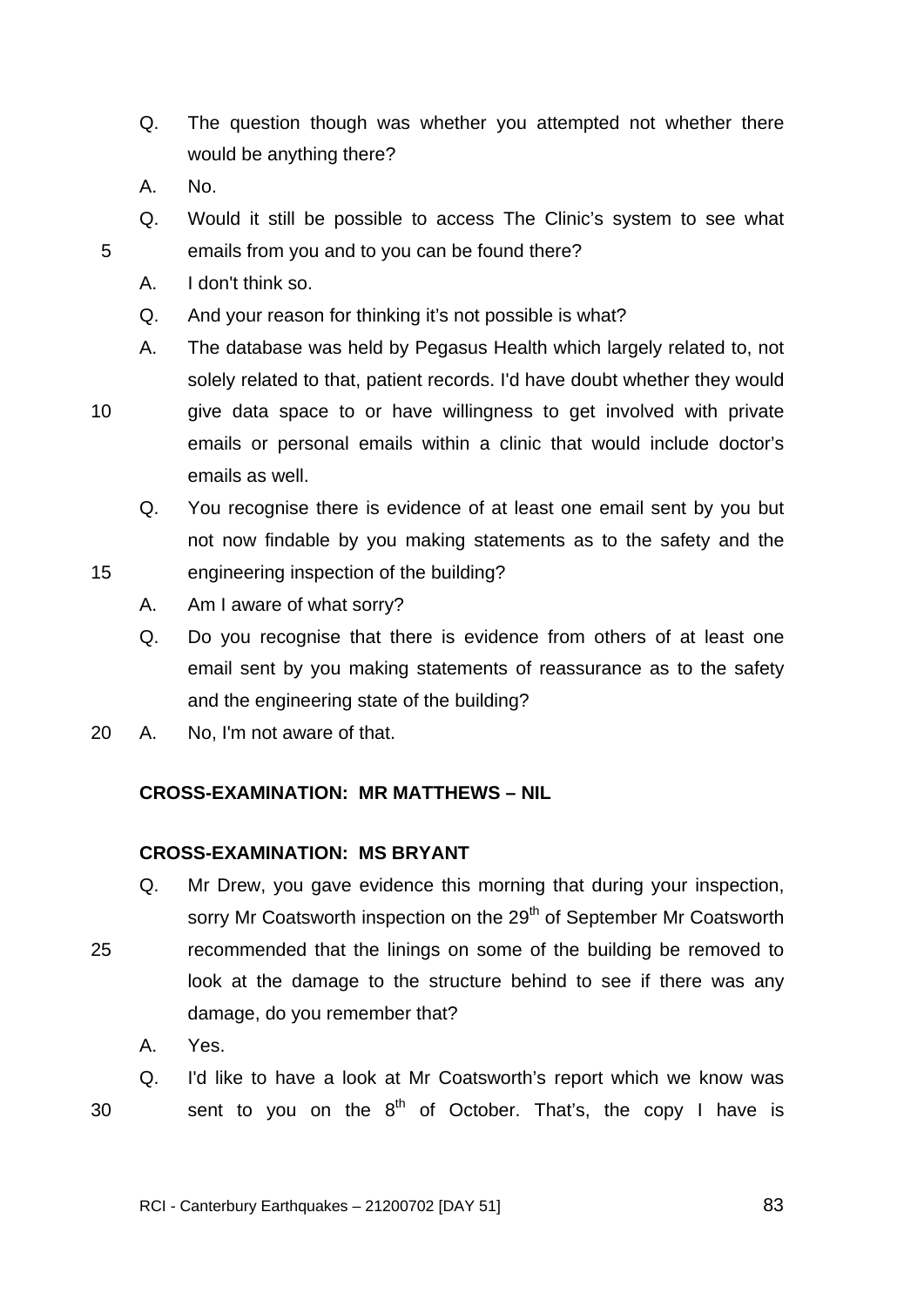Q. The question though was whether you attempted not whether there would be anything there?

A. No.

Q. Would it still be possible to access The Clinic's system to see what emails from you and to you can be found there?

A. I don't think so.

Q. And your reason for thinking it's not possible is what?

A. The database was held by Pegasus Health which largely related to, not solely related to that, patient records. I'd have doubt whether they would give data space to or have willingness to get involved with private emails or personal emails within a clinic that would include doctor's emails as well.

Q. You recognise there is evidence of at least one email sent by you but not now findable by you making statements as to the safety and the engineering inspection of the building?

A. Am I aware of what sorry?

Q. Do you recognise that there is evidence from others of at least one email sent by you making statements of reassurance as to the safety and the engineering state of the building?

A. No, I'm not aware of that.

**CROSS-EXAMINATION: MR MATTHEWS – NIL**

**CROSS-EXAMINATION: MS BRYANT**

Q. Mr Drew, you gave evidence this morning that during your inspection, sorry Mr Coatsworth inspection on the 29th of September Mr Coatsworth recommended that the linings on some of the building be removed to look at the damage to the structure behind to see if there was any damage, do you remember that?

A. Yes.

Q. I'd like to have a look at Mr Coatsworth's report which we know was sent to you on the 8th of October. That's, the copy I have is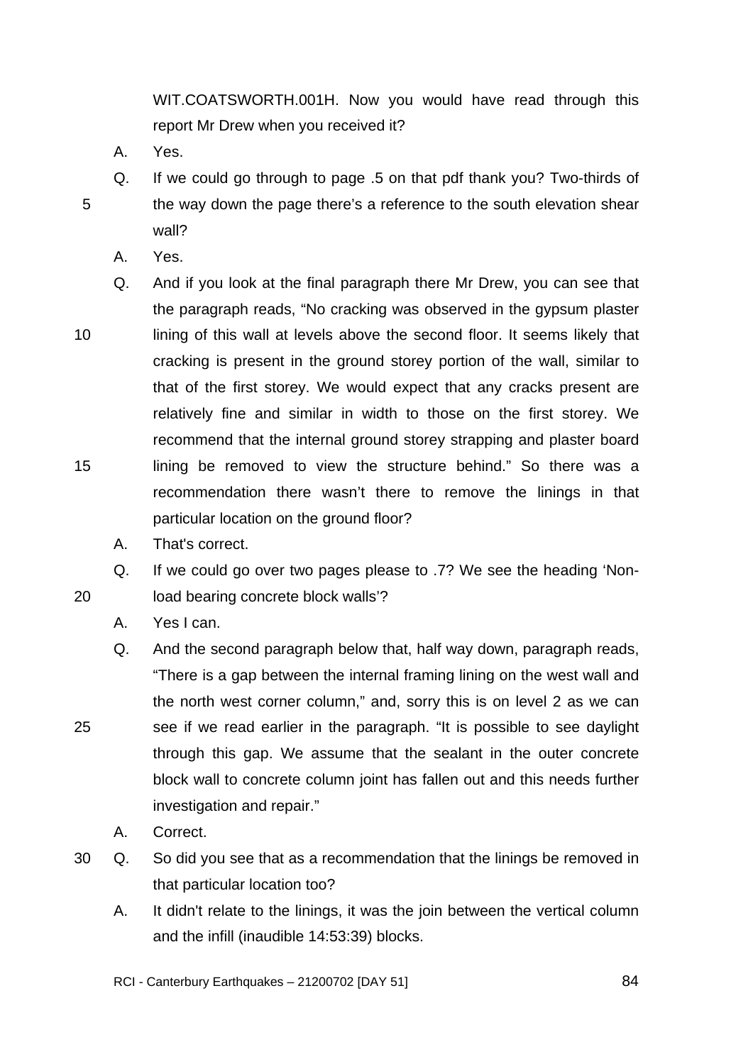WIT.COATSWORTH.001H. Now you would have read through this report Mr Drew when you received it?

A. Yes.

Q. If we could go through to page .5 on that pdf thank you? Two-thirds of the way down the page there's a reference to the south elevation shear wall?

A. Yes.

Q. And if you look at the final paragraph there Mr Drew, you can see that the paragraph reads, "No cracking was observed in the gypsum plaster lining of this wall at levels above the second floor. It seems likely that cracking is present in the ground storey portion of the wall, similar to that of the first storey. We would expect that any cracks present are relatively fine and similar in width to those on the first storey. We recommend that the internal ground storey strapping and plaster board lining be removed to view the structure behind." So there was a recommendation there wasn't there to remove the linings in that particular location on the ground floor?

A. That's correct.

Q. If we could go over two pages please to .7? We see the heading 'Non-load bearing concrete block walls'?

A. Yes I can.

Q. And the second paragraph below that, half way down, paragraph reads, "There is a gap between the internal framing lining on the west wall and the north west corner column," and, sorry this is on level 2 as we can see if we read earlier in the paragraph. "It is possible to see daylight through this gap. We assume that the sealant in the outer concrete block wall to concrete column joint has fallen out and this needs further investigation and repair."

A. Correct.

Q. So did you see that as a recommendation that the linings be removed in that particular location too?

A. It didn't relate to the linings, it was the join between the vertical column and the infill (inaudible 14:53:39) blocks.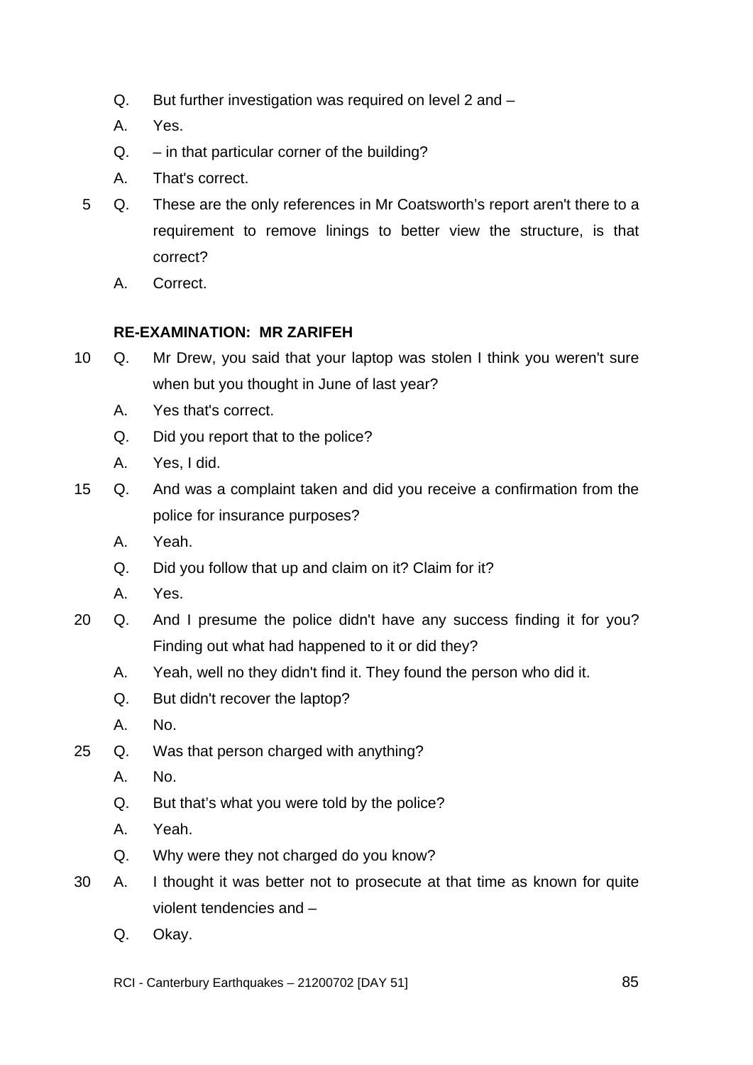Q. But further investigation was required on level 2 and –

A. Yes.

Q. – in that particular corner of the building?

A. That's correct.

Q. These are the only references in Mr Coatsworth's report aren't there to a requirement to remove linings to better view the structure, is that correct?

A. Correct.

**RE-EXAMINATION: MR ZARIFEH**

Q. Mr Drew, you said that your laptop was stolen I think you weren't sure when but you thought in June of last year?

A. Yes that's correct.

Q. Did you report that to the police?

A. Yes, I did.

Q. And was a complaint taken and did you receive a confirmation from the police for insurance purposes?

A. Yeah.

Q. Did you follow that up and claim on it? Claim for it?

A. Yes.

Q. And I presume the police didn't have any success finding it for you? Finding out what had happened to it or did they?

A. Yeah, well no they didn't find it. They found the person who did it.

Q. But didn't recover the laptop?

A. No.

Q. Was that person charged with anything?

A. No.

Q. But that's what you were told by the police?

A. Yeah.

Q. Why were they not charged do you know?

A. I thought it was better not to prosecute at that time as known for quite violent tendencies and –

Q. Okay.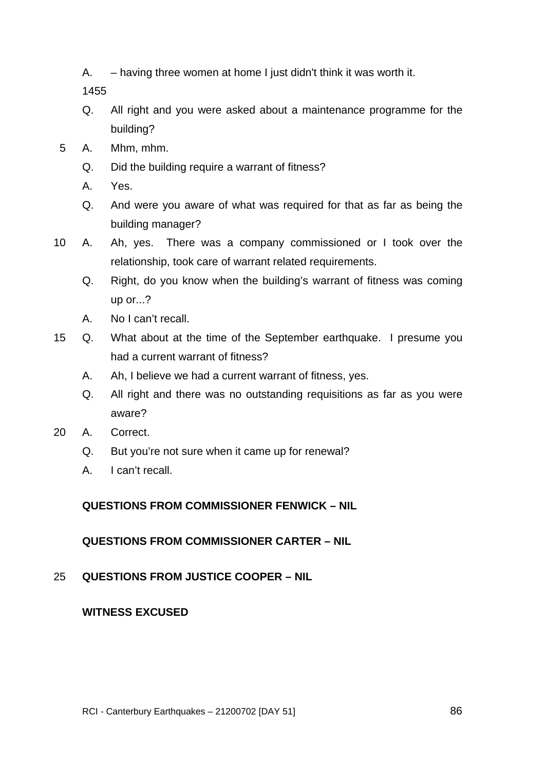A. – having three women at home I just didn't think it was worth it.

1455

Q. All right and you were asked about a maintenance programme for the building?

A. Mhm, mhm.

Q. Did the building require a warrant of fitness?

A. Yes.

Q. And were you aware of what was required for that as far as being the building manager?

A. Ah, yes. There was a company commissioned or I took over the relationship, took care of warrant related requirements.

Q. Right, do you know when the building's warrant of fitness was coming up or...?

A. No I can't recall.

Q. What about at the time of the September earthquake. I presume you had a current warrant of fitness?

A. Ah, I believe we had a current warrant of fitness, yes.

Q. All right and there was no outstanding requisitions as far as you were aware?

A. Correct.

Q. But you're not sure when it came up for renewal?

A. I can't recall.

**QUESTIONS FROM COMMISSIONER FENWICK – NIL**

**QUESTIONS FROM COMMISSIONER CARTER – NIL**

**QUESTIONS FROM JUSTICE COOPER – NIL**

**WITNESS EXCUSED**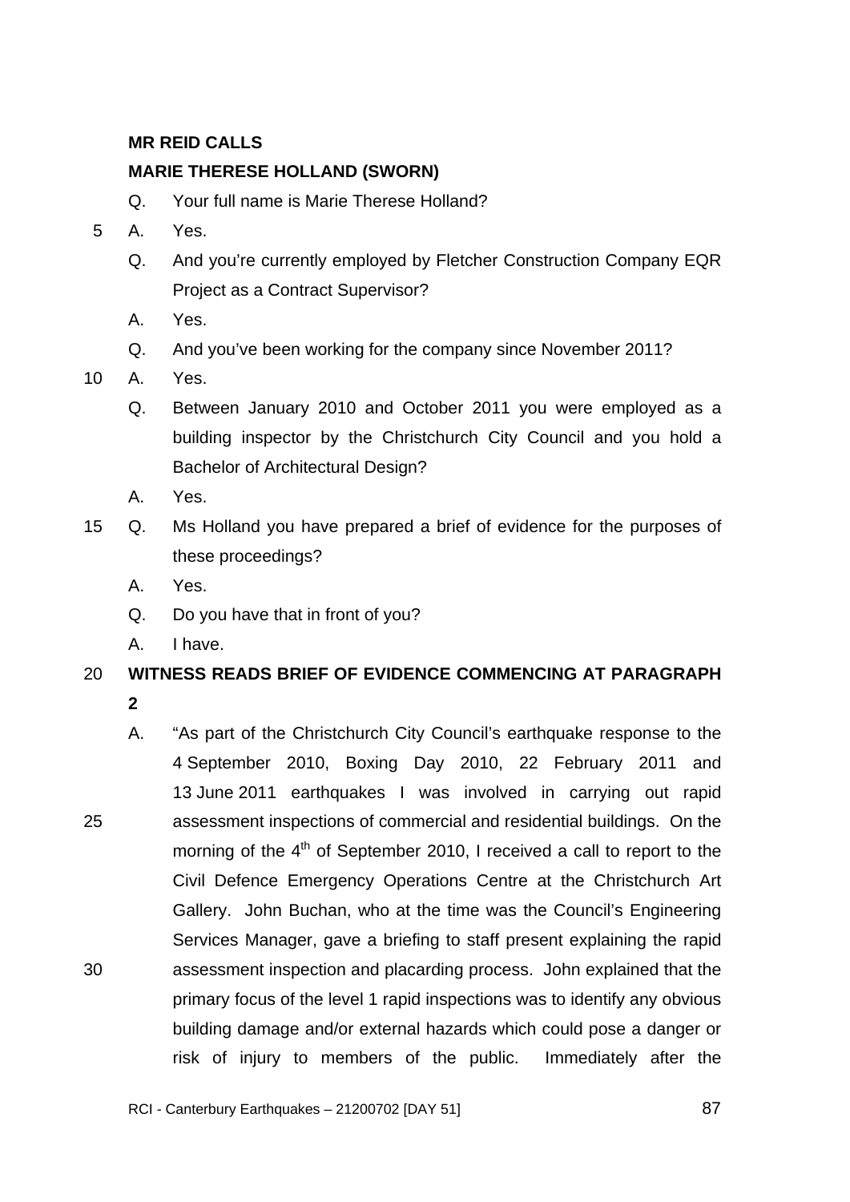**MR REID CALLS**

**MARIE THERESE HOLLAND (SWORN)**

Q. Your full name is Marie Therese Holland?

A. Yes.

Q. And you're currently employed by Fletcher Construction Company EQR Project as a Contract Supervisor?

A. Yes.

Q. And you've been working for the company since November 2011?

A. Yes.

Q. Between January 2010 and October 2011 you were employed as a building inspector by the Christchurch City Council and you hold a Bachelor of Architectural Design?

A. Yes.

Q. Ms Holland you have prepared a brief of evidence for the purposes of these proceedings?

A. Yes.

Q. Do you have that in front of you?

A. I have.

**WITNESS READS BRIEF OF EVIDENCE COMMENCING AT PARAGRAPH 2**

A. "As part of the Christchurch City Council's earthquake response to the 4 September 2010, Boxing Day 2010, 22 February 2011 and 13 June 2011 earthquakes I was involved in carrying out rapid assessment inspections of commercial and residential buildings. On the morning of the 4th of September 2010, I received a call to report to the Civil Defence Emergency Operations Centre at the Christchurch Art Gallery. John Buchan, who at the time was the Council's Engineering Services Manager, gave a briefing to staff present explaining the rapid assessment inspection and placarding process. John explained that the primary focus of the level 1 rapid inspections was to identify any obvious building damage and/or external hazards which could pose a danger or risk of injury to members of the public. Immediately after the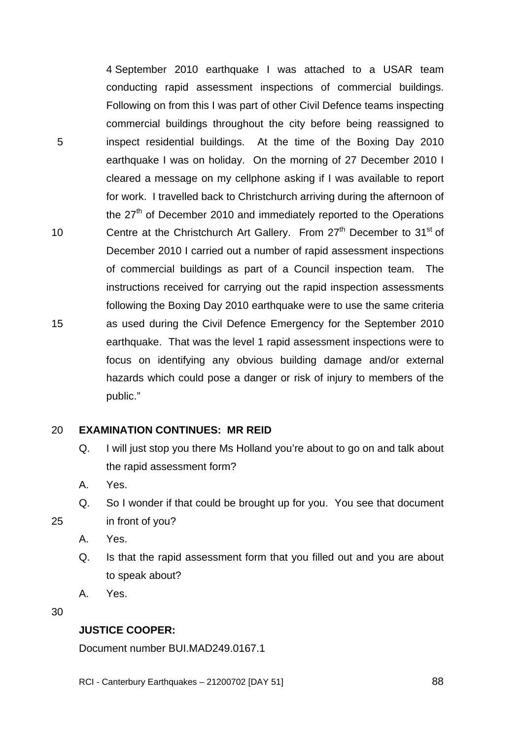4 September 2010 earthquake I was attached to a USAR team conducting rapid assessment inspections of commercial buildings. Following on from this I was part of other Civil Defence teams inspecting commercial buildings throughout the city before being reassigned to inspect residential buildings. At the time of the Boxing Day 2010 earthquake I was on holiday. On the morning of 27 December 2010 I cleared a message on my cellphone asking if I was available to report for work. I travelled back to Christchurch arriving during the afternoon of the 27th of December 2010 and immediately reported to the Operations Centre at the Christchurch Art Gallery. From 27th December to 31st of December 2010 I carried out a number of rapid assessment inspections of commercial buildings as part of a Council inspection team. The instructions received for carrying out the rapid inspection assessments following the Boxing Day 2010 earthquake were to use the same criteria as used during the Civil Defence Emergency for the September 2010 earthquake. That was the level 1 rapid assessment inspections were to focus on identifying any obvious building damage and/or external hazards which could pose a danger or risk of injury to members of the public."

**EXAMINATION CONTINUES: MR REID**

Q. I will just stop you there Ms Holland you're about to go on and talk about the rapid assessment form?

A. Yes.

Q. So I wonder if that could be brought up for you. You see that document in front of you?

A. Yes.

Q. Is that the rapid assessment form that you filled out and you are about to speak about?

A. Yes.

**JUSTICE COOPER:**

Document number BUI.MAD249.0167.1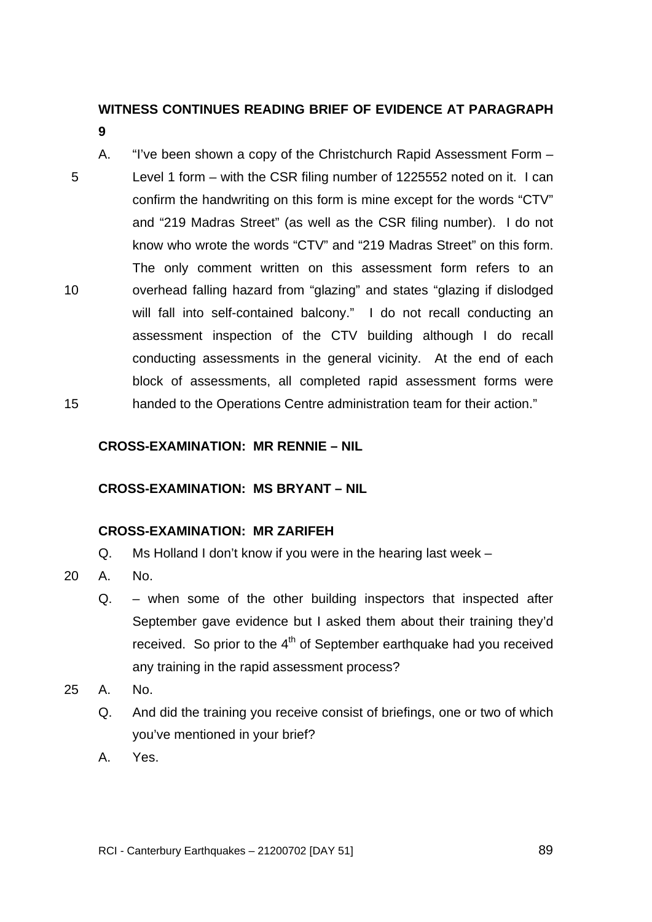**WITNESS CONTINUES READING BRIEF OF EVIDENCE AT PARAGRAPH 9**

A. "I've been shown a copy of the Christchurch Rapid Assessment Form – Level 1 form – with the CSR filing number of 1225552 noted on it. I can confirm the handwriting on this form is mine except for the words "CTV" and "219 Madras Street" (as well as the CSR filing number). I do not know who wrote the words "CTV" and "219 Madras Street" on this form. The only comment written on this assessment form refers to an overhead falling hazard from "glazing" and states "glazing if dislodged will fall into self-contained balcony." I do not recall conducting an assessment inspection of the CTV building although I do recall conducting assessments in the general vicinity. At the end of each block of assessments, all completed rapid assessment forms were handed to the Operations Centre administration team for their action."

**CROSS-EXAMINATION: MR RENNIE – NIL**

**CROSS-EXAMINATION: MS BRYANT – NIL**

**CROSS-EXAMINATION: MR ZARIFEH**

Q. Ms Holland I don't know if you were in the hearing last week –

A. No.

Q. – when some of the other building inspectors that inspected after September gave evidence but I asked them about their training they'd received. So prior to the 4th of September earthquake had you received any training in the rapid assessment process?

A. No.

Q. And did the training you receive consist of briefings, one or two of which you've mentioned in your brief?

A. Yes.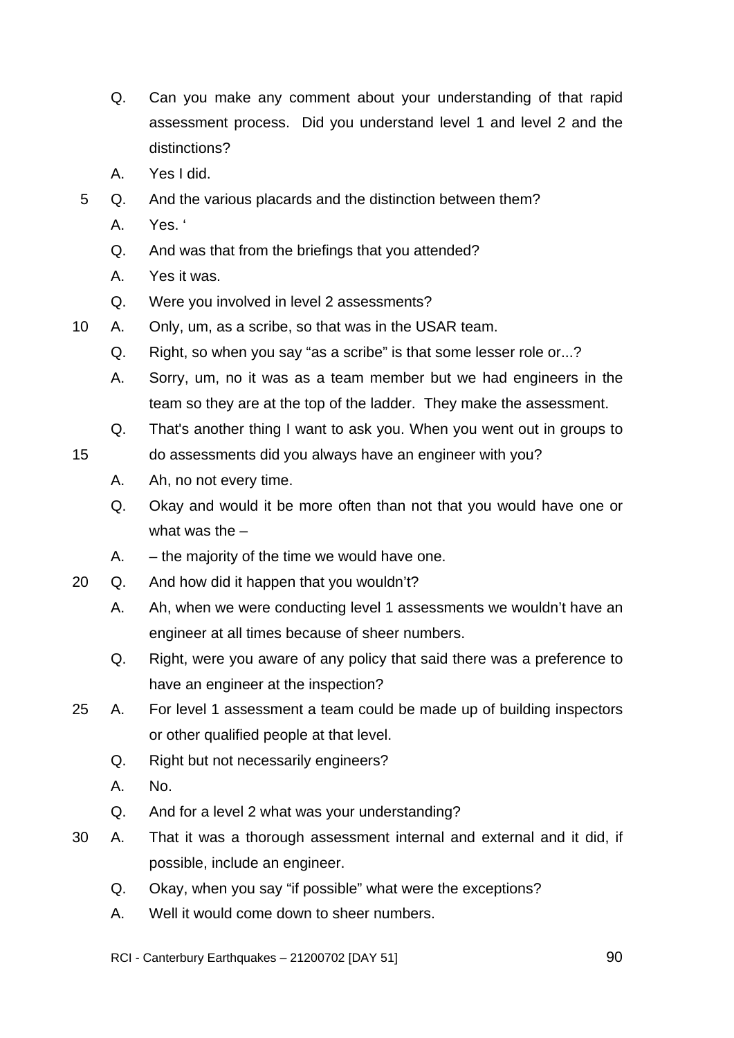Q. Can you make any comment about your understanding of that rapid assessment process. Did you understand level 1 and level 2 and the distinctions?

A. Yes I did.

Q. And the various placards and the distinction between them?

A. Yes. '

Q. And was that from the briefings that you attended?

A. Yes it was.

Q. Were you involved in level 2 assessments?

A. Only, um, as a scribe, so that was in the USAR team.

Q. Right, so when you say "as a scribe" is that some lesser role or...?

A. Sorry, um, no it was as a team member but we had engineers in the team so they are at the top of the ladder. They make the assessment.

Q. That's another thing I want to ask you. When you went out in groups to do assessments did you always have an engineer with you?

A. Ah, no not every time.

Q. Okay and would it be more often than not that you would have one or what was the –

A. – the majority of the time we would have one.

Q. And how did it happen that you wouldn't?

A. Ah, when we were conducting level 1 assessments we wouldn't have an engineer at all times because of sheer numbers.

Q. Right, were you aware of any policy that said there was a preference to have an engineer at the inspection?

A. For level 1 assessment a team could be made up of building inspectors or other qualified people at that level.

Q. Right but not necessarily engineers?

A. No.

Q. And for a level 2 what was your understanding?

A. That it was a thorough assessment internal and external and it did, if possible, include an engineer.

Q. Okay, when you say "if possible" what were the exceptions?

A. Well it would come down to sheer numbers.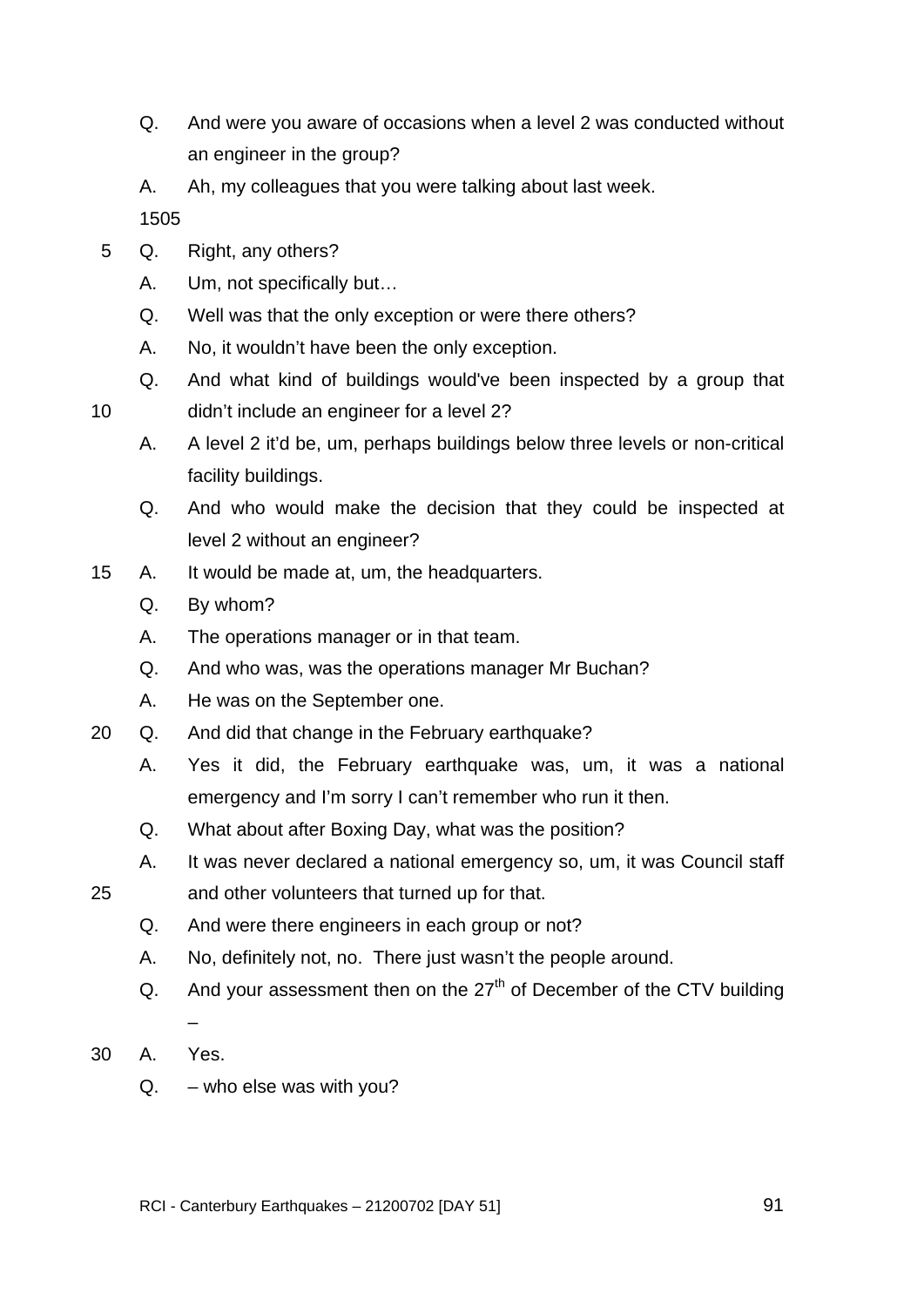Q. And were you aware of occasions when a level 2 was conducted without an engineer in the group?

A. Ah, my colleagues that you were talking about last week.

1505

Q. Right, any others?

A. Um, not specifically but…

Q. Well was that the only exception or were there others?

A. No, it wouldn't have been the only exception.

Q. And what kind of buildings would've been inspected by a group that didn't include an engineer for a level 2?

A. A level 2 it'd be, um, perhaps buildings below three levels or non-critical facility buildings.

Q. And who would make the decision that they could be inspected at level 2 without an engineer?

A. It would be made at, um, the headquarters.

Q. By whom?

A. The operations manager or in that team.

Q. And who was, was the operations manager Mr Buchan?

A. He was on the September one.

Q. And did that change in the February earthquake?

A. Yes it did, the February earthquake was, um, it was a national emergency and I'm sorry I can't remember who run it then.

Q. What about after Boxing Day, what was the position?

A. It was never declared a national emergency so, um, it was Council staff and other volunteers that turned up for that.

Q. And were there engineers in each group or not?

A. No, definitely not, no. There just wasn't the people around.

Q. And your assessment then on the 27th of December of the CTV building –

A. Yes.

Q. – who else was with you?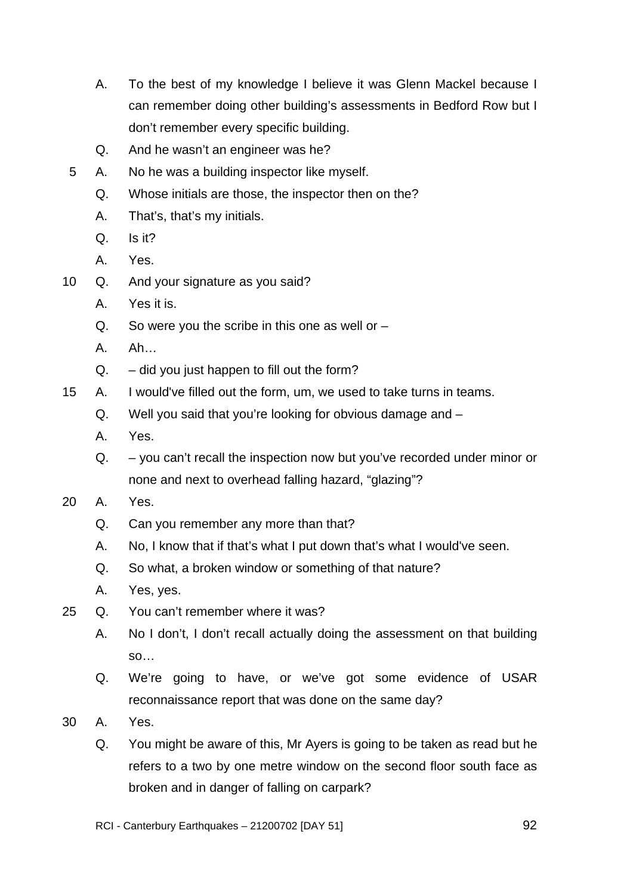A. To the best of my knowledge I believe it was Glenn Mackel because I can remember doing other building's assessments in Bedford Row but I don't remember every specific building.

Q. And he wasn't an engineer was he?

A. No he was a building inspector like myself.

Q. Whose initials are those, the inspector then on the?

A. That's, that's my initials.

Q. Is it?

A. Yes.

Q. And your signature as you said?

A. Yes it is.

Q. So were you the scribe in this one as well or –

A. Ah…

Q. – did you just happen to fill out the form?

A. I would've filled out the form, um, we used to take turns in teams.

Q. Well you said that you're looking for obvious damage and –

A. Yes.

Q. – you can't recall the inspection now but you've recorded under minor or none and next to overhead falling hazard, "glazing"?

A. Yes.

Q. Can you remember any more than that?

A. No, I know that if that's what I put down that's what I would've seen.

Q. So what, a broken window or something of that nature?

A. Yes, yes.

Q. You can't remember where it was?

A. No I don't, I don't recall actually doing the assessment on that building so…

Q. We're going to have, or we've got some evidence of USAR reconnaissance report that was done on the same day?

A. Yes.

Q. You might be aware of this, Mr Ayers is going to be taken as read but he refers to a two by one metre window on the second floor south face as broken and in danger of falling on carpark?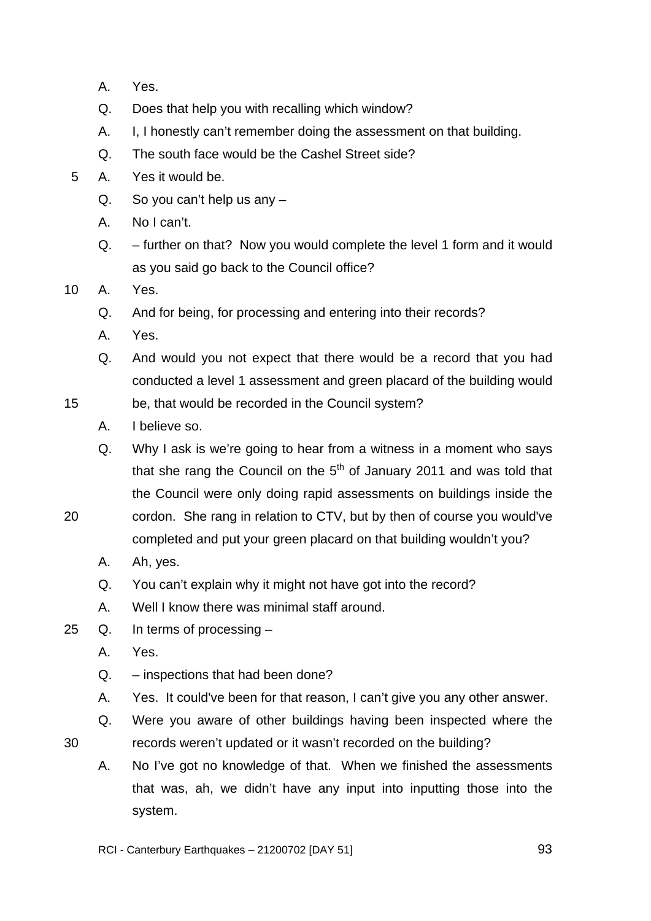A. Yes.

Q. Does that help you with recalling which window?

A. I, I honestly can't remember doing the assessment on that building.

Q. The south face would be the Cashel Street side?

A. Yes it would be.

Q. So you can't help us any –

A. No I can't.

Q. – further on that? Now you would complete the level 1 form and it would as you said go back to the Council office?

A. Yes.

Q. And for being, for processing and entering into their records?

A. Yes.

Q. And would you not expect that there would be a record that you had conducted a level 1 assessment and green placard of the building would be, that would be recorded in the Council system?

A. I believe so.

Q. Why I ask is we're going to hear from a witness in a moment who says that she rang the Council on the 5th of January 2011 and was told that the Council were only doing rapid assessments on buildings inside the cordon. She rang in relation to CTV, but by then of course you would've completed and put your green placard on that building wouldn't you?

A. Ah, yes.

Q. You can't explain why it might not have got into the record?

A. Well I know there was minimal staff around.

Q. In terms of processing –

A. Yes.

Q. – inspections that had been done?

A. Yes. It could've been for that reason, I can't give you any other answer.

Q. Were you aware of other buildings having been inspected where the records weren't updated or it wasn't recorded on the building?

A. No I've got no knowledge of that. When we finished the assessments that was, ah, we didn't have any input into inputting those into the system.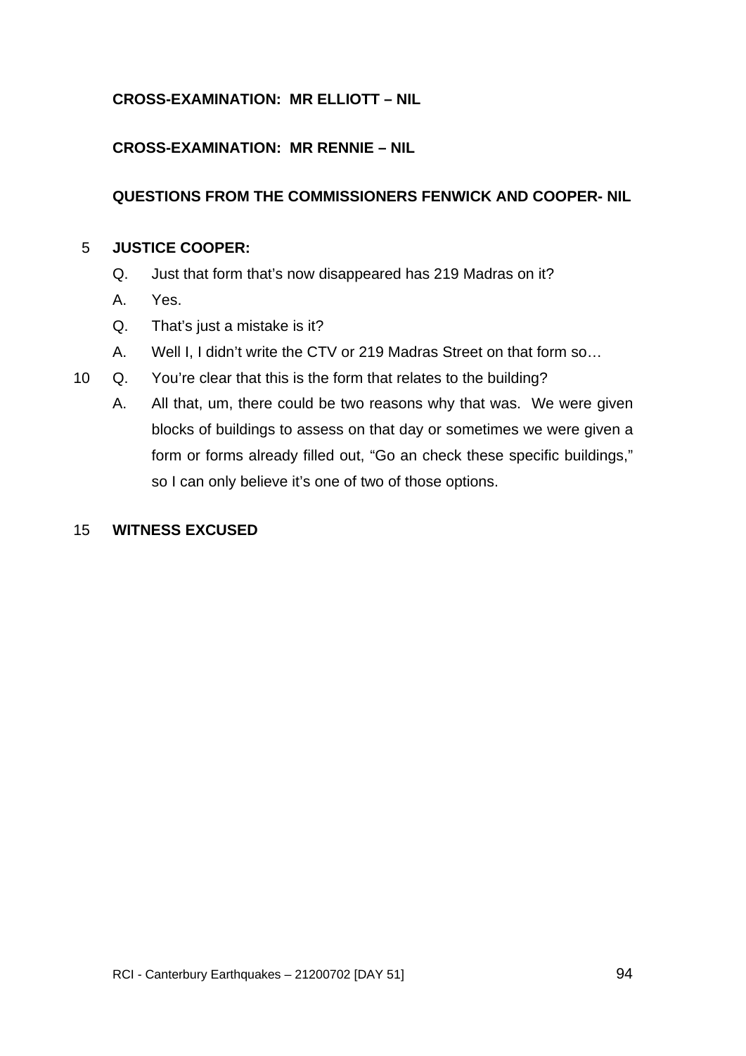**CROSS-EXAMINATION: MR ELLIOTT – NIL**

**CROSS-EXAMINATION: MR RENNIE – NIL**

**QUESTIONS FROM THE COMMISSIONERS FENWICK AND COOPER- NIL**

**JUSTICE COOPER:**

Q. Just that form that's now disappeared has 219 Madras on it?

A. Yes.

Q. That's just a mistake is it?

A. Well I, I didn't write the CTV or 219 Madras Street on that form so…

Q. You're clear that this is the form that relates to the building?

A. All that, um, there could be two reasons why that was. We were given blocks of buildings to assess on that day or sometimes we were given a form or forms already filled out, "Go an check these specific buildings," so I can only believe it's one of two of those options.

**WITNESS EXCUSED**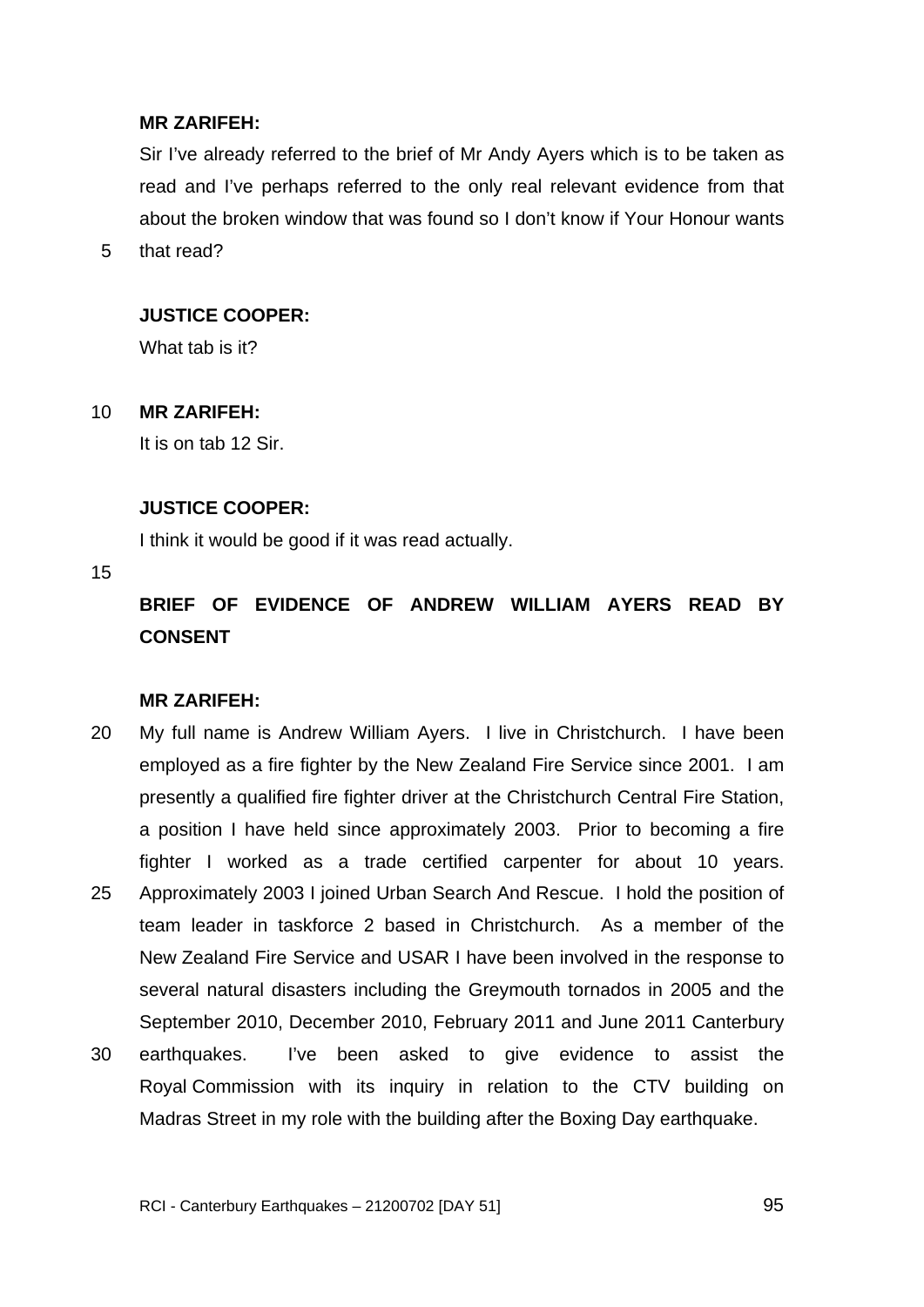**MR ZARIFEH:**

Sir I've already referred to the brief of Mr Andy Ayers which is to be taken as read and I've perhaps referred to the only real relevant evidence from that about the broken window that was found so I don't know if Your Honour wants that read?

**JUSTICE COOPER:**

What tab is it?

**MR ZARIFEH:**

It is on tab 12 Sir.

**JUSTICE COOPER:**

I think it would be good if it was read actually.

**BRIEF OF EVIDENCE OF ANDREW WILLIAM AYERS READ BY CONSENT**

**MR ZARIFEH:**

My full name is Andrew William Ayers. I live in Christchurch. I have been employed as a fire fighter by the New Zealand Fire Service since 2001. I am presently a qualified fire fighter driver at the Christchurch Central Fire Station, a position I have held since approximately 2003. Prior to becoming a fire fighter I worked as a trade certified carpenter for about 10 years. Approximately 2003 I joined Urban Search And Rescue. I hold the position of team leader in taskforce 2 based in Christchurch. As a member of the New Zealand Fire Service and USAR I have been involved in the response to several natural disasters including the Greymouth tornados in 2005 and the September 2010, December 2010, February 2011 and June 2011 Canterbury earthquakes. I've been asked to give evidence to assist the Royal Commission with its inquiry in relation to the CTV building on Madras Street in my role with the building after the Boxing Day earthquake.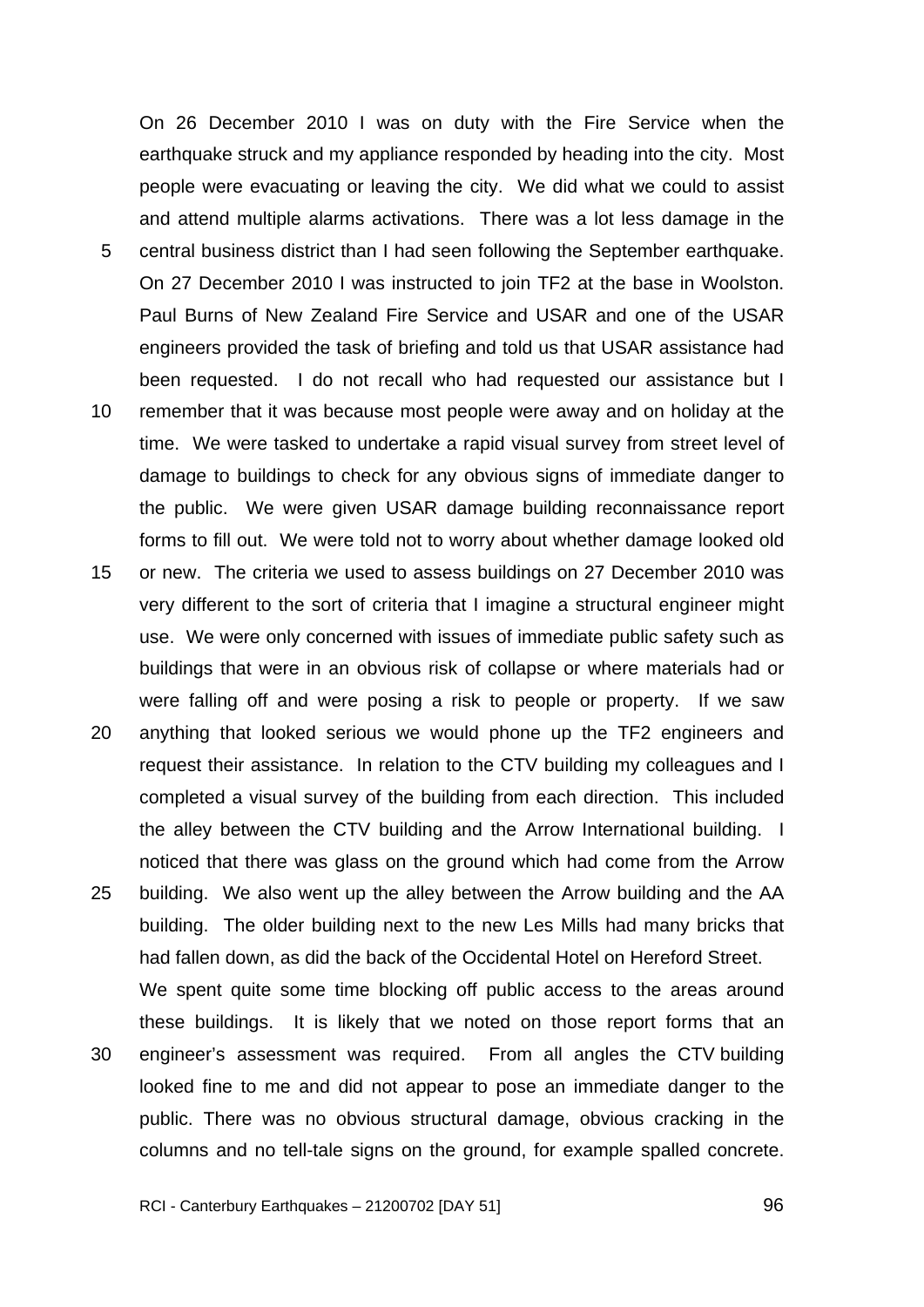On 26 December 2010 I was on duty with the Fire Service when the earthquake struck and my appliance responded by heading into the city. Most people were evacuating or leaving the city. We did what we could to assist and attend multiple alarms activations. There was a lot less damage in the central business district than I had seen following the September earthquake. On 27 December 2010 I was instructed to join TF2 at the base in Woolston. Paul Burns of New Zealand Fire Service and USAR and one of the USAR engineers provided the task of briefing and told us that USAR assistance had been requested. I do not recall who had requested our assistance but I remember that it was because most people were away and on holiday at the time. We were tasked to undertake a rapid visual survey from street level of damage to buildings to check for any obvious signs of immediate danger to the public. We were given USAR damage building reconnaissance report forms to fill out. We were told not to worry about whether damage looked old or new. The criteria we used to assess buildings on 27 December 2010 was very different to the sort of criteria that I imagine a structural engineer might use. We were only concerned with issues of immediate public safety such as buildings that were in an obvious risk of collapse or where materials had or were falling off and were posing a risk to people or property. If we saw anything that looked serious we would phone up the TF2 engineers and request their assistance. In relation to the CTV building my colleagues and I completed a visual survey of the building from each direction. This included the alley between the CTV building and the Arrow International building. I noticed that there was glass on the ground which had come from the Arrow building. We also went up the alley between the Arrow building and the AA building. The older building next to the new Les Mills had many bricks that had fallen down, as did the back of the Occidental Hotel on Hereford Street.

We spent quite some time blocking off public access to the areas around these buildings. It is likely that we noted on those report forms that an engineer's assessment was required. From all angles the CTV building looked fine to me and did not appear to pose an immediate danger to the public. There was no obvious structural damage, obvious cracking in the columns and no tell-tale signs on the ground, for example spalled concrete.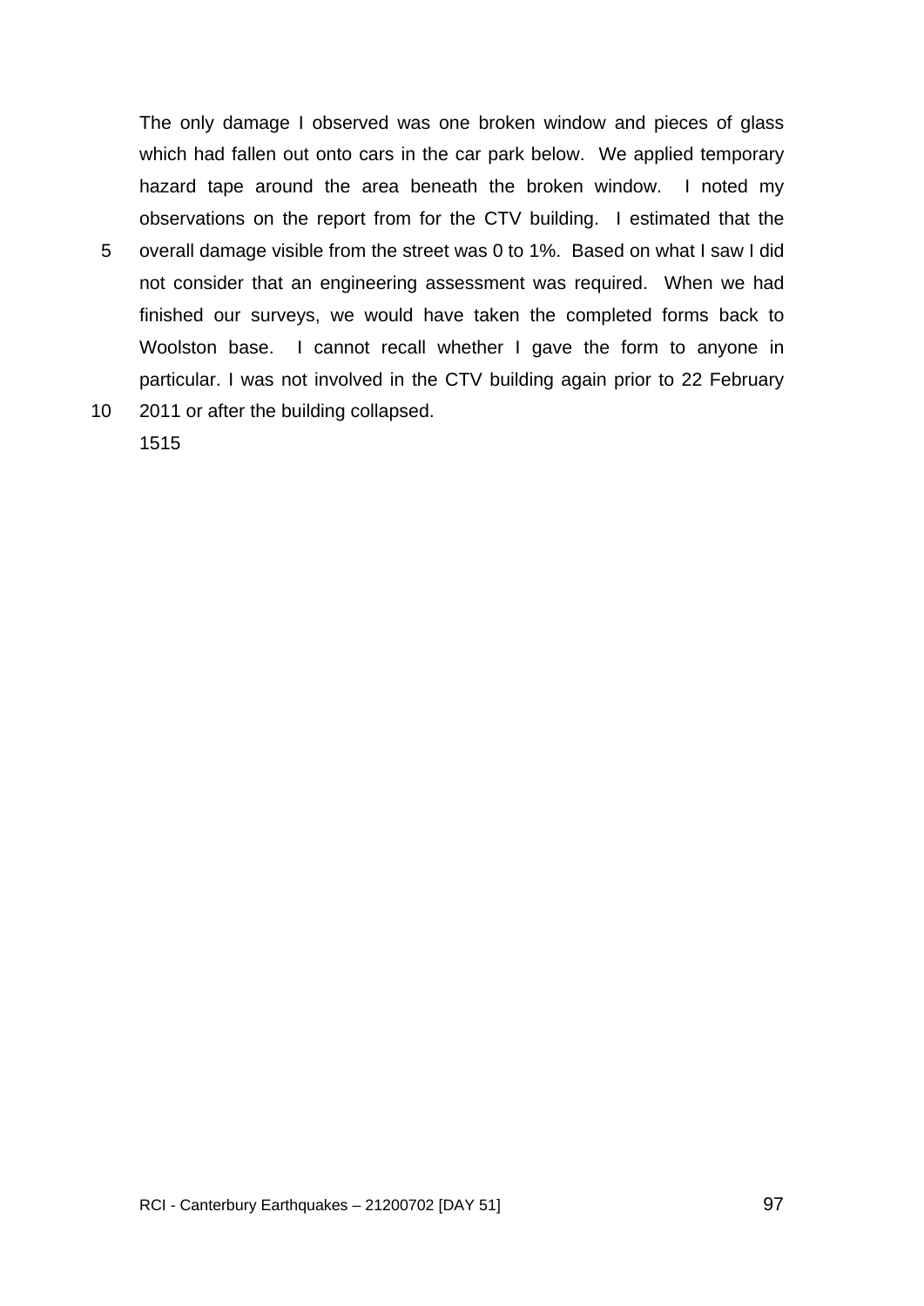The only damage I observed was one broken window and pieces of glass which had fallen out onto cars in the car park below. We applied temporary hazard tape around the area beneath the broken window. I noted my observations on the report from for the CTV building. I estimated that the overall damage visible from the street was 0 to 1%. Based on what I saw I did not consider that an engineering assessment was required. When we had finished our surveys, we would have taken the completed forms back to Woolston base. I cannot recall whether I gave the form to anyone in particular. I was not involved in the CTV building again prior to 22 February 2011 or after the building collapsed.

1515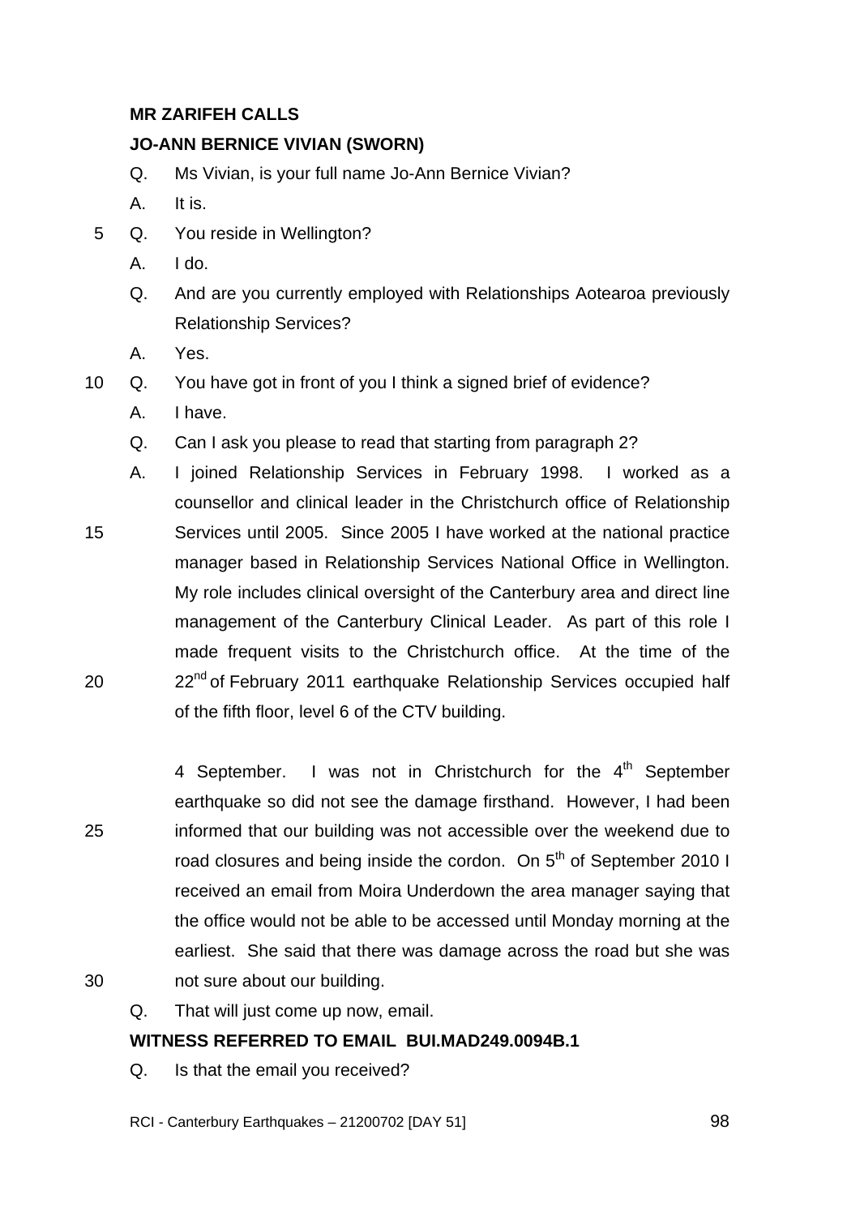**MR ZARIFEH CALLS**

**JO-ANN BERNICE VIVIAN (SWORN)**

Q. Ms Vivian, is your full name Jo-Ann Bernice Vivian?

A. It is.

Q. You reside in Wellington?

A. I do.

Q. And are you currently employed with Relationships Aotearoa previously Relationship Services?

A. Yes.

Q. You have got in front of you I think a signed brief of evidence?

A. I have.

Q. Can I ask you please to read that starting from paragraph 2?

A. I joined Relationship Services in February 1998. I worked as a counsellor and clinical leader in the Christchurch office of Relationship Services until 2005. Since 2005 I have worked at the national practice manager based in Relationship Services National Office in Wellington. My role includes clinical oversight of the Canterbury area and direct line management of the Canterbury Clinical Leader. As part of this role I made frequent visits to the Christchurch office. At the time of the 22nd of February 2011 earthquake Relationship Services occupied half of the fifth floor, level 6 of the CTV building.

4 September. I was not in Christchurch for the 4th September earthquake so did not see the damage firsthand. However, I had been informed that our building was not accessible over the weekend due to road closures and being inside the cordon. On 5th of September 2010 I received an email from Moira Underdown the area manager saying that the office would not be able to be accessed until Monday morning at the earliest. She said that there was damage across the road but she was not sure about our building.

Q. That will just come up now, email.

**WITNESS REFERRED TO EMAIL BUI.MAD249.0094B.1**

Q. Is that the email you received?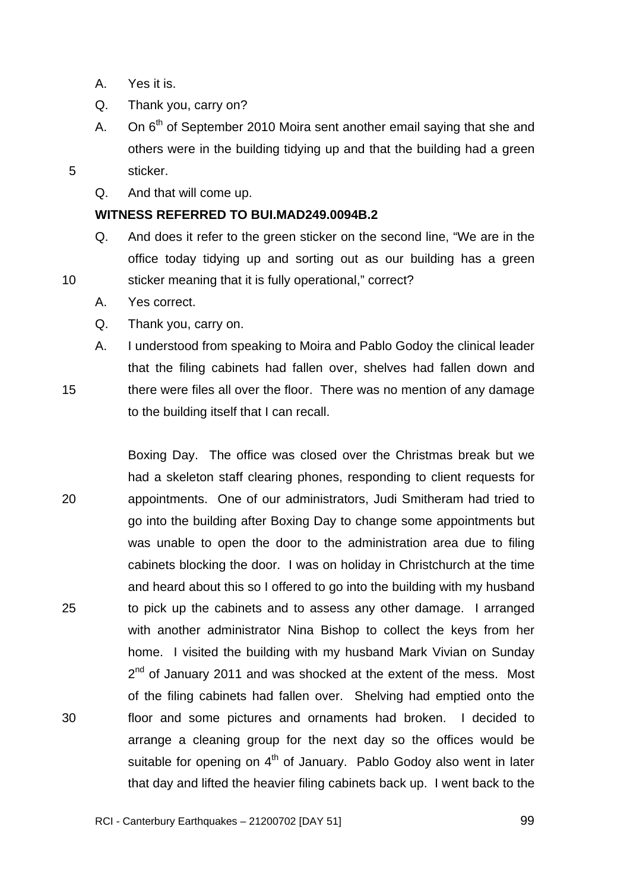A. Yes it is.

Q. Thank you, carry on?

A. On 6th of September 2010 Moira sent another email saying that she and others were in the building tidying up and that the building had a green sticker.

Q. And that will come up.

**WITNESS REFERRED TO BUI.MAD249.0094B.2**

Q. And does it refer to the green sticker on the second line, "We are in the office today tidying up and sorting out as our building has a green sticker meaning that it is fully operational," correct?

A. Yes correct.

Q. Thank you, carry on.

A. I understood from speaking to Moira and Pablo Godoy the clinical leader that the filing cabinets had fallen over, shelves had fallen down and there were files all over the floor. There was no mention of any damage to the building itself that I can recall.

Boxing Day. The office was closed over the Christmas break but we had a skeleton staff clearing phones, responding to client requests for appointments. One of our administrators, Judi Smitheram had tried to go into the building after Boxing Day to change some appointments but was unable to open the door to the administration area due to filing cabinets blocking the door. I was on holiday in Christchurch at the time and heard about this so I offered to go into the building with my husband to pick up the cabinets and to assess any other damage. I arranged with another administrator Nina Bishop to collect the keys from her home. I visited the building with my husband Mark Vivian on Sunday 2nd of January 2011 and was shocked at the extent of the mess. Most of the filing cabinets had fallen over. Shelving had emptied onto the floor and some pictures and ornaments had broken. I decided to arrange a cleaning group for the next day so the offices would be suitable for opening on 4th of January. Pablo Godoy also went in later that day and lifted the heavier filing cabinets back up. I went back to the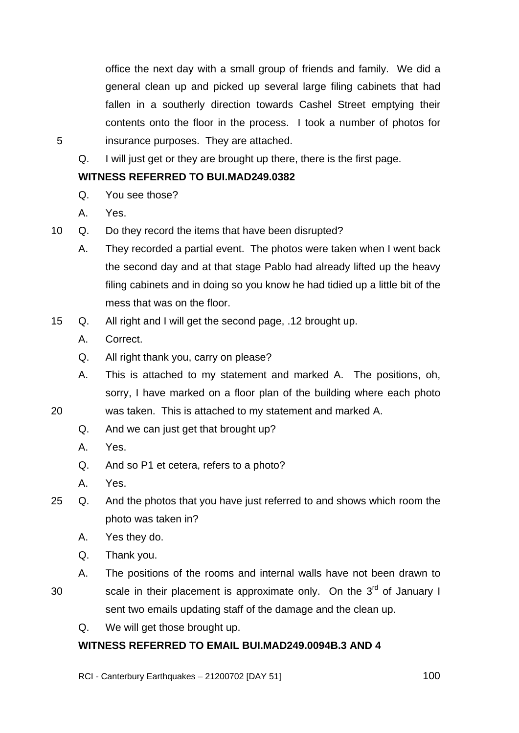office the next day with a small group of friends and family. We did a general clean up and picked up several large filing cabinets that had fallen in a southerly direction towards Cashel Street emptying their contents onto the floor in the process. I took a number of photos for insurance purposes. They are attached.

Q. I will just get or they are brought up there, there is the first page.

**WITNESS REFERRED TO BUI.MAD249.0382**

Q. You see those?

A. Yes.

Q. Do they record the items that have been disrupted?

A. They recorded a partial event. The photos were taken when I went back the second day and at that stage Pablo had already lifted up the heavy filing cabinets and in doing so you know he had tidied up a little bit of the mess that was on the floor.

Q. All right and I will get the second page, .12 brought up.

A. Correct.

Q. All right thank you, carry on please?

A. This is attached to my statement and marked A. The positions, oh, sorry, I have marked on a floor plan of the building where each photo was taken. This is attached to my statement and marked A.

Q. And we can just get that brought up?

A. Yes.

Q. And so P1 et cetera, refers to a photo?

A. Yes.

Q. And the photos that you have just referred to and shows which room the photo was taken in?

A. Yes they do.

Q. Thank you.

A. The positions of the rooms and internal walls have not been drawn to scale in their placement is approximate only. On the 3rd of January I sent two emails updating staff of the damage and the clean up.

Q. We will get those brought up.

**WITNESS REFERRED TO EMAIL BUI.MAD249.0094B.3 AND 4**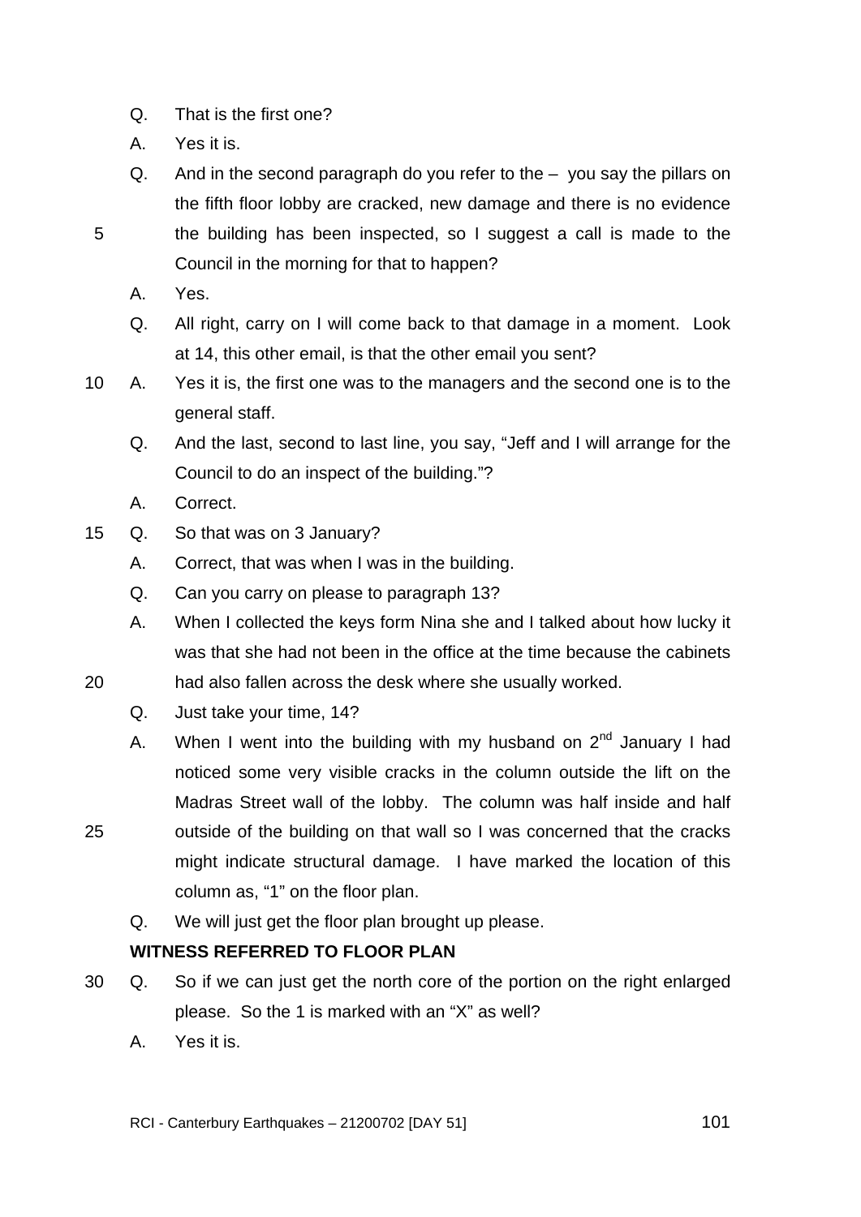Q. That is the first one?

A. Yes it is.

Q. And in the second paragraph do you refer to the – you say the pillars on the fifth floor lobby are cracked, new damage and there is no evidence the building has been inspected, so I suggest a call is made to the Council in the morning for that to happen?

A. Yes.

Q. All right, carry on I will come back to that damage in a moment. Look at 14, this other email, is that the other email you sent?

A. Yes it is, the first one was to the managers and the second one is to the general staff.

Q. And the last, second to last line, you say, "Jeff and I will arrange for the Council to do an inspect of the building."?

A. Correct.

Q. So that was on 3 January?

A. Correct, that was when I was in the building.

Q. Can you carry on please to paragraph 13?

A. When I collected the keys form Nina she and I talked about how lucky it was that she had not been in the office at the time because the cabinets had also fallen across the desk where she usually worked.

Q. Just take your time, 14?

A. When I went into the building with my husband on 2nd January I had noticed some very visible cracks in the column outside the lift on the Madras Street wall of the lobby. The column was half inside and half outside of the building on that wall so I was concerned that the cracks might indicate structural damage. I have marked the location of this column as, "1" on the floor plan.

Q. We will just get the floor plan brought up please.

**WITNESS REFERRED TO FLOOR PLAN**

Q. So if we can just get the north core of the portion on the right enlarged please. So the 1 is marked with an "X" as well?

A. Yes it is.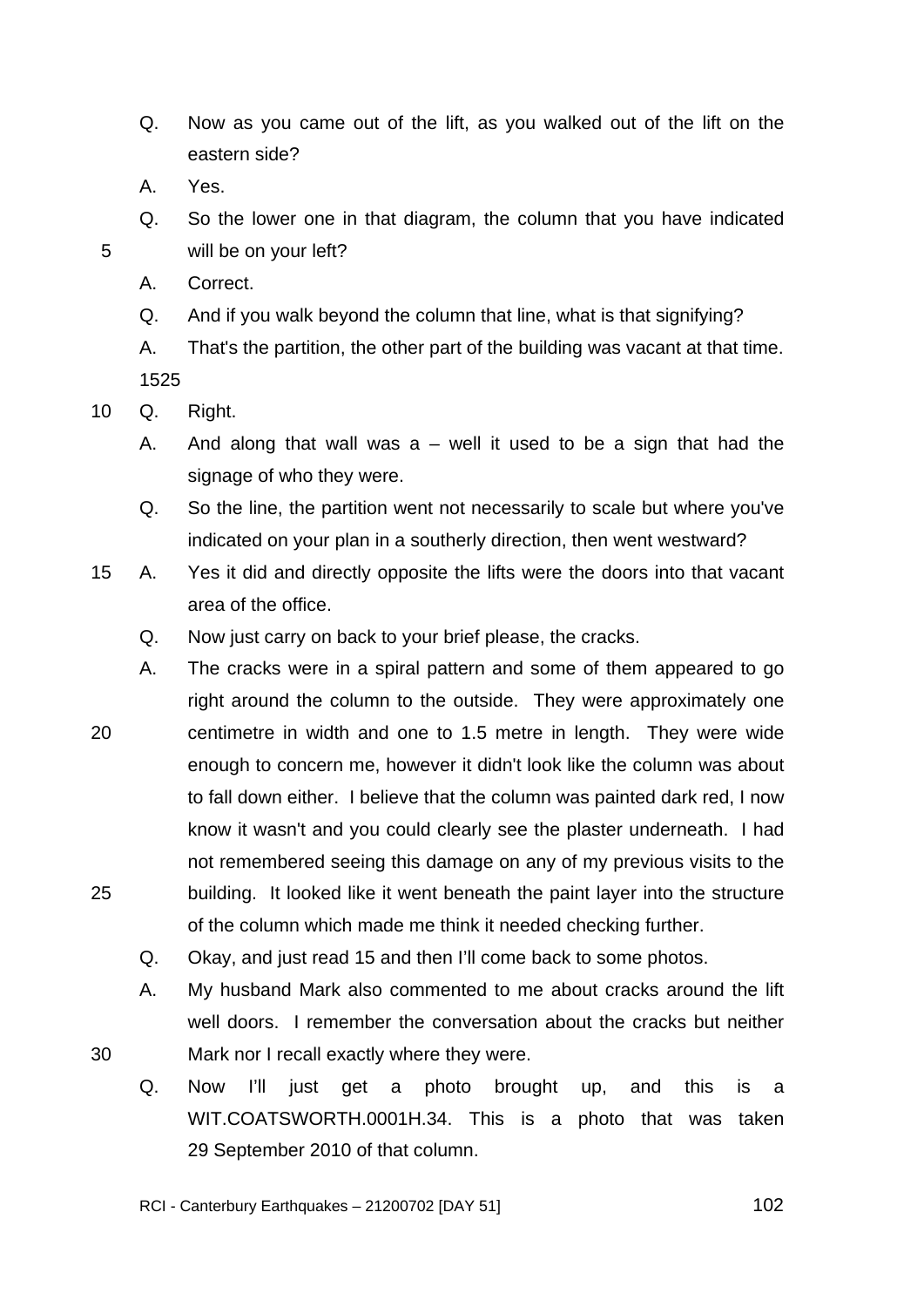Q. Now as you came out of the lift, as you walked out of the lift on the eastern side?

A. Yes.

Q. So the lower one in that diagram, the column that you have indicated will be on your left?

A. Correct.

Q. And if you walk beyond the column that line, what is that signifying?

A. That's the partition, the other part of the building was vacant at that time. 1525

Q. Right.

A. And along that wall was a – well it used to be a sign that had the signage of who they were.

Q. So the line, the partition went not necessarily to scale but where you've indicated on your plan in a southerly direction, then went westward?

A. Yes it did and directly opposite the lifts were the doors into that vacant area of the office.

Q. Now just carry on back to your brief please, the cracks.

A. The cracks were in a spiral pattern and some of them appeared to go right around the column to the outside. They were approximately one centimetre in width and one to 1.5 metre in length. They were wide enough to concern me, however it didn't look like the column was about to fall down either. I believe that the column was painted dark red, I now know it wasn't and you could clearly see the plaster underneath. I had not remembered seeing this damage on any of my previous visits to the building. It looked like it went beneath the paint layer into the structure of the column which made me think it needed checking further.

Q. Okay, and just read 15 and then I'll come back to some photos.

A. My husband Mark also commented to me about cracks around the lift well doors. I remember the conversation about the cracks but neither Mark nor I recall exactly where they were.

Q. Now I'll just get a photo brought up, and this is a WIT.COATSWORTH.0001H.34. This is a photo that was taken 29 September 2010 of that column.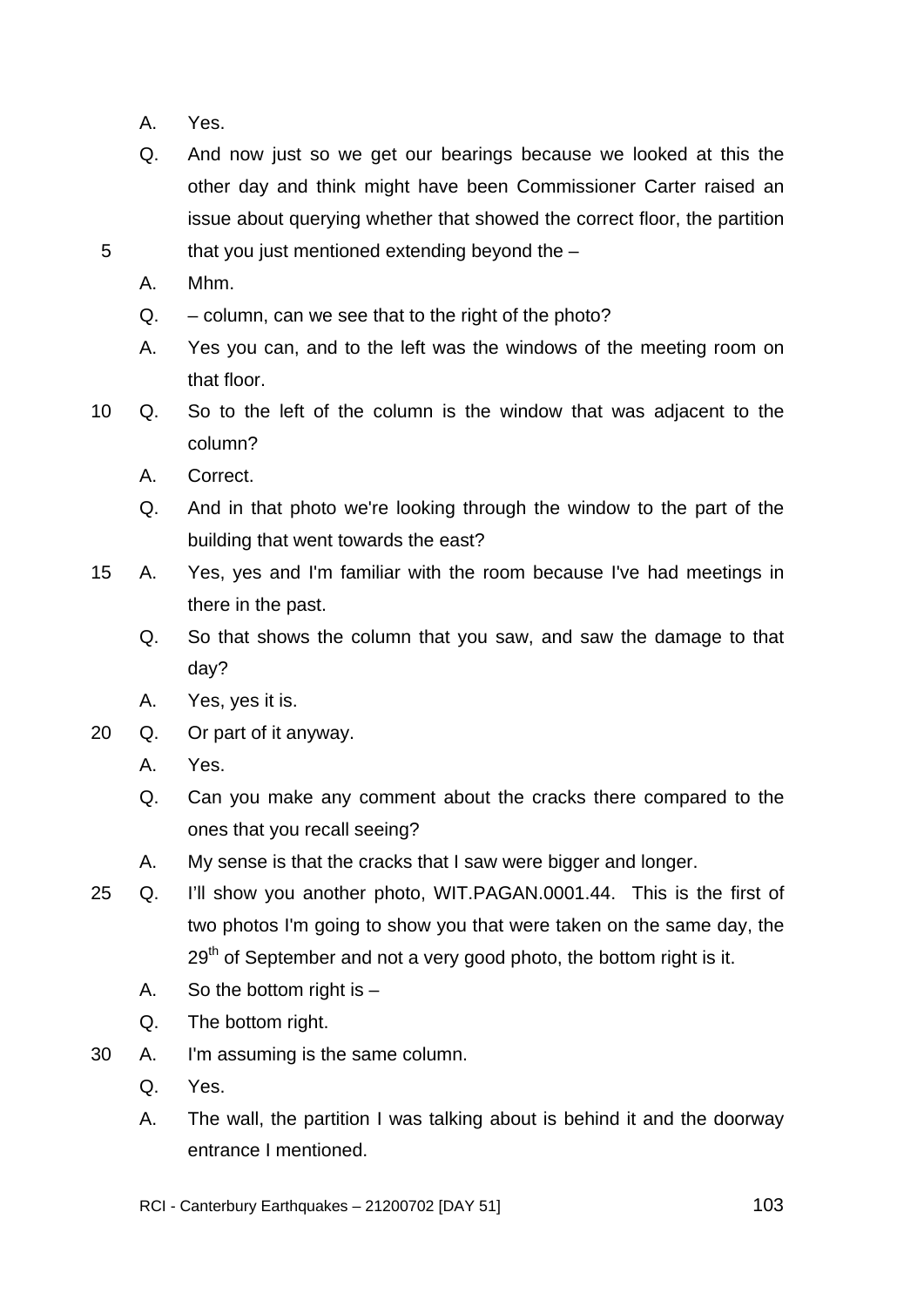A. Yes.

Q. And now just so we get our bearings because we looked at this the other day and think might have been Commissioner Carter raised an issue about querying whether that showed the correct floor, the partition that you just mentioned extending beyond the –

A. Mhm.

Q. – column, can we see that to the right of the photo?

A. Yes you can, and to the left was the windows of the meeting room on that floor.

Q. So to the left of the column is the window that was adjacent to the column?

A. Correct.

Q. And in that photo we're looking through the window to the part of the building that went towards the east?

A. Yes, yes and I'm familiar with the room because I've had meetings in there in the past.

Q. So that shows the column that you saw, and saw the damage to that day?

A. Yes, yes it is.

Q. Or part of it anyway.

A. Yes.

Q. Can you make any comment about the cracks there compared to the ones that you recall seeing?

A. My sense is that the cracks that I saw were bigger and longer.

Q. I'll show you another photo, WIT.PAGAN.0001.44. This is the first of two photos I'm going to show you that were taken on the same day, the 29th of September and not a very good photo, the bottom right is it.

A. So the bottom right is –

Q. The bottom right.

A. I'm assuming is the same column.

Q. Yes.

A. The wall, the partition I was talking about is behind it and the doorway entrance I mentioned.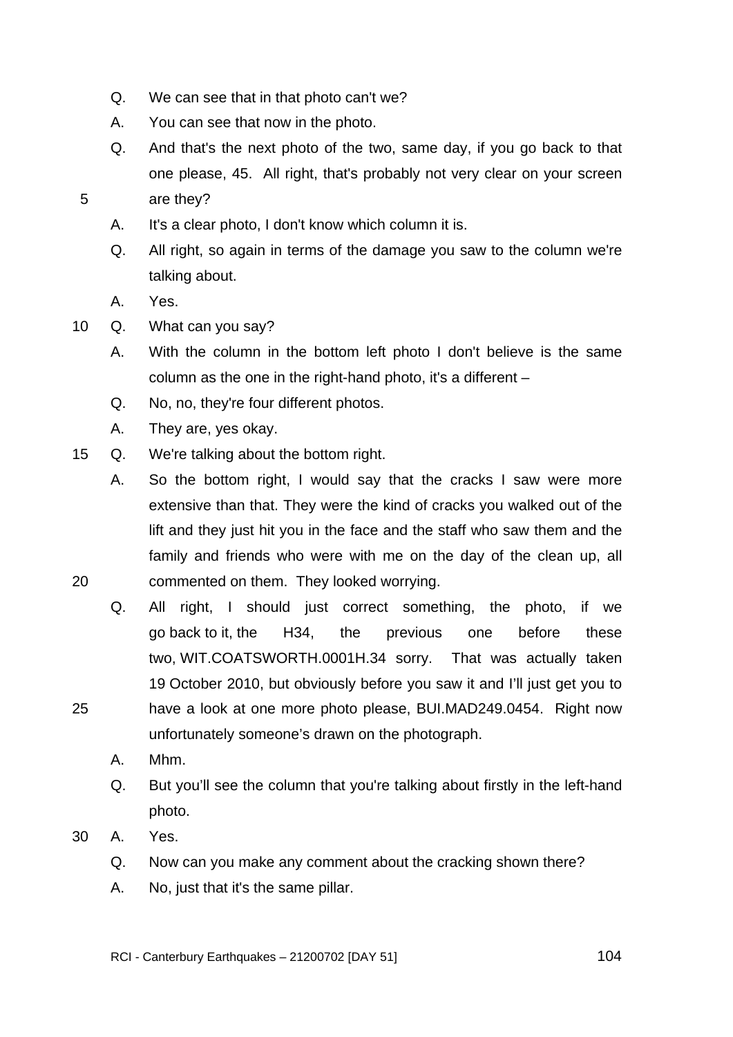Q. We can see that in that photo can't we?

A. You can see that now in the photo.

Q. And that's the next photo of the two, same day, if you go back to that one please, 45. All right, that's probably not very clear on your screen are they?

A. It's a clear photo, I don't know which column it is.

Q. All right, so again in terms of the damage you saw to the column we're talking about.

A. Yes.

Q. What can you say?

A. With the column in the bottom left photo I don't believe is the same column as the one in the right-hand photo, it's a different –

Q. No, no, they're four different photos.

A. They are, yes okay.

Q. We're talking about the bottom right.

A. So the bottom right, I would say that the cracks I saw were more extensive than that. They were the kind of cracks you walked out of the lift and they just hit you in the face and the staff who saw them and the family and friends who were with me on the day of the clean up, all commented on them. They looked worrying.

Q. All right, I should just correct something, the photo, if we go back to it, the H34, the previous one before these two, WIT.COATSWORTH.0001H.34 sorry. That was actually taken 19 October 2010, but obviously before you saw it and I'll just get you to have a look at one more photo please, BUI.MAD249.0454. Right now unfortunately someone's drawn on the photograph.

A. Mhm.

Q. But you'll see the column that you're talking about firstly in the left-hand photo.

A. Yes.

Q. Now can you make any comment about the cracking shown there?

A. No, just that it's the same pillar.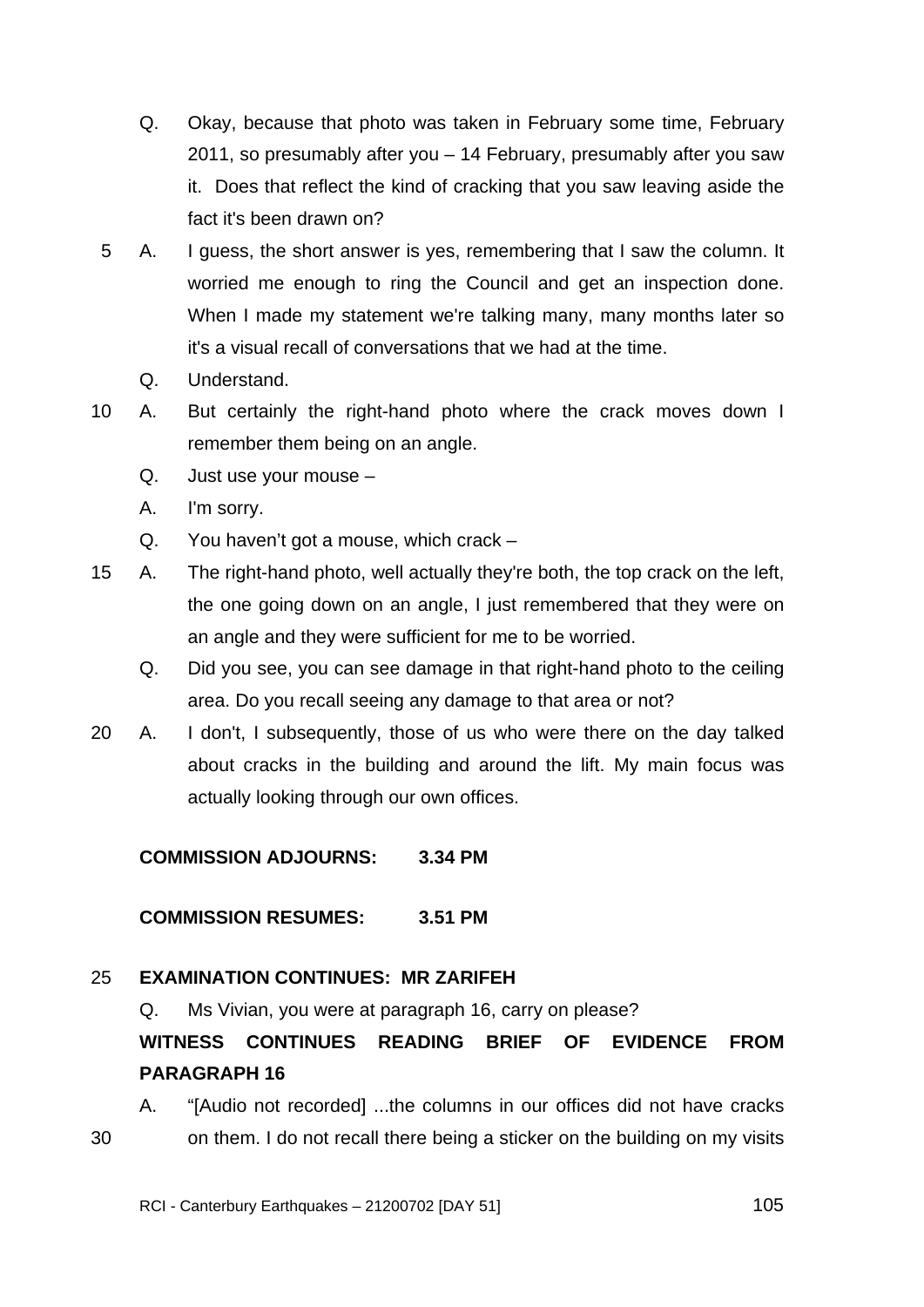Q. Okay, because that photo was taken in February some time, February 2011, so presumably after you – 14 February, presumably after you saw it. Does that reflect the kind of cracking that you saw leaving aside the fact it's been drawn on?

A. I guess, the short answer is yes, remembering that I saw the column. It worried me enough to ring the Council and get an inspection done. When I made my statement we're talking many, many months later so it's a visual recall of conversations that we had at the time.

Q. Understand.

A. But certainly the right-hand photo where the crack moves down I remember them being on an angle.

Q. Just use your mouse –

A. I'm sorry.

Q. You haven't got a mouse, which crack –

A. The right-hand photo, well actually they're both, the top crack on the left, the one going down on an angle, I just remembered that they were on an angle and they were sufficient for me to be worried.

Q. Did you see, you can see damage in that right-hand photo to the ceiling area. Do you recall seeing any damage to that area or not?

A. I don't, I subsequently, those of us who were there on the day talked about cracks in the building and around the lift. My main focus was actually looking through our own offices.

**COMMISSION ADJOURNS: 3.34 PM**

**COMMISSION RESUMES: 3.51 PM**

**EXAMINATION CONTINUES: MR ZARIFEH**

Q. Ms Vivian, you were at paragraph 16, carry on please?

**WITNESS CONTINUES READING BRIEF OF EVIDENCE FROM PARAGRAPH 16**

A. "[Audio not recorded] ...the columns in our offices did not have cracks on them. I do not recall there being a sticker on the building on my visits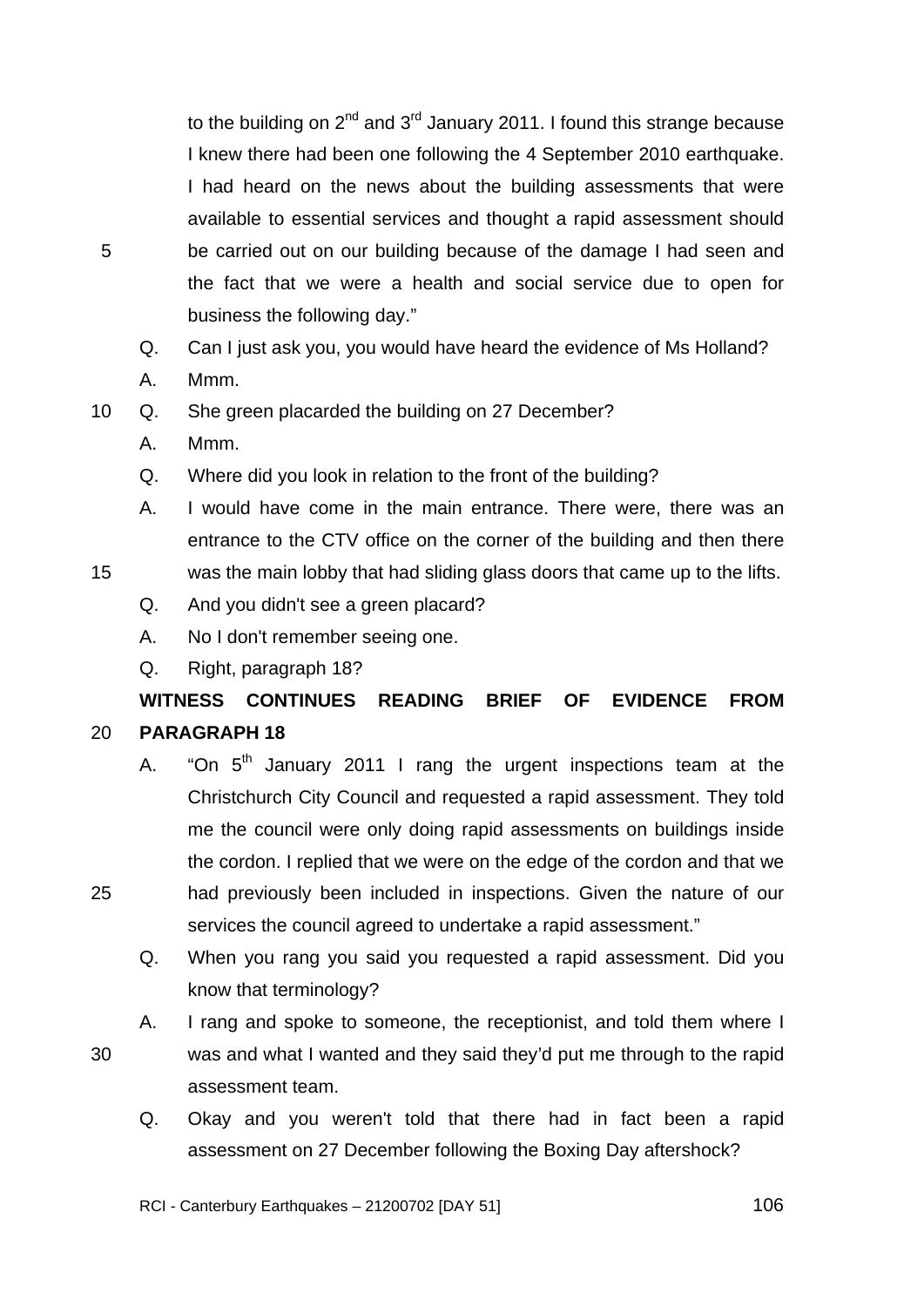to the building on 2nd and 3rd January 2011. I found this strange because I knew there had been one following the 4 September 2010 earthquake. I had heard on the news about the building assessments that were available to essential services and thought a rapid assessment should be carried out on our building because of the damage I had seen and the fact that we were a health and social service due to open for business the following day."

Q. Can I just ask you, you would have heard the evidence of Ms Holland?

A. Mmm.

Q. She green placarded the building on 27 December?

A. Mmm.

Q. Where did you look in relation to the front of the building?

A. I would have come in the main entrance. There were, there was an entrance to the CTV office on the corner of the building and then there was the main lobby that had sliding glass doors that came up to the lifts.

Q. And you didn't see a green placard?

A. No I don't remember seeing one.

Q. Right, paragraph 18?

**WITNESS CONTINUES READING BRIEF OF EVIDENCE FROM PARAGRAPH 18**

A. "On 5th January 2011 I rang the urgent inspections team at the Christchurch City Council and requested a rapid assessment. They told me the council were only doing rapid assessments on buildings inside the cordon. I replied that we were on the edge of the cordon and that we had previously been included in inspections. Given the nature of our services the council agreed to undertake a rapid assessment."

Q. When you rang you said you requested a rapid assessment. Did you know that terminology?

A. I rang and spoke to someone, the receptionist, and told them where I was and what I wanted and they said they'd put me through to the rapid assessment team.

Q. Okay and you weren't told that there had in fact been a rapid assessment on 27 December following the Boxing Day aftershock?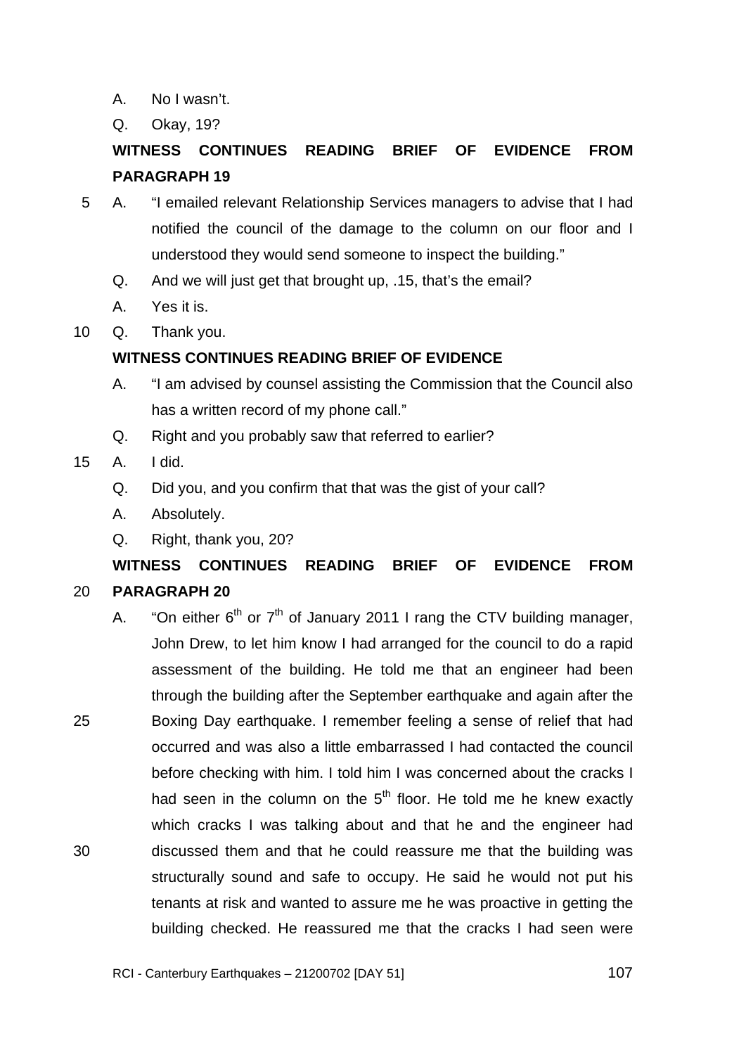A. No I wasn't.

Q. Okay, 19?

**WITNESS CONTINUES READING BRIEF OF EVIDENCE FROM PARAGRAPH 19**

A. "I emailed relevant Relationship Services managers to advise that I had notified the council of the damage to the column on our floor and I understood they would send someone to inspect the building."

Q. And we will just get that brought up, .15, that's the email?

A. Yes it is.

Q. Thank you.

**WITNESS CONTINUES READING BRIEF OF EVIDENCE**

A. "I am advised by counsel assisting the Commission that the Council also has a written record of my phone call."

Q. Right and you probably saw that referred to earlier?

A. I did.

Q. Did you, and you confirm that that was the gist of your call?

A. Absolutely.

Q. Right, thank you, 20?

**WITNESS CONTINUES READING BRIEF OF EVIDENCE FROM PARAGRAPH 20**

A. "On either 6th or 7th of January 2011 I rang the CTV building manager, John Drew, to let him know I had arranged for the council to do a rapid assessment of the building. He told me that an engineer had been through the building after the September earthquake and again after the Boxing Day earthquake. I remember feeling a sense of relief that had occurred and was also a little embarrassed I had contacted the council before checking with him. I told him I was concerned about the cracks I had seen in the column on the 5th floor. He told me he knew exactly which cracks I was talking about and that he and the engineer had discussed them and that he could reassure me that the building was structurally sound and safe to occupy. He said he would not put his tenants at risk and wanted to assure me he was proactive in getting the building checked. He reassured me that the cracks I had seen were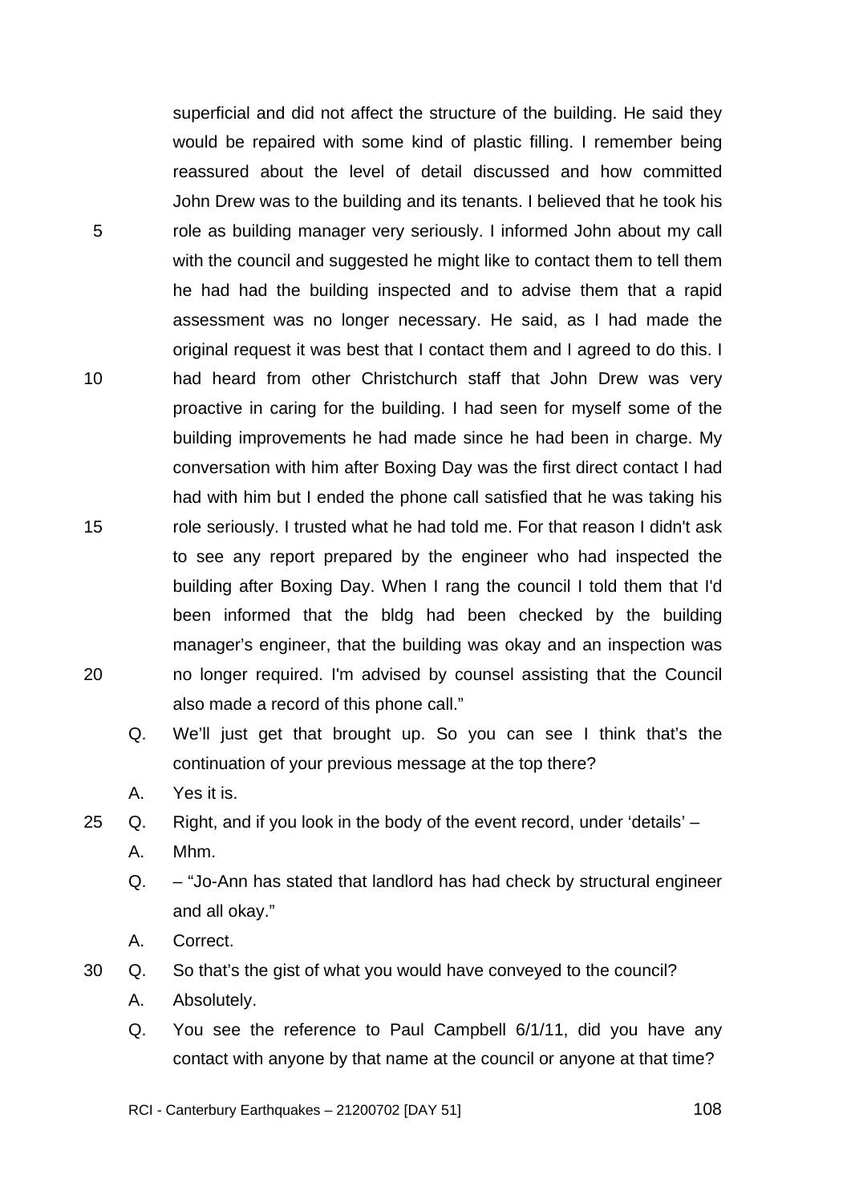superficial and did not affect the structure of the building. He said they would be repaired with some kind of plastic filling. I remember being reassured about the level of detail discussed and how committed John Drew was to the building and its tenants. I believed that he took his role as building manager very seriously. I informed John about my call with the council and suggested he might like to contact them to tell them he had had the building inspected and to advise them that a rapid assessment was no longer necessary. He said, as I had made the original request it was best that I contact them and I agreed to do this. I had heard from other Christchurch staff that John Drew was very proactive in caring for the building. I had seen for myself some of the building improvements he had made since he had been in charge. My conversation with him after Boxing Day was the first direct contact I had had with him but I ended the phone call satisfied that he was taking his role seriously. I trusted what he had told me. For that reason I didn't ask to see any report prepared by the engineer who had inspected the building after Boxing Day. When I rang the council I told them that I'd been informed that the bldg had been checked by the building manager's engineer, that the building was okay and an inspection was no longer required. I'm advised by counsel assisting that the Council also made a record of this phone call."

Q. We'll just get that brought up. So you can see I think that's the continuation of your previous message at the top there?

A. Yes it is.

Q. Right, and if you look in the body of the event record, under 'details' –

A. Mhm.

Q. – "Jo-Ann has stated that landlord has had check by structural engineer and all okay."

A. Correct.

Q. So that's the gist of what you would have conveyed to the council?

A. Absolutely.

Q. You see the reference to Paul Campbell 6/1/11, did you have any contact with anyone by that name at the council or anyone at that time?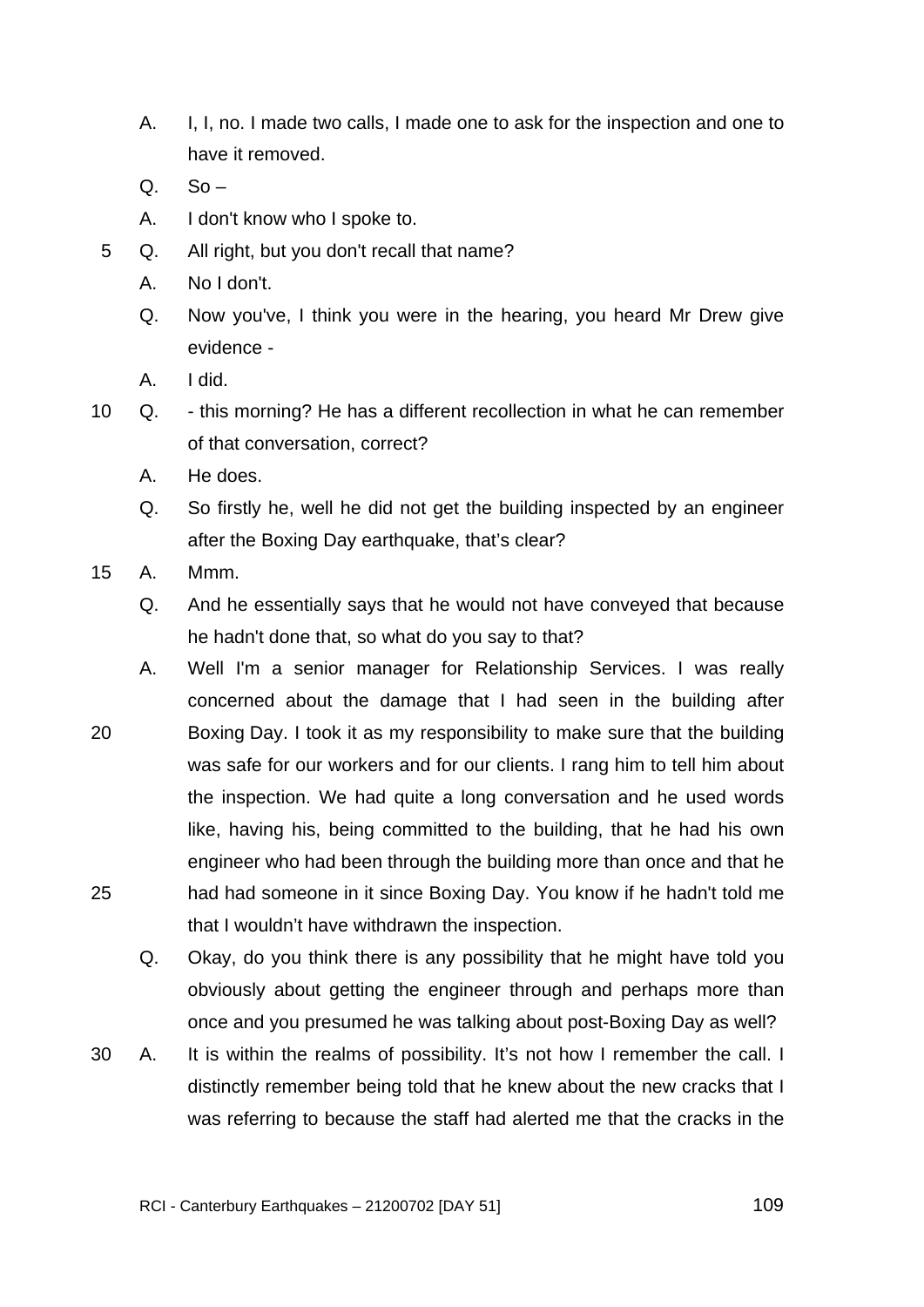A. I, I, no. I made two calls, I made one to ask for the inspection and one to have it removed.

Q. So –

A. I don't know who I spoke to.

Q. All right, but you don't recall that name?

A. No I don't.

Q. Now you've, I think you were in the hearing, you heard Mr Drew give evidence -

A. I did.

Q. - this morning? He has a different recollection in what he can remember of that conversation, correct?

A. He does.

Q. So firstly he, well he did not get the building inspected by an engineer after the Boxing Day earthquake, that's clear?

A. Mmm.

Q. And he essentially says that he would not have conveyed that because he hadn't done that, so what do you say to that?

A. Well I'm a senior manager for Relationship Services. I was really concerned about the damage that I had seen in the building after Boxing Day. I took it as my responsibility to make sure that the building was safe for our workers and for our clients. I rang him to tell him about the inspection. We had quite a long conversation and he used words like, having his, being committed to the building, that he had his own engineer who had been through the building more than once and that he had had someone in it since Boxing Day. You know if he hadn't told me that I wouldn't have withdrawn the inspection.

Q. Okay, do you think there is any possibility that he might have told you obviously about getting the engineer through and perhaps more than once and you presumed he was talking about post-Boxing Day as well?

A. It is within the realms of possibility. It's not how I remember the call. I distinctly remember being told that he knew about the new cracks that I was referring to because the staff had alerted me that the cracks in the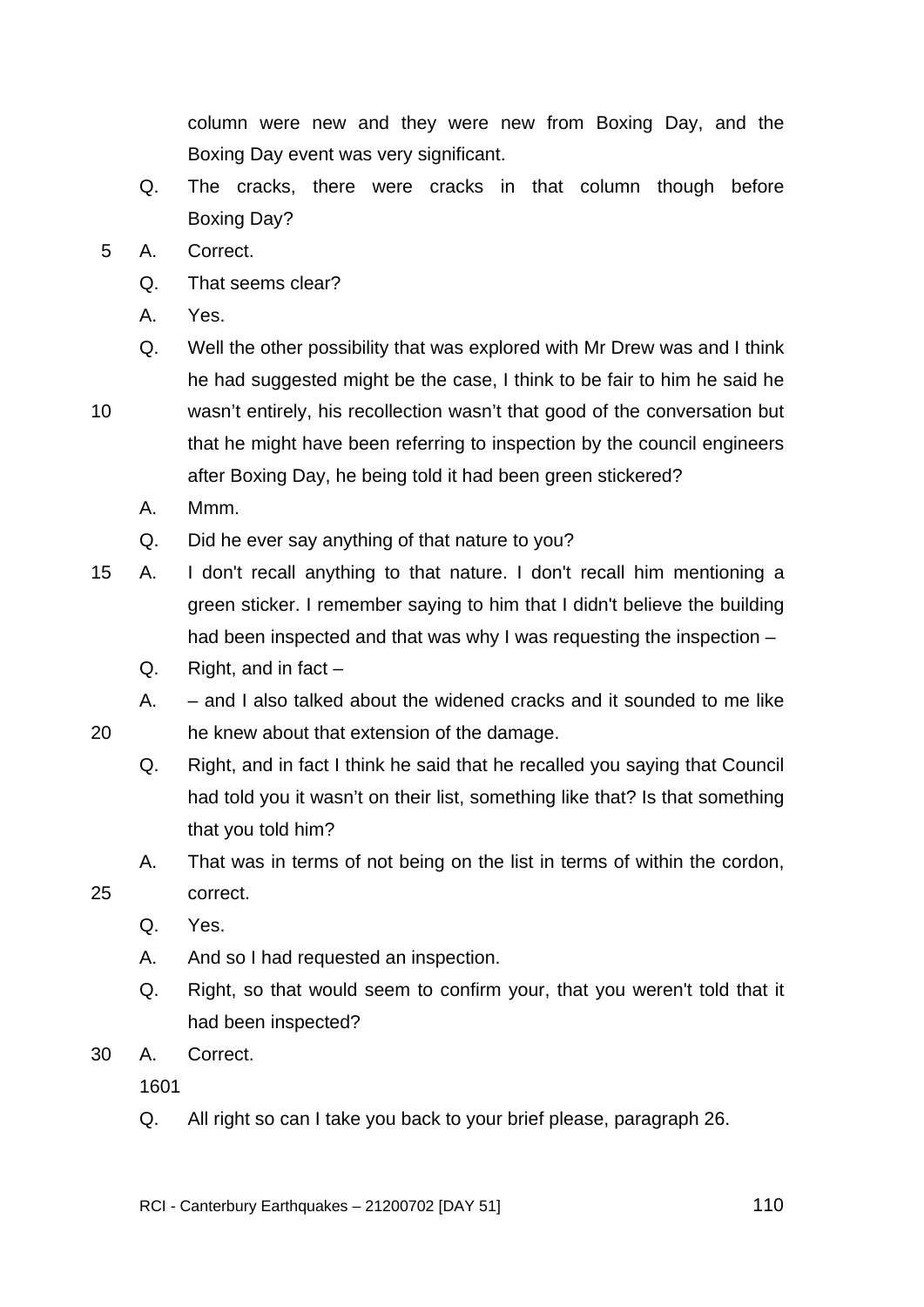column were new and they were new from Boxing Day, and the Boxing Day event was very significant.

Q. The cracks, there were cracks in that column though before Boxing Day?

A. Correct.

Q. That seems clear?

A. Yes.

Q. Well the other possibility that was explored with Mr Drew was and I think he had suggested might be the case, I think to be fair to him he said he wasn't entirely, his recollection wasn't that good of the conversation but that he might have been referring to inspection by the council engineers after Boxing Day, he being told it had been green stickered?

A. Mmm.

Q. Did he ever say anything of that nature to you?

A. I don't recall anything to that nature. I don't recall him mentioning a green sticker. I remember saying to him that I didn't believe the building had been inspected and that was why I was requesting the inspection –

Q. Right, and in fact –

A. – and I also talked about the widened cracks and it sounded to me like he knew about that extension of the damage.

Q. Right, and in fact I think he said that he recalled you saying that Council had told you it wasn't on their list, something like that? Is that something that you told him?

A. That was in terms of not being on the list in terms of within the cordon, correct.

Q. Yes.

A. And so I had requested an inspection.

Q. Right, so that would seem to confirm your, that you weren't told that it had been inspected?

A. Correct.

1601

Q. All right so can I take you back to your brief please, paragraph 26.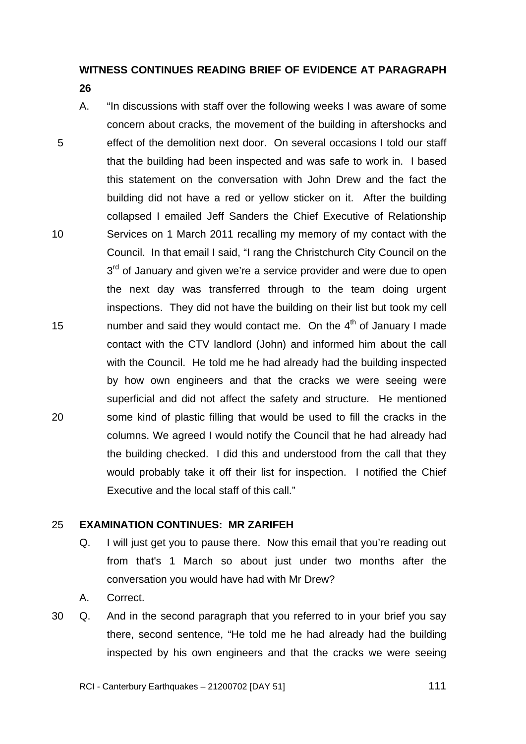**WITNESS CONTINUES READING BRIEF OF EVIDENCE AT PARAGRAPH 26**

A. "In discussions with staff over the following weeks I was aware of some concern about cracks, the movement of the building in aftershocks and effect of the demolition next door. On several occasions I told our staff that the building had been inspected and was safe to work in. I based this statement on the conversation with John Drew and the fact the building did not have a red or yellow sticker on it. After the building collapsed I emailed Jeff Sanders the Chief Executive of Relationship Services on 1 March 2011 recalling my memory of my contact with the Council. In that email I said, "I rang the Christchurch City Council on the 3rd of January and given we're a service provider and were due to open the next day was transferred through to the team doing urgent inspections. They did not have the building on their list but took my cell number and said they would contact me. On the 4th of January I made contact with the CTV landlord (John) and informed him about the call with the Council. He told me he had already had the building inspected by how own engineers and that the cracks we were seeing were superficial and did not affect the safety and structure. He mentioned some kind of plastic filling that would be used to fill the cracks in the columns. We agreed I would notify the Council that he had already had the building checked. I did this and understood from the call that they would probably take it off their list for inspection. I notified the Chief Executive and the local staff of this call."

**EXAMINATION CONTINUES: MR ZARIFEH**

Q. I will just get you to pause there. Now this email that you're reading out from that's 1 March so about just under two months after the conversation you would have had with Mr Drew?

A. Correct.

Q. And in the second paragraph that you referred to in your brief you say there, second sentence, "He told me he had already had the building inspected by his own engineers and that the cracks we were seeing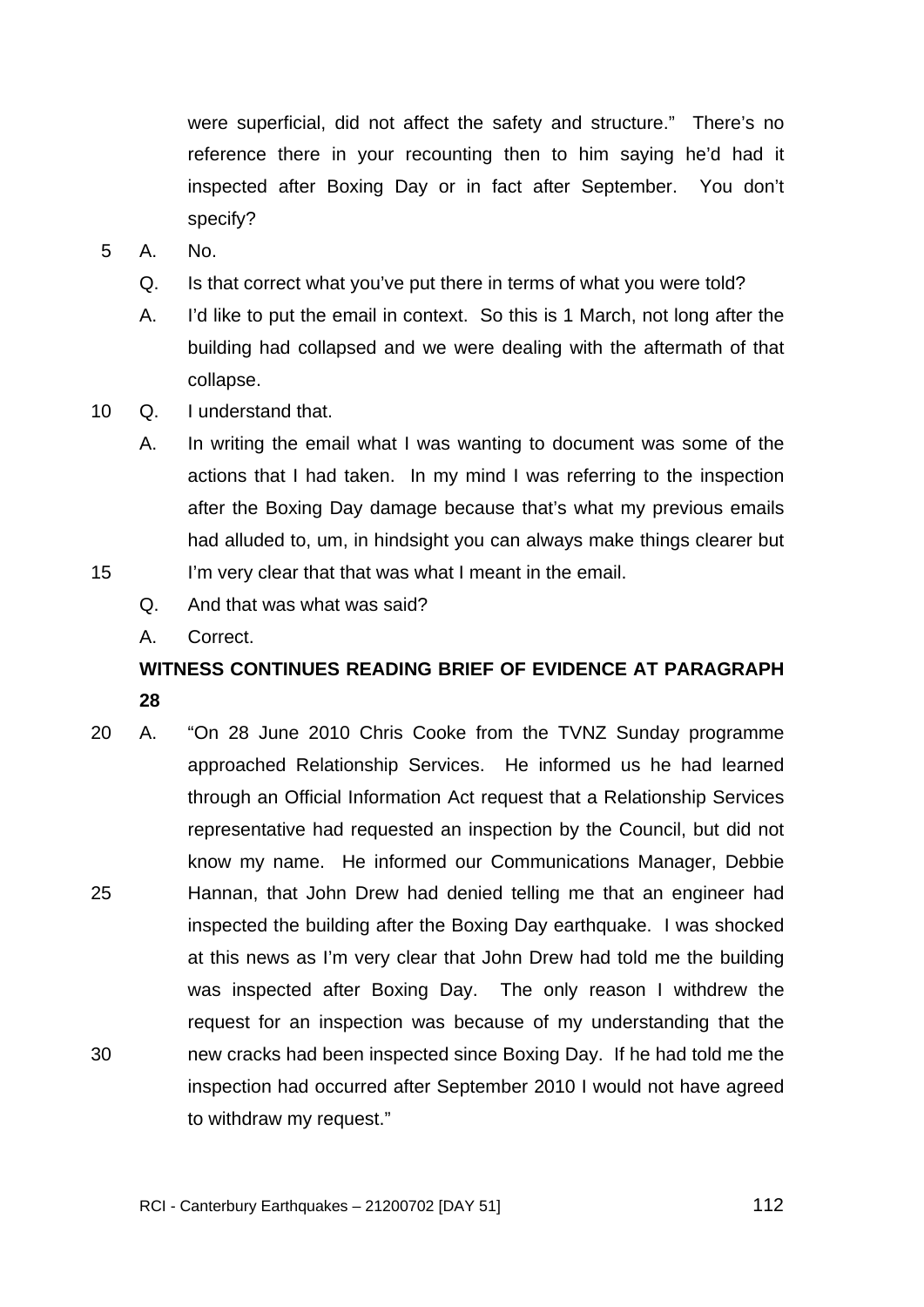were superficial, did not affect the safety and structure." There's no reference there in your recounting then to him saying he'd had it inspected after Boxing Day or in fact after September. You don't specify?

A. No.

Q. Is that correct what you've put there in terms of what you were told?

A. I'd like to put the email in context. So this is 1 March, not long after the building had collapsed and we were dealing with the aftermath of that collapse.

Q. I understand that.

A. In writing the email what I was wanting to document was some of the actions that I had taken. In my mind I was referring to the inspection after the Boxing Day damage because that's what my previous emails had alluded to, um, in hindsight you can always make things clearer but I'm very clear that that was what I meant in the email.

Q. And that was what was said?

A. Correct.

**WITNESS CONTINUES READING BRIEF OF EVIDENCE AT PARAGRAPH 28**

A. "On 28 June 2010 Chris Cooke from the TVNZ Sunday programme approached Relationship Services. He informed us he had learned through an Official Information Act request that a Relationship Services representative had requested an inspection by the Council, but did not know my name. He informed our Communications Manager, Debbie Hannan, that John Drew had denied telling me that an engineer had inspected the building after the Boxing Day earthquake. I was shocked at this news as I'm very clear that John Drew had told me the building was inspected after Boxing Day. The only reason I withdrew the request for an inspection was because of my understanding that the new cracks had been inspected since Boxing Day. If he had told me the inspection had occurred after September 2010 I would not have agreed to withdraw my request."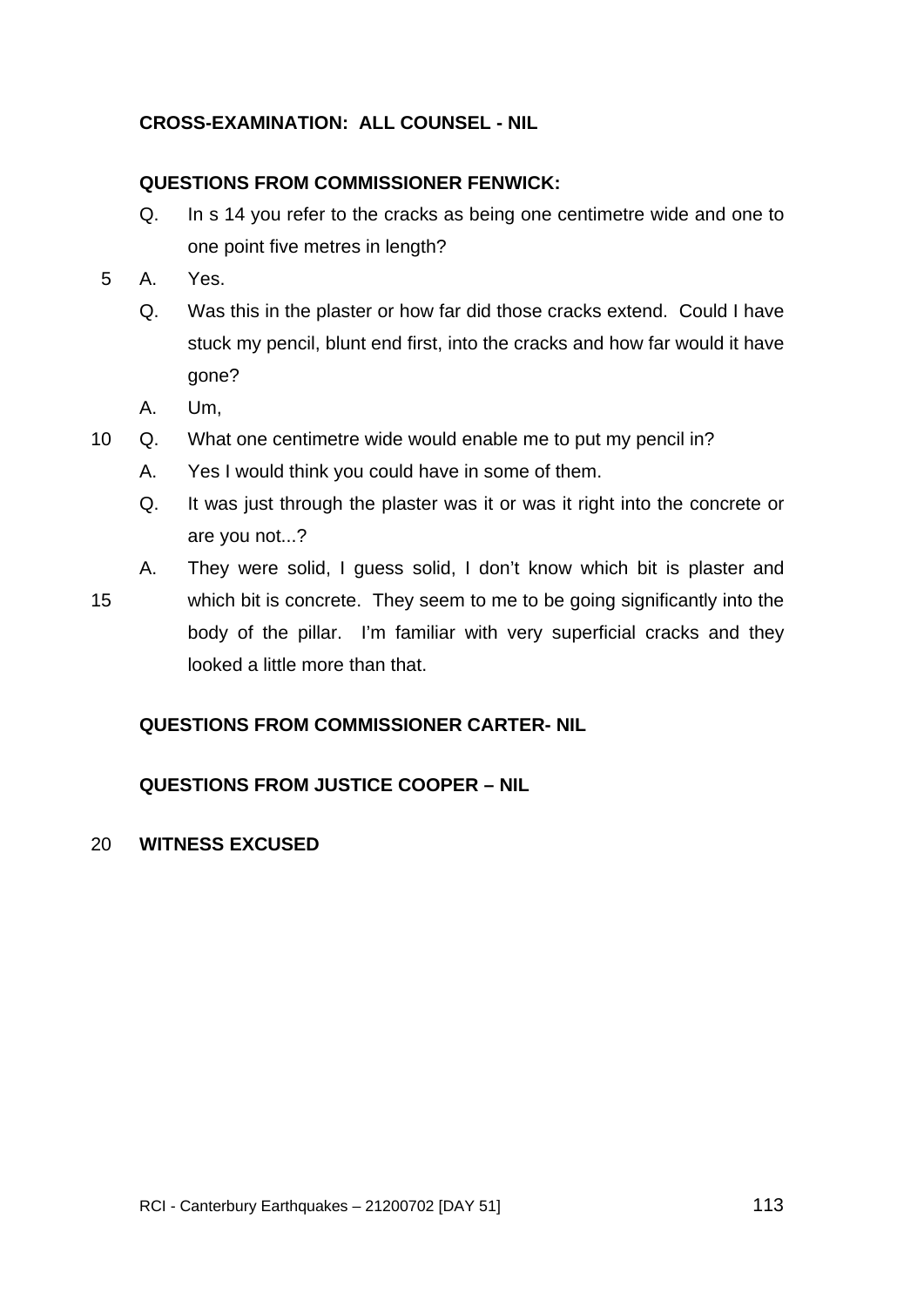**CROSS-EXAMINATION: ALL COUNSEL - NIL**

**QUESTIONS FROM COMMISSIONER FENWICK:**

Q. In s 14 you refer to the cracks as being one centimetre wide and one to one point five metres in length?

A. Yes.

Q. Was this in the plaster or how far did those cracks extend. Could I have stuck my pencil, blunt end first, into the cracks and how far would it have gone?

A. Um,

Q. What one centimetre wide would enable me to put my pencil in?

A. Yes I would think you could have in some of them.

Q. It was just through the plaster was it or was it right into the concrete or are you not...?

A. They were solid, I guess solid, I don't know which bit is plaster and which bit is concrete. They seem to me to be going significantly into the body of the pillar. I'm familiar with very superficial cracks and they looked a little more than that.

**QUESTIONS FROM COMMISSIONER CARTER- NIL**

**QUESTIONS FROM JUSTICE COOPER – NIL**

**WITNESS EXCUSED**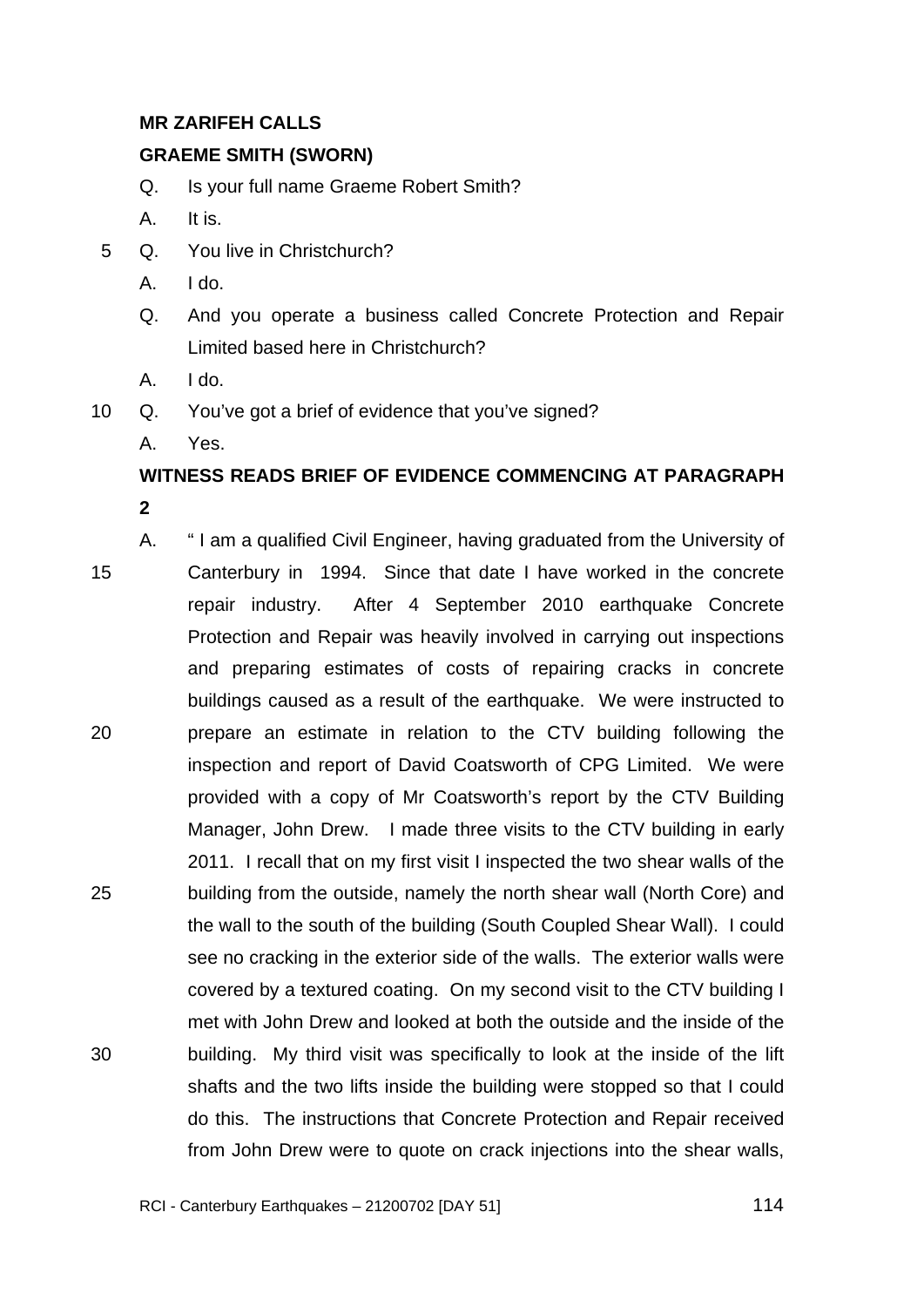**MR ZARIFEH CALLS**

**GRAEME SMITH (SWORN)**

Q. Is your full name Graeme Robert Smith?

A. It is.

Q. You live in Christchurch?

A. I do.

Q. And you operate a business called Concrete Protection and Repair Limited based here in Christchurch?

A. I do.

Q. You've got a brief of evidence that you've signed?

A. Yes.

**WITNESS READS BRIEF OF EVIDENCE COMMENCING AT PARAGRAPH 2**

A. " I am a qualified Civil Engineer, having graduated from the University of Canterbury in 1994. Since that date I have worked in the concrete repair industry. After 4 September 2010 earthquake Concrete Protection and Repair was heavily involved in carrying out inspections and preparing estimates of costs of repairing cracks in concrete buildings caused as a result of the earthquake. We were instructed to prepare an estimate in relation to the CTV building following the inspection and report of David Coatsworth of CPG Limited. We were provided with a copy of Mr Coatsworth's report by the CTV Building Manager, John Drew. I made three visits to the CTV building in early 2011. I recall that on my first visit I inspected the two shear walls of the building from the outside, namely the north shear wall (North Core) and the wall to the south of the building (South Coupled Shear Wall). I could see no cracking in the exterior side of the walls. The exterior walls were covered by a textured coating. On my second visit to the CTV building I met with John Drew and looked at both the outside and the inside of the building. My third visit was specifically to look at the inside of the lift shafts and the two lifts inside the building were stopped so that I could do this. The instructions that Concrete Protection and Repair received from John Drew were to quote on crack injections into the shear walls,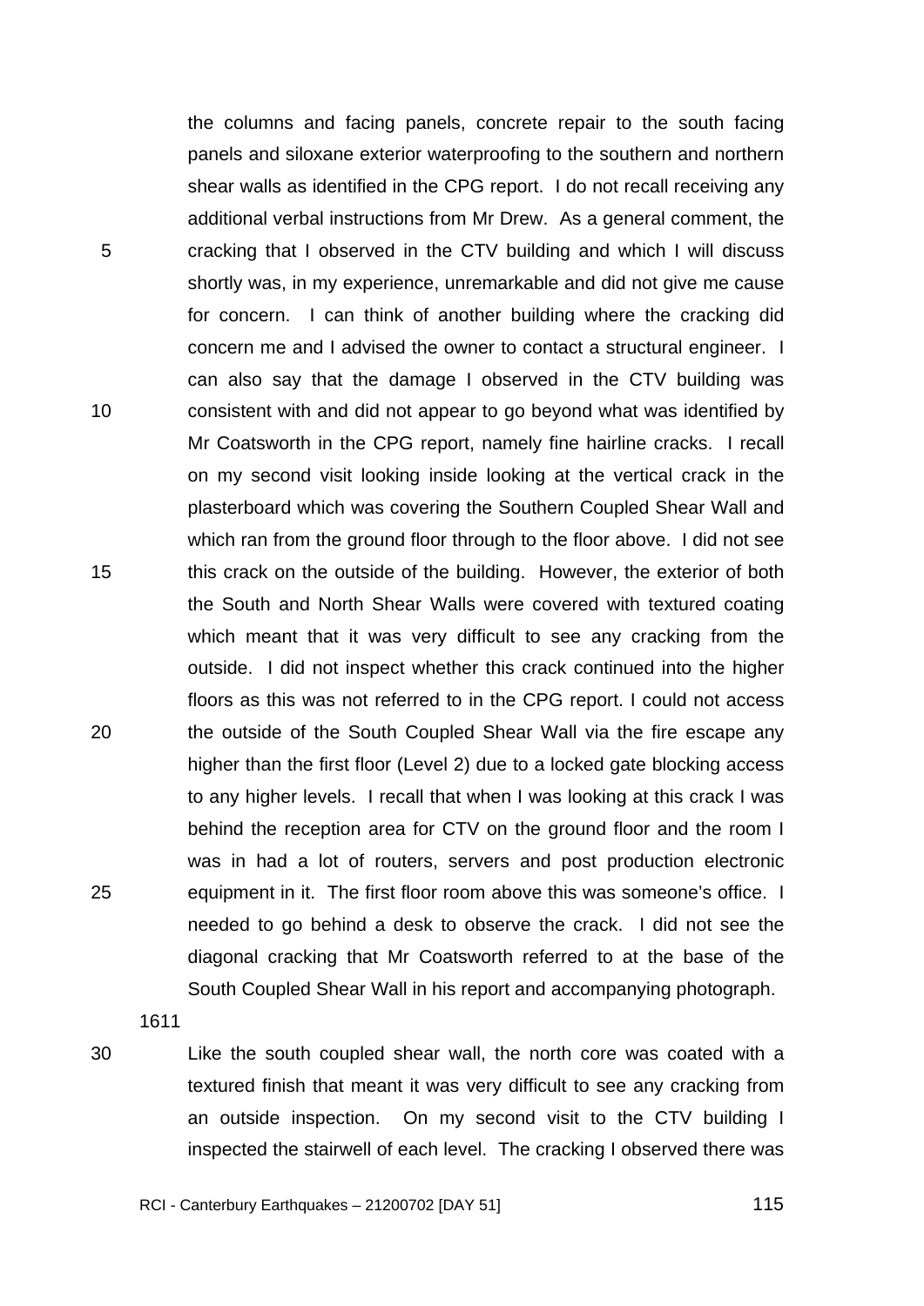the columns and facing panels, concrete repair to the south facing panels and siloxane exterior waterproofing to the southern and northern shear walls as identified in the CPG report. I do not recall receiving any additional verbal instructions from Mr Drew. As a general comment, the cracking that I observed in the CTV building and which I will discuss shortly was, in my experience, unremarkable and did not give me cause for concern. I can think of another building where the cracking did concern me and I advised the owner to contact a structural engineer. I can also say that the damage I observed in the CTV building was consistent with and did not appear to go beyond what was identified by Mr Coatsworth in the CPG report, namely fine hairline cracks. I recall on my second visit looking inside looking at the vertical crack in the plasterboard which was covering the Southern Coupled Shear Wall and which ran from the ground floor through to the floor above. I did not see this crack on the outside of the building. However, the exterior of both the South and North Shear Walls were covered with textured coating which meant that it was very difficult to see any cracking from the outside. I did not inspect whether this crack continued into the higher floors as this was not referred to in the CPG report. I could not access the outside of the South Coupled Shear Wall via the fire escape any higher than the first floor (Level 2) due to a locked gate blocking access to any higher levels. I recall that when I was looking at this crack I was behind the reception area for CTV on the ground floor and the room I was in had a lot of routers, servers and post production electronic equipment in it. The first floor room above this was someone's office. I needed to go behind a desk to observe the crack. I did not see the diagonal cracking that Mr Coatsworth referred to at the base of the South Coupled Shear Wall in his report and accompanying photograph.

1611

Like the south coupled shear wall, the north core was coated with a textured finish that meant it was very difficult to see any cracking from an outside inspection. On my second visit to the CTV building I inspected the stairwell of each level. The cracking I observed there was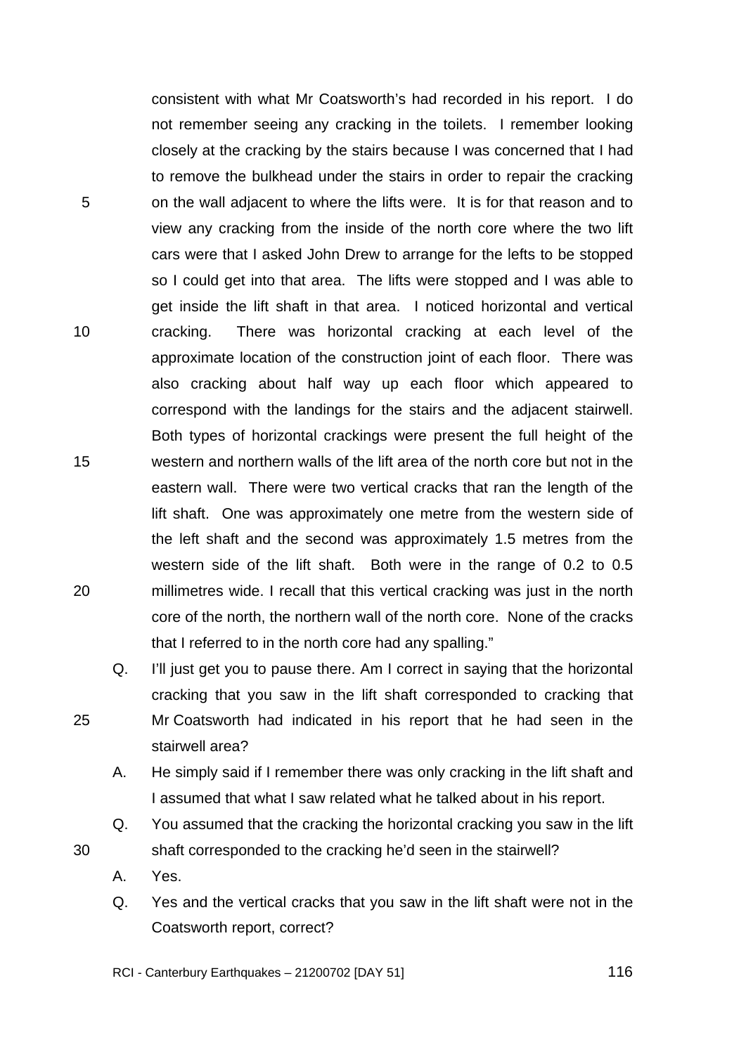consistent with what Mr Coatsworth's had recorded in his report. I do not remember seeing any cracking in the toilets. I remember looking closely at the cracking by the stairs because I was concerned that I had to remove the bulkhead under the stairs in order to repair the cracking on the wall adjacent to where the lifts were. It is for that reason and to view any cracking from the inside of the north core where the two lift cars were that I asked John Drew to arrange for the lefts to be stopped so I could get into that area. The lifts were stopped and I was able to get inside the lift shaft in that area. I noticed horizontal and vertical cracking. There was horizontal cracking at each level of the approximate location of the construction joint of each floor. There was also cracking about half way up each floor which appeared to correspond with the landings for the stairs and the adjacent stairwell. Both types of horizontal crackings were present the full height of the western and northern walls of the lift area of the north core but not in the eastern wall. There were two vertical cracks that ran the length of the lift shaft. One was approximately one metre from the western side of the left shaft and the second was approximately 1.5 metres from the western side of the lift shaft. Both were in the range of 0.2 to 0.5 millimetres wide. I recall that this vertical cracking was just in the north core of the north, the northern wall of the north core. None of the cracks that I referred to in the north core had any spalling."

Q. I'll just get you to pause there. Am I correct in saying that the horizontal cracking that you saw in the lift shaft corresponded to cracking that Mr Coatsworth had indicated in his report that he had seen in the stairwell area?

A. He simply said if I remember there was only cracking in the lift shaft and I assumed that what I saw related what he talked about in his report.

Q. You assumed that the cracking the horizontal cracking you saw in the lift shaft corresponded to the cracking he'd seen in the stairwell?

A. Yes.

Q. Yes and the vertical cracks that you saw in the lift shaft were not in the Coatsworth report, correct?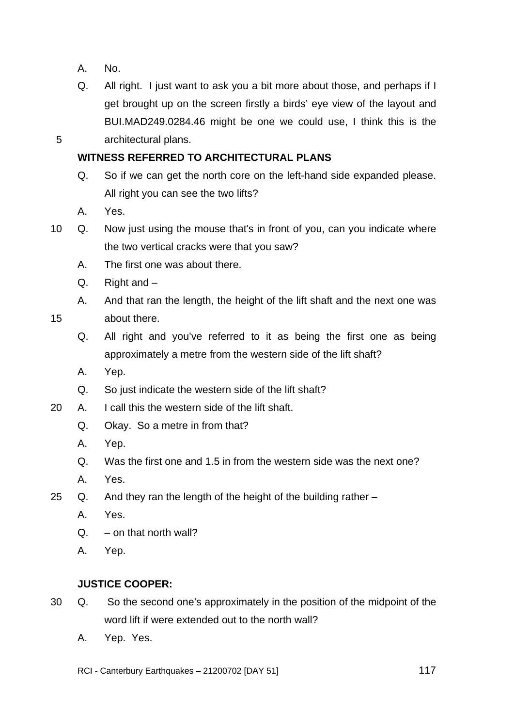A. No.

Q. All right. I just want to ask you a bit more about those, and perhaps if I get brought up on the screen firstly a birds' eye view of the layout and BUI.MAD249.0284.46 might be one we could use, I think this is the architectural plans.

**WITNESS REFERRED TO ARCHITECTURAL PLANS**

Q. So if we can get the north core on the left-hand side expanded please. All right you can see the two lifts?

A. Yes.

Q. Now just using the mouse that's in front of you, can you indicate where the two vertical cracks were that you saw?

A. The first one was about there.

Q. Right and –

A. And that ran the length, the height of the lift shaft and the next one was about there.

Q. All right and you've referred to it as being the first one as being approximately a metre from the western side of the lift shaft?

A. Yep.

Q. So just indicate the western side of the lift shaft?

A. I call this the western side of the lift shaft.

Q. Okay. So a metre in from that?

A. Yep.

Q. Was the first one and 1.5 in from the western side was the next one?

A. Yes.

Q. And they ran the length of the height of the building rather –

A. Yes.

Q. – on that north wall?

A. Yep.

**JUSTICE COOPER:**

Q. So the second one's approximately in the position of the midpoint of the word lift if were extended out to the north wall?

A. Yep. Yes.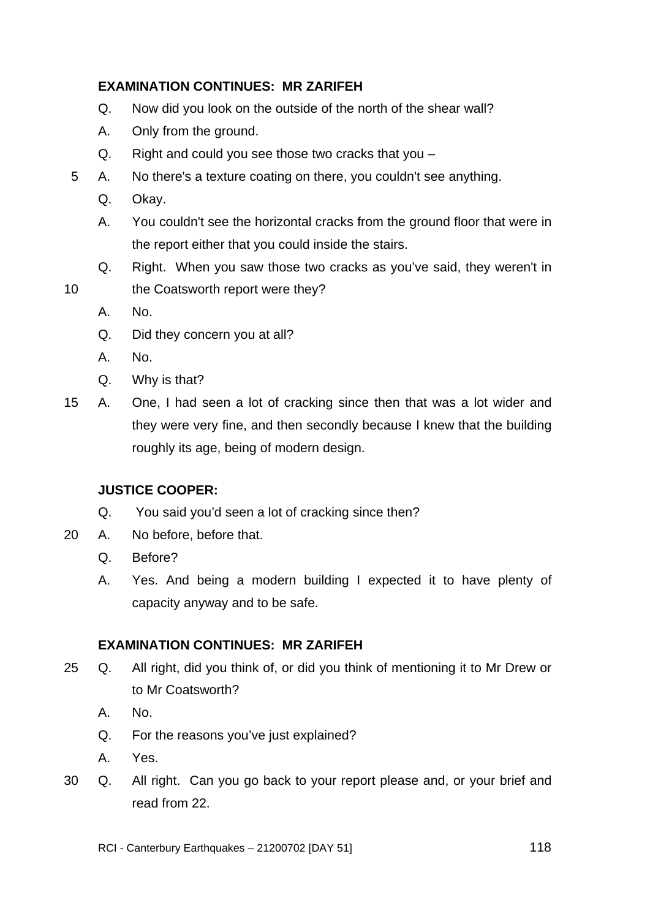**EXAMINATION CONTINUES: MR ZARIFEH**

Q. Now did you look on the outside of the north of the shear wall?

A. Only from the ground.

Q. Right and could you see those two cracks that you –

A. No there's a texture coating on there, you couldn't see anything.

Q. Okay.

A. You couldn't see the horizontal cracks from the ground floor that were in the report either that you could inside the stairs.

Q. Right. When you saw those two cracks as you've said, they weren't in the Coatsworth report were they?

A. No.

Q. Did they concern you at all?

A. No.

Q. Why is that?

A. One, I had seen a lot of cracking since then that was a lot wider and they were very fine, and then secondly because I knew that the building roughly its age, being of modern design.

**JUSTICE COOPER:**

Q. You said you'd seen a lot of cracking since then?

A. No before, before that.

Q. Before?

A. Yes. And being a modern building I expected it to have plenty of capacity anyway and to be safe.

**EXAMINATION CONTINUES: MR ZARIFEH**

Q. All right, did you think of, or did you think of mentioning it to Mr Drew or to Mr Coatsworth?

A. No.

Q. For the reasons you've just explained?

A. Yes.

Q. All right. Can you go back to your report please and, or your brief and read from 22.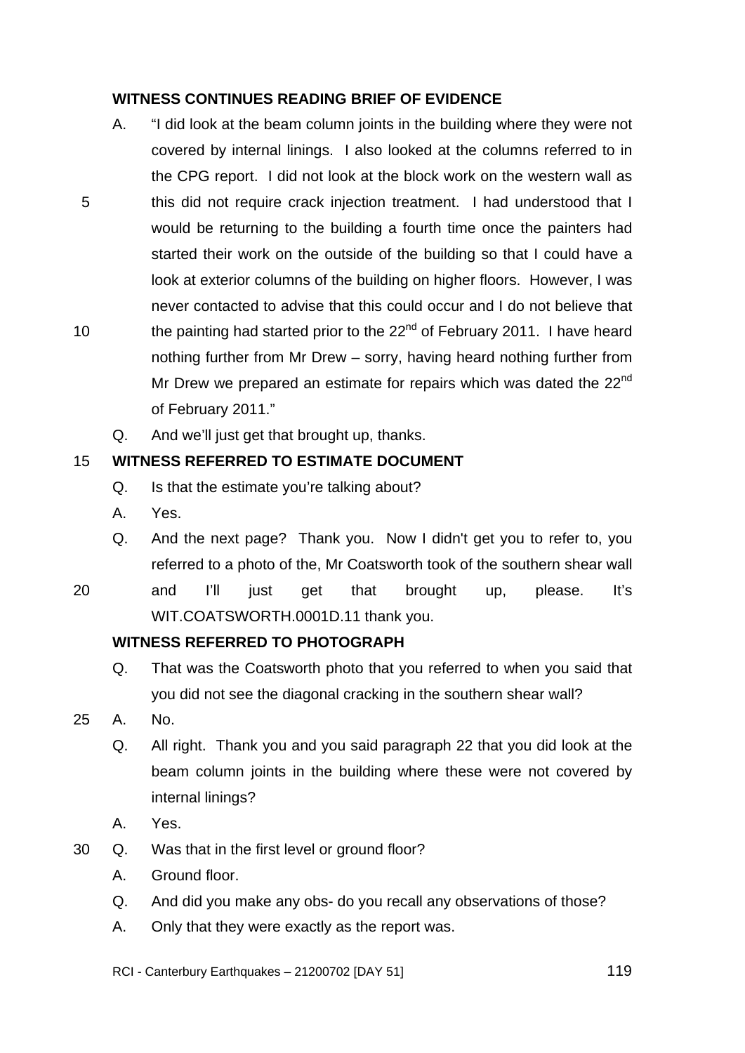**WITNESS CONTINUES READING BRIEF OF EVIDENCE**

A. "I did look at the beam column joints in the building where they were not covered by internal linings. I also looked at the columns referred to in the CPG report. I did not look at the block work on the western wall as this did not require crack injection treatment. I had understood that I would be returning to the building a fourth time once the painters had started their work on the outside of the building so that I could have a look at exterior columns of the building on higher floors. However, I was never contacted to advise that this could occur and I do not believe that the painting had started prior to the 22nd of February 2011. I have heard nothing further from Mr Drew – sorry, having heard nothing further from Mr Drew we prepared an estimate for repairs which was dated the 22nd of February 2011."

Q. And we'll just get that brought up, thanks.

**WITNESS REFERRED TO ESTIMATE DOCUMENT**

Q. Is that the estimate you're talking about?

A. Yes.

Q. And the next page? Thank you. Now I didn't get you to refer to, you referred to a photo of the, Mr Coatsworth took of the southern shear wall and I'll just get that brought up, please. It's WIT.COATSWORTH.0001D.11 thank you.

**WITNESS REFERRED TO PHOTOGRAPH**

Q. That was the Coatsworth photo that you referred to when you said that you did not see the diagonal cracking in the southern shear wall?

A. No.

Q. All right. Thank you and you said paragraph 22 that you did look at the beam column joints in the building where these were not covered by internal linings?

A. Yes.

Q. Was that in the first level or ground floor?

A. Ground floor.

Q. And did you make any obs- do you recall any observations of those?

A. Only that they were exactly as the report was.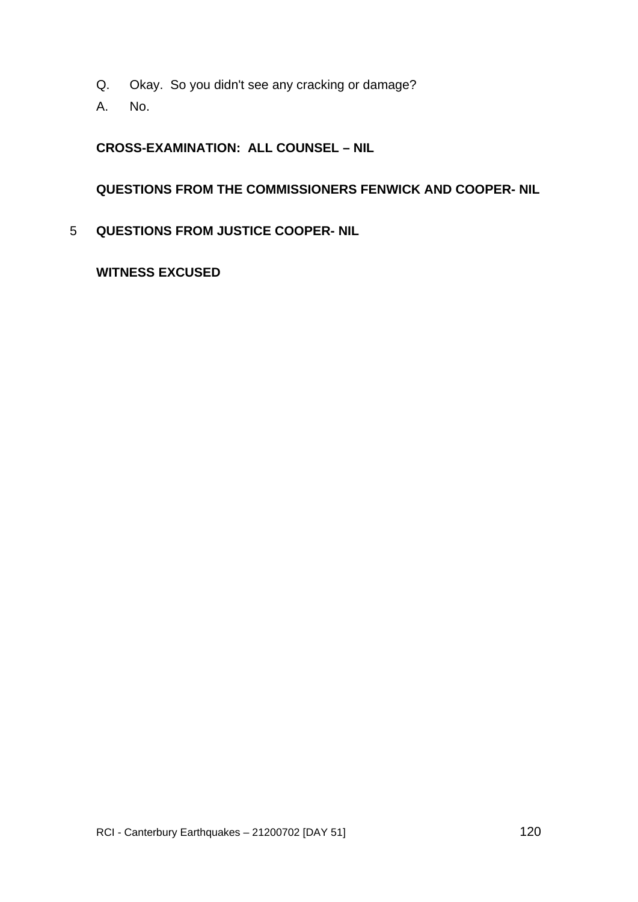Q. Okay. So you didn't see any cracking or damage?

A. No.

**CROSS-EXAMINATION: ALL COUNSEL – NIL**

**QUESTIONS FROM THE COMMISSIONERS FENWICK AND COOPER- NIL**

5 **QUESTIONS FROM JUSTICE COOPER- NIL**

**WITNESS EXCUSED**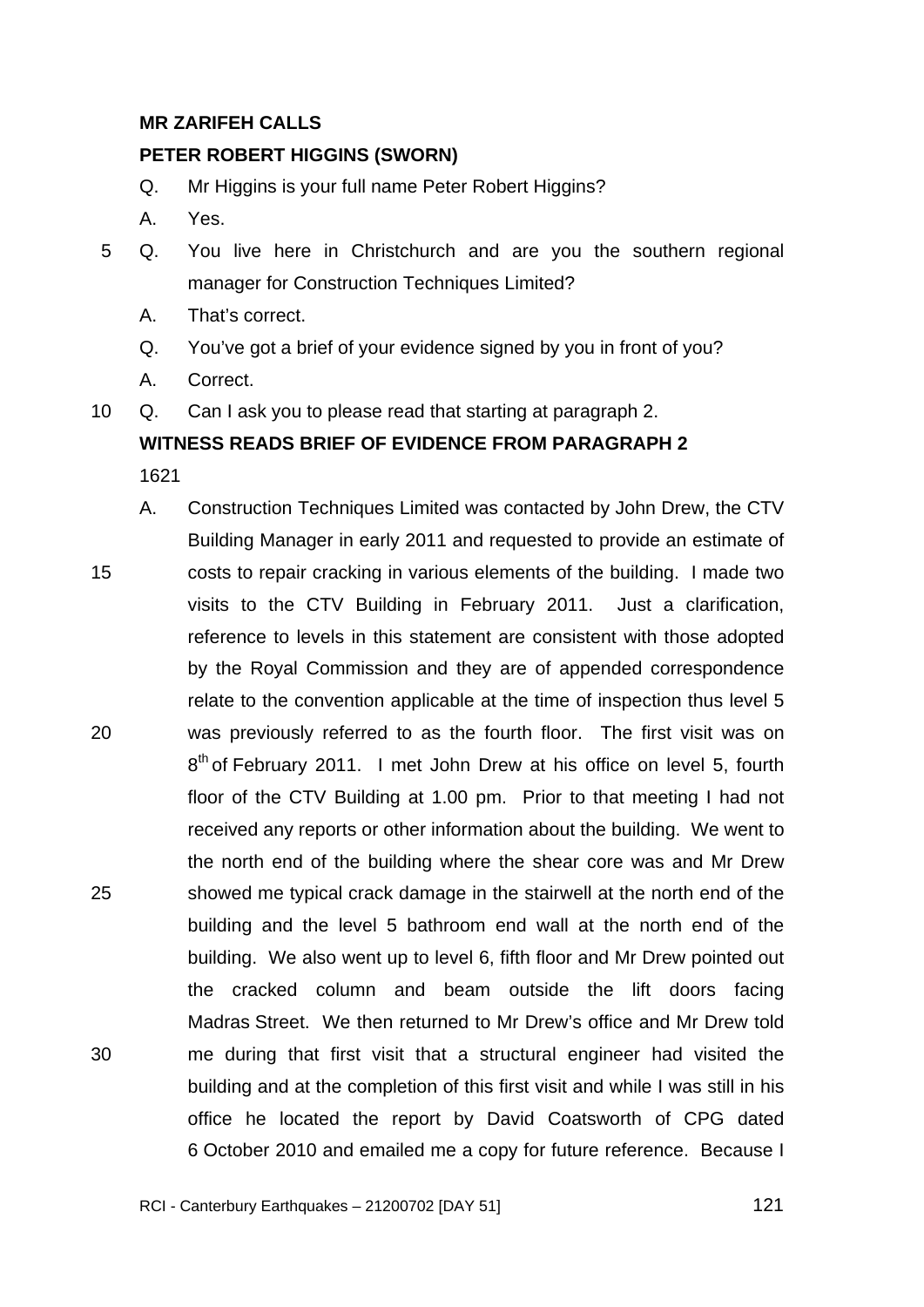**MR ZARIFEH CALLS**

**PETER ROBERT HIGGINS (SWORN)**

Q. Mr Higgins is your full name Peter Robert Higgins?

A. Yes.

Q. You live here in Christchurch and are you the southern regional manager for Construction Techniques Limited?

A. That's correct.

Q. You've got a brief of your evidence signed by you in front of you?

A. Correct.

Q. Can I ask you to please read that starting at paragraph 2.

**WITNESS READS BRIEF OF EVIDENCE FROM PARAGRAPH 2**

1621

A. Construction Techniques Limited was contacted by John Drew, the CTV Building Manager in early 2011 and requested to provide an estimate of costs to repair cracking in various elements of the building. I made two visits to the CTV Building in February 2011. Just a clarification, reference to levels in this statement are consistent with those adopted by the Royal Commission and they are of appended correspondence relate to the convention applicable at the time of inspection thus level 5 was previously referred to as the fourth floor. The first visit was on 8th of February 2011. I met John Drew at his office on level 5, fourth floor of the CTV Building at 1.00 pm. Prior to that meeting I had not received any reports or other information about the building. We went to the north end of the building where the shear core was and Mr Drew showed me typical crack damage in the stairwell at the north end of the building and the level 5 bathroom end wall at the north end of the building. We also went up to level 6, fifth floor and Mr Drew pointed out the cracked column and beam outside the lift doors facing Madras Street. We then returned to Mr Drew's office and Mr Drew told me during that first visit that a structural engineer had visited the building and at the completion of this first visit and while I was still in his office he located the report by David Coatsworth of CPG dated 6 October 2010 and emailed me a copy for future reference. Because I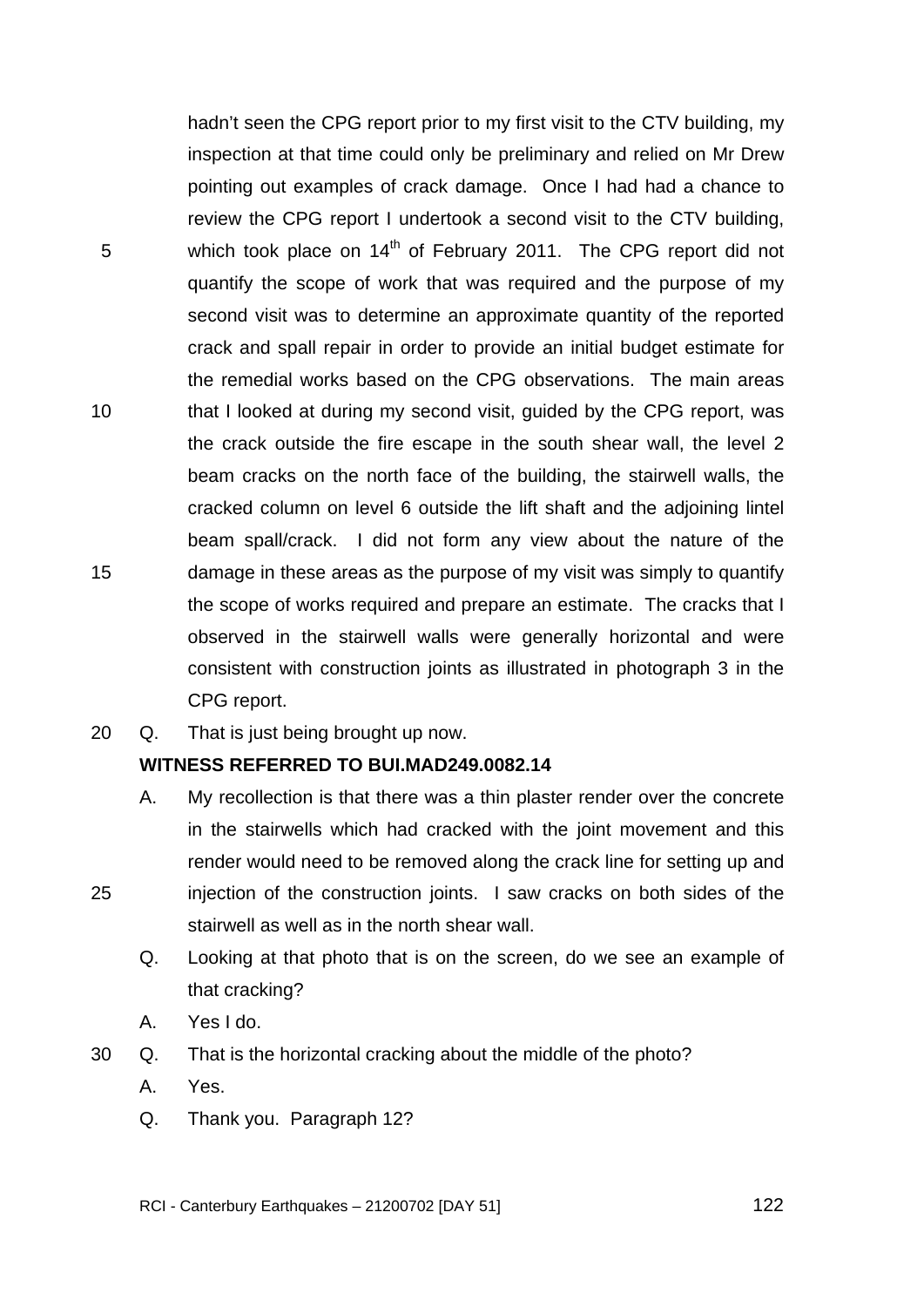hadn't seen the CPG report prior to my first visit to the CTV building, my inspection at that time could only be preliminary and relied on Mr Drew pointing out examples of crack damage. Once I had had a chance to review the CPG report I undertook a second visit to the CTV building, which took place on 14th of February 2011. The CPG report did not quantify the scope of work that was required and the purpose of my second visit was to determine an approximate quantity of the reported crack and spall repair in order to provide an initial budget estimate for the remedial works based on the CPG observations. The main areas that I looked at during my second visit, guided by the CPG report, was the crack outside the fire escape in the south shear wall, the level 2 beam cracks on the north face of the building, the stairwell walls, the cracked column on level 6 outside the lift shaft and the adjoining lintel beam spall/crack. I did not form any view about the nature of the damage in these areas as the purpose of my visit was simply to quantify the scope of works required and prepare an estimate. The cracks that I observed in the stairwell walls were generally horizontal and were consistent with construction joints as illustrated in photograph 3 in the CPG report.

Q. That is just being brought up now.

**WITNESS REFERRED TO BUI.MAD249.0082.14**

A. My recollection is that there was a thin plaster render over the concrete in the stairwells which had cracked with the joint movement and this render would need to be removed along the crack line for setting up and injection of the construction joints. I saw cracks on both sides of the stairwell as well as in the north shear wall.

Q. Looking at that photo that is on the screen, do we see an example of that cracking?

A. Yes I do.

Q. That is the horizontal cracking about the middle of the photo?

A. Yes.

Q. Thank you. Paragraph 12?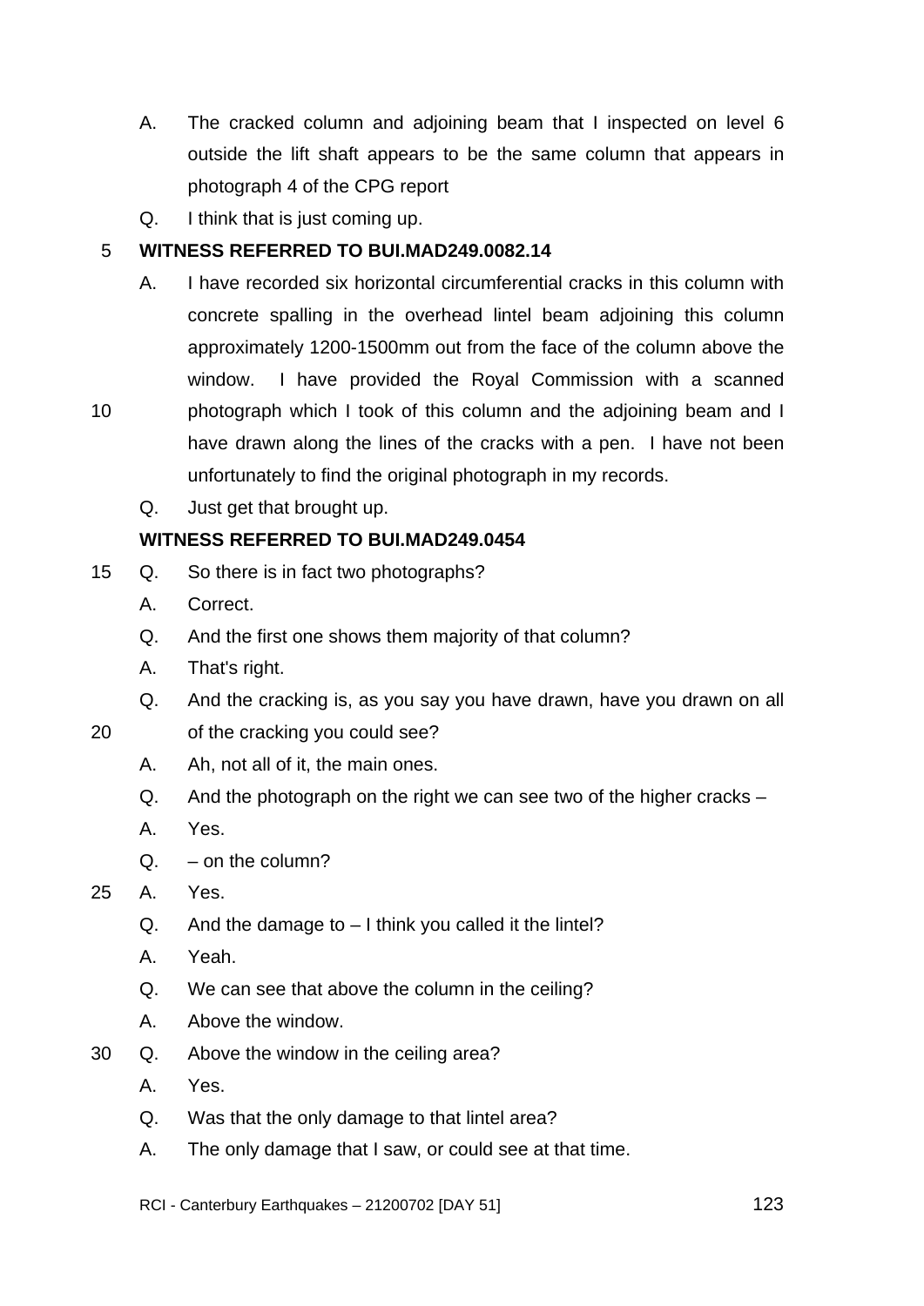A. The cracked column and adjoining beam that I inspected on level 6 outside the lift shaft appears to be the same column that appears in photograph 4 of the CPG report

Q. I think that is just coming up.

**WITNESS REFERRED TO BUI.MAD249.0082.14**

A. I have recorded six horizontal circumferential cracks in this column with concrete spalling in the overhead lintel beam adjoining this column approximately 1200-1500mm out from the face of the column above the window. I have provided the Royal Commission with a scanned photograph which I took of this column and the adjoining beam and I have drawn along the lines of the cracks with a pen. I have not been unfortunately to find the original photograph in my records.

Q. Just get that brought up.

**WITNESS REFERRED TO BUI.MAD249.0454**

Q. So there is in fact two photographs?

A. Correct.

Q. And the first one shows them majority of that column?

A. That's right.

Q. And the cracking is, as you say you have drawn, have you drawn on all of the cracking you could see?

A. Ah, not all of it, the main ones.

Q. And the photograph on the right we can see two of the higher cracks –

A. Yes.

Q. – on the column?

A. Yes.

Q. And the damage to – I think you called it the lintel?

A. Yeah.

Q. We can see that above the column in the ceiling?

A. Above the window.

Q. Above the window in the ceiling area?

A. Yes.

Q. Was that the only damage to that lintel area?

A. The only damage that I saw, or could see at that time.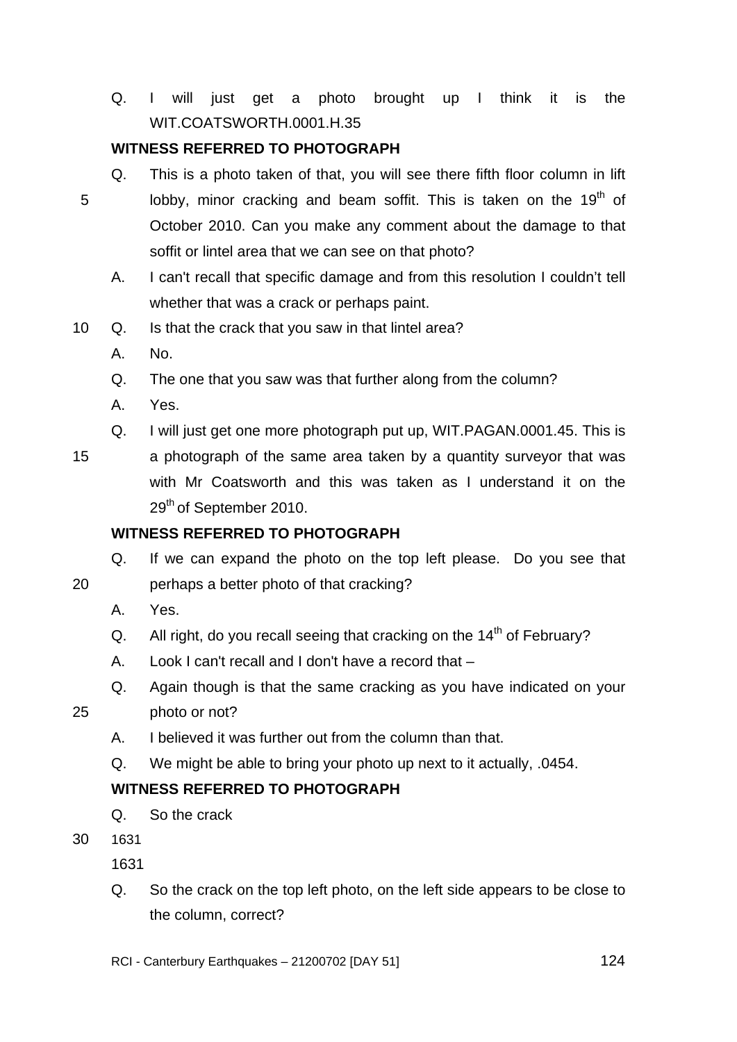Q. I will just get a photo brought up I think it is the WIT.COATSWORTH.0001.H.35

**WITNESS REFERRED TO PHOTOGRAPH**

Q. This is a photo taken of that, you will see there fifth floor column in lift lobby, minor cracking and beam soffit. This is taken on the 19th of October 2010. Can you make any comment about the damage to that soffit or lintel area that we can see on that photo?

A. I can't recall that specific damage and from this resolution I couldn't tell whether that was a crack or perhaps paint.

Q. Is that the crack that you saw in that lintel area?

A. No.

Q. The one that you saw was that further along from the column?

A. Yes.

Q. I will just get one more photograph put up, WIT.PAGAN.0001.45. This is a photograph of the same area taken by a quantity surveyor that was with Mr Coatsworth and this was taken as I understand it on the 29th of September 2010.

**WITNESS REFERRED TO PHOTOGRAPH**

Q. If we can expand the photo on the top left please. Do you see that perhaps a better photo of that cracking?

A. Yes.

Q. All right, do you recall seeing that cracking on the 14th of February?

A. Look I can't recall and I don't have a record that –

Q. Again though is that the same cracking as you have indicated on your photo or not?

A. I believed it was further out from the column than that.

Q. We might be able to bring your photo up next to it actually, .0454.

**WITNESS REFERRED TO PHOTOGRAPH**

Q. So the crack

1631

1631

Q. So the crack on the top left photo, on the left side appears to be close to the column, correct?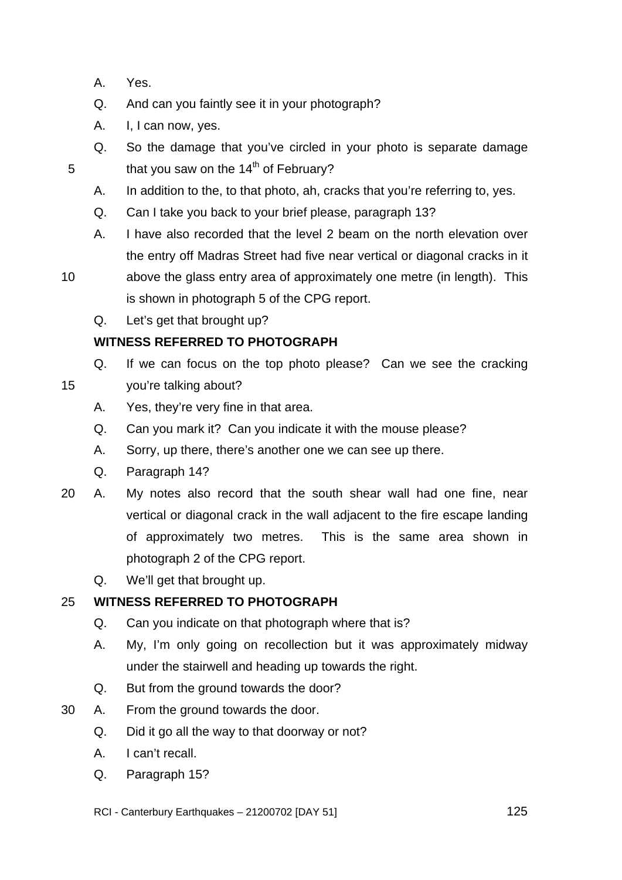A. Yes.

Q. And can you faintly see it in your photograph?

A. I, I can now, yes.

Q. So the damage that you've circled in your photo is separate damage that you saw on the 14th of February?

A. In addition to the, to that photo, ah, cracks that you're referring to, yes.

Q. Can I take you back to your brief please, paragraph 13?

A. I have also recorded that the level 2 beam on the north elevation over the entry off Madras Street had five near vertical or diagonal cracks in it above the glass entry area of approximately one metre (in length). This is shown in photograph 5 of the CPG report.

Q. Let's get that brought up?

**WITNESS REFERRED TO PHOTOGRAPH**

Q. If we can focus on the top photo please? Can we see the cracking you're talking about?

A. Yes, they're very fine in that area.

Q. Can you mark it? Can you indicate it with the mouse please?

A. Sorry, up there, there's another one we can see up there.

Q. Paragraph 14?

A. My notes also record that the south shear wall had one fine, near vertical or diagonal crack in the wall adjacent to the fire escape landing of approximately two metres. This is the same area shown in photograph 2 of the CPG report.

Q. We'll get that brought up.

**WITNESS REFERRED TO PHOTOGRAPH**

Q. Can you indicate on that photograph where that is?

A. My, I'm only going on recollection but it was approximately midway under the stairwell and heading up towards the right.

Q. But from the ground towards the door?

A. From the ground towards the door.

Q. Did it go all the way to that doorway or not?

A. I can't recall.

Q. Paragraph 15?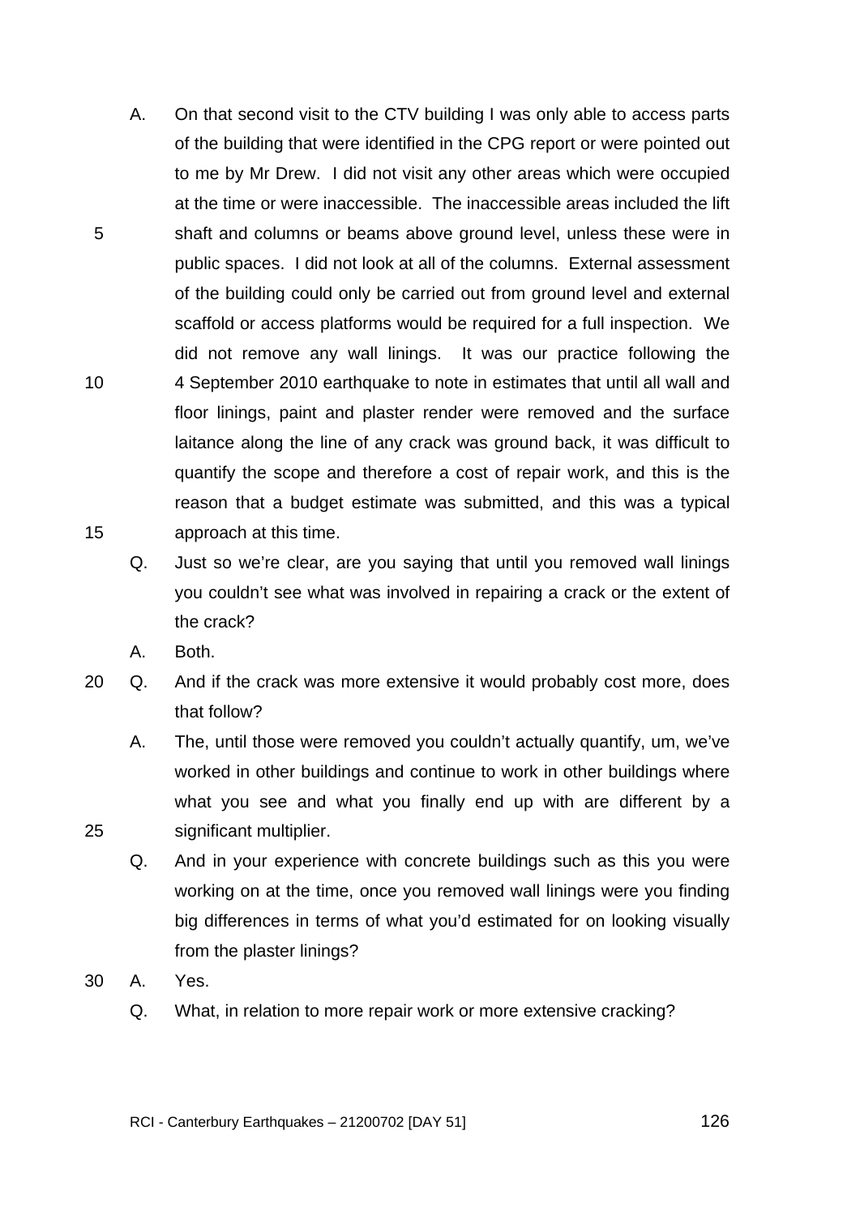A. On that second visit to the CTV building I was only able to access parts of the building that were identified in the CPG report or were pointed out to me by Mr Drew. I did not visit any other areas which were occupied at the time or were inaccessible. The inaccessible areas included the lift shaft and columns or beams above ground level, unless these were in public spaces. I did not look at all of the columns. External assessment of the building could only be carried out from ground level and external scaffold or access platforms would be required for a full inspection. We did not remove any wall linings. It was our practice following the 4 September 2010 earthquake to note in estimates that until all wall and floor linings, paint and plaster render were removed and the surface laitance along the line of any crack was ground back, it was difficult to quantify the scope and therefore a cost of repair work, and this is the reason that a budget estimate was submitted, and this was a typical approach at this time.

Q. Just so we're clear, are you saying that until you removed wall linings you couldn't see what was involved in repairing a crack or the extent of the crack?

A. Both.

Q. And if the crack was more extensive it would probably cost more, does that follow?

A. The, until those were removed you couldn't actually quantify, um, we've worked in other buildings and continue to work in other buildings where what you see and what you finally end up with are different by a significant multiplier.

Q. And in your experience with concrete buildings such as this you were working on at the time, once you removed wall linings were you finding big differences in terms of what you'd estimated for on looking visually from the plaster linings?

A. Yes.

Q. What, in relation to more repair work or more extensive cracking?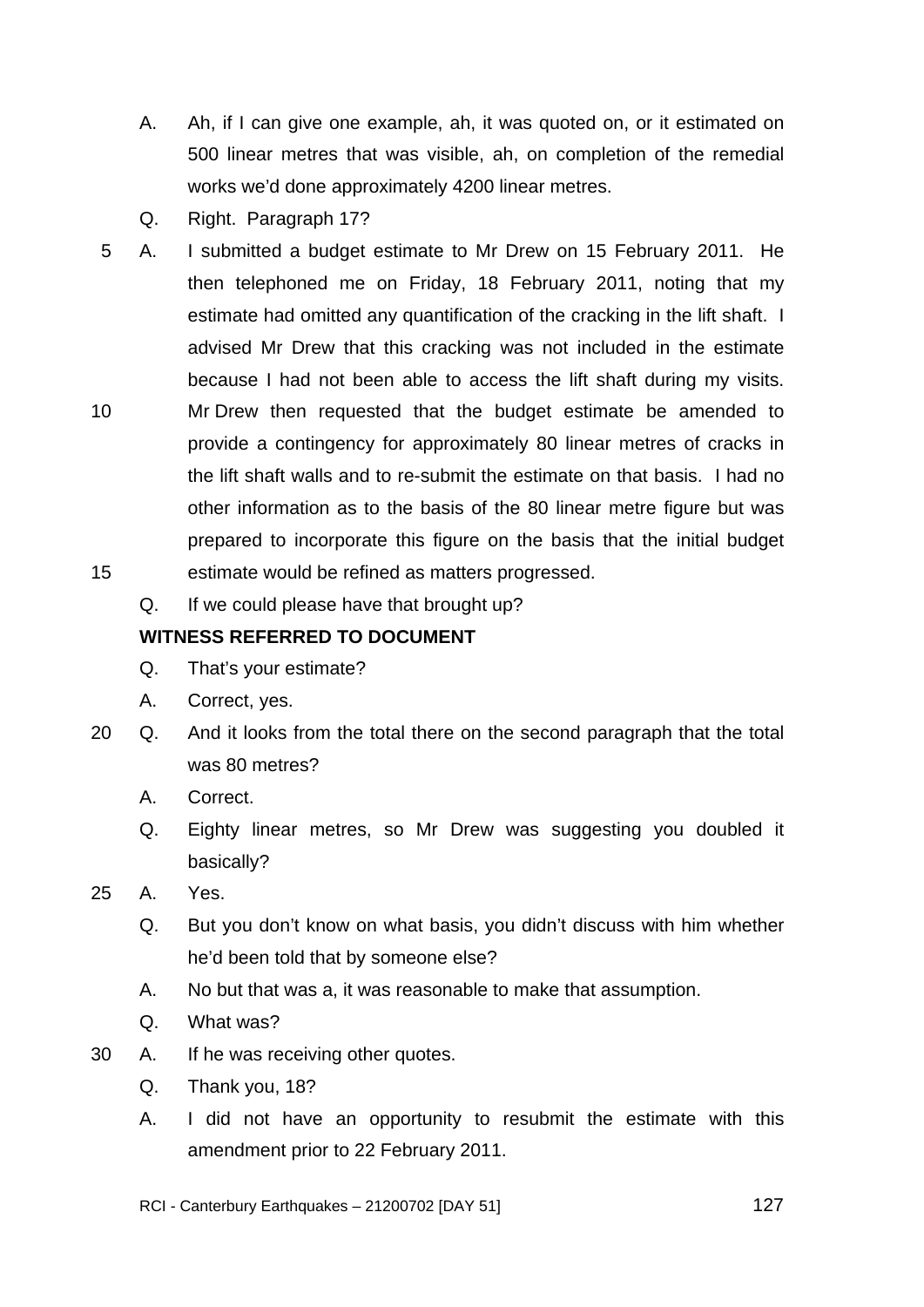A. Ah, if I can give one example, ah, it was quoted on, or it estimated on 500 linear metres that was visible, ah, on completion of the remedial works we'd done approximately 4200 linear metres.

Q. Right. Paragraph 17?

A. I submitted a budget estimate to Mr Drew on 15 February 2011. He then telephoned me on Friday, 18 February 2011, noting that my estimate had omitted any quantification of the cracking in the lift shaft. I advised Mr Drew that this cracking was not included in the estimate because I had not been able to access the lift shaft during my visits. Mr Drew then requested that the budget estimate be amended to provide a contingency for approximately 80 linear metres of cracks in the lift shaft walls and to re-submit the estimate on that basis. I had no other information as to the basis of the 80 linear metre figure but was prepared to incorporate this figure on the basis that the initial budget estimate would be refined as matters progressed.

Q. If we could please have that brought up?

**WITNESS REFERRED TO DOCUMENT**

Q. That's your estimate?

A. Correct, yes.

Q. And it looks from the total there on the second paragraph that the total was 80 metres?

A. Correct.

Q. Eighty linear metres, so Mr Drew was suggesting you doubled it basically?

A. Yes.

Q. But you don't know on what basis, you didn't discuss with him whether he'd been told that by someone else?

A. No but that was a, it was reasonable to make that assumption.

Q. What was?

A. If he was receiving other quotes.

Q. Thank you, 18?

A. I did not have an opportunity to resubmit the estimate with this amendment prior to 22 February 2011.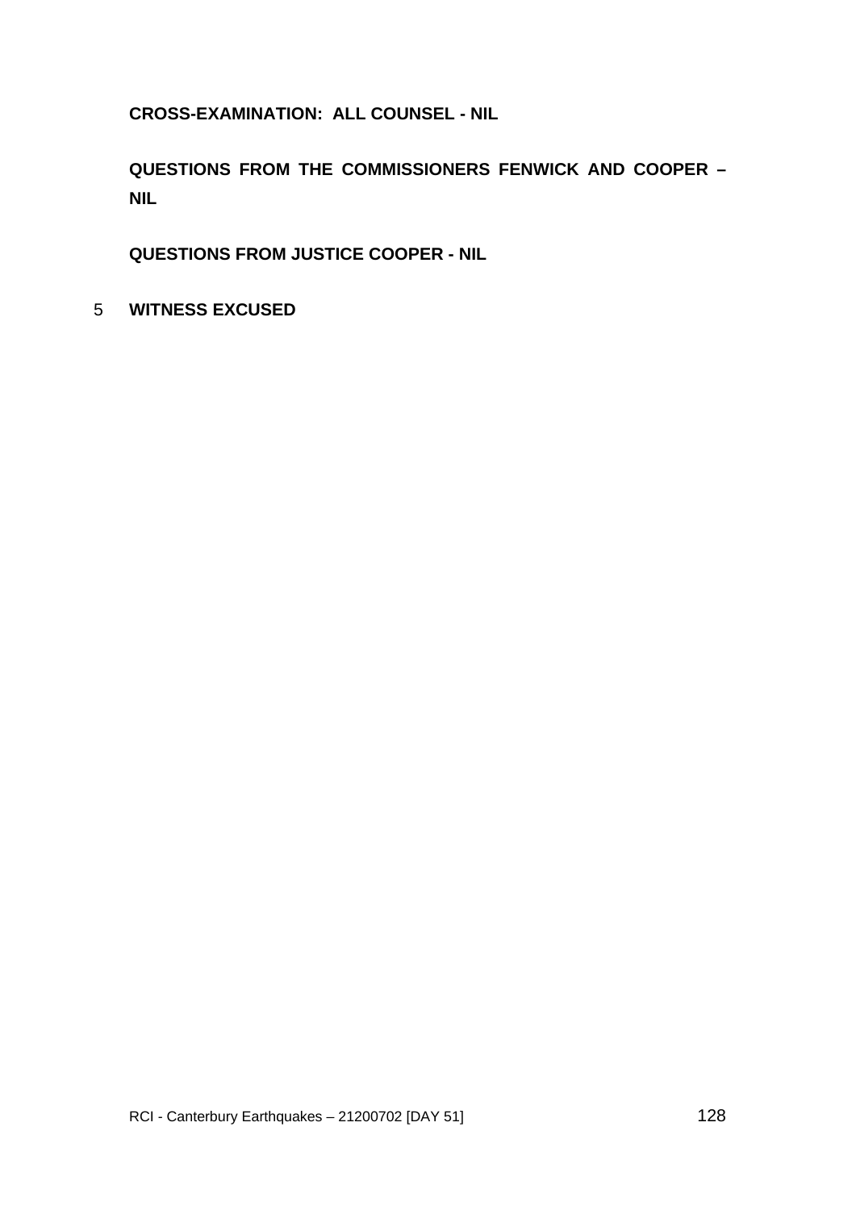**CROSS-EXAMINATION: ALL COUNSEL - NIL**

**QUESTIONS FROM THE COMMISSIONERS FENWICK AND COOPER – NIL**

**QUESTIONS FROM JUSTICE COOPER - NIL**

5 **WITNESS EXCUSED**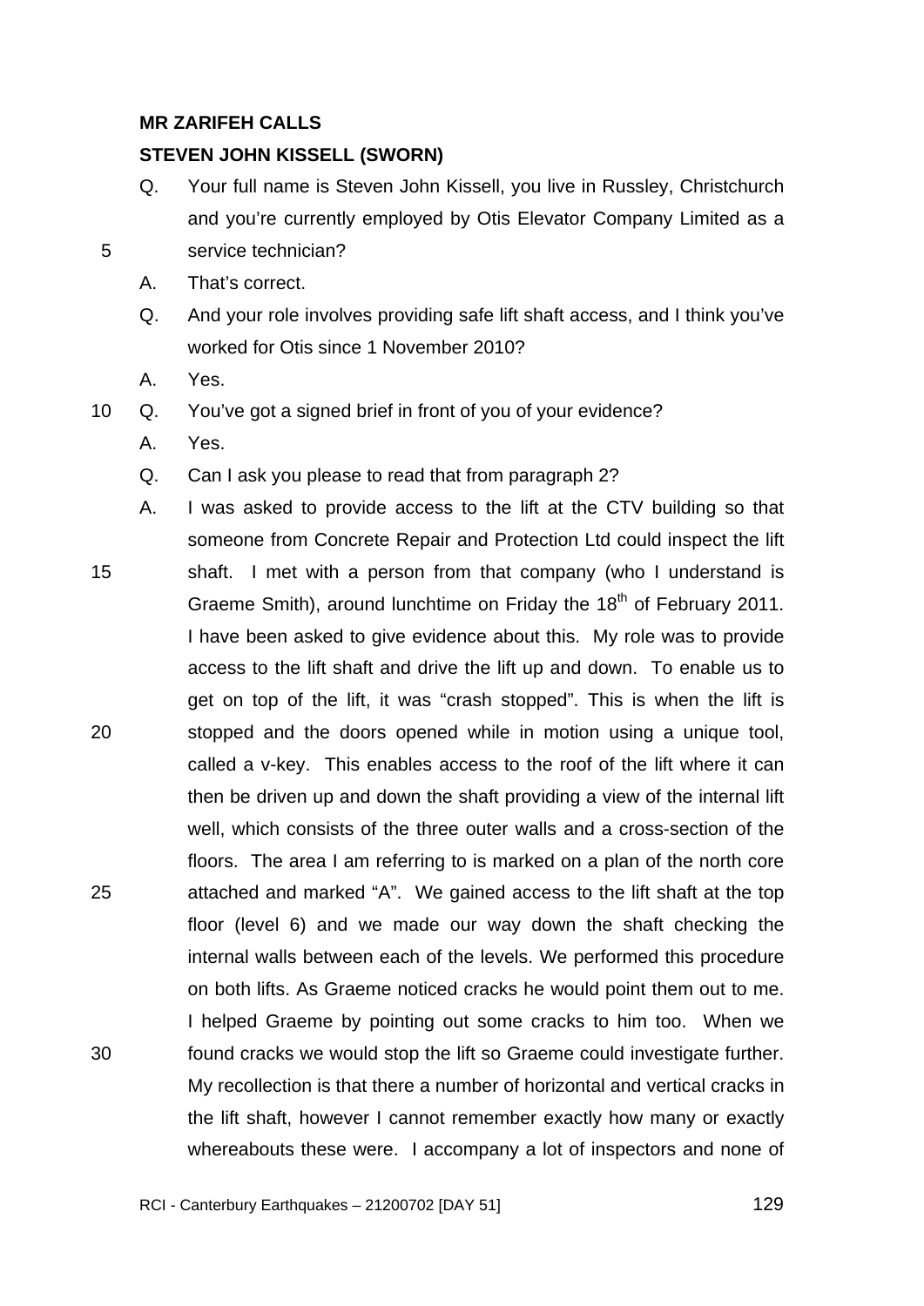**MR ZARIFEH CALLS**

**STEVEN JOHN KISSELL (SWORN)**

Q. Your full name is Steven John Kissell, you live in Russley, Christchurch and you're currently employed by Otis Elevator Company Limited as a service technician?

A. That's correct.

Q. And your role involves providing safe lift shaft access, and I think you've worked for Otis since 1 November 2010?

A. Yes.

Q. You've got a signed brief in front of you of your evidence?

A. Yes.

Q. Can I ask you please to read that from paragraph 2?

A. I was asked to provide access to the lift at the CTV building so that someone from Concrete Repair and Protection Ltd could inspect the lift shaft. I met with a person from that company (who I understand is Graeme Smith), around lunchtime on Friday the 18th of February 2011. I have been asked to give evidence about this. My role was to provide access to the lift shaft and drive the lift up and down. To enable us to get on top of the lift, it was "crash stopped". This is when the lift is stopped and the doors opened while in motion using a unique tool, called a v-key. This enables access to the roof of the lift where it can then be driven up and down the shaft providing a view of the internal lift well, which consists of the three outer walls and a cross-section of the floors. The area I am referring to is marked on a plan of the north core attached and marked "A". We gained access to the lift shaft at the top floor (level 6) and we made our way down the shaft checking the internal walls between each of the levels. We performed this procedure on both lifts. As Graeme noticed cracks he would point them out to me. I helped Graeme by pointing out some cracks to him too. When we found cracks we would stop the lift so Graeme could investigate further. My recollection is that there a number of horizontal and vertical cracks in the lift shaft, however I cannot remember exactly how many or exactly whereabouts these were. I accompany a lot of inspectors and none of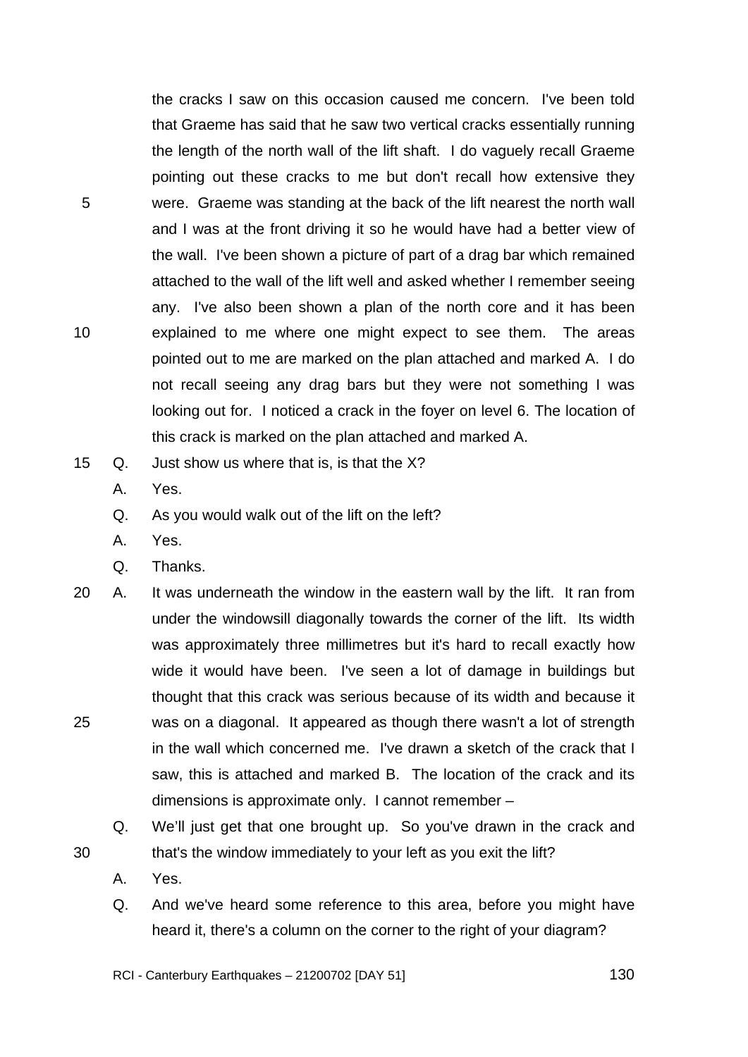the cracks I saw on this occasion caused me concern. I've been told that Graeme has said that he saw two vertical cracks essentially running the length of the north wall of the lift shaft. I do vaguely recall Graeme pointing out these cracks to me but don't recall how extensive they were. Graeme was standing at the back of the lift nearest the north wall and I was at the front driving it so he would have had a better view of the wall. I've been shown a picture of part of a drag bar which remained attached to the wall of the lift well and asked whether I remember seeing any. I've also been shown a plan of the north core and it has been explained to me where one might expect to see them. The areas pointed out to me are marked on the plan attached and marked A. I do not recall seeing any drag bars but they were not something I was looking out for. I noticed a crack in the foyer on level 6. The location of this crack is marked on the plan attached and marked A.

Q. Just show us where that is, is that the X?

A. Yes.

Q. As you would walk out of the lift on the left?

A. Yes.

Q. Thanks.

A. It was underneath the window in the eastern wall by the lift. It ran from under the windowsill diagonally towards the corner of the lift. Its width was approximately three millimetres but it's hard to recall exactly how wide it would have been. I've seen a lot of damage in buildings but thought that this crack was serious because of its width and because it was on a diagonal. It appeared as though there wasn't a lot of strength in the wall which concerned me. I've drawn a sketch of the crack that I saw, this is attached and marked B. The location of the crack and its dimensions is approximate only. I cannot remember –

Q. We'll just get that one brought up. So you've drawn in the crack and that's the window immediately to your left as you exit the lift?

A. Yes.

Q. And we've heard some reference to this area, before you might have heard it, there's a column on the corner to the right of your diagram?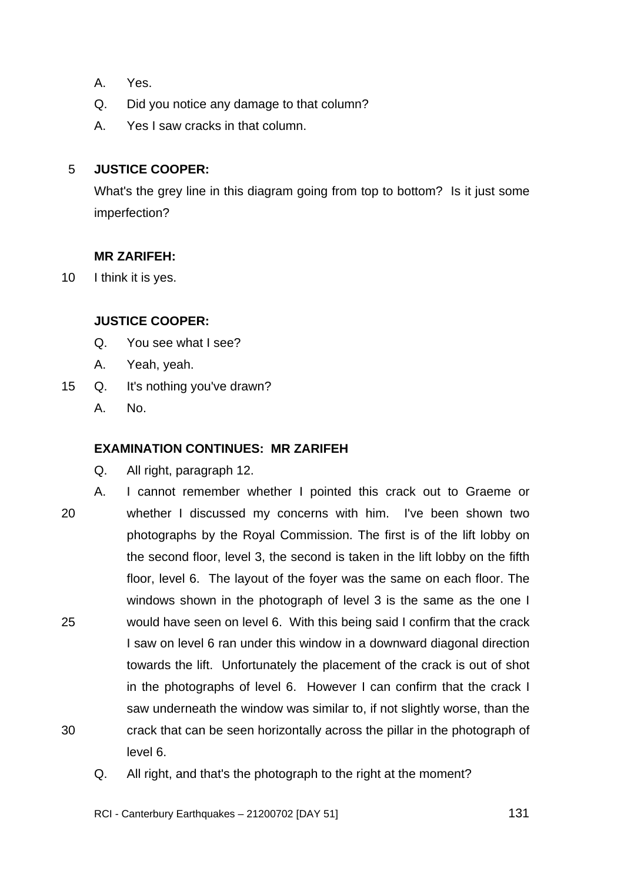A. Yes.

Q. Did you notice any damage to that column?

A. Yes I saw cracks in that column.

**JUSTICE COOPER:**

What's the grey line in this diagram going from top to bottom? Is it just some imperfection?

**MR ZARIFEH:**

I think it is yes.

**JUSTICE COOPER:**

Q. You see what I see?

A. Yeah, yeah.

Q. It's nothing you've drawn?

A. No.

**EXAMINATION CONTINUES: MR ZARIFEH**

Q. All right, paragraph 12.

A. I cannot remember whether I pointed this crack out to Graeme or whether I discussed my concerns with him. I've been shown two photographs by the Royal Commission. The first is of the lift lobby on the second floor, level 3, the second is taken in the lift lobby on the fifth floor, level 6. The layout of the foyer was the same on each floor. The windows shown in the photograph of level 3 is the same as the one I would have seen on level 6. With this being said I confirm that the crack I saw on level 6 ran under this window in a downward diagonal direction towards the lift. Unfortunately the placement of the crack is out of shot in the photographs of level 6. However I can confirm that the crack I saw underneath the window was similar to, if not slightly worse, than the crack that can be seen horizontally across the pillar in the photograph of level 6.

Q. All right, and that's the photograph to the right at the moment?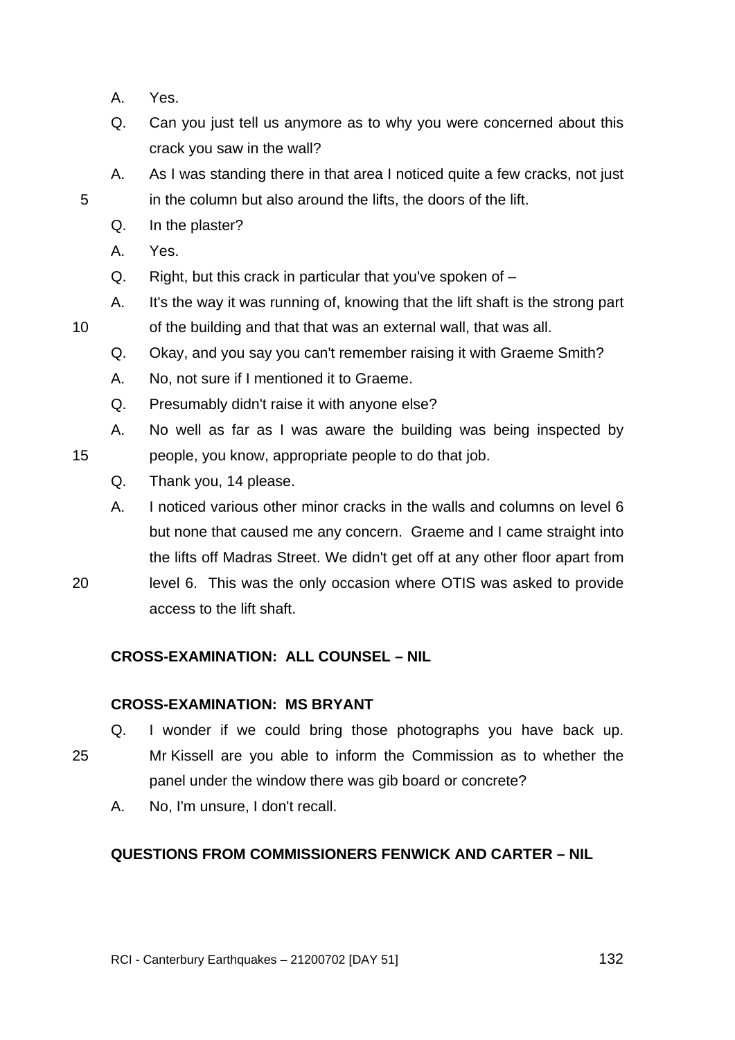A. Yes.

Q. Can you just tell us anymore as to why you were concerned about this crack you saw in the wall?

A. As I was standing there in that area I noticed quite a few cracks, not just in the column but also around the lifts, the doors of the lift.

Q. In the plaster?

A. Yes.

Q. Right, but this crack in particular that you've spoken of –

A. It's the way it was running of, knowing that the lift shaft is the strong part of the building and that that was an external wall, that was all.

Q. Okay, and you say you can't remember raising it with Graeme Smith?

A. No, not sure if I mentioned it to Graeme.

Q. Presumably didn't raise it with anyone else?

A. No well as far as I was aware the building was being inspected by people, you know, appropriate people to do that job.

Q. Thank you, 14 please.

A. I noticed various other minor cracks in the walls and columns on level 6 but none that caused me any concern. Graeme and I came straight into the lifts off Madras Street. We didn't get off at any other floor apart from level 6. This was the only occasion where OTIS was asked to provide access to the lift shaft.

**CROSS-EXAMINATION: ALL COUNSEL – NIL**

**CROSS-EXAMINATION: MS BRYANT**

Q. I wonder if we could bring those photographs you have back up. Mr Kissell are you able to inform the Commission as to whether the panel under the window there was gib board or concrete?

A. No, I'm unsure, I don't recall.

**QUESTIONS FROM COMMISSIONERS FENWICK AND CARTER – NIL**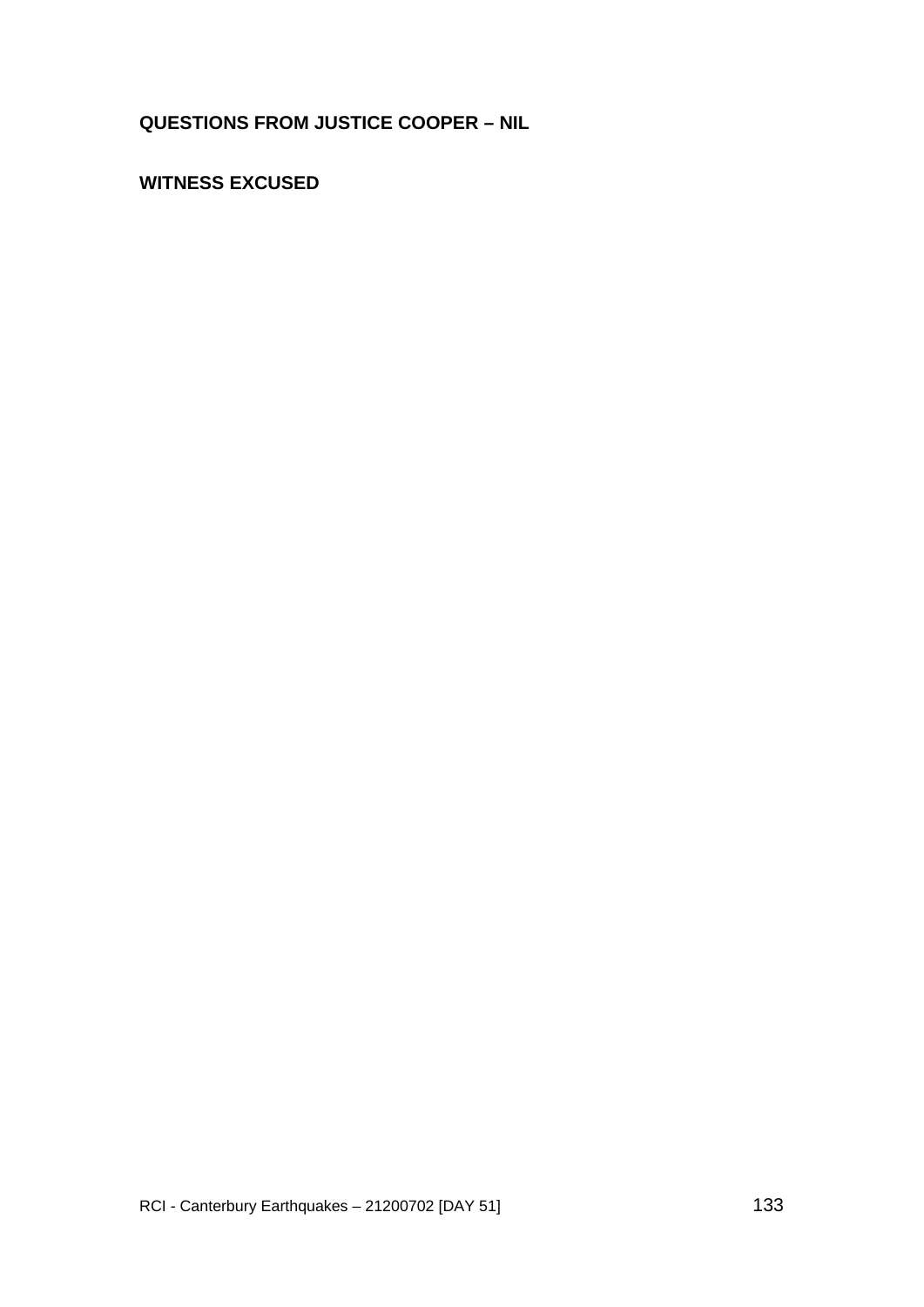**QUESTIONS FROM JUSTICE COOPER – NIL**

**WITNESS EXCUSED**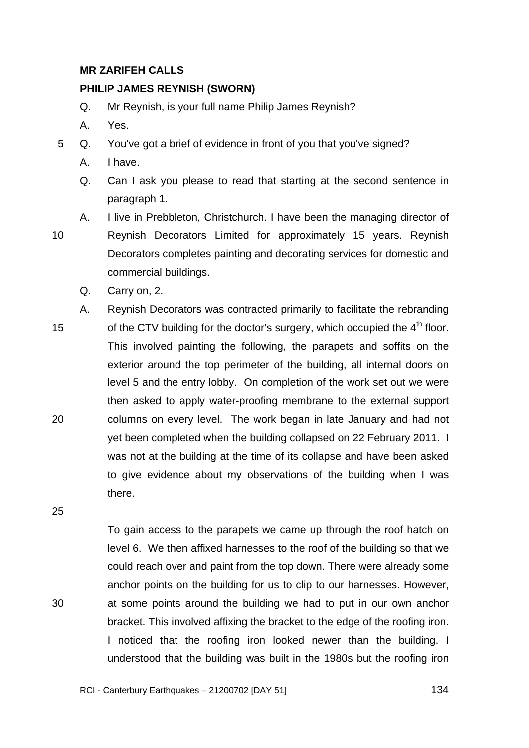**MR ZARIFEH CALLS**

**PHILIP JAMES REYNISH (SWORN)**

Q. Mr Reynish, is your full name Philip James Reynish?

A. Yes.

Q. You've got a brief of evidence in front of you that you've signed?

A. I have.

Q. Can I ask you please to read that starting at the second sentence in paragraph 1.

A. I live in Prebbleton, Christchurch. I have been the managing director of Reynish Decorators Limited for approximately 15 years. Reynish Decorators completes painting and decorating services for domestic and commercial buildings.

Q. Carry on, 2.

A. Reynish Decorators was contracted primarily to facilitate the rebranding of the CTV building for the doctor's surgery, which occupied the 4th floor. This involved painting the following, the parapets and soffits on the exterior around the top perimeter of the building, all internal doors on level 5 and the entry lobby. On completion of the work set out we were then asked to apply water-proofing membrane to the external support columns on every level. The work began in late January and had not yet been completed when the building collapsed on 22 February 2011. I was not at the building at the time of its collapse and have been asked to give evidence about my observations of the building when I was there.

To gain access to the parapets we came up through the roof hatch on level 6. We then affixed harnesses to the roof of the building so that we could reach over and paint from the top down. There were already some anchor points on the building for us to clip to our harnesses. However, at some points around the building we had to put in our own anchor bracket. This involved affixing the bracket to the edge of the roofing iron. I noticed that the roofing iron looked newer than the building. I understood that the building was built in the 1980s but the roofing iron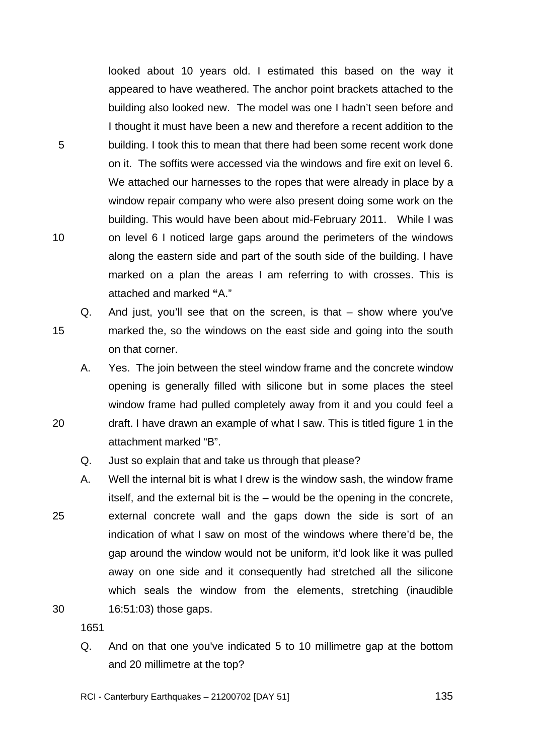looked about 10 years old. I estimated this based on the way it appeared to have weathered. The anchor point brackets attached to the building also looked new. The model was one I hadn't seen before and I thought it must have been a new and therefore a recent addition to the building. I took this to mean that there had been some recent work done on it. The soffits were accessed via the windows and fire exit on level 6. We attached our harnesses to the ropes that were already in place by a window repair company who were also present doing some work on the building. This would have been about mid-February 2011. While I was on level 6 I noticed large gaps around the perimeters of the windows along the eastern side and part of the south side of the building. I have marked on a plan the areas I am referring to with crosses. This is attached and marked **"**A."

Q. And just, you'll see that on the screen, is that – show where you've marked the, so the windows on the east side and going into the south on that corner.

A. Yes. The join between the steel window frame and the concrete window opening is generally filled with silicone but in some places the steel window frame had pulled completely away from it and you could feel a draft. I have drawn an example of what I saw. This is titled figure 1 in the attachment marked "B".

Q. Just so explain that and take us through that please?

A. Well the internal bit is what I drew is the window sash, the window frame itself, and the external bit is the – would be the opening in the concrete, external concrete wall and the gaps down the side is sort of an indication of what I saw on most of the windows where there'd be, the gap around the window would not be uniform, it'd look like it was pulled away on one side and it consequently had stretched all the silicone which seals the window from the elements, stretching (inaudible 16:51:03) those gaps.

1651

Q. And on that one you've indicated 5 to 10 millimetre gap at the bottom and 20 millimetre at the top?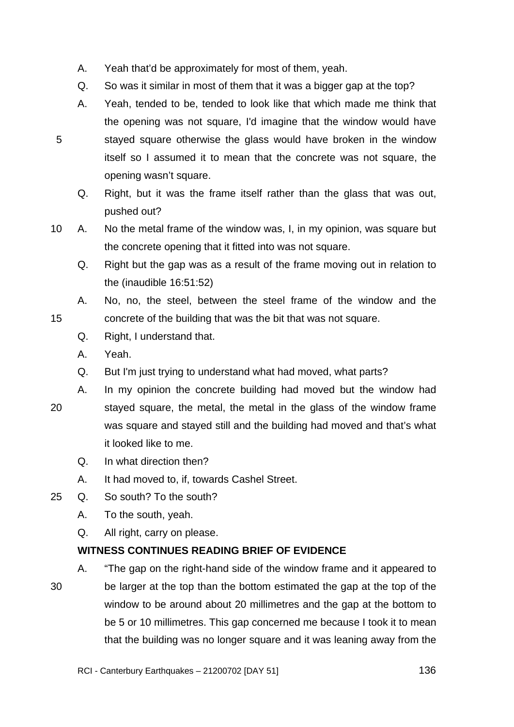A. Yeah that'd be approximately for most of them, yeah.

Q. So was it similar in most of them that it was a bigger gap at the top?

A. Yeah, tended to be, tended to look like that which made me think that the opening was not square, I'd imagine that the window would have stayed square otherwise the glass would have broken in the window itself so I assumed it to mean that the concrete was not square, the opening wasn't square.

Q. Right, but it was the frame itself rather than the glass that was out, pushed out?

A. No the metal frame of the window was, I, in my opinion, was square but the concrete opening that it fitted into was not square.

Q. Right but the gap was as a result of the frame moving out in relation to the (inaudible 16:51:52)

A. No, no, the steel, between the steel frame of the window and the concrete of the building that was the bit that was not square.

Q. Right, I understand that.

A. Yeah.

Q. But I'm just trying to understand what had moved, what parts?

A. In my opinion the concrete building had moved but the window had stayed square, the metal, the metal in the glass of the window frame was square and stayed still and the building had moved and that's what it looked like to me.

Q. In what direction then?

A. It had moved to, if, towards Cashel Street.

Q. So south? To the south?

A. To the south, yeah.

Q. All right, carry on please.

**WITNESS CONTINUES READING BRIEF OF EVIDENCE**

A. "The gap on the right-hand side of the window frame and it appeared to be larger at the top than the bottom estimated the gap at the top of the window to be around about 20 millimetres and the gap at the bottom to be 5 or 10 millimetres. This gap concerned me because I took it to mean that the building was no longer square and it was leaning away from the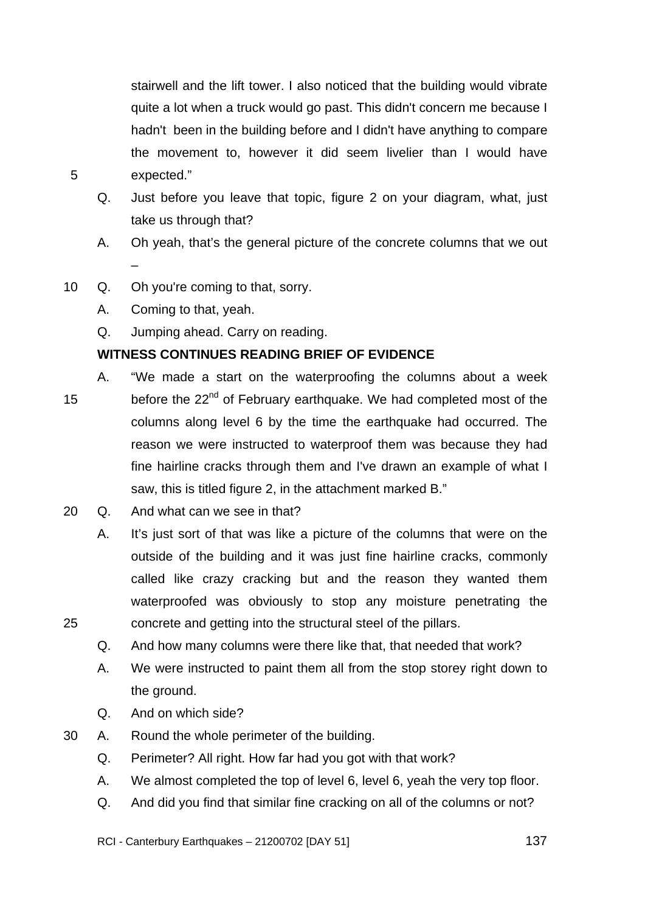stairwell and the lift tower. I also noticed that the building would vibrate quite a lot when a truck would go past. This didn't concern me because I hadn't been in the building before and I didn't have anything to compare the movement to, however it did seem livelier than I would have expected."

Q. Just before you leave that topic, figure 2 on your diagram, what, just take us through that?

A. Oh yeah, that's the general picture of the concrete columns that we out –

Q. Oh you're coming to that, sorry.

A. Coming to that, yeah.

Q. Jumping ahead. Carry on reading.

**WITNESS CONTINUES READING BRIEF OF EVIDENCE**

A. "We made a start on the waterproofing the columns about a week before the 22nd of February earthquake. We had completed most of the columns along level 6 by the time the earthquake had occurred. The reason we were instructed to waterproof them was because they had fine hairline cracks through them and I've drawn an example of what I saw, this is titled figure 2, in the attachment marked B."

Q. And what can we see in that?

A. It's just sort of that was like a picture of the columns that were on the outside of the building and it was just fine hairline cracks, commonly called like crazy cracking but and the reason they wanted them waterproofed was obviously to stop any moisture penetrating the concrete and getting into the structural steel of the pillars.

Q. And how many columns were there like that, that needed that work?

A. We were instructed to paint them all from the stop storey right down to the ground.

Q. And on which side?

A. Round the whole perimeter of the building.

Q. Perimeter? All right. How far had you got with that work?

A. We almost completed the top of level 6, level 6, yeah the very top floor.

Q. And did you find that similar fine cracking on all of the columns or not?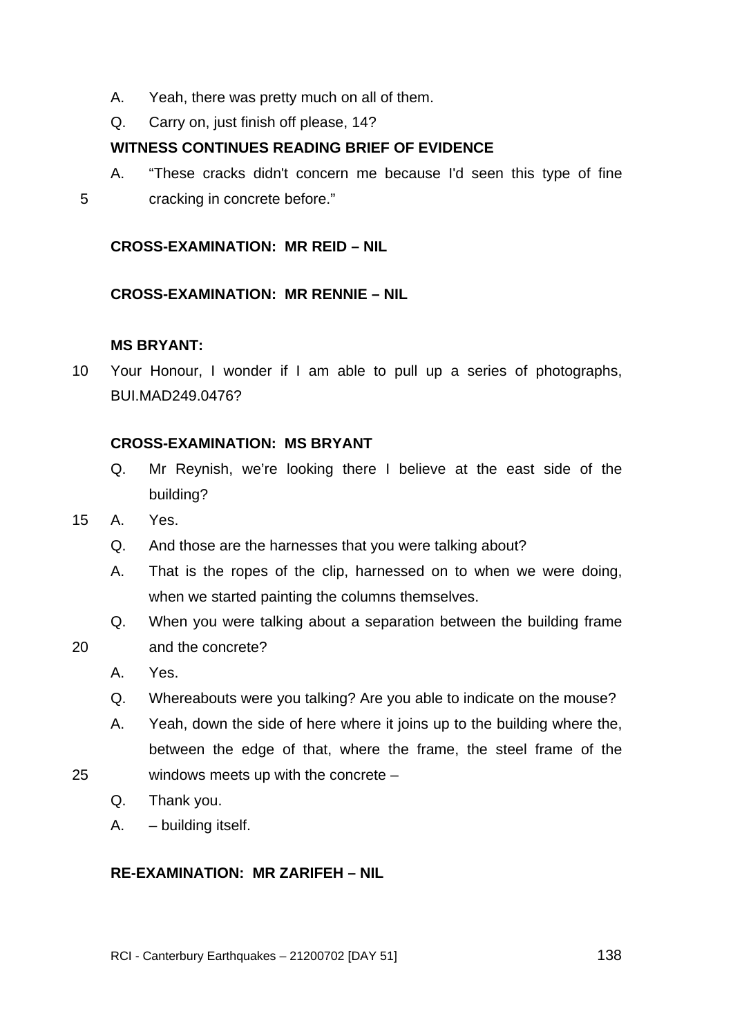A. Yeah, there was pretty much on all of them.

Q. Carry on, just finish off please, 14?

**WITNESS CONTINUES READING BRIEF OF EVIDENCE**

A. "These cracks didn't concern me because I'd seen this type of fine cracking in concrete before."

**CROSS-EXAMINATION: MR REID – NIL**

**CROSS-EXAMINATION: MR RENNIE – NIL**

**MS BRYANT:**

Your Honour, I wonder if I am able to pull up a series of photographs, BUI.MAD249.0476?

**CROSS-EXAMINATION: MS BRYANT**

Q. Mr Reynish, we're looking there I believe at the east side of the building?

A. Yes.

Q. And those are the harnesses that you were talking about?

A. That is the ropes of the clip, harnessed on to when we were doing, when we started painting the columns themselves.

Q. When you were talking about a separation between the building frame and the concrete?

A. Yes.

Q. Whereabouts were you talking? Are you able to indicate on the mouse?

A. Yeah, down the side of here where it joins up to the building where the, between the edge of that, where the frame, the steel frame of the windows meets up with the concrete –

Q. Thank you.

A. – building itself.

**RE-EXAMINATION: MR ZARIFEH – NIL**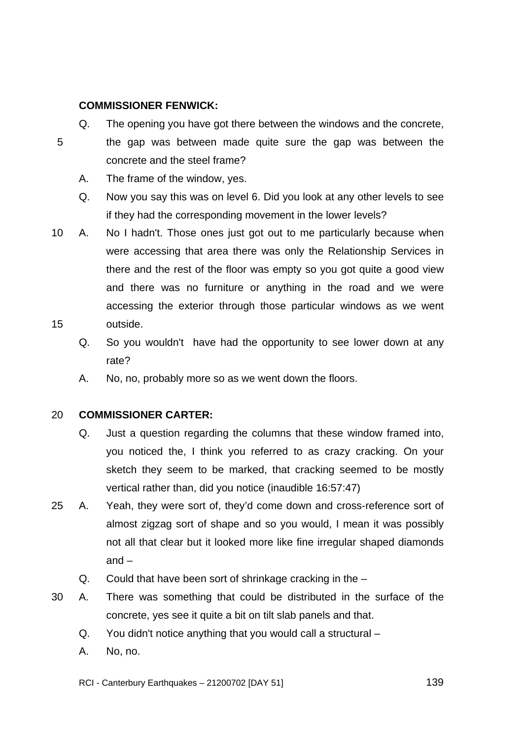**COMMISSIONER FENWICK:**

Q. The opening you have got there between the windows and the concrete, the gap was between made quite sure the gap was between the concrete and the steel frame?

A. The frame of the window, yes.

Q. Now you say this was on level 6. Did you look at any other levels to see if they had the corresponding movement in the lower levels?

A. No I hadn't. Those ones just got out to me particularly because when were accessing that area there was only the Relationship Services in there and the rest of the floor was empty so you got quite a good view and there was no furniture or anything in the road and we were accessing the exterior through those particular windows as we went outside.

Q. So you wouldn't have had the opportunity to see lower down at any rate?

A. No, no, probably more so as we went down the floors.

**COMMISSIONER CARTER:**

Q. Just a question regarding the columns that these window framed into, you noticed the, I think you referred to as crazy cracking. On your sketch they seem to be marked, that cracking seemed to be mostly vertical rather than, did you notice (inaudible 16:57:47)

A. Yeah, they were sort of, they'd come down and cross-reference sort of almost zigzag sort of shape and so you would, I mean it was possibly not all that clear but it looked more like fine irregular shaped diamonds and –

Q. Could that have been sort of shrinkage cracking in the –

A. There was something that could be distributed in the surface of the concrete, yes see it quite a bit on tilt slab panels and that.

Q. You didn't notice anything that you would call a structural –

A. No, no.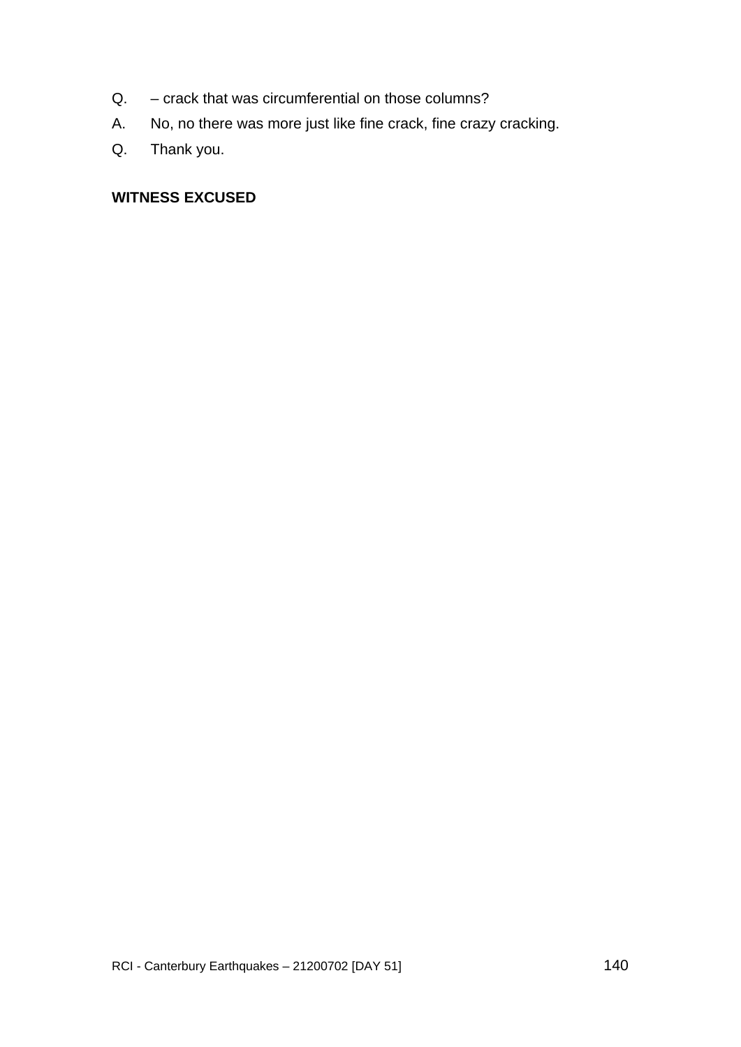Q. – crack that was circumferential on those columns?

A. No, no there was more just like fine crack, fine crazy cracking.

Q. Thank you.

**WITNESS EXCUSED**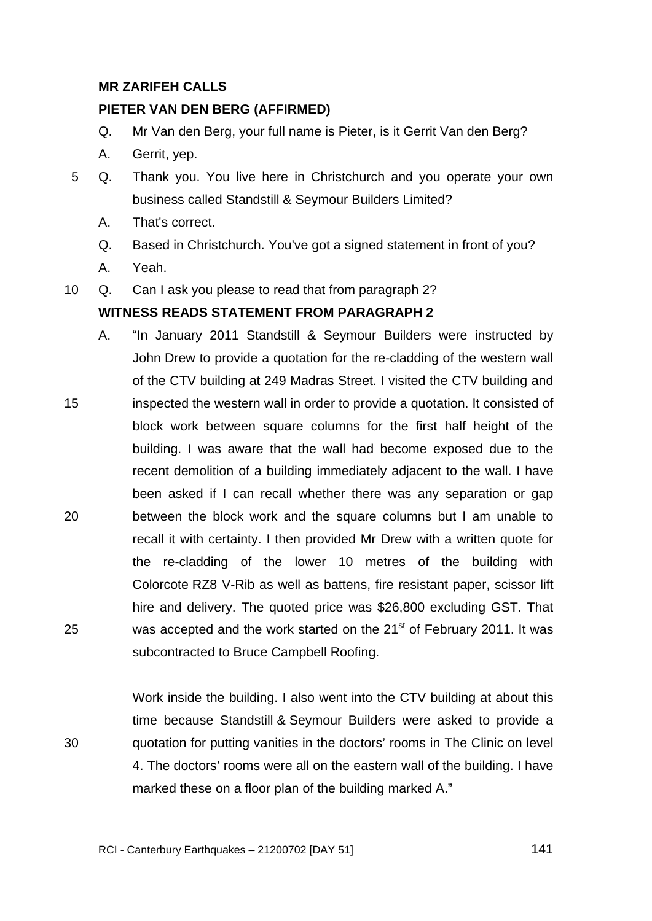**MR ZARIFEH CALLS**

**PIETER VAN DEN BERG (AFFIRMED)**

Q. Mr Van den Berg, your full name is Pieter, is it Gerrit Van den Berg?

A. Gerrit, yep.

Q. Thank you. You live here in Christchurch and you operate your own business called Standstill & Seymour Builders Limited?

A. That's correct.

Q. Based in Christchurch. You've got a signed statement in front of you?

A. Yeah.

Q. Can I ask you please to read that from paragraph 2?

**WITNESS READS STATEMENT FROM PARAGRAPH 2**

A. "In January 2011 Standstill & Seymour Builders were instructed by John Drew to provide a quotation for the re-cladding of the western wall of the CTV building at 249 Madras Street. I visited the CTV building and inspected the western wall in order to provide a quotation. It consisted of block work between square columns for the first half height of the building. I was aware that the wall had become exposed due to the recent demolition of a building immediately adjacent to the wall. I have been asked if I can recall whether there was any separation or gap between the block work and the square columns but I am unable to recall it with certainty. I then provided Mr Drew with a written quote for the re-cladding of the lower 10 metres of the building with Colorcote RZ8 V-Rib as well as battens, fire resistant paper, scissor lift hire and delivery. The quoted price was $26,800 excluding GST. That was accepted and the work started on the 21st of February 2011. It was subcontracted to Bruce Campbell Roofing.

Work inside the building. I also went into the CTV building at about this time because Standstill & Seymour Builders were asked to provide a quotation for putting vanities in the doctors' rooms in The Clinic on level 4. The doctors' rooms were all on the eastern wall of the building. I have marked these on a floor plan of the building marked A."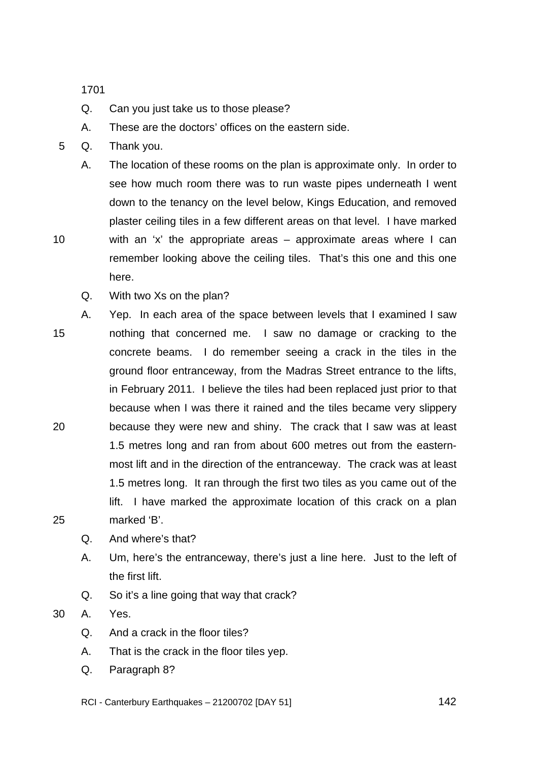1701

Q. Can you just take us to those please?

A. These are the doctors' offices on the eastern side.

Q. Thank you.

A. The location of these rooms on the plan is approximate only. In order to see how much room there was to run waste pipes underneath I went down to the tenancy on the level below, Kings Education, and removed plaster ceiling tiles in a few different areas on that level. I have marked with an 'x' the appropriate areas – approximate areas where I can remember looking above the ceiling tiles. That's this one and this one here.

Q. With two Xs on the plan?

A. Yep. In each area of the space between levels that I examined I saw nothing that concerned me. I saw no damage or cracking to the concrete beams. I do remember seeing a crack in the tiles in the ground floor entranceway, from the Madras Street entrance to the lifts, in February 2011. I believe the tiles had been replaced just prior to that because when I was there it rained and the tiles became very slippery because they were new and shiny. The crack that I saw was at least 1.5 metres long and ran from about 600 metres out from the eastern-most lift and in the direction of the entranceway. The crack was at least 1.5 metres long. It ran through the first two tiles as you came out of the lift. I have marked the approximate location of this crack on a plan marked 'B'.

Q. And where's that?

A. Um, here's the entranceway, there's just a line here. Just to the left of the first lift.

Q. So it's a line going that way that crack?

A. Yes.

Q. And a crack in the floor tiles?

A. That is the crack in the floor tiles yep.

Q. Paragraph 8?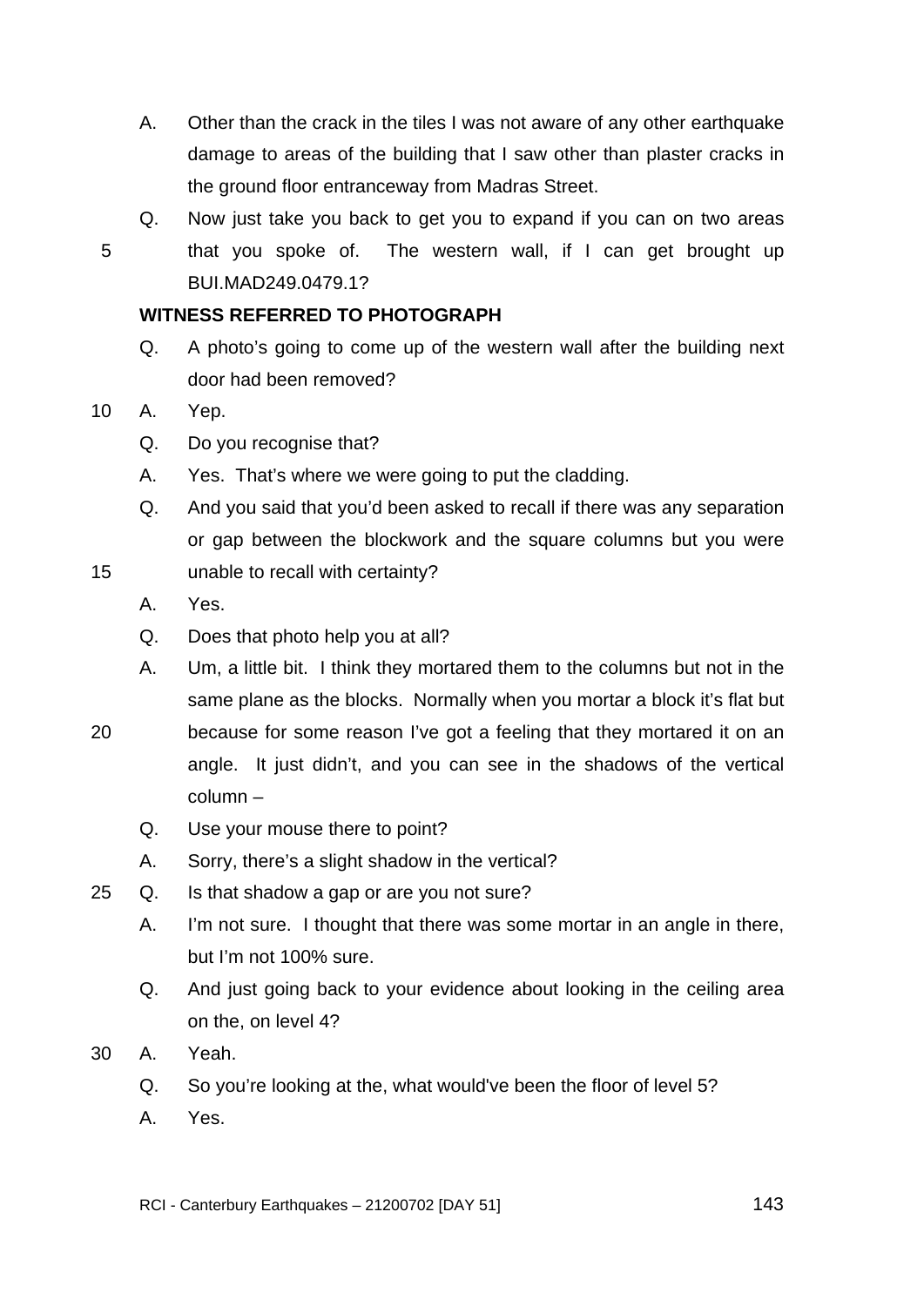A. Other than the crack in the tiles I was not aware of any other earthquake damage to areas of the building that I saw other than plaster cracks in the ground floor entranceway from Madras Street.

Q. Now just take you back to get you to expand if you can on two areas that you spoke of. The western wall, if I can get brought up BUI.MAD249.0479.1?

**WITNESS REFERRED TO PHOTOGRAPH**

Q. A photo's going to come up of the western wall after the building next door had been removed?

A. Yep.

Q. Do you recognise that?

A. Yes. That's where we were going to put the cladding.

Q. And you said that you'd been asked to recall if there was any separation or gap between the blockwork and the square columns but you were unable to recall with certainty?

A. Yes.

Q. Does that photo help you at all?

A. Um, a little bit. I think they mortared them to the columns but not in the same plane as the blocks. Normally when you mortar a block it's flat but because for some reason I've got a feeling that they mortared it on an angle. It just didn't, and you can see in the shadows of the vertical column –

Q. Use your mouse there to point?

A. Sorry, there's a slight shadow in the vertical?

Q. Is that shadow a gap or are you not sure?

A. I'm not sure. I thought that there was some mortar in an angle in there, but I'm not 100% sure.

Q. And just going back to your evidence about looking in the ceiling area on the, on level 4?

A. Yeah.

Q. So you're looking at the, what would've been the floor of level 5?

A. Yes.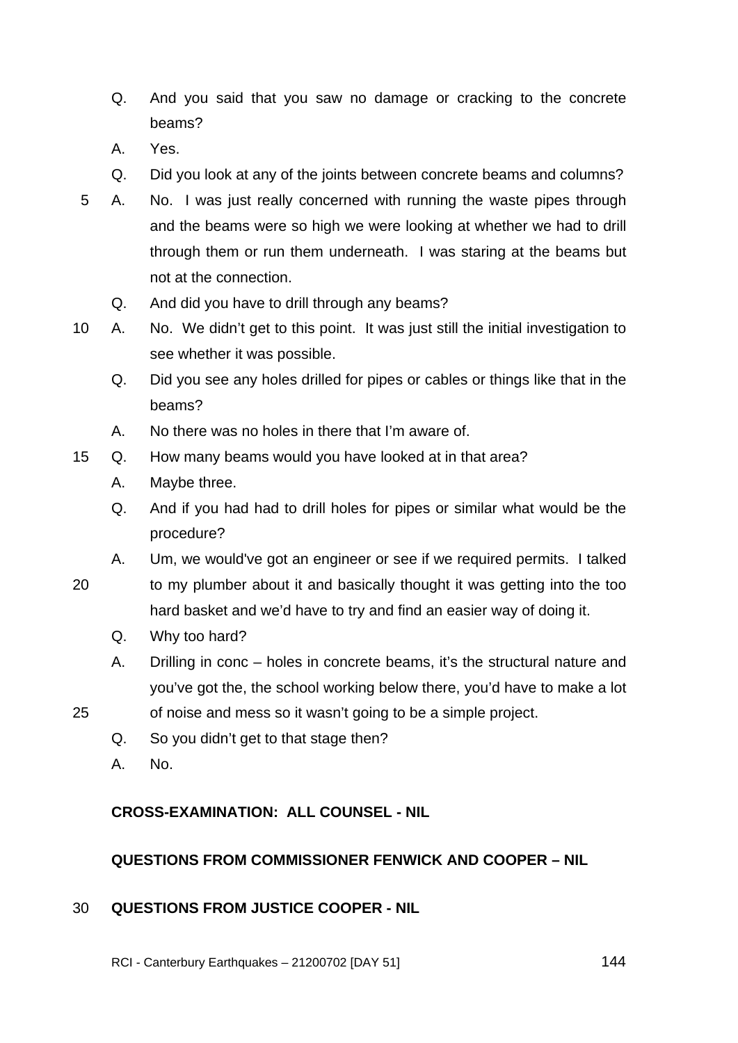Q. And you said that you saw no damage or cracking to the concrete beams?

A. Yes.

Q. Did you look at any of the joints between concrete beams and columns?

A. No. I was just really concerned with running the waste pipes through and the beams were so high we were looking at whether we had to drill through them or run them underneath. I was staring at the beams but not at the connection.

Q. And did you have to drill through any beams?

A. No. We didn't get to this point. It was just still the initial investigation to see whether it was possible.

Q. Did you see any holes drilled for pipes or cables or things like that in the beams?

A. No there was no holes in there that I'm aware of.

Q. How many beams would you have looked at in that area?

A. Maybe three.

Q. And if you had had to drill holes for pipes or similar what would be the procedure?

A. Um, we would've got an engineer or see if we required permits. I talked to my plumber about it and basically thought it was getting into the too hard basket and we'd have to try and find an easier way of doing it.

Q. Why too hard?

A. Drilling in conc – holes in concrete beams, it's the structural nature and you've got the, the school working below there, you'd have to make a lot of noise and mess so it wasn't going to be a simple project.

Q. So you didn't get to that stage then?

A. No.

**CROSS-EXAMINATION: ALL COUNSEL - NIL**

**QUESTIONS FROM COMMISSIONER FENWICK AND COOPER – NIL**

**QUESTIONS FROM JUSTICE COOPER - NIL**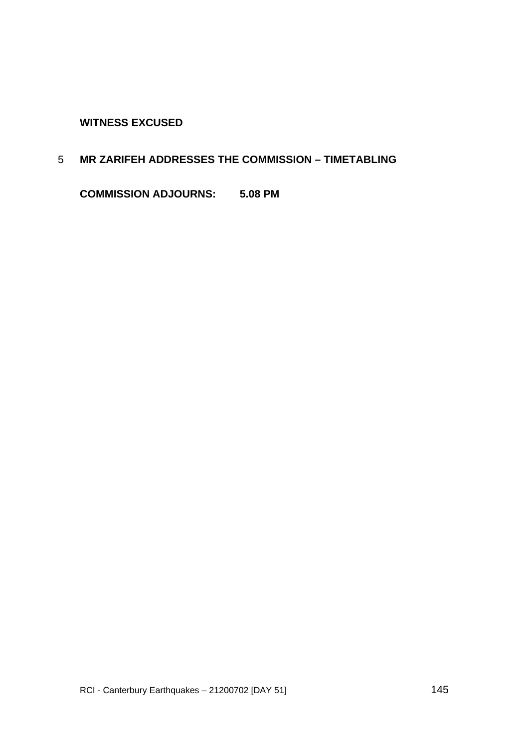**WITNESS EXCUSED**

5 **MR ZARIFEH ADDRESSES THE COMMISSION – TIMETABLING**

**COMMISSION ADJOURNS: 5.08 PM**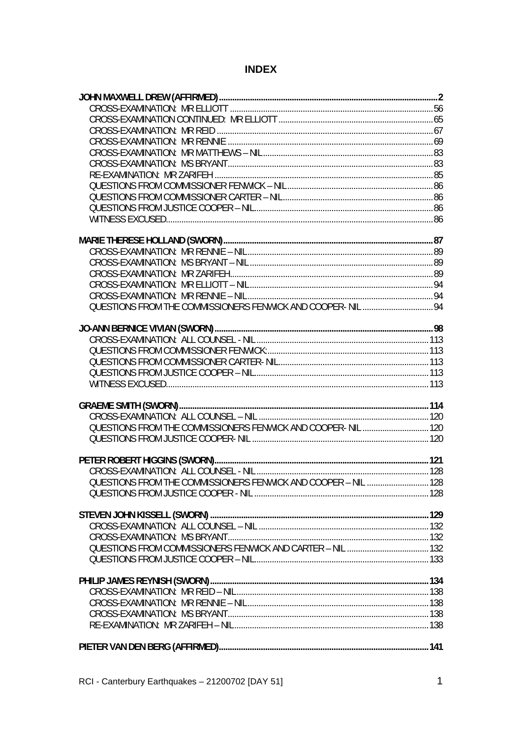# INDEX

**JOHN MAXWELL DREW (AFFIRMED)....................................................................................................2**

CROSS-EXAMINATION: MR ELLIOTT ............................................................................................56
CROSS-EXAMINATION CONTINUED: MR ELLIOTT ........................................................................65
CROSS-EXAMINATION: MR REID..................................................................................................67
CROSS-EXAMINATION: MR RENNIE ..............................................................................................69
CROSS-EXAMINATION: MR MATTHEWS – NIL..............................................................................83
CROSS-EXAMINATION: MS BRYANT..............................................................................................83
RE-EXAMINATION: MR ZARIFEH ....................................................................................................85
QUESTIONS FROM COMMISSIONER FENWICK – NIL....................................................................86
QUESTIONS FROM COMMISSIONER CARTER – NIL......................................................................86
QUESTIONS FROM JUSTICE COOPER – NIL...................................................................................86
WITNESS EXCUSED.........................................................................................................................86

**MARIE THERESE HOLLAND (SWORN)..............................................................................................87**

CROSS-EXAMINATION: MR RENNIE – NIL......................................................................................89
CROSS-EXAMINATION: MS BRYANT – NIL......................................................................................89
CROSS-EXAMINATION: MR ZARIFEH...............................................................................................89
CROSS-EXAMINATION: MR ELLIOTT – NIL......................................................................................94
CROSS-EXAMINATION: MR RENNIE – NIL......................................................................................94
QUESTIONS FROM THE COMMISSIONERS FENWICK AND COOPER- NIL ......................................94

**JO-ANN BERNICE VIVIAN (SWORN).................................................................................................98**

CROSS-EXAMINATION: ALL COUNSEL - NIL..................................................................................113
QUESTIONS FROM COMMISSIONER FENWICK:.............................................................................113
QUESTIONS FROM COMMISSIONER CARTER- NIL........................................................................113
QUESTIONS FROM JUSTICE COOPER – NIL...................................................................................113
WITNESS EXCUSED.........................................................................................................................113

**GRAEME SMITH (SWORN)...............................................................................................................114**

CROSS-EXAMINATION: ALL COUNSEL – NIL ................................................................................120
QUESTIONS FROM THE COMMISSIONERS FENWICK AND COOPER- NIL ....................................120
QUESTIONS FROM JUSTICE COOPER- NIL ....................................................................................120

**PETER ROBERT HIGGINS (SWORN)...............................................................................................121**

CROSS-EXAMINATION: ALL COUNSEL - NIL..................................................................................128
QUESTIONS FROM THE COMMISSIONERS FENWICK AND COOPER – NIL ..................................128
QUESTIONS FROM JUSTICE COOPER - NIL ...................................................................................128

**STEVEN JOHN KISSELL (SWORN) ..................................................................................................129**

CROSS-EXAMINATION: ALL COUNSEL – NIL ................................................................................132
CROSS-EXAMINATION: MS BRYANT..............................................................................................132
QUESTIONS FROM COMMISSIONERS FENWICK AND CARTER – NIL ..........................................132
QUESTIONS FROM JUSTICE COOPER – NIL...................................................................................133

**PHILIP JAMES REYNISH (SWORN)..................................................................................................134**

CROSS-EXAMINATION: MR REID – NIL...........................................................................................138
CROSS-EXAMINATION: MR RENNIE – NIL.......................................................................................138
CROSS-EXAMINATION: MS BRYANT...............................................................................................138
RE-EXAMINATION: MR ZARIFEH – NIL............................................................................................138

**PIETER VAN DEN BERG (AFFIRMED)..............................................................................................141**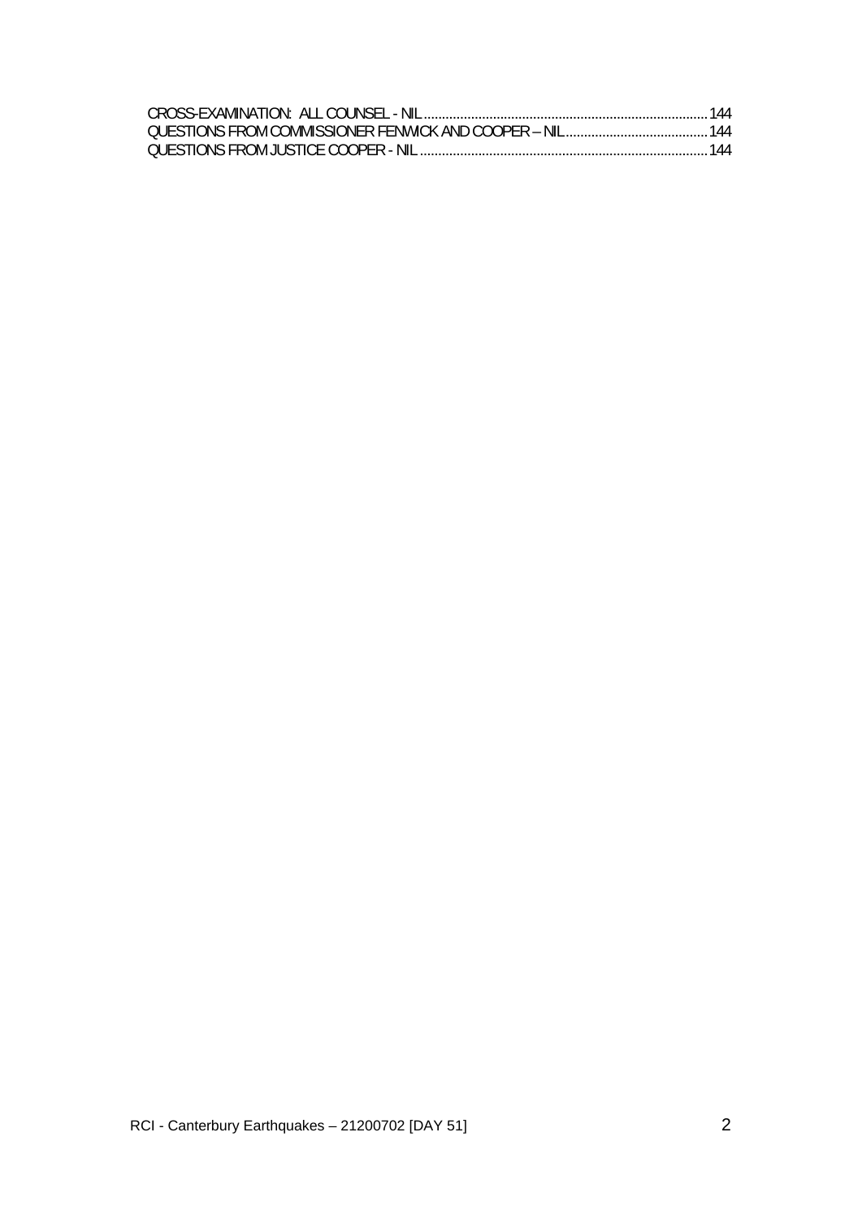CROSS-EXAMINATION: ALL COUNSEL - NIL ............................................................................ 144
QUESTIONS FROM COMMISSIONER FENWICK AND COOPER – NIL ...................................... 144
QUESTIONS FROM JUSTICE COOPER - NIL ............................................................................ 144